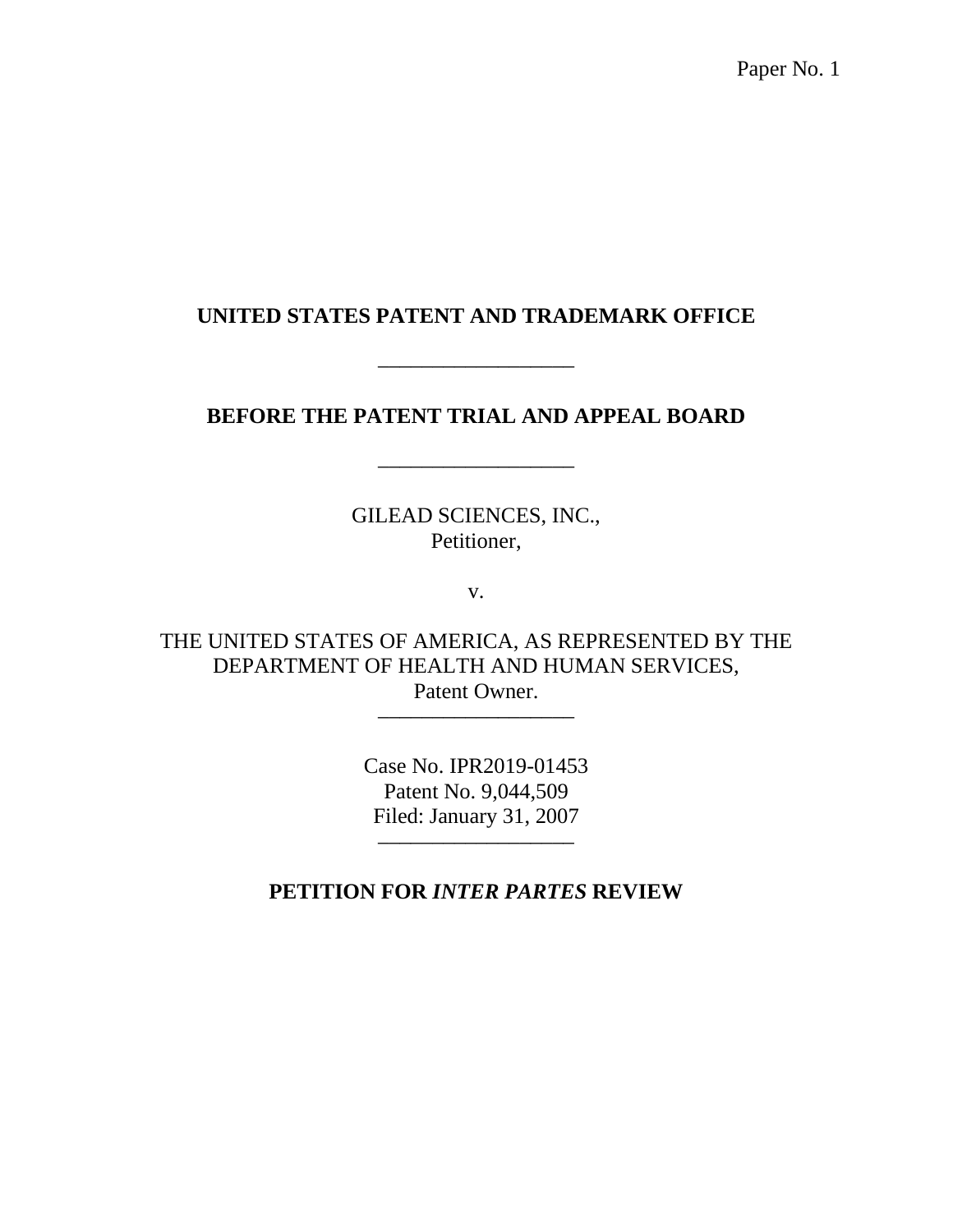Paper No. 1

**UNITED STATES PATENT AND TRADEMARK OFFICE**

---

**BEFORE THE PATENT TRIAL AND APPEAL BOARD**

---

GILEAD SCIENCES, INC.,
Petitioner,

v.

THE UNITED STATES OF AMERICA, AS REPRESENTED BY THE DEPARTMENT OF HEALTH AND HUMAN SERVICES,
Patent Owner.

---

Case No. IPR2019-01453
Patent No. 9,044,509
Filed: January 31, 2007

---

**PETITION FOR *INTER PARTES* REVIEW**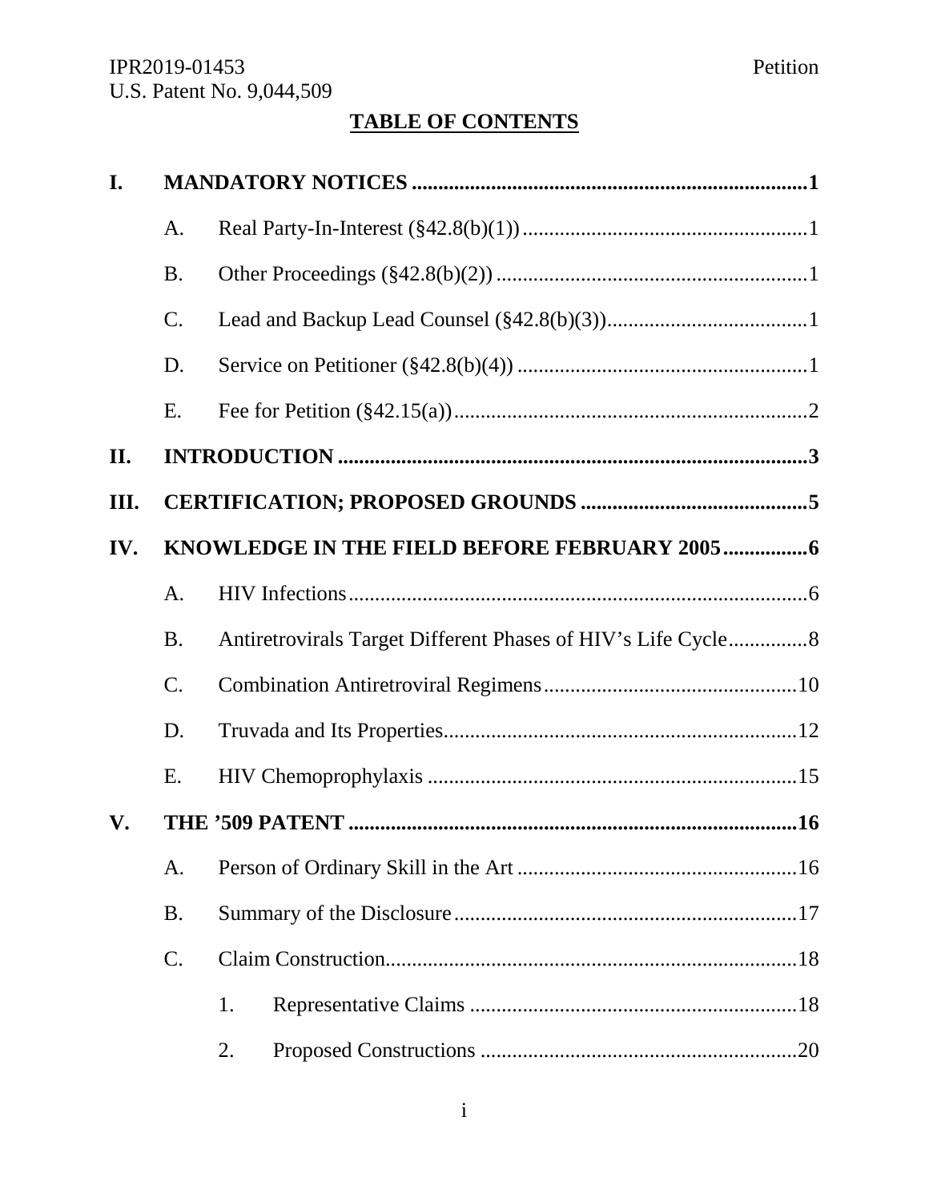## TABLE OF CONTENTS

**I. MANDATORY NOTICES .......... 1**

- A. Real Party-In-Interest (§42.8(b)(1)) .......... 1
- B. Other Proceedings (§42.8(b)(2)) .......... 1
- C. Lead and Backup Lead Counsel (§42.8(b)(3)) .......... 1
- D. Service on Petitioner (§42.8(b)(4)) .......... 1
- E. Fee for Petition (§42.15(a)) .......... 2

**II. INTRODUCTION .......... 3**

**III. CERTIFICATION; PROPOSED GROUNDS .......... 5**

**IV. KNOWLEDGE IN THE FIELD BEFORE FEBRUARY 2005 .......... 6**

- A. HIV Infections .......... 6
- B. Antiretrovirals Target Different Phases of HIV's Life Cycle .......... 8
- C. Combination Antiretroviral Regimens .......... 10
- D. Truvada and Its Properties .......... 12
- E. HIV Chemoprophylaxis .......... 15

**V. THE '509 PATENT .......... 16**

- A. Person of Ordinary Skill in the Art .......... 16
- B. Summary of the Disclosure .......... 17
- C. Claim Construction .......... 18
  - 1. Representative Claims .......... 18
  - 2. Proposed Constructions .......... 20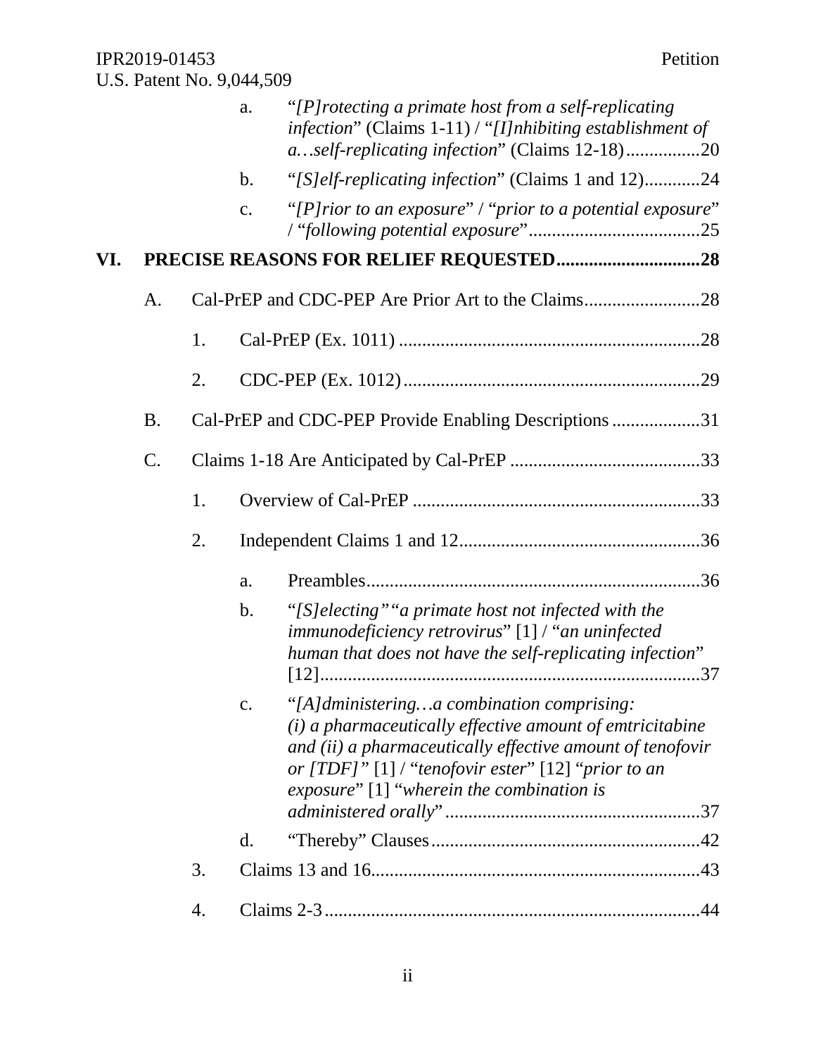a. "*[P]rotecting a primate host from a self-replicating infection*" (Claims 1-11) / "*[I]nhibiting establishment of a…self-replicating infection*" (Claims 12-18)................20

b. "*[S]elf-replicating infection*" (Claims 1 and 12)............24

c. "*[P]rior to an exposure*" / "*prior to a potential exposure*" / "*following potential exposure*".....................................25

**VI. PRECISE REASONS FOR RELIEF REQUESTED...............................28**

A. Cal-PrEP and CDC-PEP Are Prior Art to the Claims.........................28

1. Cal-PrEP (Ex. 1011) .................................................................28

2. CDC-PEP (Ex. 1012)................................................................29

B. Cal-PrEP and CDC-PEP Provide Enabling Descriptions...................31

C. Claims 1-18 Are Anticipated by Cal-PrEP .........................................33

1. Overview of Cal-PrEP ..............................................................33

2. Independent Claims 1 and 12....................................................36

a. Preambles........................................................................36

b. "*[S]electing*" "*a primate host not infected with the immunodeficiency retrovirus*" [1] / "*an uninfected human that does not have the self-replicating infection*" [12]..................................................................................37

c. "*[A]dministering…a combination comprising: (i) a pharmaceutically effective amount of emtricitabine and (ii) a pharmaceutically effective amount of tenofovir or [TDF]*" [1] / "*tenofovir ester*" [12] "*prior to an exposure*" [1] "*wherein the combination is administered orally*".......................................................37

d. "Thereby" Clauses..........................................................42

3. Claims 13 and 16.......................................................................43

4. Claims 2-3.................................................................................44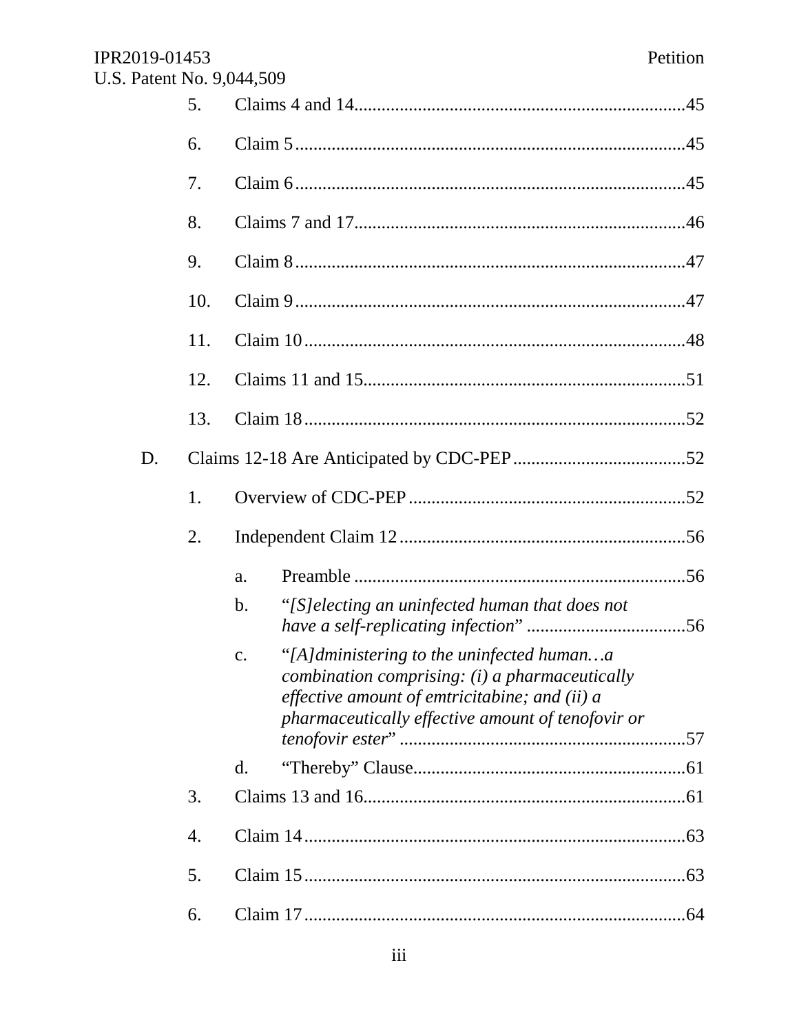5. Claims 4 and 14 ........................................................................ 45

6. Claim 5 ..................................................................................... 45

7. Claim 6 ..................................................................................... 45

8. Claims 7 and 17 ........................................................................ 46

9. Claim 8 ..................................................................................... 47

10. Claim 9 ..................................................................................... 47

11. Claim 10 ................................................................................... 48

12. Claims 11 and 15 ...................................................................... 51

13. Claim 18 ................................................................................... 52

D. Claims 12-18 Are Anticipated by CDC-PEP ...................................... 52

1. Overview of CDC-PEP ............................................................ 52

2. Independent Claim 12 .............................................................. 56

a. Preamble ........................................................................ 56

b. "*[S]electing an uninfected human that does not have a self-replicating infection*" .................................. 56

c. "*[A]dministering to the uninfected human…a combination comprising: (i) a pharmaceutically effective amount of emtricitabine; and (ii) a pharmaceutically effective amount of tenofovir or tenofovir ester*" .............................................................. 57

d. "Thereby" Clause ........................................................... 61

3. Claims 13 and 16 ...................................................................... 61

4. Claim 14 ................................................................................... 63

5. Claim 15 ................................................................................... 63

6. Claim 17 ................................................................................... 64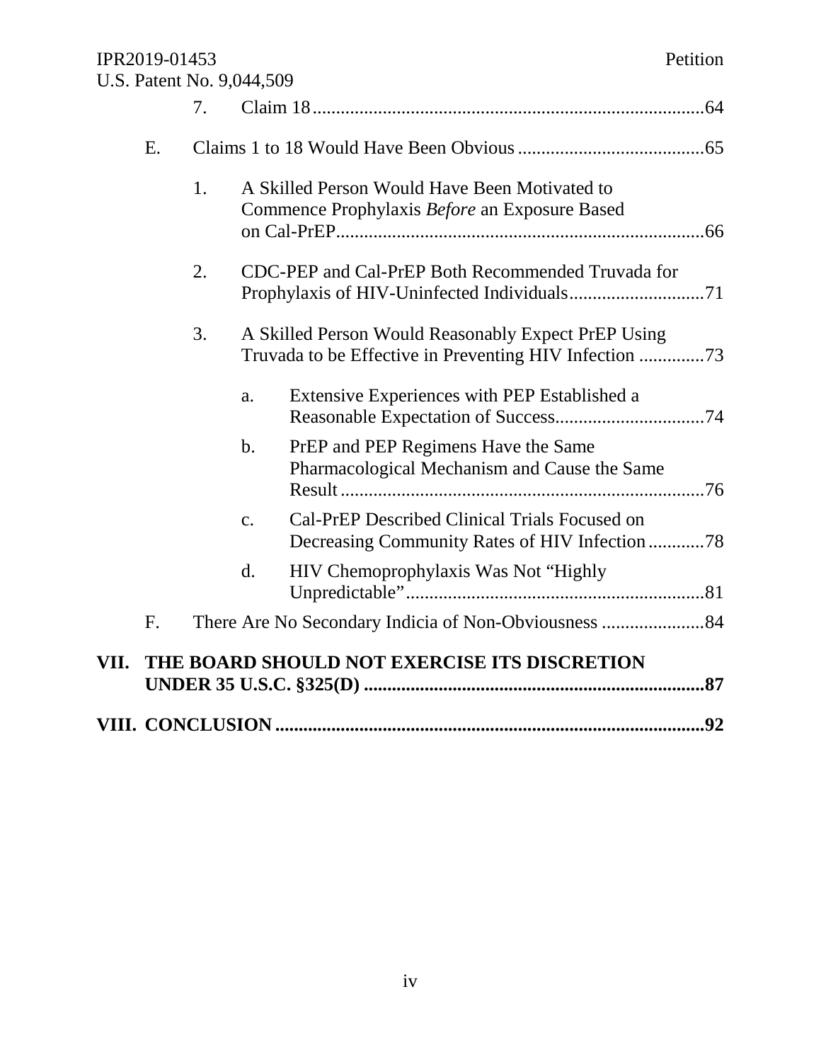7. Claim 18 ....................................................................................64

E. Claims 1 to 18 Would Have Been Obvious ........................................65

1. A Skilled Person Would Have Been Motivated to Commence Prophylaxis *Before* an Exposure Based on Cal-PrEP ..............................................................................66

2. CDC-PEP and Cal-PrEP Both Recommended Truvada for Prophylaxis of HIV-Uninfected Individuals .............................71

3. A Skilled Person Would Reasonably Expect PrEP Using Truvada to be Effective in Preventing HIV Infection ..............73

a. Extensive Experiences with PEP Established a Reasonable Expectation of Success ................................74

b. PrEP and PEP Regimens Have the Same Pharmacological Mechanism and Cause the Same Result ..............................................................................76

c. Cal-PrEP Described Clinical Trials Focused on Decreasing Community Rates of HIV Infection ............78

d. HIV Chemoprophylaxis Was Not "Highly Unpredictable" ................................................................81

F. There Are No Secondary Indicia of Non-Obviousness ......................84

**VII. THE BOARD SHOULD NOT EXERCISE ITS DISCRETION UNDER 35 U.S.C. §325(D) ........................................................................87**

**VIII. CONCLUSION ............................................................................................92**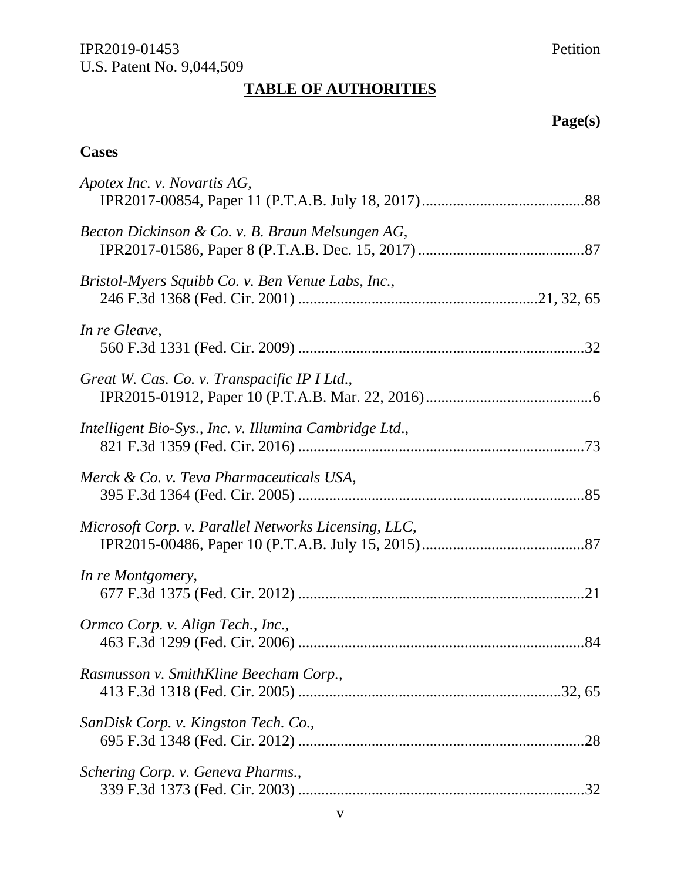## TABLE OF AUTHORITIES

**Page(s)**

**Cases**

*Apotex Inc. v. Novartis AG*,
IPR2017-00854, Paper 11 (P.T.A.B. July 18, 2017) ........................................ 88

*Becton Dickinson & Co. v. B. Braun Melsungen AG*,
IPR2017-01586, Paper 8 (P.T.A.B. Dec. 15, 2017) ......................................... 87

*Bristol-Myers Squibb Co. v. Ben Venue Labs, Inc.*,
246 F.3d 1368 (Fed. Cir. 2001) ............................................................ 21, 32, 65

*In re Gleave*,
560 F.3d 1331 (Fed. Cir. 2009) ...................................................................... 32

*Great W. Cas. Co. v. Transpacific IP I Ltd.*,
IPR2015-01912, Paper 10 (P.T.A.B. Mar. 22, 2016) ......................................... 6

*Intelligent Bio-Sys., Inc. v. Illumina Cambridge Ltd*.,
821 F.3d 1359 (Fed. Cir. 2016) ...................................................................... 73

*Merck & Co. v. Teva Pharmaceuticals USA*,
395 F.3d 1364 (Fed. Cir. 2005) ...................................................................... 85

*Microsoft Corp. v. Parallel Networks Licensing, LLC*,
IPR2015-00486, Paper 10 (P.T.A.B. July 15, 2015) ........................................ 87

*In re Montgomery*,
677 F.3d 1375 (Fed. Cir. 2012) ...................................................................... 21

*Ormco Corp. v. Align Tech., Inc.*,
463 F.3d 1299 (Fed. Cir. 2006) ...................................................................... 84

*Rasmusson v. SmithKline Beecham Corp.*,
413 F.3d 1318 (Fed. Cir. 2005) ................................................................ 32, 65

*SanDisk Corp. v. Kingston Tech. Co.*,
695 F.3d 1348 (Fed. Cir. 2012) ...................................................................... 28

*Schering Corp. v. Geneva Pharms.*,
339 F.3d 1373 (Fed. Cir. 2003) ...................................................................... 32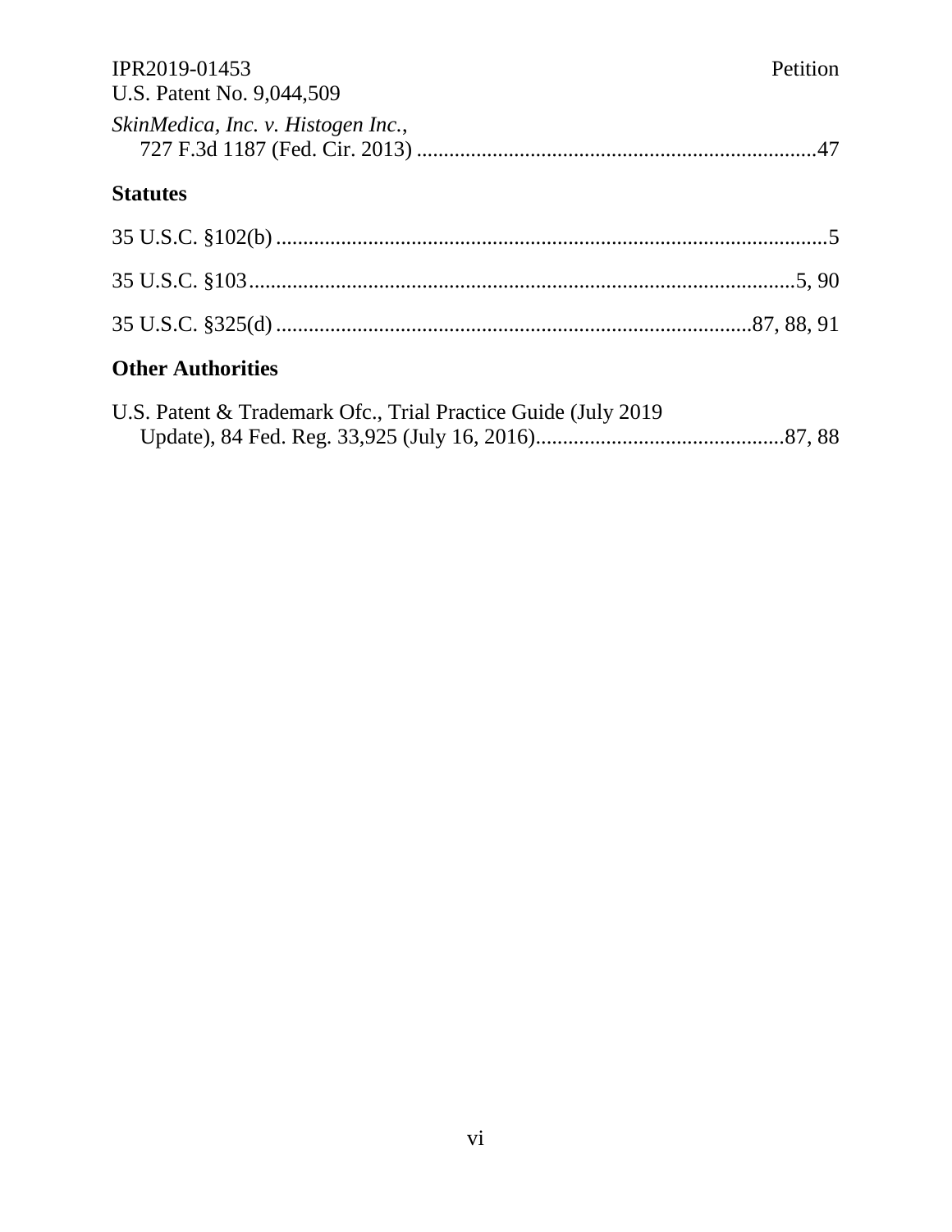*SkinMedica, Inc. v. Histogen Inc.*,
727 F.3d 1187 (Fed. Cir. 2013) ..........................................................................47

## Statutes

35 U.S.C. §102(b) .....................................................................................................5

35 U.S.C. §103......................................................................................................5, 90

35 U.S.C. §325(d) .......................................................................................87, 88, 91

## Other Authorities

U.S. Patent & Trademark Ofc., Trial Practice Guide (July 2019
Update), 84 Fed. Reg. 33,925 (July 16, 2016).............................................87, 88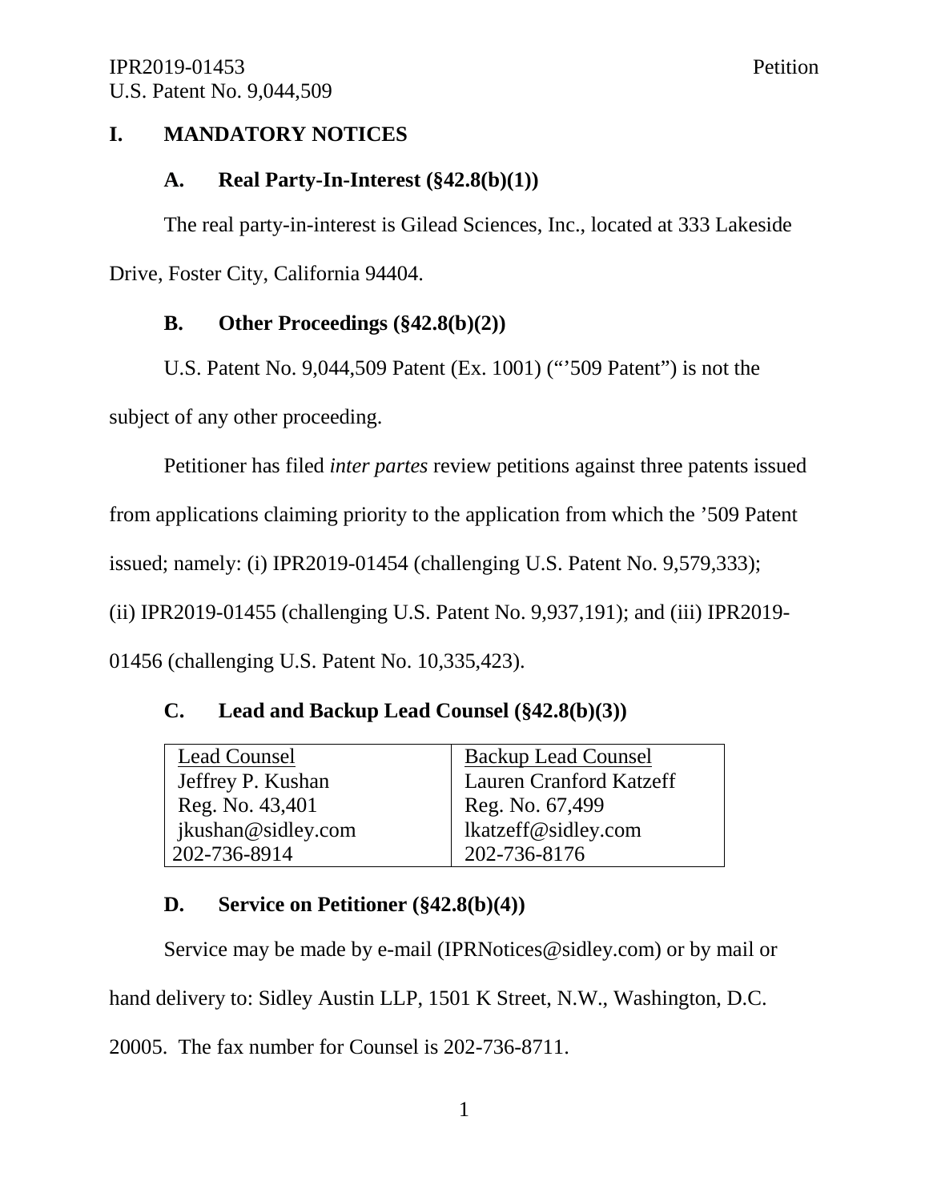# I. MANDATORY NOTICES

## A. Real Party-In-Interest (§42.8(b)(1))

The real party-in-interest is Gilead Sciences, Inc., located at 333 Lakeside Drive, Foster City, California 94404.

## B. Other Proceedings (§42.8(b)(2))

U.S. Patent No. 9,044,509 Patent (Ex. 1001) ("'509 Patent") is not the subject of any other proceeding.

Petitioner has filed *inter partes* review petitions against three patents issued from applications claiming priority to the application from which the '509 Patent issued; namely: (i) IPR2019-01454 (challenging U.S. Patent No. 9,579,333); (ii) IPR2019-01455 (challenging U.S. Patent No. 9,937,191); and (iii) IPR2019-01456 (challenging U.S. Patent No. 10,335,423).

## C. Lead and Backup Lead Counsel (§42.8(b)(3))

| Lead Counsel | Backup Lead Counsel |
|---|---|
| Jeffrey P. Kushan | Lauren Cranford Katzeff |
| Reg. No. 43,401 | Reg. No. 67,499 |
| jkushan@sidley.com | lkatzeff@sidley.com |
| 202-736-8914 | 202-736-8176 |

## D. Service on Petitioner (§42.8(b)(4))

Service may be made by e-mail (IPRNotices@sidley.com) or by mail or hand delivery to: Sidley Austin LLP, 1501 K Street, N.W., Washington, D.C. 20005. The fax number for Counsel is 202-736-8711.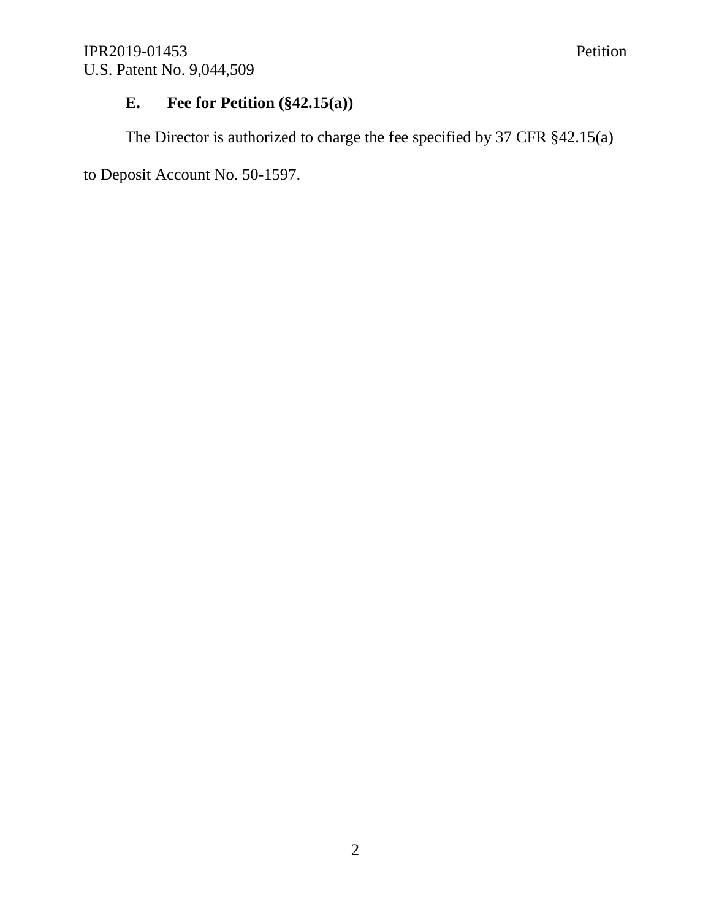### E. Fee for Petition (§42.15(a))

The Director is authorized to charge the fee specified by 37 CFR §42.15(a) to Deposit Account No. 50-1597.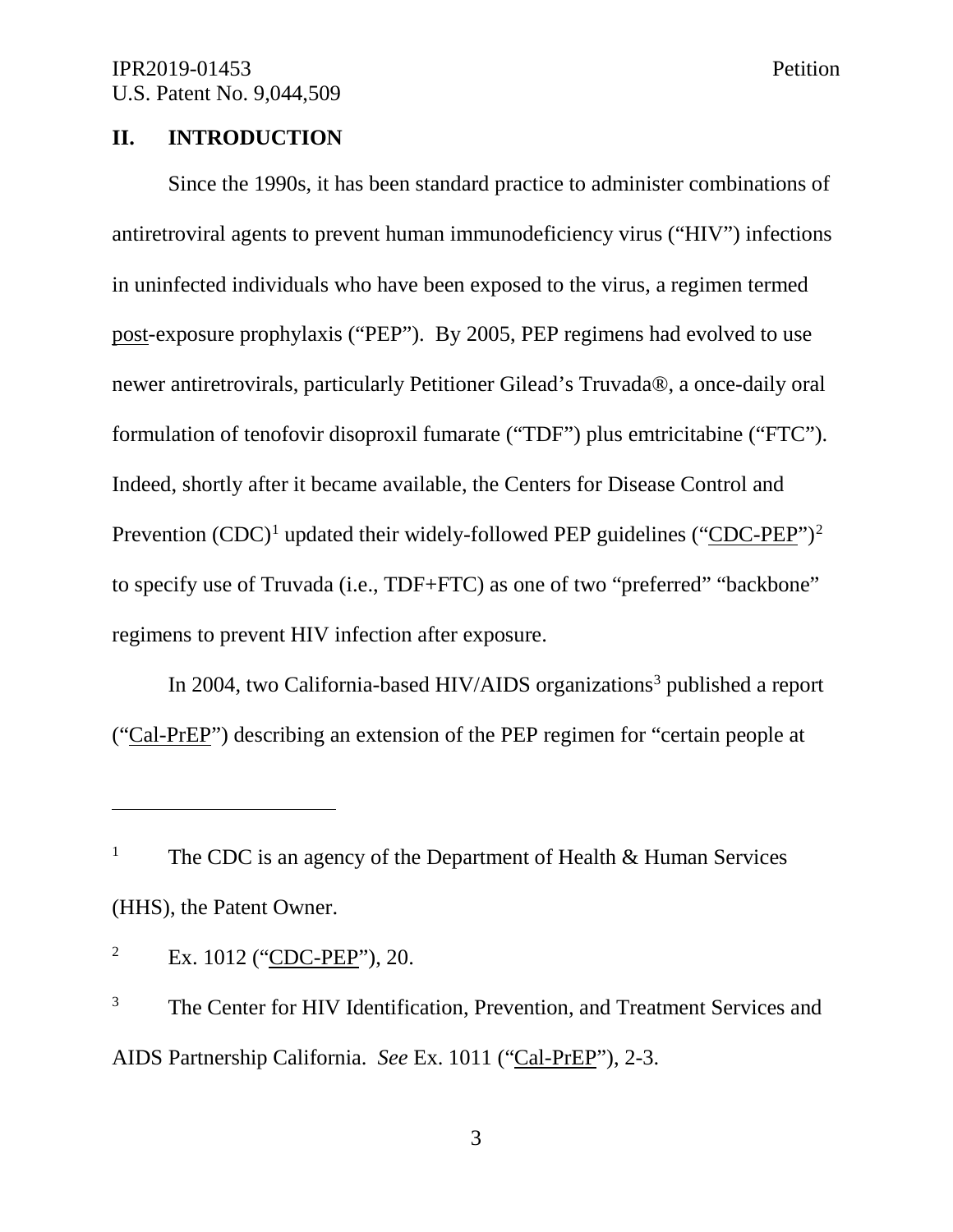## II. INTRODUCTION

Since the 1990s, it has been standard practice to administer combinations of antiretroviral agents to prevent human immunodeficiency virus ("HIV") infections in uninfected individuals who have been exposed to the virus, a regimen termed post-exposure prophylaxis ("PEP"). By 2005, PEP regimens had evolved to use newer antiretrovirals, particularly Petitioner Gilead's Truvada®, a once-daily oral formulation of tenofovir disoproxil fumarate ("TDF") plus emtricitabine ("FTC"). Indeed, shortly after it became available, the Centers for Disease Control and Prevention (CDC)[1] updated their widely-followed PEP guidelines ("CDC-PEP")[2] to specify use of Truvada (i.e., TDF+FTC) as one of two "preferred" "backbone" regimens to prevent HIV infection after exposure.

In 2004, two California-based HIV/AIDS organizations[3] published a report ("Cal-PrEP") describing an extension of the PEP regimen for "certain people at

---

[1] The CDC is an agency of the Department of Health & Human Services (HHS), the Patent Owner.

[2] Ex. 1012 ("CDC-PEP"), 20.

[3] The Center for HIV Identification, Prevention, and Treatment Services and AIDS Partnership California. *See* Ex. 1011 ("Cal-PrEP"), 2-3.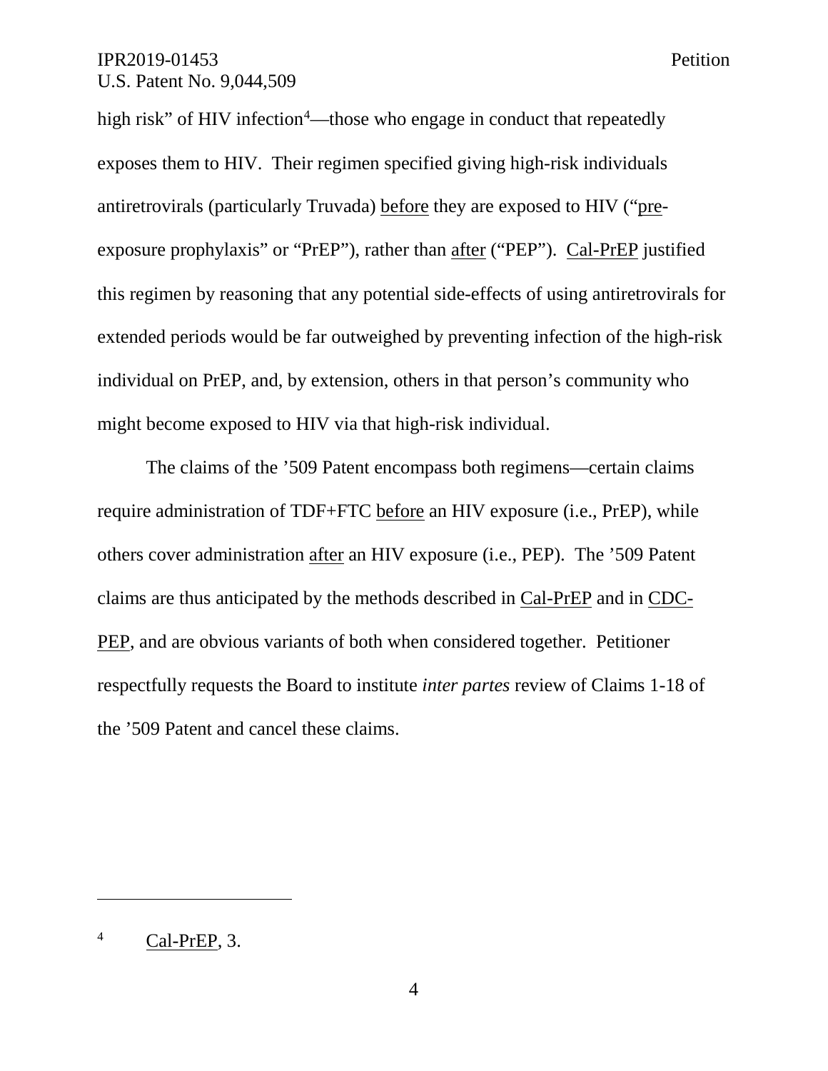high risk" of HIV infection[4]—those who engage in conduct that repeatedly exposes them to HIV. Their regimen specified giving high-risk individuals antiretrovirals (particularly Truvada) before they are exposed to HIV ("pre-exposure prophylaxis" or "PrEP"), rather than after ("PEP"). Cal-PrEP justified this regimen by reasoning that any potential side-effects of using antiretrovirals for extended periods would be far outweighed by preventing infection of the high-risk individual on PrEP, and, by extension, others in that person's community who might become exposed to HIV via that high-risk individual.

The claims of the '509 Patent encompass both regimens—certain claims require administration of TDF+FTC before an HIV exposure (i.e., PrEP), while others cover administration after an HIV exposure (i.e., PEP). The '509 Patent claims are thus anticipated by the methods described in Cal-PrEP and in CDC-PEP, and are obvious variants of both when considered together. Petitioner respectfully requests the Board to institute *inter partes* review of Claims 1-18 of the '509 Patent and cancel these claims.

---

[4] Cal-PrEP, 3.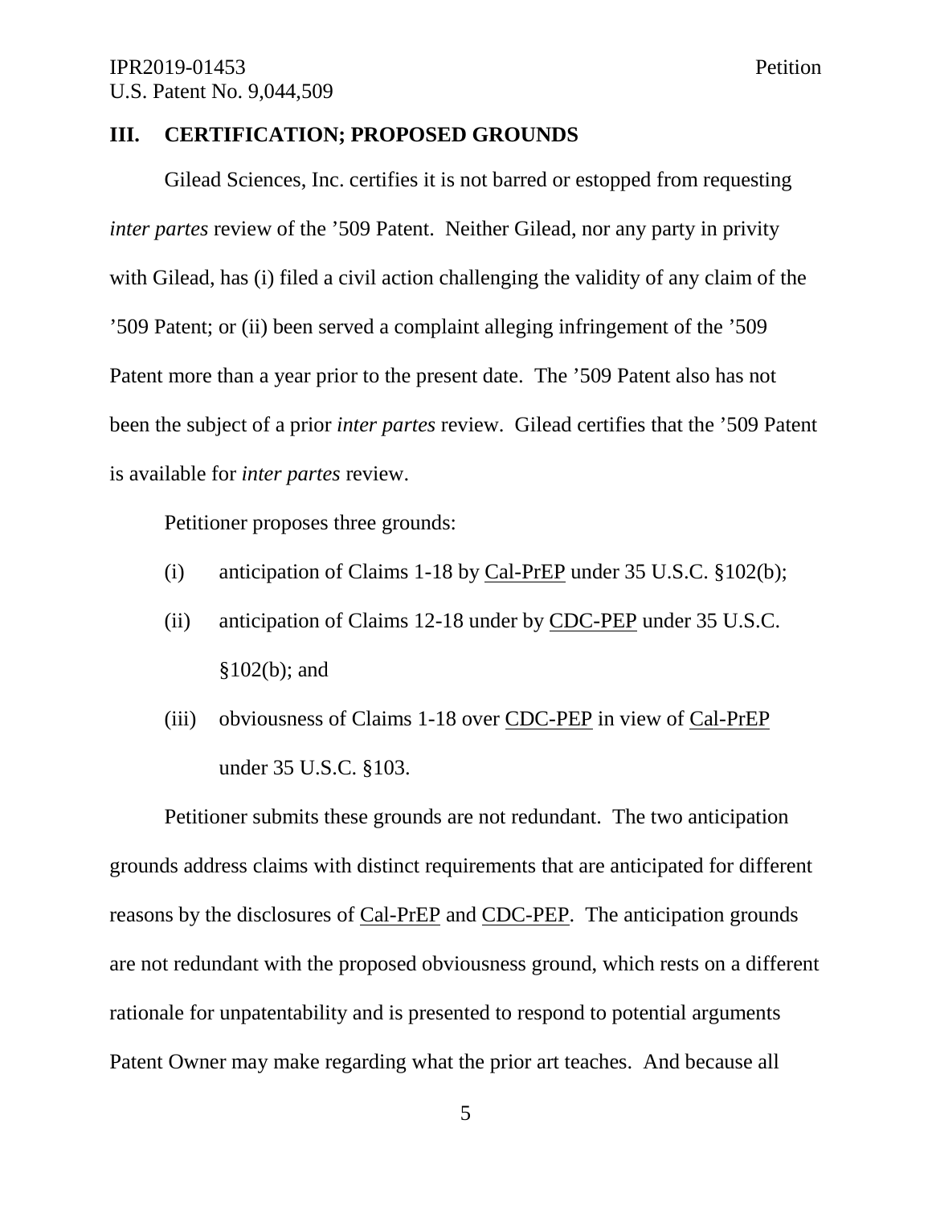## III. CERTIFICATION; PROPOSED GROUNDS

Gilead Sciences, Inc. certifies it is not barred or estopped from requesting *inter partes* review of the '509 Patent. Neither Gilead, nor any party in privity with Gilead, has (i) filed a civil action challenging the validity of any claim of the '509 Patent; or (ii) been served a complaint alleging infringement of the '509 Patent more than a year prior to the present date. The '509 Patent also has not been the subject of a prior *inter partes* review. Gilead certifies that the '509 Patent is available for *inter partes* review.

Petitioner proposes three grounds:

(i) anticipation of Claims 1-18 by <u>Cal-PrEP</u> under 35 U.S.C. §102(b);

(ii) anticipation of Claims 12-18 under by <u>CDC-PEP</u> under 35 U.S.C. §102(b); and

(iii) obviousness of Claims 1-18 over <u>CDC-PEP</u> in view of <u>Cal-PrEP</u> under 35 U.S.C. §103.

Petitioner submits these grounds are not redundant. The two anticipation grounds address claims with distinct requirements that are anticipated for different reasons by the disclosures of <u>Cal-PrEP</u> and <u>CDC-PEP</u>. The anticipation grounds are not redundant with the proposed obviousness ground, which rests on a different rationale for unpatentability and is presented to respond to potential arguments Patent Owner may make regarding what the prior art teaches. And because all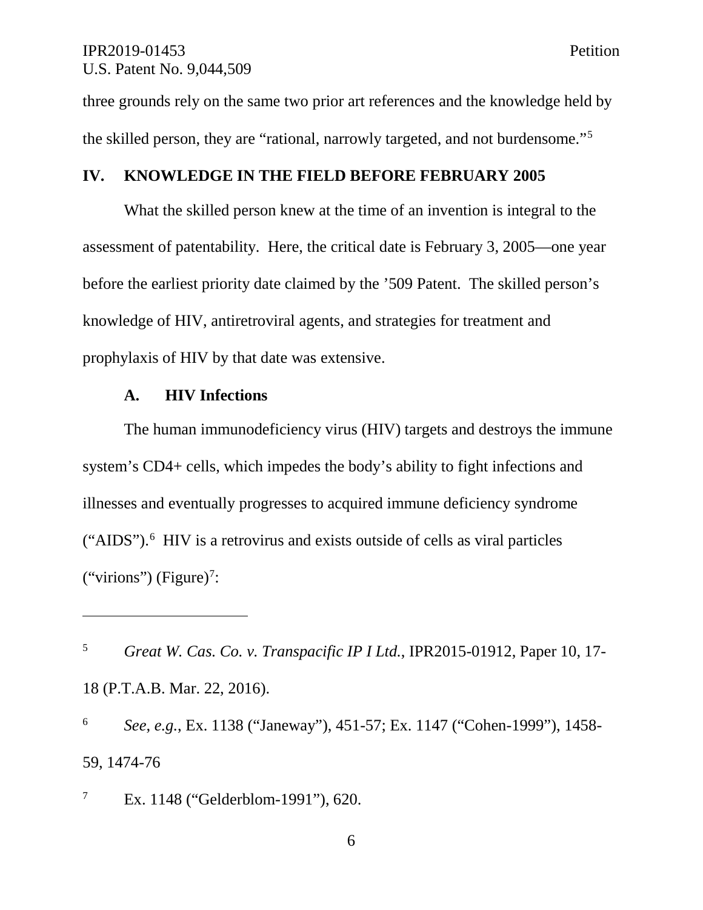three grounds rely on the same two prior art references and the knowledge held by the skilled person, they are "rational, narrowly targeted, and not burdensome."[5]

## IV. KNOWLEDGE IN THE FIELD BEFORE FEBRUARY 2005

What the skilled person knew at the time of an invention is integral to the assessment of patentability. Here, the critical date is February 3, 2005—one year before the earliest priority date claimed by the '509 Patent. The skilled person's knowledge of HIV, antiretroviral agents, and strategies for treatment and prophylaxis of HIV by that date was extensive.

### A. HIV Infections

The human immunodeficiency virus (HIV) targets and destroys the immune system's CD4+ cells, which impedes the body's ability to fight infections and illnesses and eventually progresses to acquired immune deficiency syndrome ("AIDS").[6] HIV is a retrovirus and exists outside of cells as viral particles ("virions") (Figure)[7]:

---

[5] *Great W. Cas. Co. v. Transpacific IP I Ltd.*, IPR2015-01912, Paper 10, 17-18 (P.T.A.B. Mar. 22, 2016).

[6] *See, e.g.*, Ex. 1138 ("Janeway"), 451-57; Ex. 1147 ("Cohen-1999"), 1458-59, 1474-76

[7] Ex. 1148 ("Gelderblom-1991"), 620.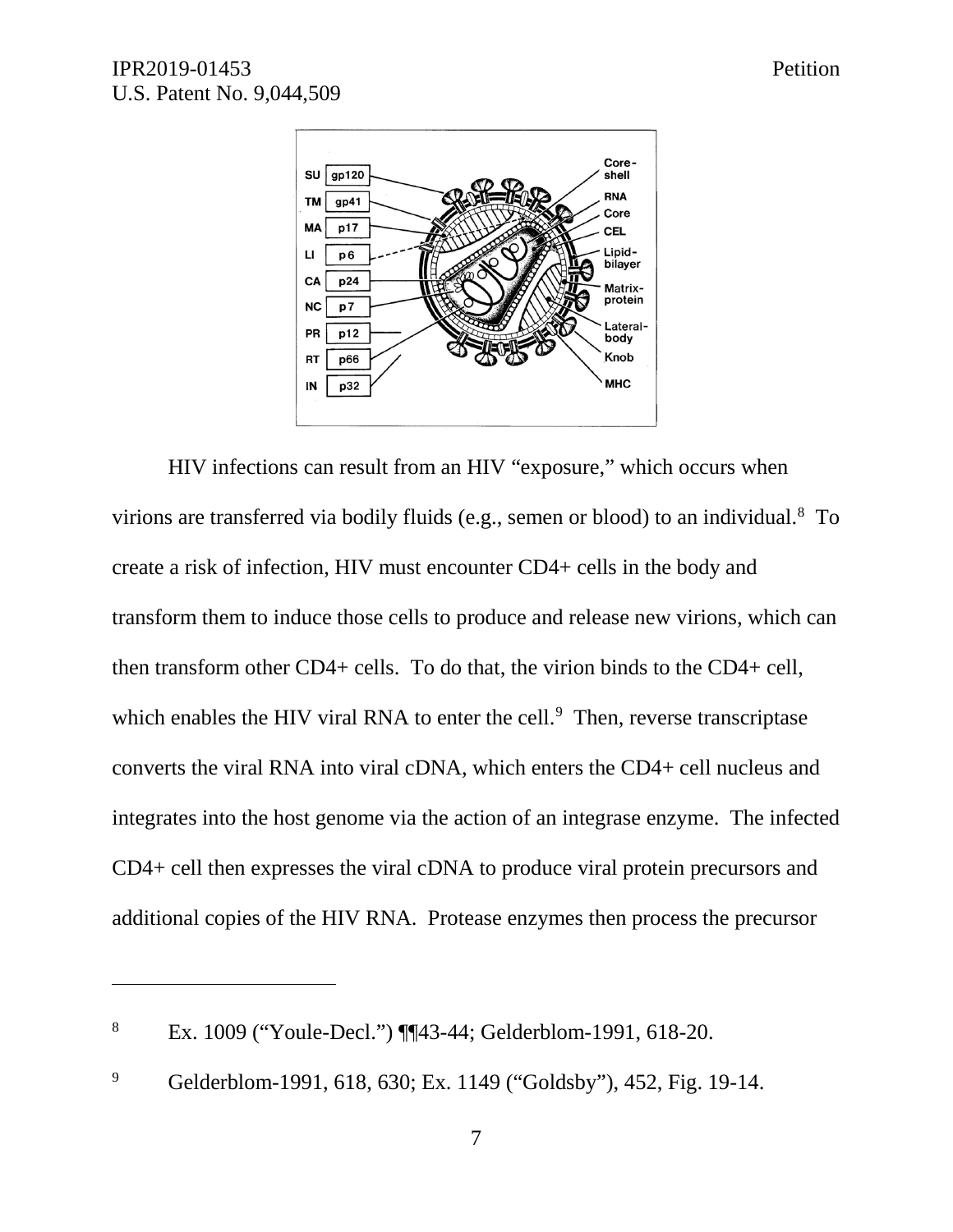HIV infections can result from an HIV "exposure," which occurs when virions are transferred via bodily fluids (e.g., semen or blood) to an individual.[8] To create a risk of infection, HIV must encounter CD4+ cells in the body and transform them to induce those cells to produce and release new virions, which can then transform other CD4+ cells. To do that, the virion binds to the CD4+ cell, which enables the HIV viral RNA to enter the cell.[9] Then, reverse transcriptase converts the viral RNA into viral cDNA, which enters the CD4+ cell nucleus and integrates into the host genome via the action of an integrase enzyme. The infected CD4+ cell then expresses the viral cDNA to produce viral protein precursors and additional copies of the HIV RNA. Protease enzymes then process the precursor

---

[8] Ex. 1009 ("Youle-Decl.") ¶¶43-44; Gelderblom-1991, 618-20.

[9] Gelderblom-1991, 618, 630; Ex. 1149 ("Goldsby"), 452, Fig. 19-14.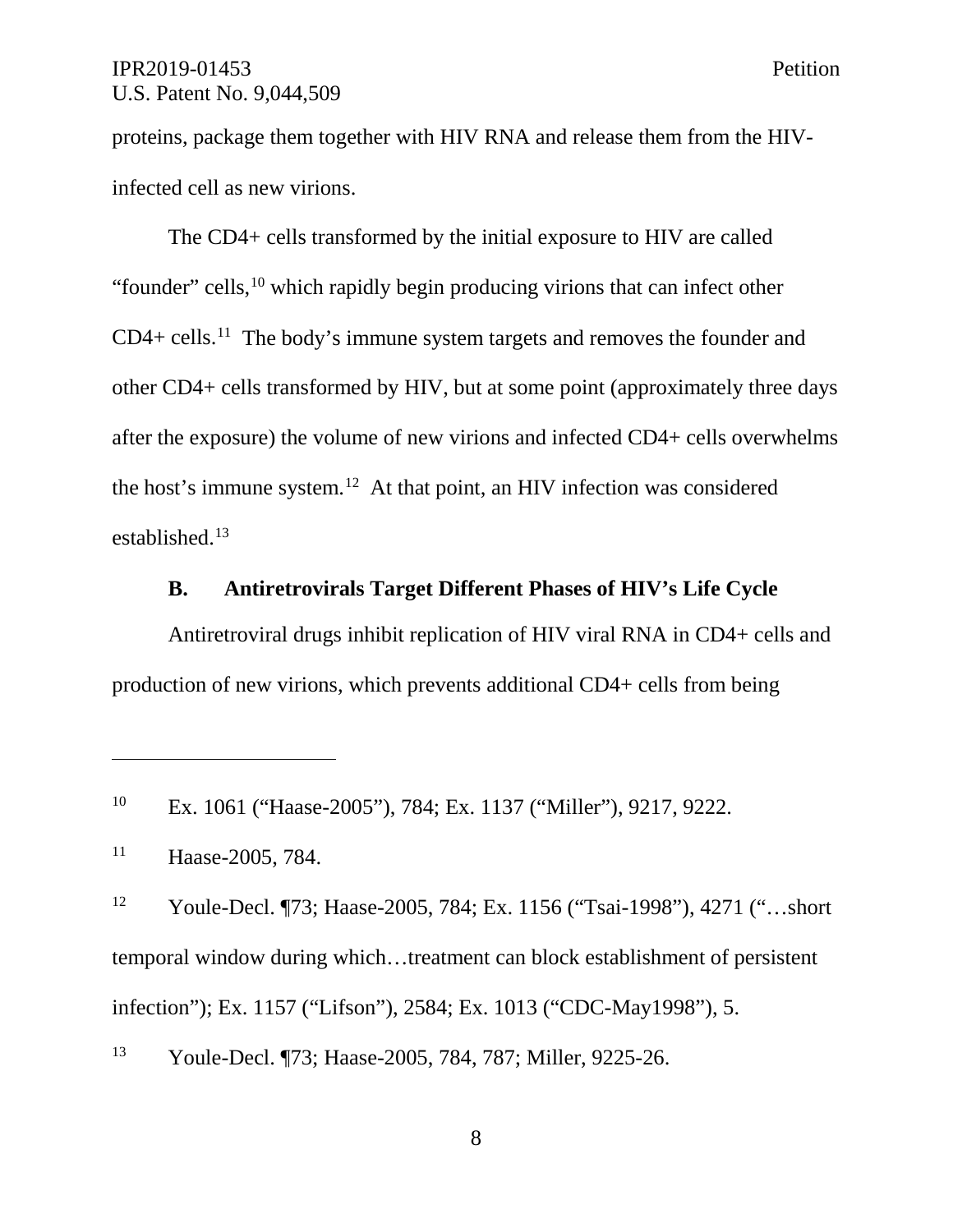proteins, package them together with HIV RNA and release them from the HIV-infected cell as new virions.

The CD4+ cells transformed by the initial exposure to HIV are called "founder" cells,[10] which rapidly begin producing virions that can infect other CD4+ cells.[11] The body's immune system targets and removes the founder and other CD4+ cells transformed by HIV, but at some point (approximately three days after the exposure) the volume of new virions and infected CD4+ cells overwhelms the host's immune system.[12] At that point, an HIV infection was considered established.[13]

### B. Antiretrovirals Target Different Phases of HIV's Life Cycle

Antiretroviral drugs inhibit replication of HIV viral RNA in CD4+ cells and production of new virions, which prevents additional CD4+ cells from being

---

[10] Ex. 1061 ("Haase-2005"), 784; Ex. 1137 ("Miller"), 9217, 9222.

[11] Haase-2005, 784.

[12] Youle-Decl. ¶73; Haase-2005, 784; Ex. 1156 ("Tsai-1998"), 4271 ("…short temporal window during which…treatment can block establishment of persistent infection"); Ex. 1157 ("Lifson"), 2584; Ex. 1013 ("CDC-May1998"), 5.

[13] Youle-Decl. ¶73; Haase-2005, 784, 787; Miller, 9225-26.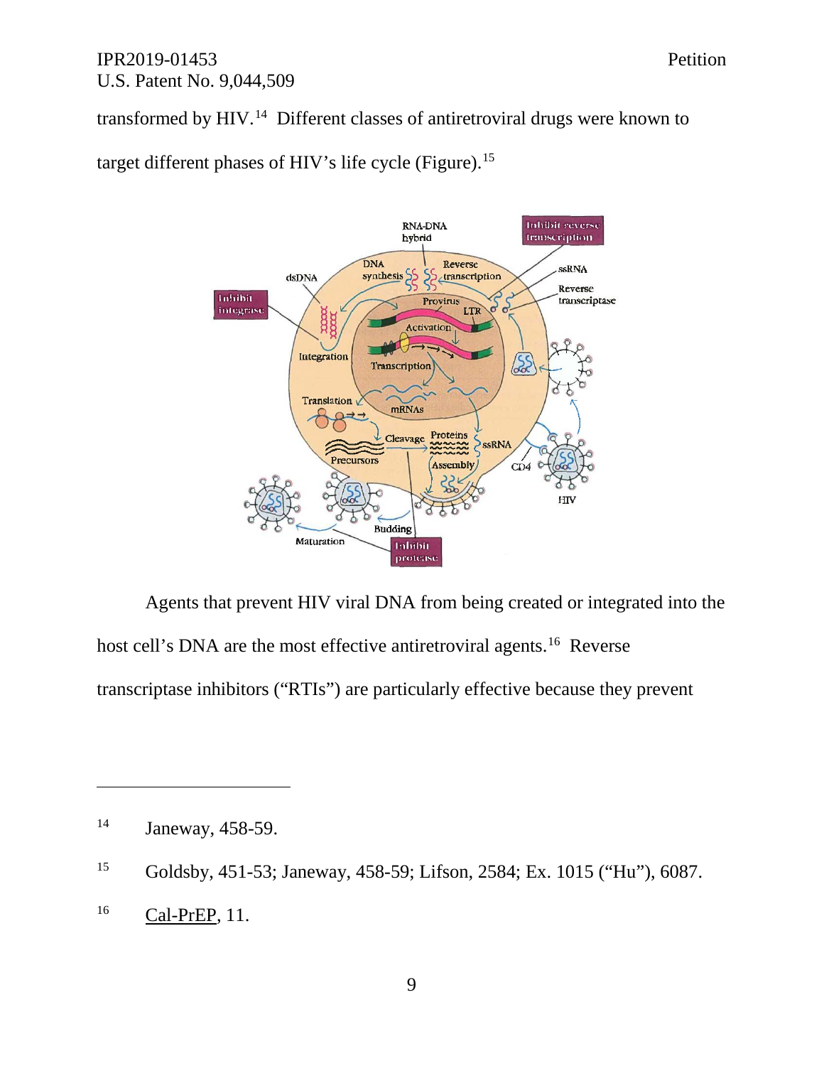transformed by HIV.[14] Different classes of antiretroviral drugs were known to target different phases of HIV's life cycle (Figure).[15]

Agents that prevent HIV viral DNA from being created or integrated into the host cell's DNA are the most effective antiretroviral agents.[16] Reverse transcriptase inhibitors ("RTIs") are particularly effective because they prevent

---

[14] Janeway, 458-59.

[15] Goldsby, 451-53; Janeway, 458-59; Lifson, 2584; Ex. 1015 ("Hu"), 6087.

[16] Cal-PrEP, 11.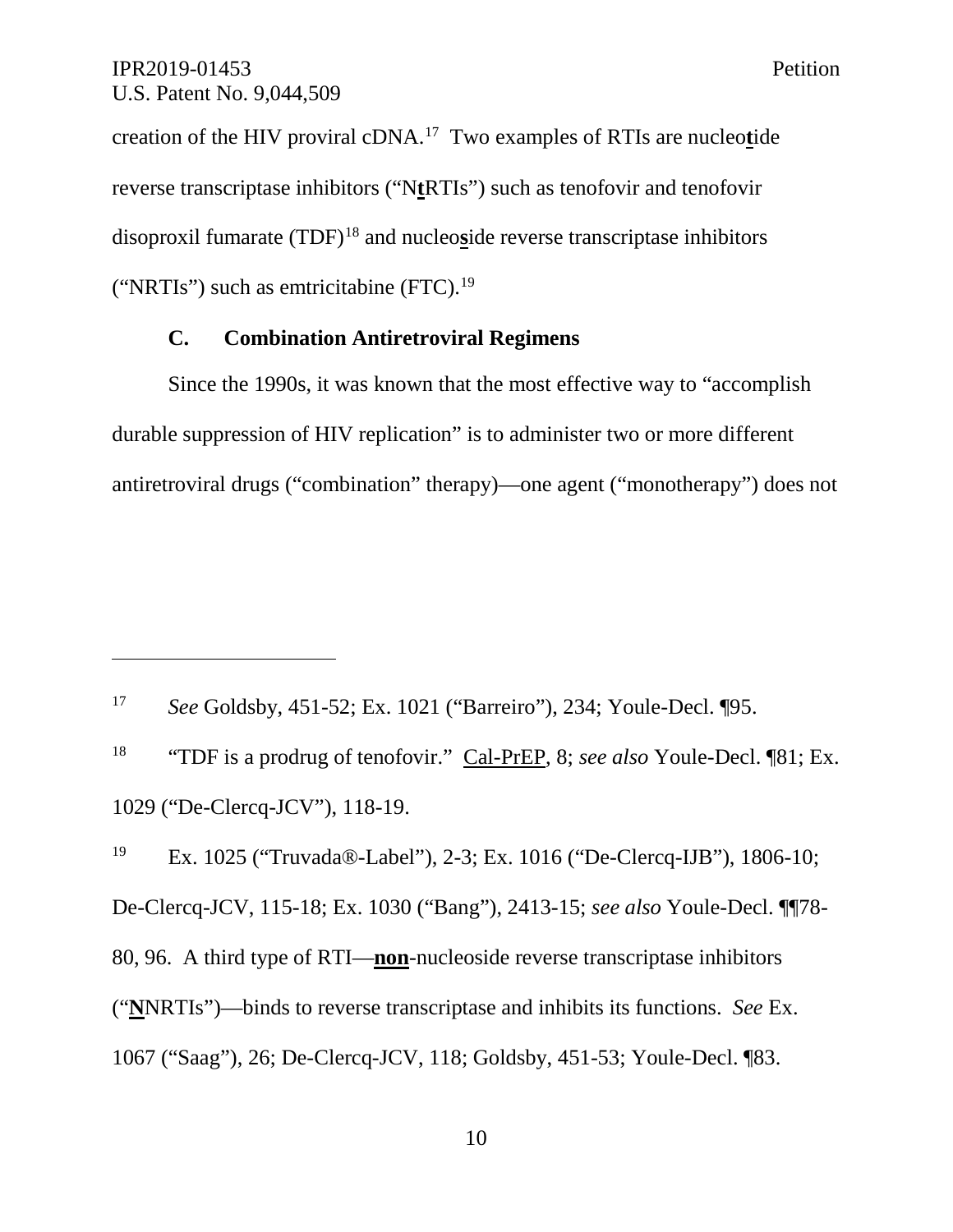creation of the HIV proviral cDNA.[17] Two examples of RTIs are nucleo**t**ide reverse transcriptase inhibitors ("N**t**RTIs") such as tenofovir and tenofovir disoproxil fumarate (TDF)[18] and nucleo**s**ide reverse transcriptase inhibitors ("NRTIs") such as emtricitabine (FTC).[19]

### C. Combination Antiretroviral Regimens

Since the 1990s, it was known that the most effective way to "accomplish durable suppression of HIV replication" is to administer two or more different antiretroviral drugs ("combination" therapy)—one agent ("monotherapy") does not

---

[17] *See* Goldsby, 451-52; Ex. 1021 ("Barreiro"), 234; Youle-Decl. ¶95.

[18] "TDF is a prodrug of tenofovir." Cal-PrEP, 8; *see also* Youle-Decl. ¶81; Ex. 1029 ("De-Clercq-JCV"), 118-19.

[19] Ex. 1025 ("Truvada®-Label"), 2-3; Ex. 1016 ("De-Clercq-IJB"), 1806-10; De-Clercq-JCV, 115-18; Ex. 1030 ("Bang"), 2413-15; *see also* Youle-Decl. ¶¶78-80, 96. A third type of RTI—**non**-nucleoside reverse transcriptase inhibitors ("**N**NRTIs")—binds to reverse transcriptase and inhibits its functions. *See* Ex. 1067 ("Saag"), 26; De-Clercq-JCV, 118; Goldsby, 451-53; Youle-Decl. ¶83.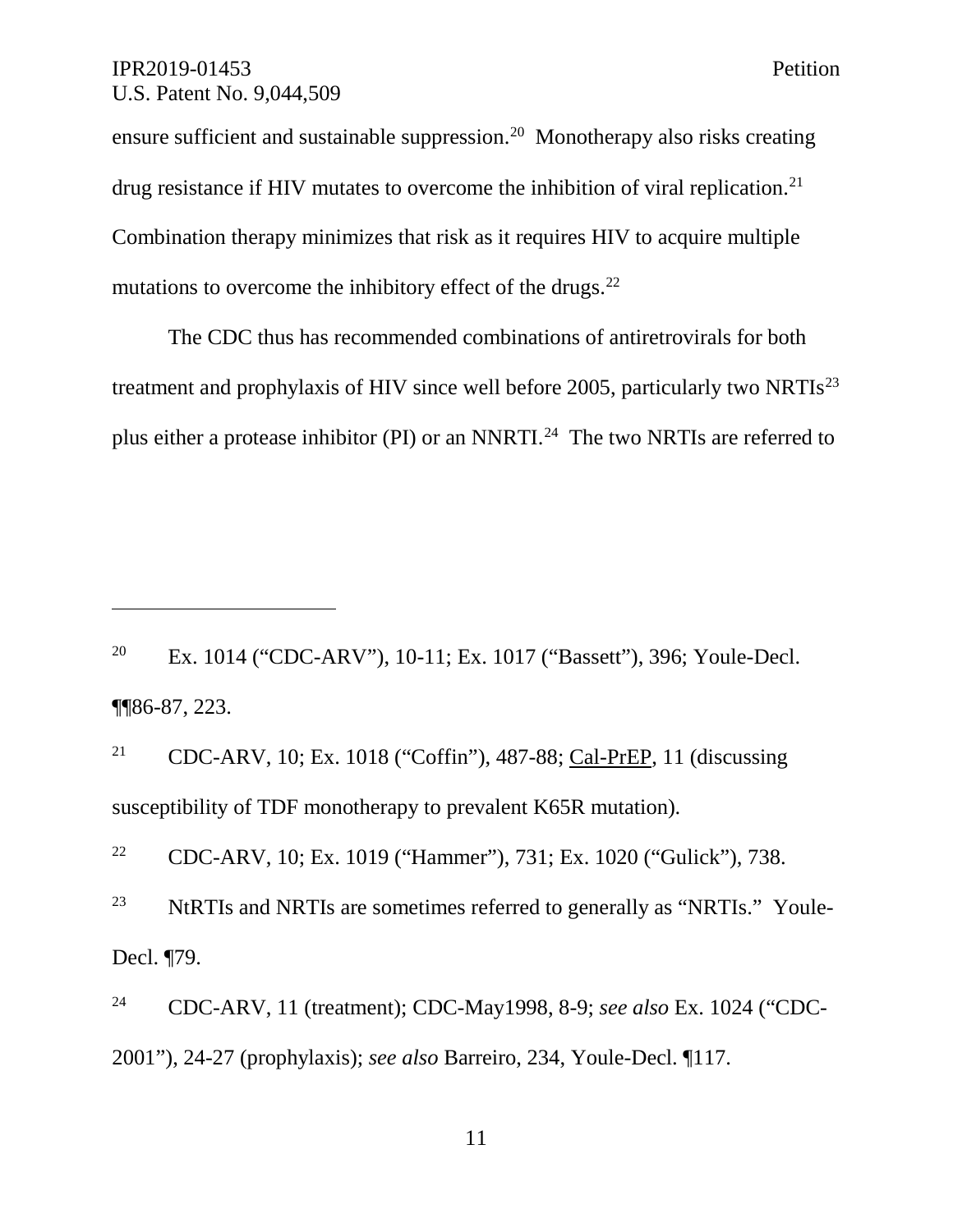ensure sufficient and sustainable suppression.[20] Monotherapy also risks creating drug resistance if HIV mutates to overcome the inhibition of viral replication.[21] Combination therapy minimizes that risk as it requires HIV to acquire multiple mutations to overcome the inhibitory effect of the drugs.[22]

The CDC thus has recommended combinations of antiretrovirals for both treatment and prophylaxis of HIV since well before 2005, particularly two NRTIs[23] plus either a protease inhibitor (PI) or an NNRTI.[24] The two NRTIs are referred to

---

[20] Ex. 1014 ("CDC-ARV"), 10-11; Ex. 1017 ("Bassett"), 396; Youle-Decl. ¶¶86-87, 223.

[21] CDC-ARV, 10; Ex. 1018 ("Coffin"), 487-88; Cal-PrEP, 11 (discussing susceptibility of TDF monotherapy to prevalent K65R mutation).

[22] CDC-ARV, 10; Ex. 1019 ("Hammer"), 731; Ex. 1020 ("Gulick"), 738.

[23] NtRTIs and NRTIs are sometimes referred to generally as "NRTIs." Youle-Decl. ¶79.

[24] CDC-ARV, 11 (treatment); CDC-May1998, 8-9; *see also* Ex. 1024 ("CDC-2001"), 24-27 (prophylaxis); *see also* Barreiro, 234, Youle-Decl. ¶117.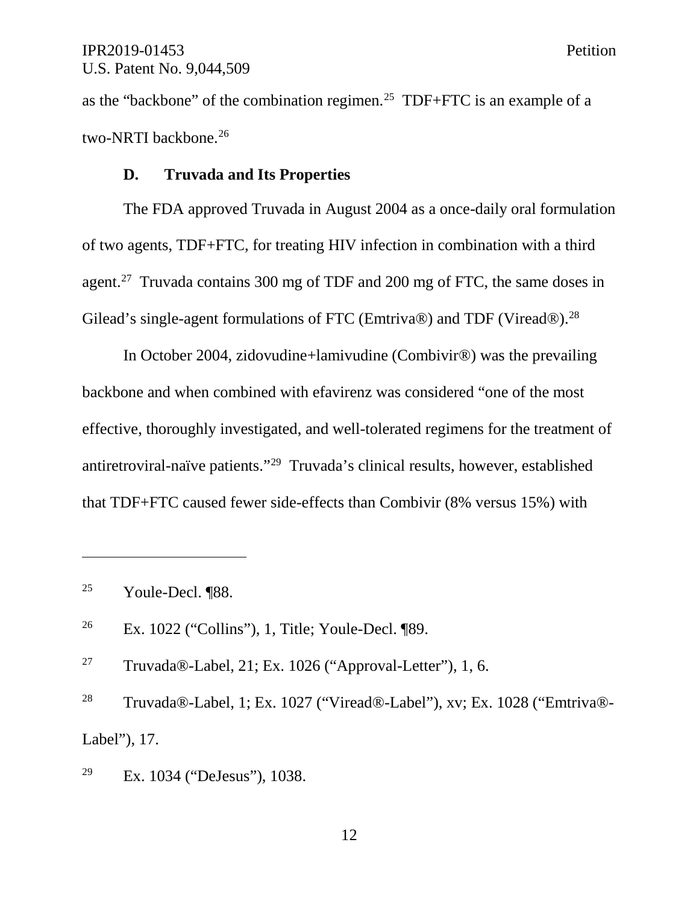as the “backbone” of the combination regimen.[25] TDF+FTC is an example of a two-NRTI backbone.[26]

### D. Truvada and Its Properties

The FDA approved Truvada in August 2004 as a once-daily oral formulation of two agents, TDF+FTC, for treating HIV infection in combination with a third agent.[27] Truvada contains 300 mg of TDF and 200 mg of FTC, the same doses in Gilead’s single-agent formulations of FTC (Emtriva®) and TDF (Viread®).[28]

In October 2004, zidovudine+lamivudine (Combivir®) was the prevailing backbone and when combined with efavirenz was considered “one of the most effective, thoroughly investigated, and well-tolerated regimens for the treatment of antiretroviral-naïve patients.”[29] Truvada’s clinical results, however, established that TDF+FTC caused fewer side-effects than Combivir (8% versus 15%) with

---

[25] Youle-Decl. ¶88.

[26] Ex. 1022 (“Collins”), 1, Title; Youle-Decl. ¶89.

[27] Truvada®-Label, 21; Ex. 1026 (“Approval-Letter”), 1, 6.

[28] Truvada®-Label, 1; Ex. 1027 (“Viread®-Label”), xv; Ex. 1028 (“Emtriva®-Label”), 17.

[29] Ex. 1034 (“DeJesus”), 1038.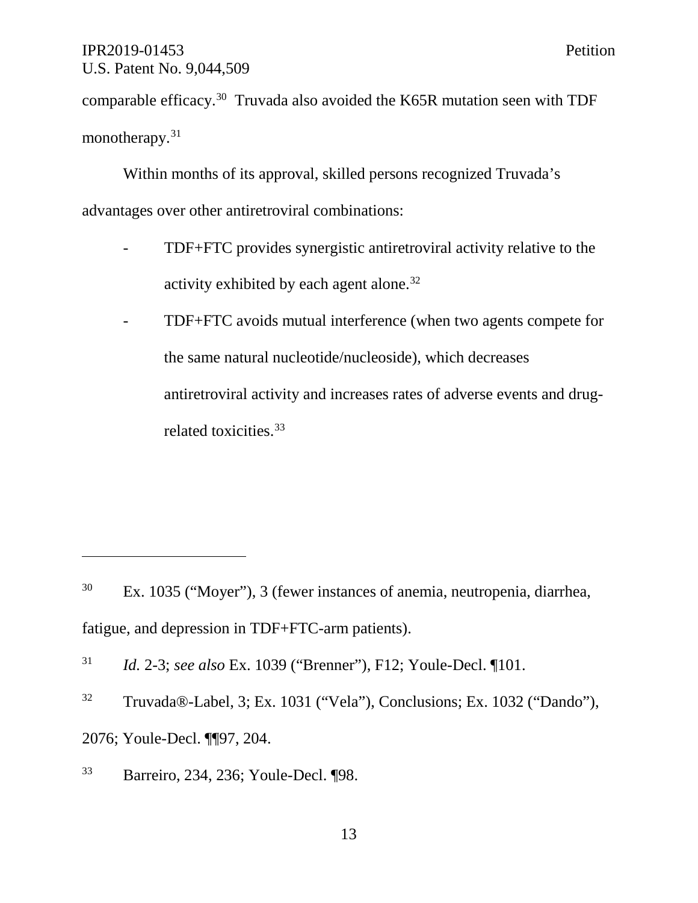comparable efficacy.[30] Truvada also avoided the K65R mutation seen with TDF monotherapy.[31]

Within months of its approval, skilled persons recognized Truvada's advantages over other antiretroviral combinations:

- TDF+FTC provides synergistic antiretroviral activity relative to the activity exhibited by each agent alone.[32]
- TDF+FTC avoids mutual interference (when two agents compete for the same natural nucleotide/nucleoside), which decreases antiretroviral activity and increases rates of adverse events and drug-related toxicities.[33]

---

[30] Ex. 1035 ("Moyer"), 3 (fewer instances of anemia, neutropenia, diarrhea, fatigue, and depression in TDF+FTC-arm patients).

[31] *Id.* 2-3; *see also* Ex. 1039 ("Brenner"), F12; Youle-Decl. ¶101.

[32] Truvada®-Label, 3; Ex. 1031 ("Vela"), Conclusions; Ex. 1032 ("Dando"), 2076; Youle-Decl. ¶¶97, 204.

[33] Barreiro, 234, 236; Youle-Decl. ¶98.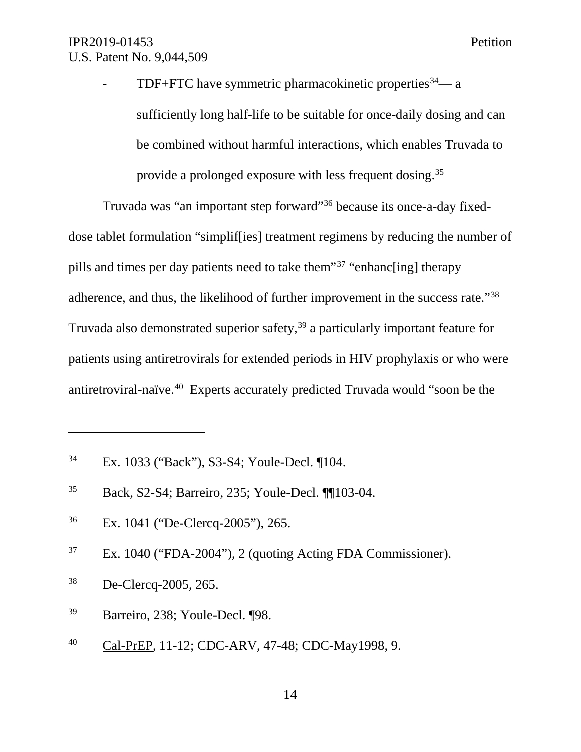- TDF+FTC have symmetric pharmacokinetic properties[34]— a sufficiently long half-life to be suitable for once-daily dosing and can be combined without harmful interactions, which enables Truvada to provide a prolonged exposure with less frequent dosing.[35]

Truvada was "an important step forward"[36] because its once-a-day fixed-dose tablet formulation "simplif[ies] treatment regimens by reducing the number of pills and times per day patients need to take them"[37] "enhanc[ing] therapy adherence, and thus, the likelihood of further improvement in the success rate."[38] Truvada also demonstrated superior safety,[39] a particularly important feature for patients using antiretrovirals for extended periods in HIV prophylaxis or who were antiretroviral-naïve.[40] Experts accurately predicted Truvada would "soon be the

---

[34] Ex. 1033 ("Back"), S3-S4; Youle-Decl. ¶104.

[35] Back, S2-S4; Barreiro, 235; Youle-Decl. ¶¶103-04.

[36] Ex. 1041 ("De-Clercq-2005"), 265.

[37] Ex. 1040 ("FDA-2004"), 2 (quoting Acting FDA Commissioner).

[38] De-Clercq-2005, 265.

[39] Barreiro, 238; Youle-Decl. ¶98.

[40] Cal-PrEP, 11-12; CDC-ARV, 47-48; CDC-May1998, 9.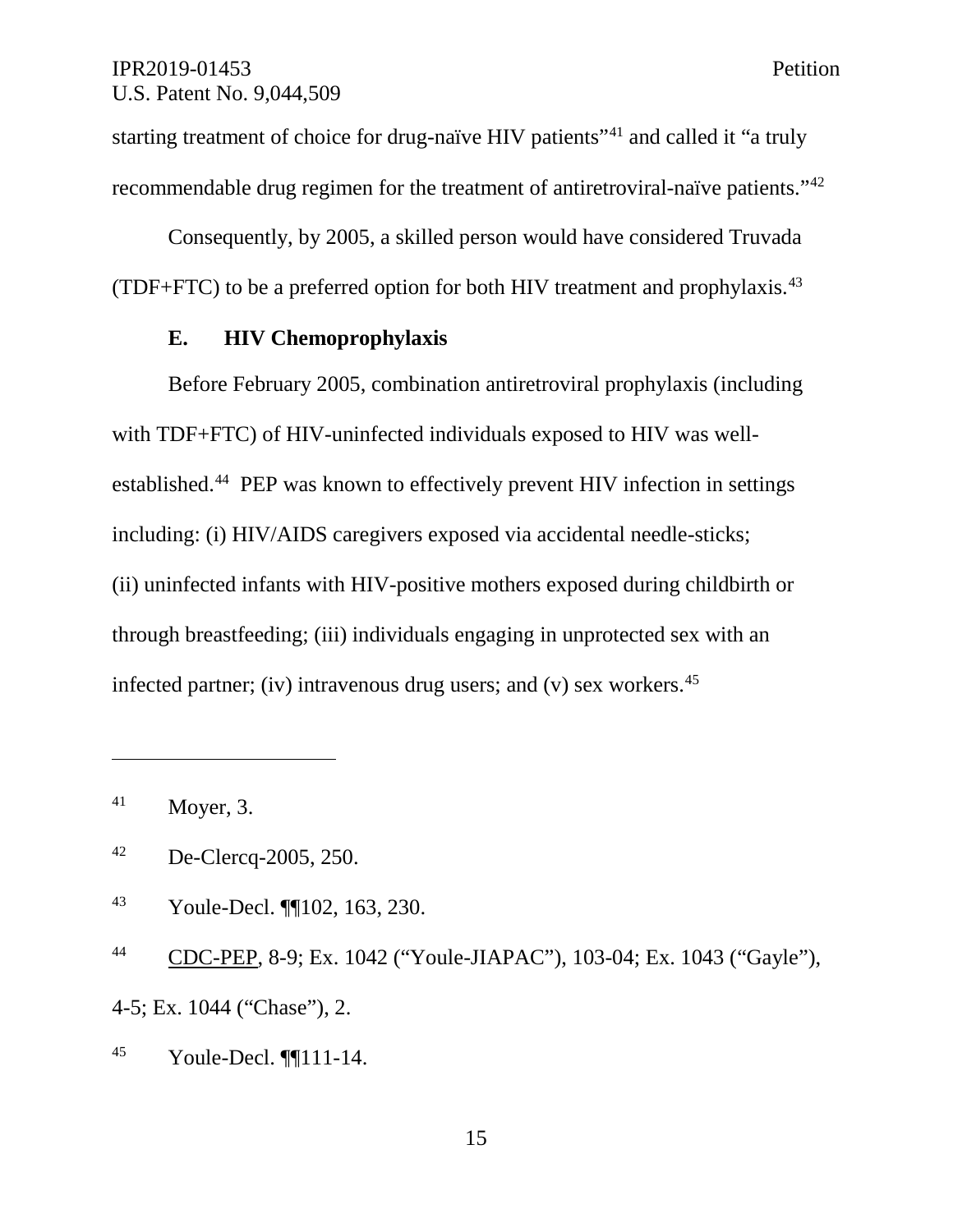starting treatment of choice for drug-naïve HIV patients"[41] and called it "a truly recommendable drug regimen for the treatment of antiretroviral-naïve patients."[42]

Consequently, by 2005, a skilled person would have considered Truvada (TDF+FTC) to be a preferred option for both HIV treatment and prophylaxis.[43]

### E. HIV Chemoprophylaxis

Before February 2005, combination antiretroviral prophylaxis (including with TDF+FTC) of HIV-uninfected individuals exposed to HIV was well-established.[44] PEP was known to effectively prevent HIV infection in settings including: (i) HIV/AIDS caregivers exposed via accidental needle-sticks; (ii) uninfected infants with HIV-positive mothers exposed during childbirth or through breastfeeding; (iii) individuals engaging in unprotected sex with an infected partner; (iv) intravenous drug users; and (v) sex workers.[45]

---

[41] Moyer, 3.

[42] De-Clercq-2005, 250.

[43] Youle-Decl. ¶¶102, 163, 230.

[44] CDC-PEP, 8-9; Ex. 1042 ("Youle-JIAPAC"), 103-04; Ex. 1043 ("Gayle"), 4-5; Ex. 1044 ("Chase"), 2.

[45] Youle-Decl. ¶¶111-14.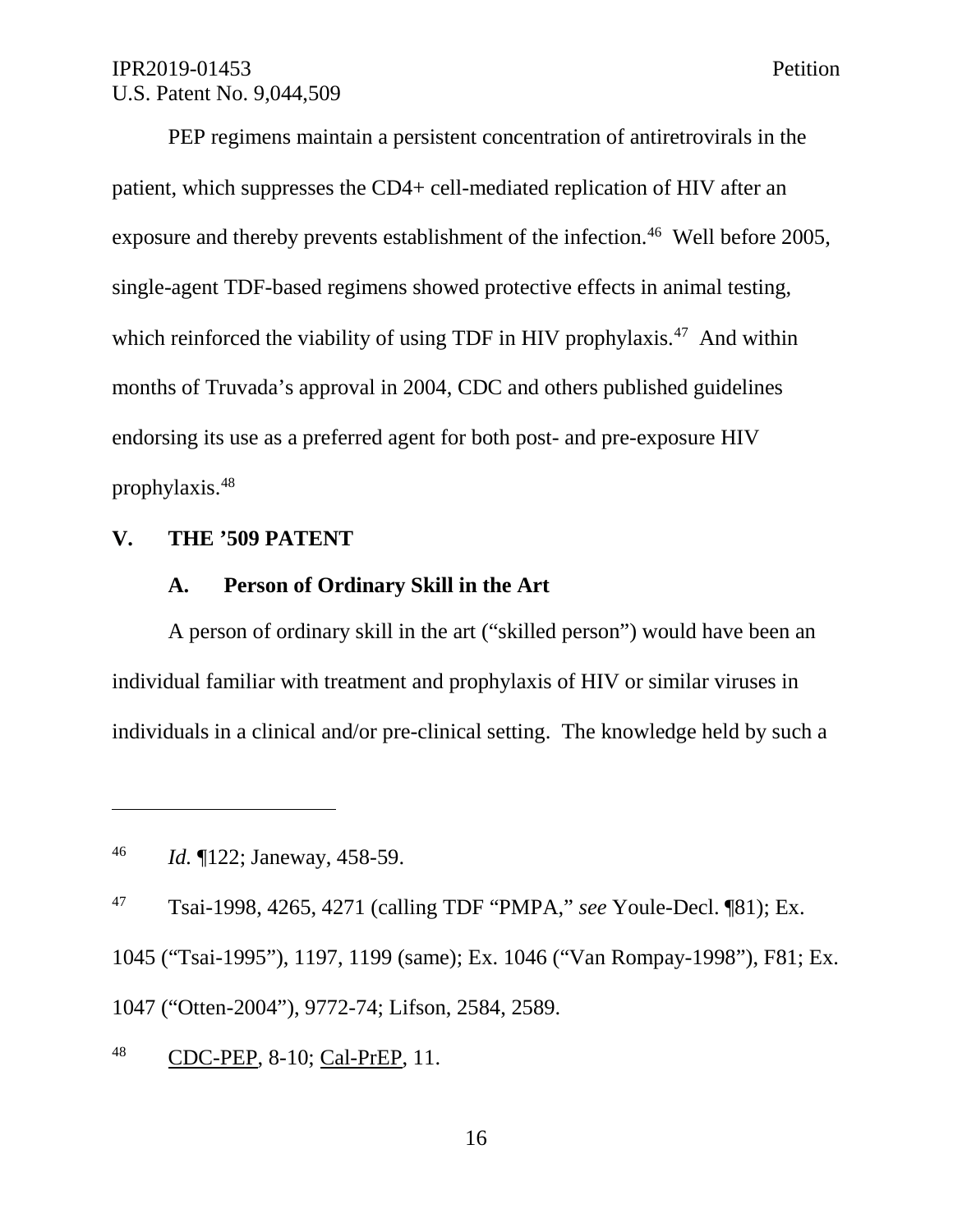PEP regimens maintain a persistent concentration of antiretrovirals in the patient, which suppresses the CD4+ cell-mediated replication of HIV after an exposure and thereby prevents establishment of the infection.[46] Well before 2005, single-agent TDF-based regimens showed protective effects in animal testing, which reinforced the viability of using TDF in HIV prophylaxis.[47] And within months of Truvada's approval in 2004, CDC and others published guidelines endorsing its use as a preferred agent for both post- and pre-exposure HIV prophylaxis.[48]

## V. THE '509 PATENT

### A. Person of Ordinary Skill in the Art

A person of ordinary skill in the art ("skilled person") would have been an individual familiar with treatment and prophylaxis of HIV or similar viruses in individuals in a clinical and/or pre-clinical setting. The knowledge held by such a

---

[46] *Id.* ¶122; Janeway, 458-59.

[47] Tsai-1998, 4265, 4271 (calling TDF "PMPA," *see* Youle-Decl. ¶81); Ex. 1045 ("Tsai-1995"), 1197, 1199 (same); Ex. 1046 ("Van Rompay-1998"), F81; Ex. 1047 ("Otten-2004"), 9772-74; Lifson, 2584, 2589.

[48] CDC-PEP, 8-10; Cal-PrEP, 11.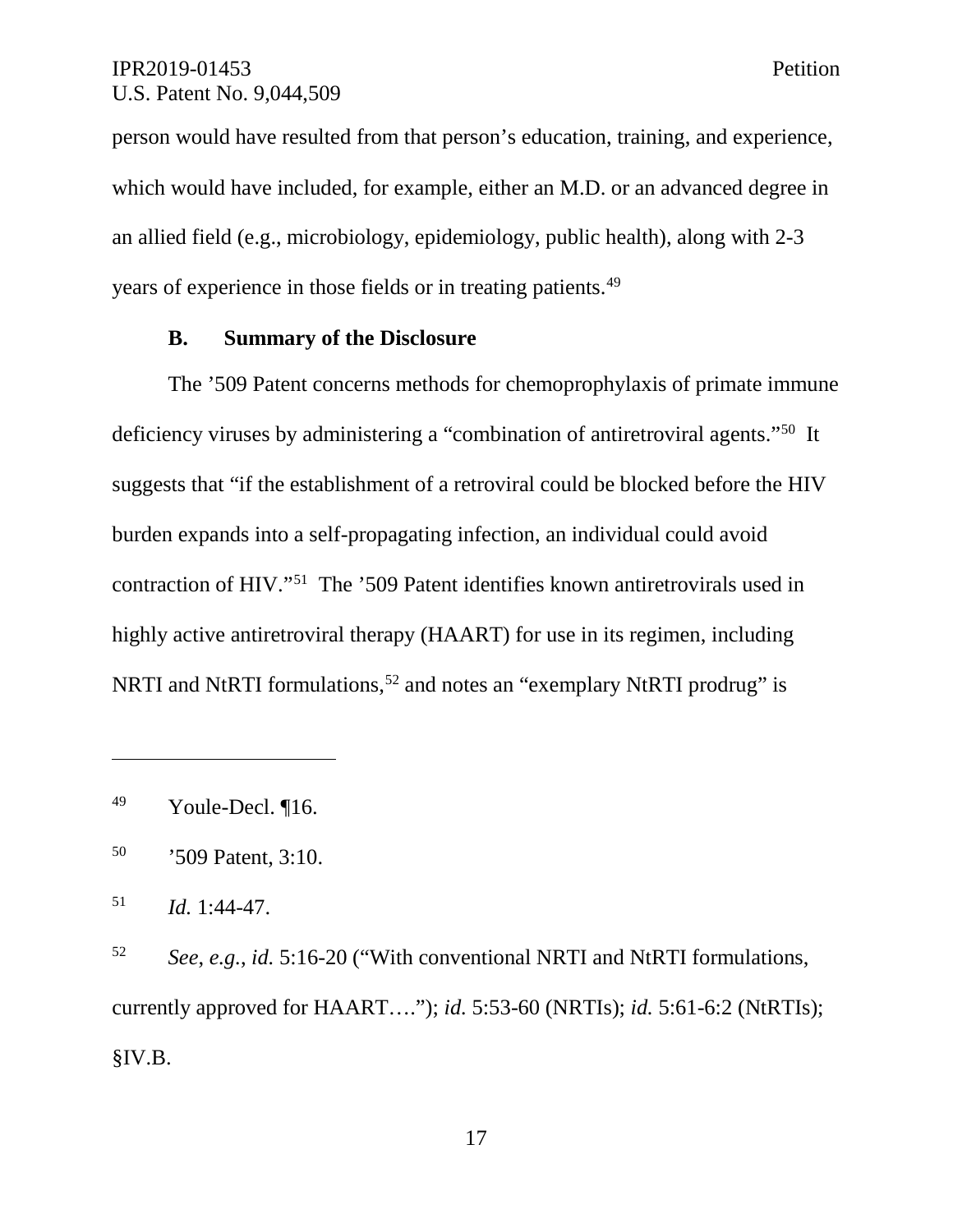person would have resulted from that person's education, training, and experience, which would have included, for example, either an M.D. or an advanced degree in an allied field (e.g., microbiology, epidemiology, public health), along with 2-3 years of experience in those fields or in treating patients.[49]

### B. Summary of the Disclosure

The '509 Patent concerns methods for chemoprophylaxis of primate immune deficiency viruses by administering a "combination of antiretroviral agents."[50] It suggests that "if the establishment of a retroviral could be blocked before the HIV burden expands into a self-propagating infection, an individual could avoid contraction of HIV."[51] The '509 Patent identifies known antiretrovirals used in highly active antiretroviral therapy (HAART) for use in its regimen, including NRTI and NtRTI formulations,[52] and notes an "exemplary NtRTI prodrug" is

---

[49] Youle-Decl. ¶16.

[50] '509 Patent, 3:10.

[51] *Id.* 1:44-47.

[52] *See, e.g.*, *id.* 5:16-20 ("With conventional NRTI and NtRTI formulations, currently approved for HAART…."); *id.* 5:53-60 (NRTIs); *id.* 5:61-6:2 (NtRTIs); §IV.B.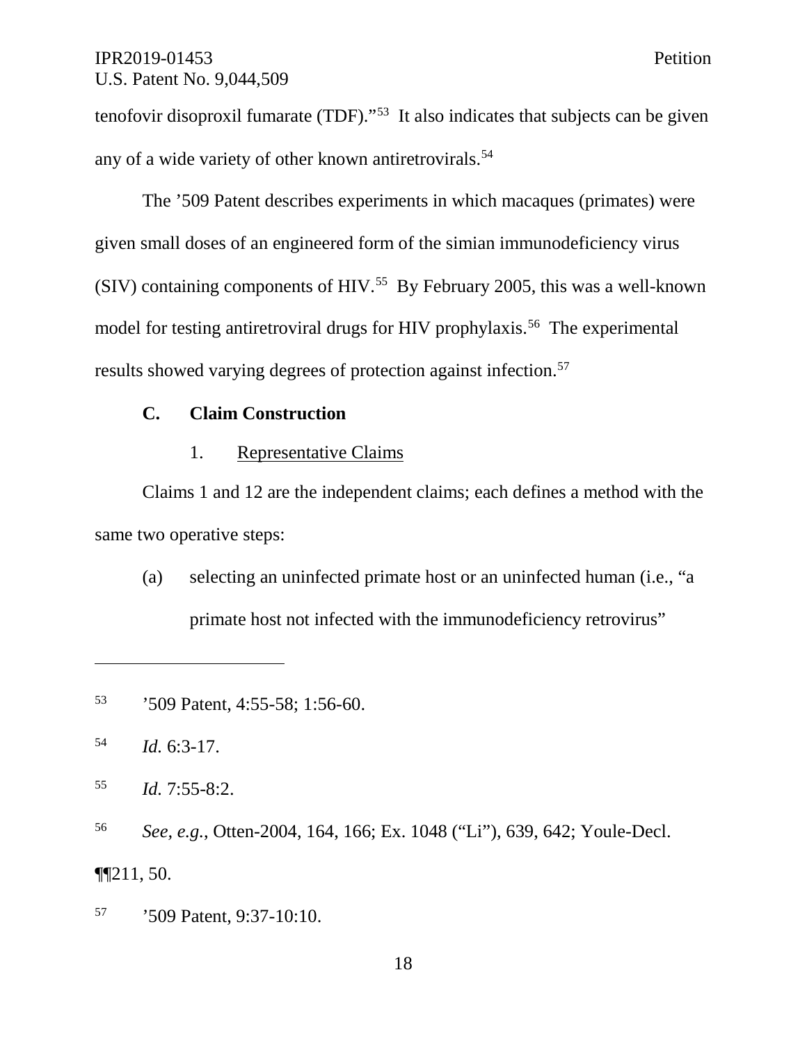tenofovir disoproxil fumarate (TDF)."[53] It also indicates that subjects can be given any of a wide variety of other known antiretrovirals.[54]

The '509 Patent describes experiments in which macaques (primates) were given small doses of an engineered form of the simian immunodeficiency virus (SIV) containing components of HIV.[55] By February 2005, this was a well-known model for testing antiretroviral drugs for HIV prophylaxis.[56] The experimental results showed varying degrees of protection against infection.[57]

### C. Claim Construction

#### 1. Representative Claims

Claims 1 and 12 are the independent claims; each defines a method with the same two operative steps:

(a) selecting an uninfected primate host or an uninfected human (i.e., "a primate host not infected with the immunodeficiency retrovirus"

---

[53] '509 Patent, 4:55-58; 1:56-60.

[54] *Id.* 6:3-17.

[55] *Id.* 7:55-8:2.

[56] *See, e.g.*, Otten-2004, 164, 166; Ex. 1048 ("Li"), 639, 642; Youle-Decl. ¶¶211, 50.

[57] '509 Patent, 9:37-10:10.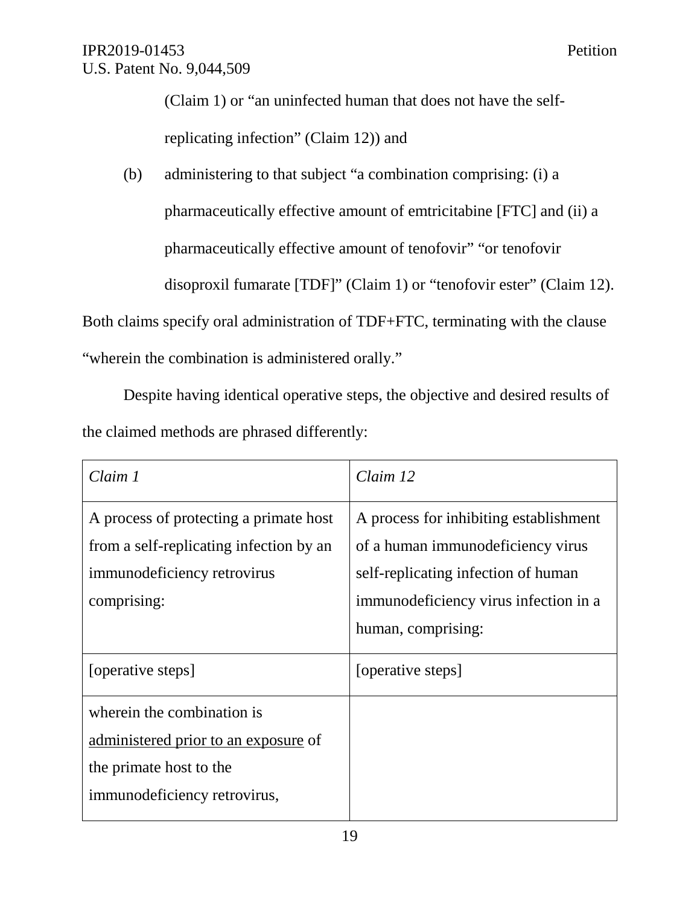(Claim 1) or "an uninfected human that does not have the self-replicating infection" (Claim 12)) and

(b) administering to that subject "a combination comprising: (i) a pharmaceutically effective amount of emtricitabine [FTC] and (ii) a pharmaceutically effective amount of tenofovir" "or tenofovir disoproxil fumarate [TDF]" (Claim 1) or "tenofovir ester" (Claim 12).

Both claims specify oral administration of TDF+FTC, terminating with the clause "wherein the combination is administered orally."

Despite having identical operative steps, the objective and desired results of the claimed methods are phrased differently:

| *Claim 1* | *Claim 12* |
| --- | --- |
| A process of protecting a primate host from a self-replicating infection by an immunodeficiency retrovirus comprising: | A process for inhibiting establishment of a human immunodeficiency virus self-replicating infection of human immunodeficiency virus infection in a human, comprising: |
| [operative steps] | [operative steps] |
| wherein the combination is <u>administered prior to an exposure</u> of the primate host to the immunodeficiency retrovirus, | |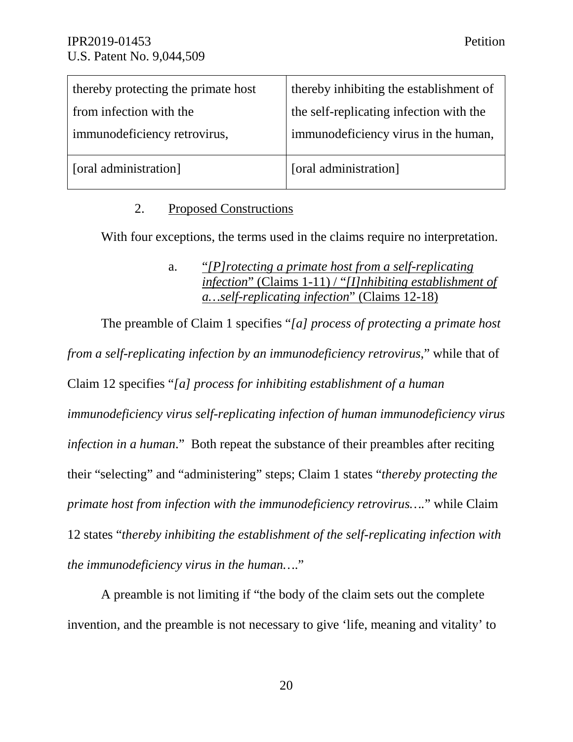| thereby protecting the primate host from infection with the immunodeficiency retrovirus, | thereby inhibiting the establishment of the self-replicating infection with the immunodeficiency virus in the human, |
|---|---|
| [oral administration] | [oral administration] |

2. Proposed Constructions

With four exceptions, the terms used in the claims require no interpretation.

a. "*[P]rotecting a primate host from a self-replicating infection*" (Claims 1-11) / "*[I]nhibiting establishment of a…self-replicating infection*" (Claims 12-18)

The preamble of Claim 1 specifies "*[a] process of protecting a primate host from a self-replicating infection by an immunodeficiency retrovirus*," while that of Claim 12 specifies "*[a] process for inhibiting establishment of a human immunodeficiency virus self-replicating infection of human immunodeficiency virus infection in a human*." Both repeat the substance of their preambles after reciting their "selecting" and "administering" steps; Claim 1 states "*thereby protecting the primate host from infection with the immunodeficiency retrovirus….*" while Claim 12 states "*thereby inhibiting the establishment of the self-replicating infection with the immunodeficiency virus in the human….*"

A preamble is not limiting if "the body of the claim sets out the complete invention, and the preamble is not necessary to give 'life, meaning and vitality' to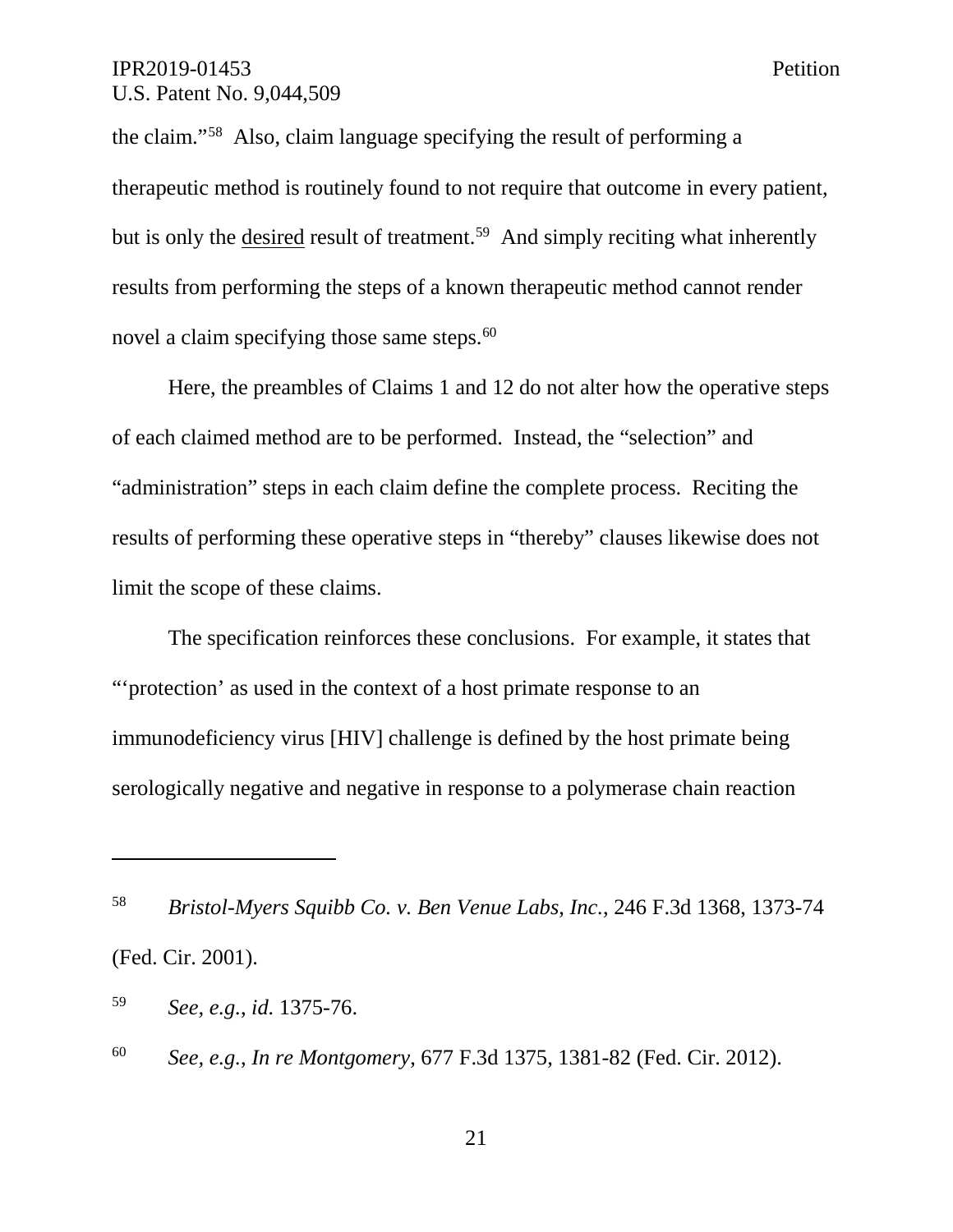the claim."[58] Also, claim language specifying the result of performing a therapeutic method is routinely found to not require that outcome in every patient, but is only the <u>desired</u> result of treatment.[59] And simply reciting what inherently results from performing the steps of a known therapeutic method cannot render novel a claim specifying those same steps.[60]

Here, the preambles of Claims 1 and 12 do not alter how the operative steps of each claimed method are to be performed. Instead, the "selection" and "administration" steps in each claim define the complete process. Reciting the results of performing these operative steps in "thereby" clauses likewise does not limit the scope of these claims.

The specification reinforces these conclusions. For example, it states that "'protection' as used in the context of a host primate response to an immunodeficiency virus [HIV] challenge is defined by the host primate being serologically negative and negative in response to a polymerase chain reaction

---

[58] *Bristol-Myers Squibb Co. v. Ben Venue Labs, Inc.*, 246 F.3d 1368, 1373-74 (Fed. Cir. 2001).

[59] *See, e.g.*, *id.* 1375-76.

[60] *See, e.g.*, *In re Montgomery*, 677 F.3d 1375, 1381-82 (Fed. Cir. 2012).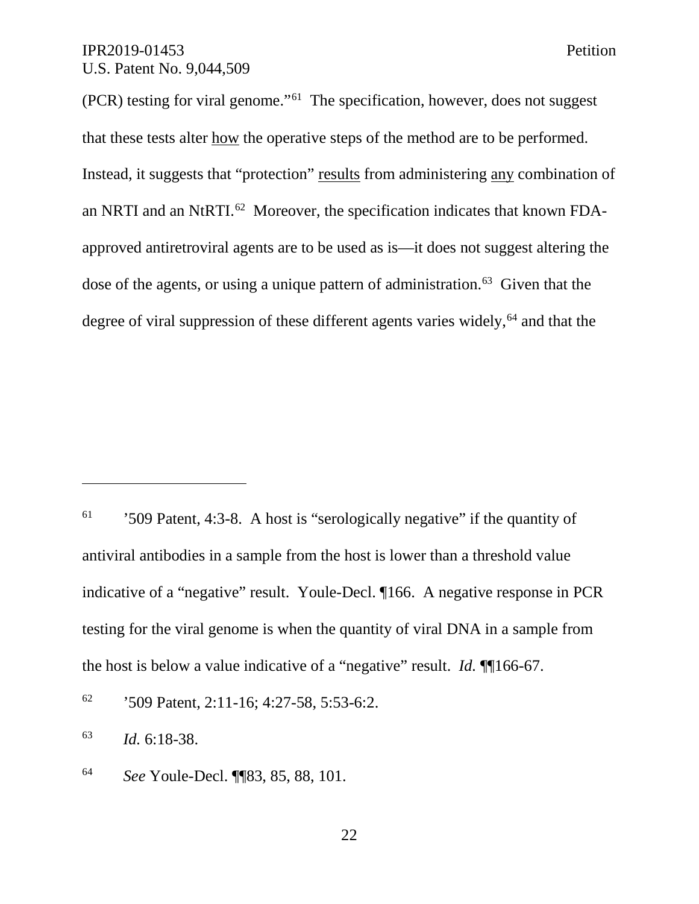(PCR) testing for viral genome."[61] The specification, however, does not suggest that these tests alter <u>how</u> the operative steps of the method are to be performed. Instead, it suggests that "protection" <u>results</u> from administering <u>any</u> combination of an NRTI and an NtRTI.[62] Moreover, the specification indicates that known FDA-approved antiretroviral agents are to be used as is—it does not suggest altering the dose of the agents, or using a unique pattern of administration.[63] Given that the degree of viral suppression of these different agents varies widely,[64] and that the

---

[61] '509 Patent, 4:3-8. A host is "serologically negative" if the quantity of antiviral antibodies in a sample from the host is lower than a threshold value indicative of a "negative" result. Youle-Decl. ¶166. A negative response in PCR testing for the viral genome is when the quantity of viral DNA in a sample from the host is below a value indicative of a "negative" result. *Id.* ¶¶166-67.

[62] '509 Patent, 2:11-16; 4:27-58, 5:53-6:2.

[63] *Id.* 6:18-38.

[64] *See* Youle-Decl. ¶¶83, 85, 88, 101.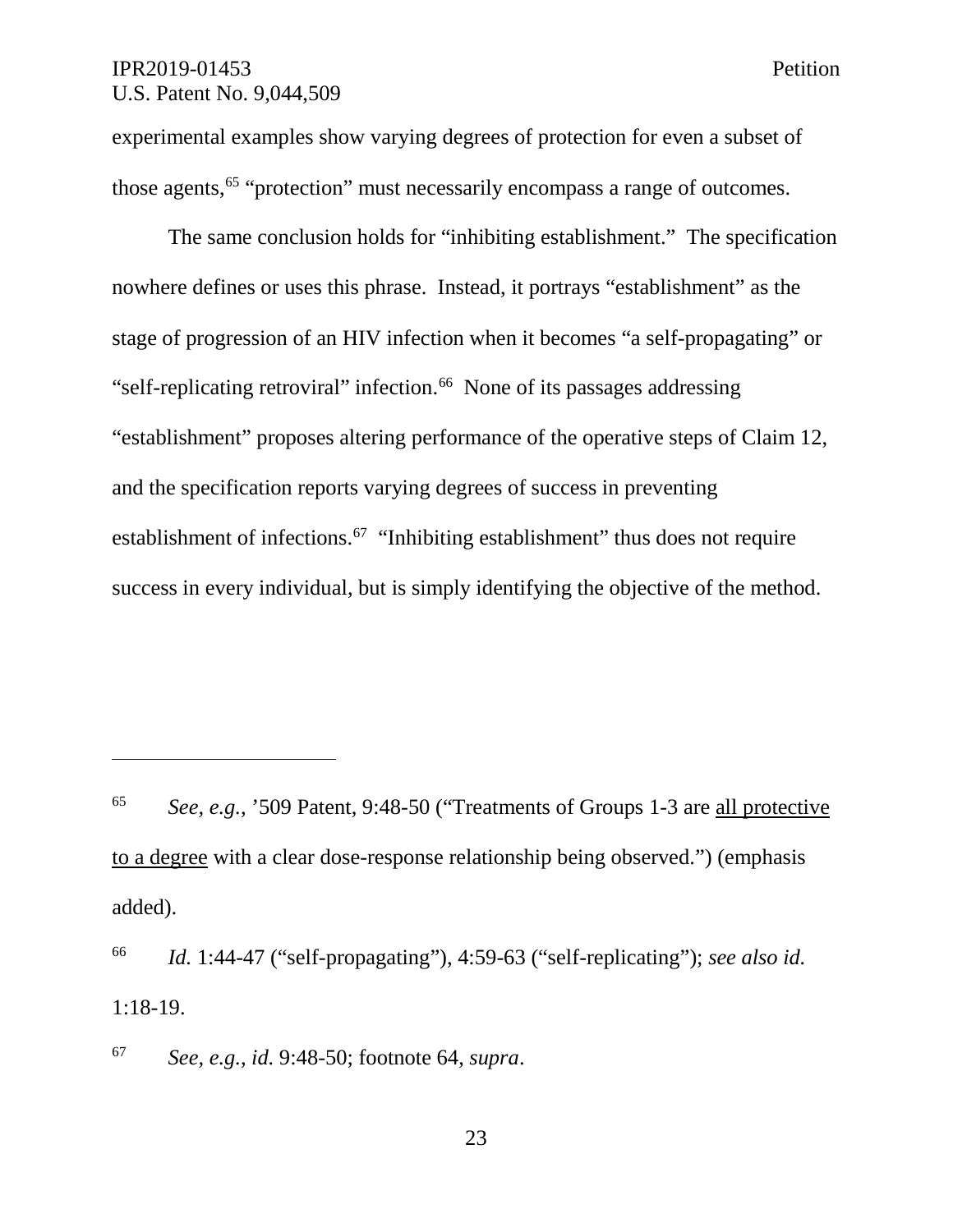experimental examples show varying degrees of protection for even a subset of those agents,[65] "protection" must necessarily encompass a range of outcomes.

The same conclusion holds for "inhibiting establishment." The specification nowhere defines or uses this phrase. Instead, it portrays "establishment" as the stage of progression of an HIV infection when it becomes "a self-propagating" or "self-replicating retroviral" infection.[66] None of its passages addressing "establishment" proposes altering performance of the operative steps of Claim 12, and the specification reports varying degrees of success in preventing establishment of infections.[67] "Inhibiting establishment" thus does not require success in every individual, but is simply identifying the objective of the method.

---

[65] *See, e.g.*, '509 Patent, 9:48-50 ("Treatments of Groups 1-3 are <u>all protective to a degree</u> with a clear dose-response relationship being observed.") (emphasis added).

[66] *Id.* 1:44-47 ("self-propagating"), 4:59-63 ("self-replicating"); *see also id.* 1:18-19.

[67] *See, e.g.*, *id.* 9:48-50; footnote 64, *supra*.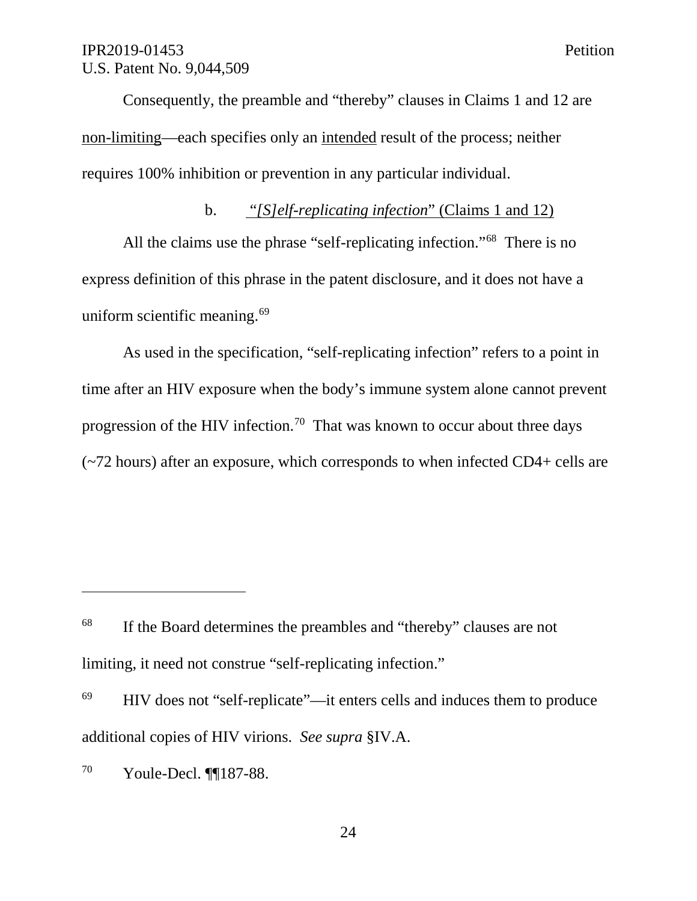Consequently, the preamble and "thereby" clauses in Claims 1 and 12 are <u>non-limiting</u>—each specifies only an <u>intended</u> result of the process; neither requires 100% inhibition or prevention in any particular individual.

b. *"[S]elf-replicating infection"* (Claims 1 and 12)

All the claims use the phrase "self-replicating infection."[68] There is no express definition of this phrase in the patent disclosure, and it does not have a uniform scientific meaning.[69]

As used in the specification, "self-replicating infection" refers to a point in time after an HIV exposure when the body's immune system alone cannot prevent progression of the HIV infection.[70] That was known to occur about three days (~72 hours) after an exposure, which corresponds to when infected CD4+ cells are

---

[68] If the Board determines the preambles and "thereby" clauses are not limiting, it need not construe "self-replicating infection."

[69] HIV does not "self-replicate"—it enters cells and induces them to produce additional copies of HIV virions. *See supra* §IV.A.

[70] Youle-Decl. ¶¶187-88.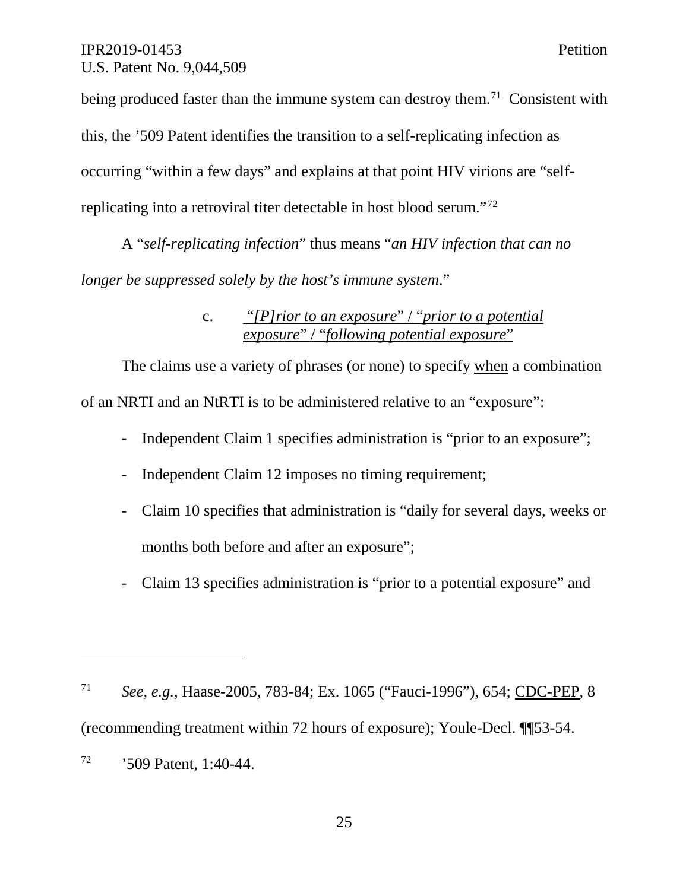being produced faster than the immune system can destroy them.[71] Consistent with this, the '509 Patent identifies the transition to a self-replicating infection as occurring "within a few days" and explains at that point HIV virions are "self-replicating into a retroviral titer detectable in host blood serum."[72]

A "*self-replicating infection*" thus means "*an HIV infection that can no longer be suppressed solely by the host's immune system*."

c. *"[P]rior to an exposure" / "prior to a potential exposure" / "following potential exposure"*

The claims use a variety of phrases (or none) to specify when a combination of an NRTI and an NtRTI is to be administered relative to an "exposure":

- Independent Claim 1 specifies administration is "prior to an exposure";
- Independent Claim 12 imposes no timing requirement;
- Claim 10 specifies that administration is "daily for several days, weeks or months both before and after an exposure";
- Claim 13 specifies administration is "prior to a potential exposure" and

---

[71] *See, e.g.*, Haase-2005, 783-84; Ex. 1065 ("Fauci-1996"), 654; CDC-PEP, 8 (recommending treatment within 72 hours of exposure); Youle-Decl. ¶¶53-54.

[72] '509 Patent, 1:40-44.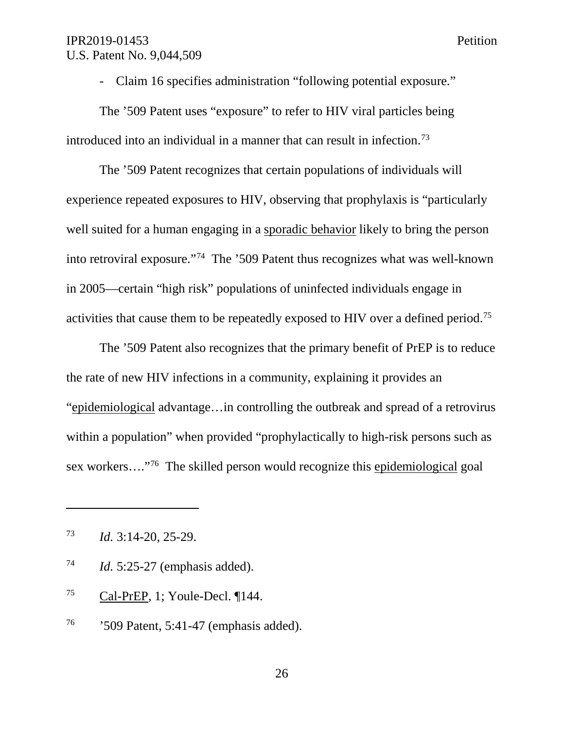- Claim 16 specifies administration "following potential exposure."

The '509 Patent uses "exposure" to refer to HIV viral particles being introduced into an individual in a manner that can result in infection.[73]

The '509 Patent recognizes that certain populations of individuals will experience repeated exposures to HIV, observing that prophylaxis is "particularly well suited for a human engaging in a <u>sporadic behavior</u> likely to bring the person into retroviral exposure."[74] The '509 Patent thus recognizes what was well-known in 2005—certain "high risk" populations of uninfected individuals engage in activities that cause them to be repeatedly exposed to HIV over a defined period.[75]

The '509 Patent also recognizes that the primary benefit of PrEP is to reduce the rate of new HIV infections in a community, explaining it provides an "<u>epidemiological</u> advantage…in controlling the outbreak and spread of a retrovirus within a population" when provided "prophylactically to high-risk persons such as sex workers…."[76] The skilled person would recognize this <u>epidemiological</u> goal

---

[73] *Id.* 3:14-20, 25-29.

[74] *Id.* 5:25-27 (emphasis added).

[75] <u>Cal-PrEP</u>, 1; Youle-Decl. ¶144.

[76] '509 Patent, 5:41-47 (emphasis added).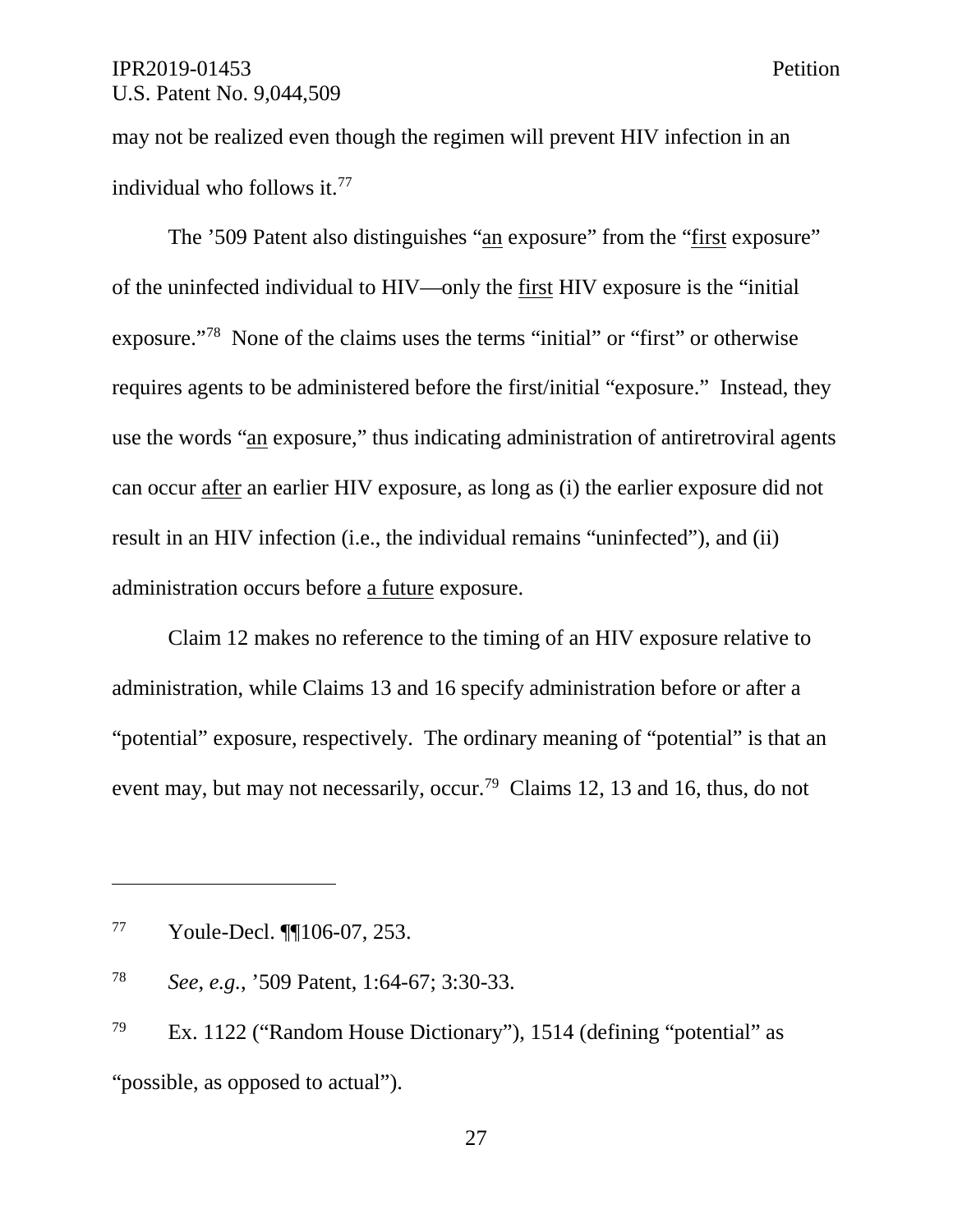may not be realized even though the regimen will prevent HIV infection in an individual who follows it.[77]

The ’509 Patent also distinguishes “an exposure” from the “first exposure” of the uninfected individual to HIV—only the first HIV exposure is the “initial exposure.”[78] None of the claims uses the terms “initial” or “first” or otherwise requires agents to be administered before the first/initial “exposure.” Instead, they use the words “an exposure,” thus indicating administration of antiretroviral agents can occur after an earlier HIV exposure, as long as (i) the earlier exposure did not result in an HIV infection (i.e., the individual remains “uninfected”), and (ii) administration occurs before a future exposure.

Claim 12 makes no reference to the timing of an HIV exposure relative to administration, while Claims 13 and 16 specify administration before or after a “potential” exposure, respectively. The ordinary meaning of “potential” is that an event may, but may not necessarily, occur.[79] Claims 12, 13 and 16, thus, do not

---

[77] Youle-Decl. ¶¶106-07, 253.

[78] *See, e.g.*, ’509 Patent, 1:64-67; 3:30-33.

[79] Ex. 1122 (“Random House Dictionary”), 1514 (defining “potential” as “possible, as opposed to actual”).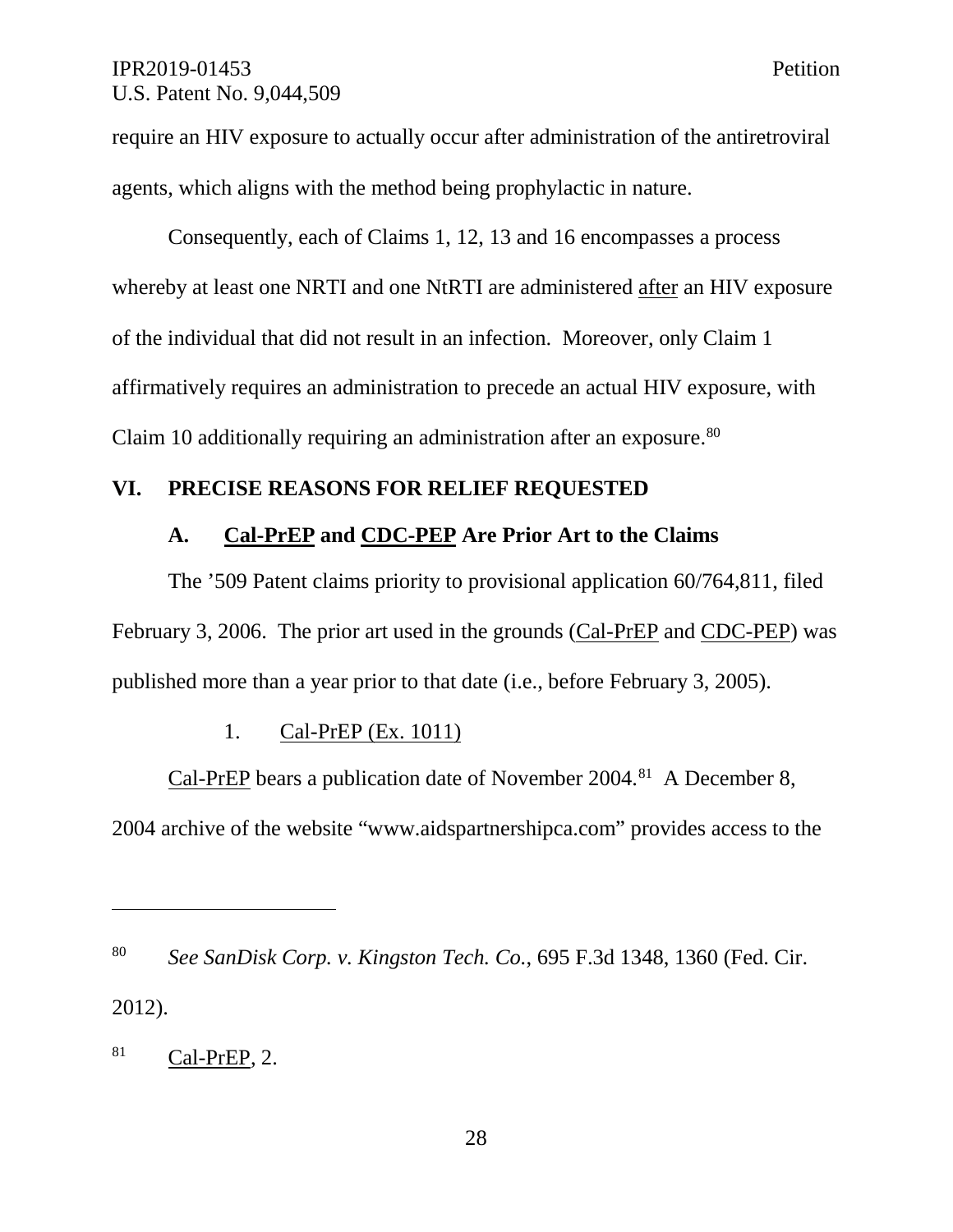require an HIV exposure to actually occur after administration of the antiretroviral agents, which aligns with the method being prophylactic in nature.

Consequently, each of Claims 1, 12, 13 and 16 encompasses a process whereby at least one NRTI and one NtRTI are administered after an HIV exposure of the individual that did not result in an infection. Moreover, only Claim 1 affirmatively requires an administration to precede an actual HIV exposure, with Claim 10 additionally requiring an administration after an exposure.[80]

## VI. PRECISE REASONS FOR RELIEF REQUESTED

### A. Cal-PrEP and CDC-PEP Are Prior Art to the Claims

The ’509 Patent claims priority to provisional application 60/764,811, filed February 3, 2006. The prior art used in the grounds (Cal-PrEP and CDC-PEP) was published more than a year prior to that date (i.e., before February 3, 2005).

#### 1. Cal-PrEP (Ex. 1011)

Cal-PrEP bears a publication date of November 2004.[81] A December 8, 2004 archive of the website “www.aidspartnershipca.com” provides access to the

---

[80] *See SanDisk Corp. v. Kingston Tech. Co.*, 695 F.3d 1348, 1360 (Fed. Cir. 2012).

[81] Cal-PrEP, 2.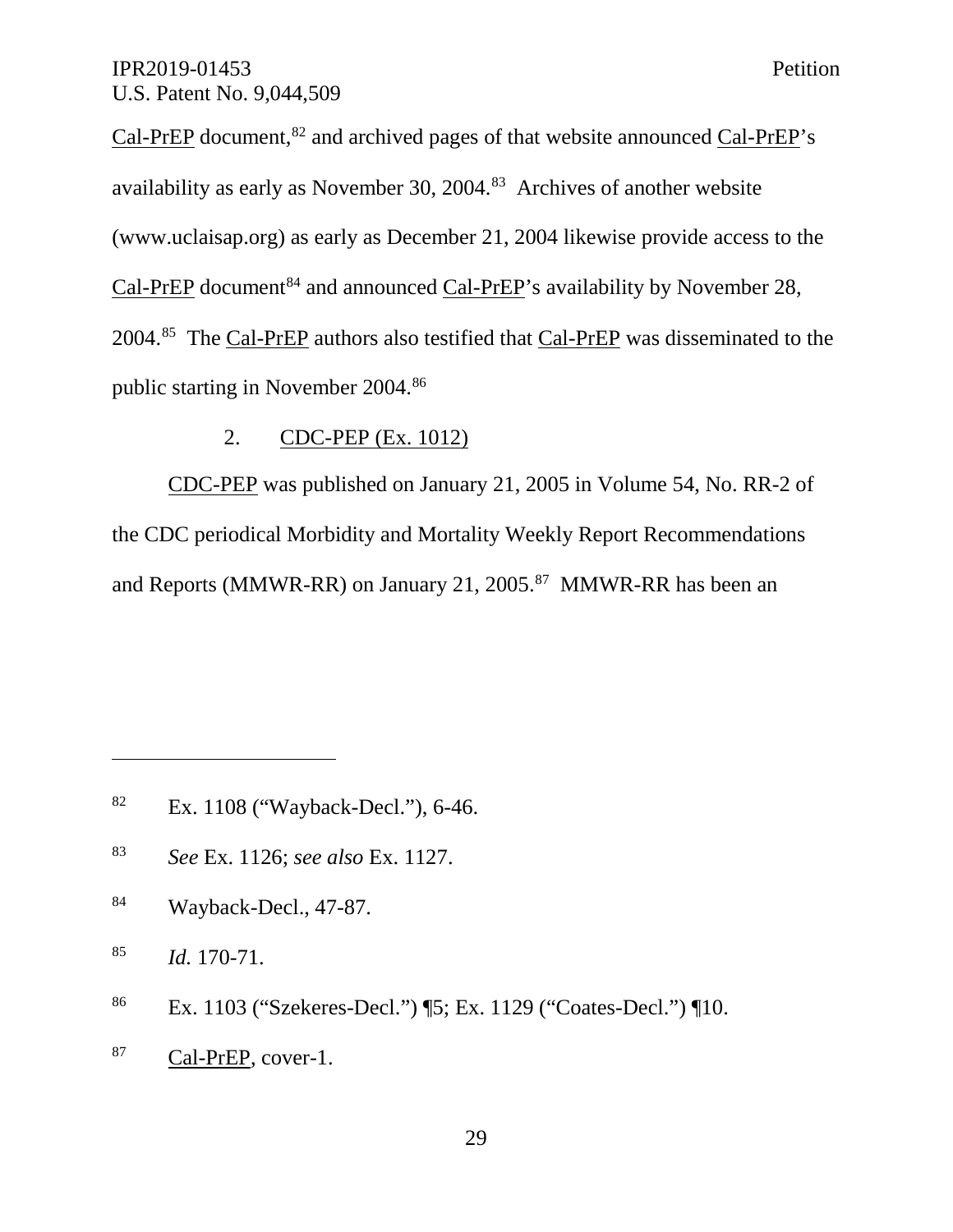Cal-PrEP document,[82] and archived pages of that website announced Cal-PrEP's availability as early as November 30, 2004.[83] Archives of another website (www.uclaisap.org) as early as December 21, 2004 likewise provide access to the Cal-PrEP document[84] and announced Cal-PrEP's availability by November 28, 2004.[85] The Cal-PrEP authors also testified that Cal-PrEP was disseminated to the public starting in November 2004.[86]

### 2. CDC-PEP (Ex. 1012)

CDC-PEP was published on January 21, 2005 in Volume 54, No. RR-2 of the CDC periodical Morbidity and Mortality Weekly Report Recommendations and Reports (MMWR-RR) on January 21, 2005.[87] MMWR-RR has been an

---

[82] Ex. 1108 ("Wayback-Decl."), 6-46.

[83] *See* Ex. 1126; *see also* Ex. 1127.

[84] Wayback-Decl., 47-87.

[85] *Id.* 170-71.

[86] Ex. 1103 ("Szekeres-Decl.") ¶5; Ex. 1129 ("Coates-Decl.") ¶10.

[87] Cal-PrEP, cover-1.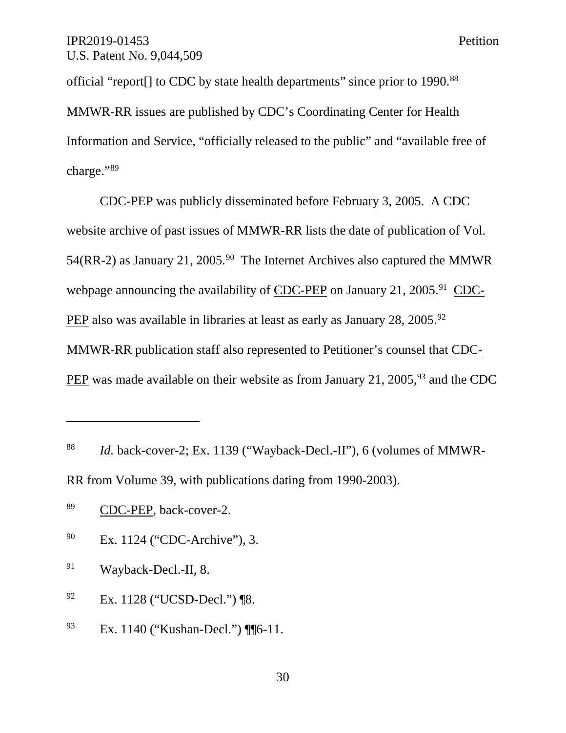official "report[] to CDC by state health departments" since prior to 1990.[88] MMWR-RR issues are published by CDC's Coordinating Center for Health Information and Service, "officially released to the public" and "available free of charge."[89]

CDC-PEP was publicly disseminated before February 3, 2005. A CDC website archive of past issues of MMWR-RR lists the date of publication of Vol. 54(RR-2) as January 21, 2005.[90] The Internet Archives also captured the MMWR webpage announcing the availability of CDC-PEP on January 21, 2005.[91] CDC-PEP also was available in libraries at least as early as January 28, 2005.[92] MMWR-RR publication staff also represented to Petitioner's counsel that CDC-PEP was made available on their website as from January 21, 2005,[93] and the CDC

---

[88] *Id.* back-cover-2; Ex. 1139 ("Wayback-Decl.-II"), 6 (volumes of MMWR-RR from Volume 39, with publications dating from 1990-2003).

[89] CDC-PEP, back-cover-2.

[90] Ex. 1124 ("CDC-Archive"), 3.

[91] Wayback-Decl.-II, 8.

[92] Ex. 1128 ("UCSD-Decl.") ¶8.

[93] Ex. 1140 ("Kushan-Decl.") ¶¶6-11.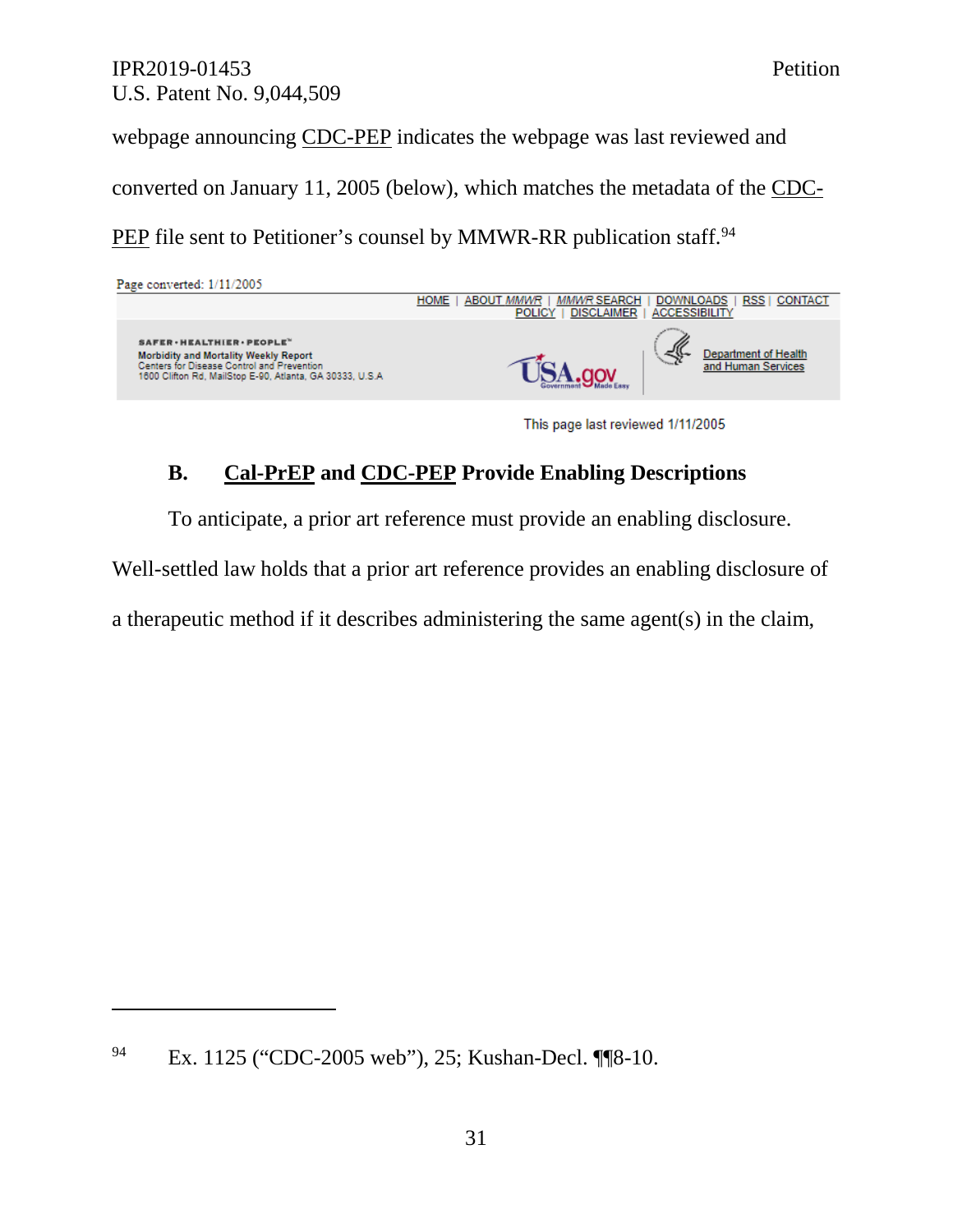webpage announcing CDC-PEP indicates the webpage was last reviewed and converted on January 11, 2005 (below), which matches the metadata of the CDC-PEP file sent to Petitioner's counsel by MMWR-RR publication staff.[94]

Page converted: 1/11/2005

HOME | ABOUT *MMWR* | *MMWR* SEARCH | DOWNLOADS | RSS | CONTACT
POLICY | DISCLAIMER | ACCESSIBILITY

SAFER · HEALTHIER · PEOPLE™
Morbidity and Mortality Weekly Report
Centers for Disease Control and Prevention
1600 Clifton Rd, MailStop E-90, Atlanta, GA 30333, U.S.A

USA.gov Government Made Easy | Department of Health and Human Services

This page last reviewed 1/11/2005

### B. Cal-PrEP and CDC-PEP Provide Enabling Descriptions

To anticipate, a prior art reference must provide an enabling disclosure. Well-settled law holds that a prior art reference provides an enabling disclosure of a therapeutic method if it describes administering the same agent(s) in the claim,

---

[94] Ex. 1125 ("CDC-2005 web"), 25; Kushan-Decl. ¶¶8-10.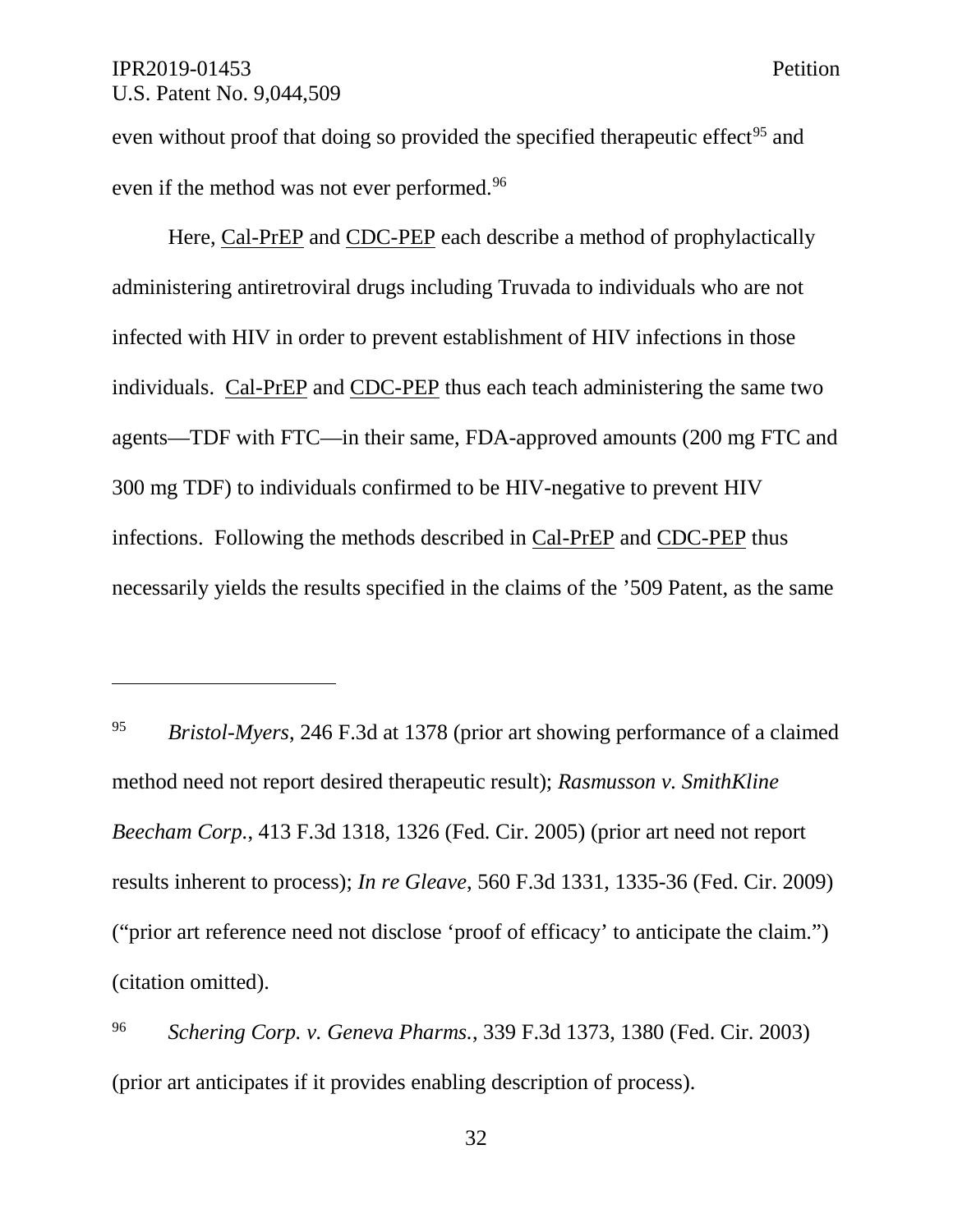even without proof that doing so provided the specified therapeutic effect[95] and even if the method was not ever performed.[96]

Here, Cal-PrEP and CDC-PEP each describe a method of prophylactically administering antiretroviral drugs including Truvada to individuals who are not infected with HIV in order to prevent establishment of HIV infections in those individuals. Cal-PrEP and CDC-PEP thus each teach administering the same two agents—TDF with FTC—in their same, FDA-approved amounts (200 mg FTC and 300 mg TDF) to individuals confirmed to be HIV-negative to prevent HIV infections. Following the methods described in Cal-PrEP and CDC-PEP thus necessarily yields the results specified in the claims of the '509 Patent, as the same

---

[95] *Bristol-Myers*, 246 F.3d at 1378 (prior art showing performance of a claimed method need not report desired therapeutic result); *Rasmusson v. SmithKline Beecham Corp.*, 413 F.3d 1318, 1326 (Fed. Cir. 2005) (prior art need not report results inherent to process); *In re Gleave*, 560 F.3d 1331, 1335-36 (Fed. Cir. 2009) ("prior art reference need not disclose 'proof of efficacy' to anticipate the claim.") (citation omitted).

[96] *Schering Corp. v. Geneva Pharms.*, 339 F.3d 1373, 1380 (Fed. Cir. 2003) (prior art anticipates if it provides enabling description of process).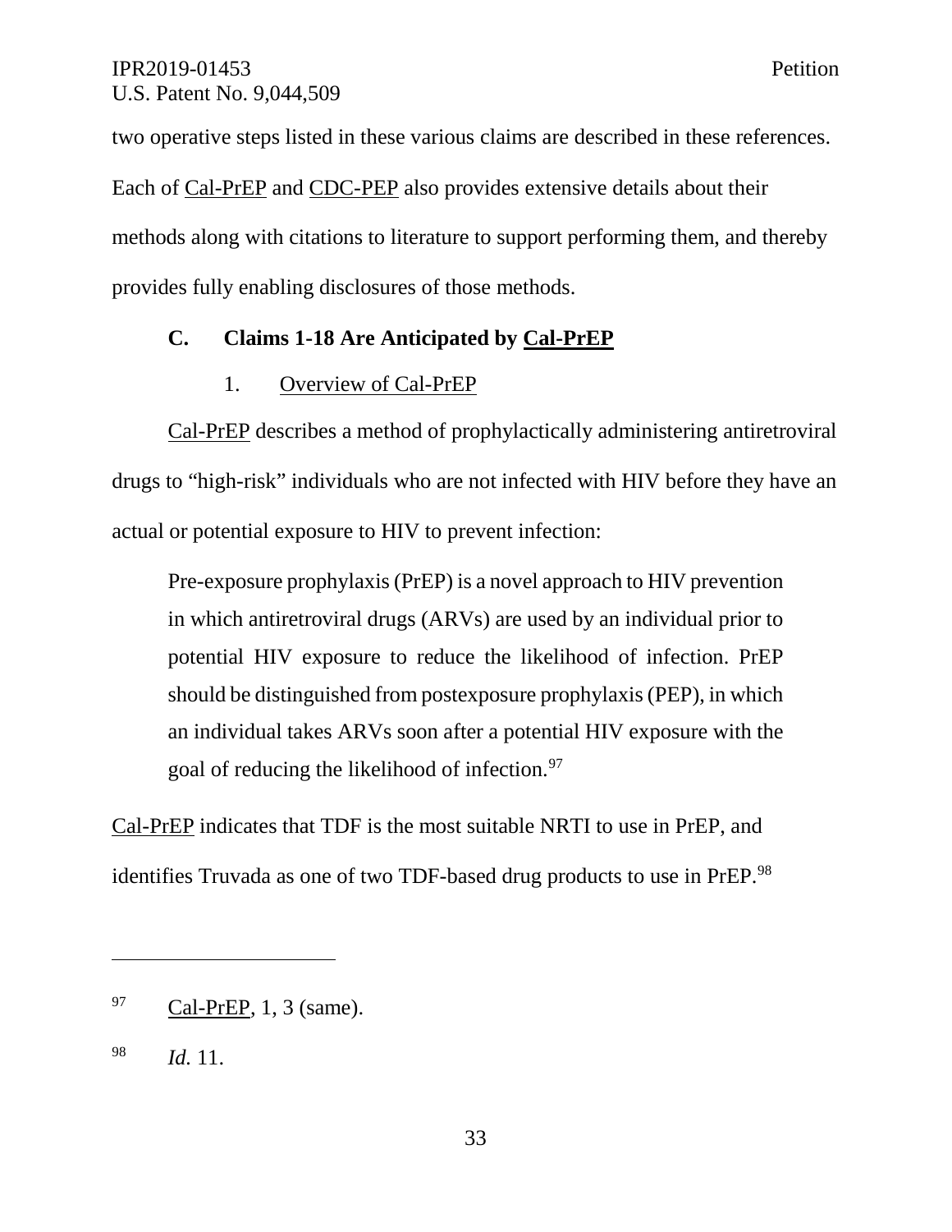two operative steps listed in these various claims are described in these references. Each of Cal-PrEP and CDC-PEP also provides extensive details about their methods along with citations to literature to support performing them, and thereby provides fully enabling disclosures of those methods.

### C. Claims 1-18 Are Anticipated by Cal-PrEP

#### 1. Overview of Cal-PrEP

Cal-PrEP describes a method of prophylactically administering antiretroviral drugs to "high-risk" individuals who are not infected with HIV before they have an actual or potential exposure to HIV to prevent infection:

> Pre-exposure prophylaxis (PrEP) is a novel approach to HIV prevention in which antiretroviral drugs (ARVs) are used by an individual prior to potential HIV exposure to reduce the likelihood of infection. PrEP should be distinguished from postexposure prophylaxis (PEP), in which an individual takes ARVs soon after a potential HIV exposure with the goal of reducing the likelihood of infection.[97]

Cal-PrEP indicates that TDF is the most suitable NRTI to use in PrEP, and identifies Truvada as one of two TDF-based drug products to use in PrEP.[98]

---

[97] Cal-PrEP, 1, 3 (same).

[98] *Id.* 11.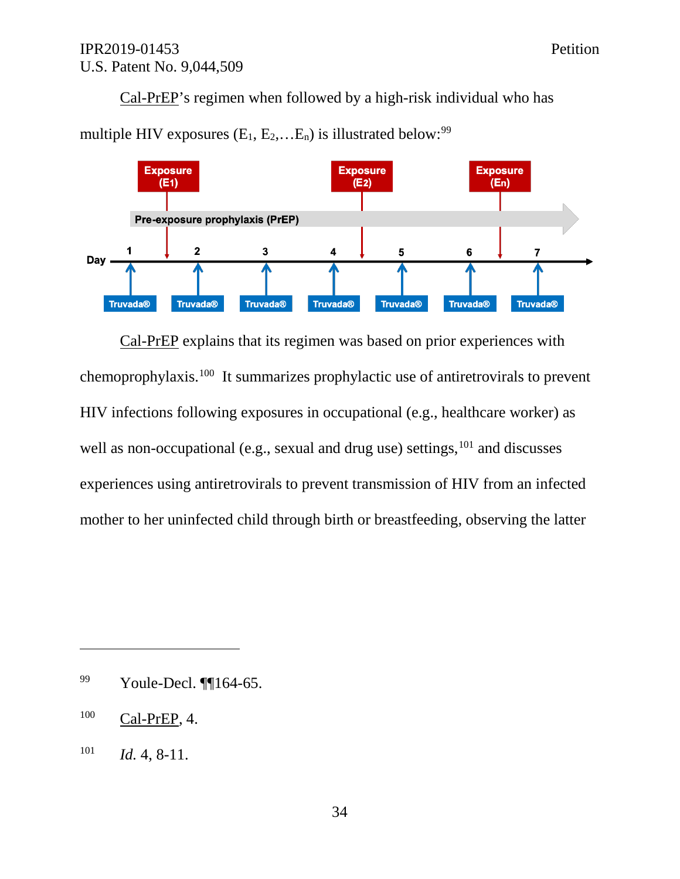Cal-PrEP's regimen when followed by a high-risk individual who has multiple HIV exposures ($E_1$, $E_2$,…$E_n$) is illustrated below:[99]

Exposure ($E_1$) Exposure ($E_2$) Exposure ($E_n$)

Pre-exposure prophylaxis (PrEP)

Day 1 2 3 4 5 6 7

Truvada® Truvada® Truvada® Truvada® Truvada® Truvada® Truvada®

Cal-PrEP explains that its regimen was based on prior experiences with chemoprophylaxis.[100] It summarizes prophylactic use of antiretrovirals to prevent HIV infections following exposures in occupational (e.g., healthcare worker) as well as non-occupational (e.g., sexual and drug use) settings,[101] and discusses experiences using antiretrovirals to prevent transmission of HIV from an infected mother to her uninfected child through birth or breastfeeding, observing the latter

---

[99] Youle-Decl. ¶¶164-65.

[100] Cal-PrEP, 4.

[101] *Id.* 4, 8-11.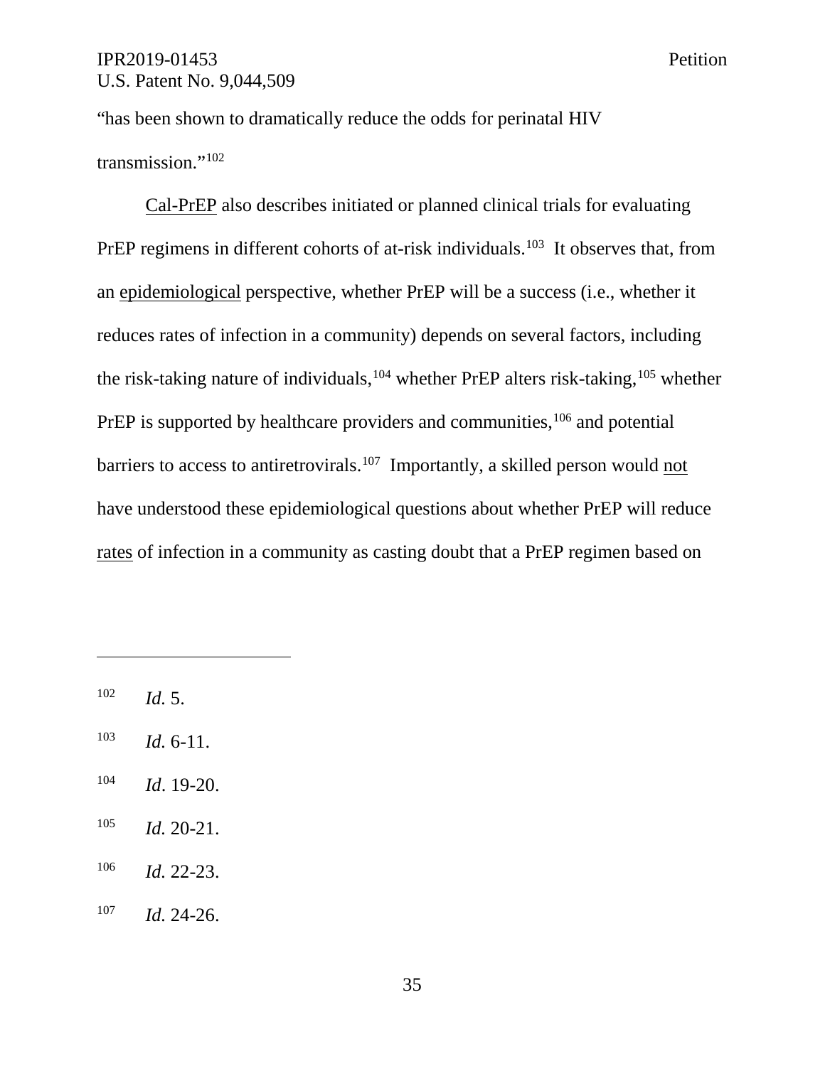"has been shown to dramatically reduce the odds for perinatal HIV transmission."[102]

Cal-PrEP also describes initiated or planned clinical trials for evaluating PrEP regimens in different cohorts of at-risk individuals.[103] It observes that, from an epidemiological perspective, whether PrEP will be a success (i.e., whether it reduces rates of infection in a community) depends on several factors, including the risk-taking nature of individuals,[104] whether PrEP alters risk-taking,[105] whether PrEP is supported by healthcare providers and communities,[106] and potential barriers to access to antiretrovirals.[107] Importantly, a skilled person would not have understood these epidemiological questions about whether PrEP will reduce rates of infection in a community as casting doubt that a PrEP regimen based on

---

[102] *Id.* 5.

[103] *Id.* 6-11.

[104] *Id*. 19-20.

[105] *Id.* 20-21.

[106] *Id.* 22-23.

[107] *Id.* 24-26.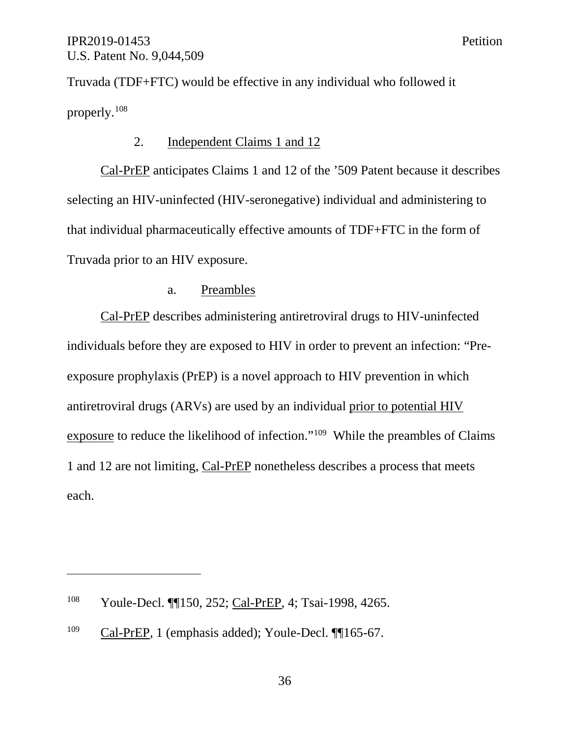Truvada (TDF+FTC) would be effective in any individual who followed it properly.[108]

2. Independent Claims 1 and 12

Cal-PrEP anticipates Claims 1 and 12 of the ’509 Patent because it describes selecting an HIV-uninfected (HIV-seronegative) individual and administering to that individual pharmaceutically effective amounts of TDF+FTC in the form of Truvada prior to an HIV exposure.

a. Preambles

Cal-PrEP describes administering antiretroviral drugs to HIV-uninfected individuals before they are exposed to HIV in order to prevent an infection: “Pre-exposure prophylaxis (PrEP) is a novel approach to HIV prevention in which antiretroviral drugs (ARVs) are used by an individual prior to potential HIV exposure to reduce the likelihood of infection.”[109] While the preambles of Claims 1 and 12 are not limiting, Cal-PrEP nonetheless describes a process that meets each.

---

[108] Youle-Decl. ¶¶150, 252; Cal-PrEP, 4; Tsai-1998, 4265.

[109] Cal-PrEP, 1 (emphasis added); Youle-Decl. ¶¶165-67.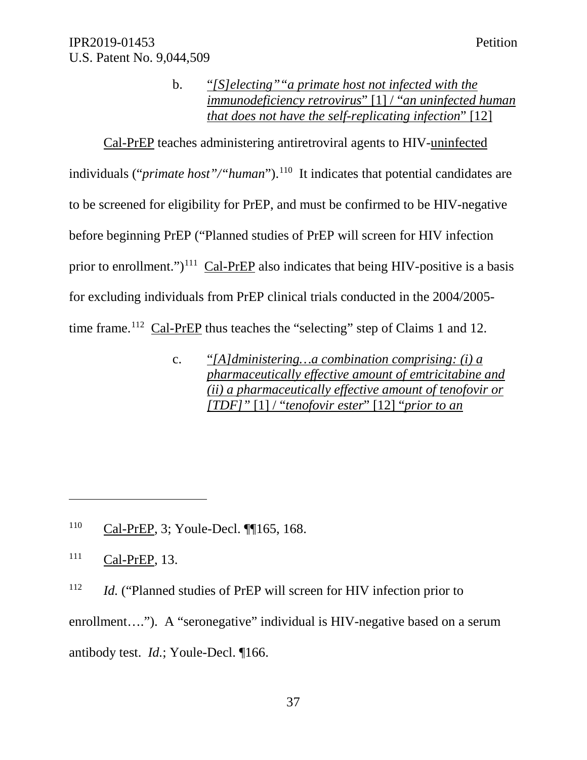b. "*[S]electing*" "*a primate host not infected with the immunodeficiency retrovirus*" [1] / "*an uninfected human that does not have the self-replicating infection*" [12]

Cal-PrEP teaches administering antiretroviral agents to HIV-uninfected individuals ("*primate host*"/"*human*").[110] It indicates that potential candidates are to be screened for eligibility for PrEP, and must be confirmed to be HIV-negative before beginning PrEP ("Planned studies of PrEP will screen for HIV infection prior to enrollment.")[111] Cal-PrEP also indicates that being HIV-positive is a basis for excluding individuals from PrEP clinical trials conducted in the 2004/2005-time frame.[112] Cal-PrEP thus teaches the "selecting" step of Claims 1 and 12.

c. "*[A]dministering…a combination comprising: (i) a pharmaceutically effective amount of emtricitabine and (ii) a pharmaceutically effective amount of tenofovir or [TDF]*" [1] / "*tenofovir ester*" [12] "*prior to an*

---

[110] Cal-PrEP, 3; Youle-Decl. ¶¶165, 168.

[111] Cal-PrEP, 13.

[112] *Id.* ("Planned studies of PrEP will screen for HIV infection prior to enrollment…."). A "seronegative" individual is HIV-negative based on a serum antibody test. *Id.*; Youle-Decl. ¶166.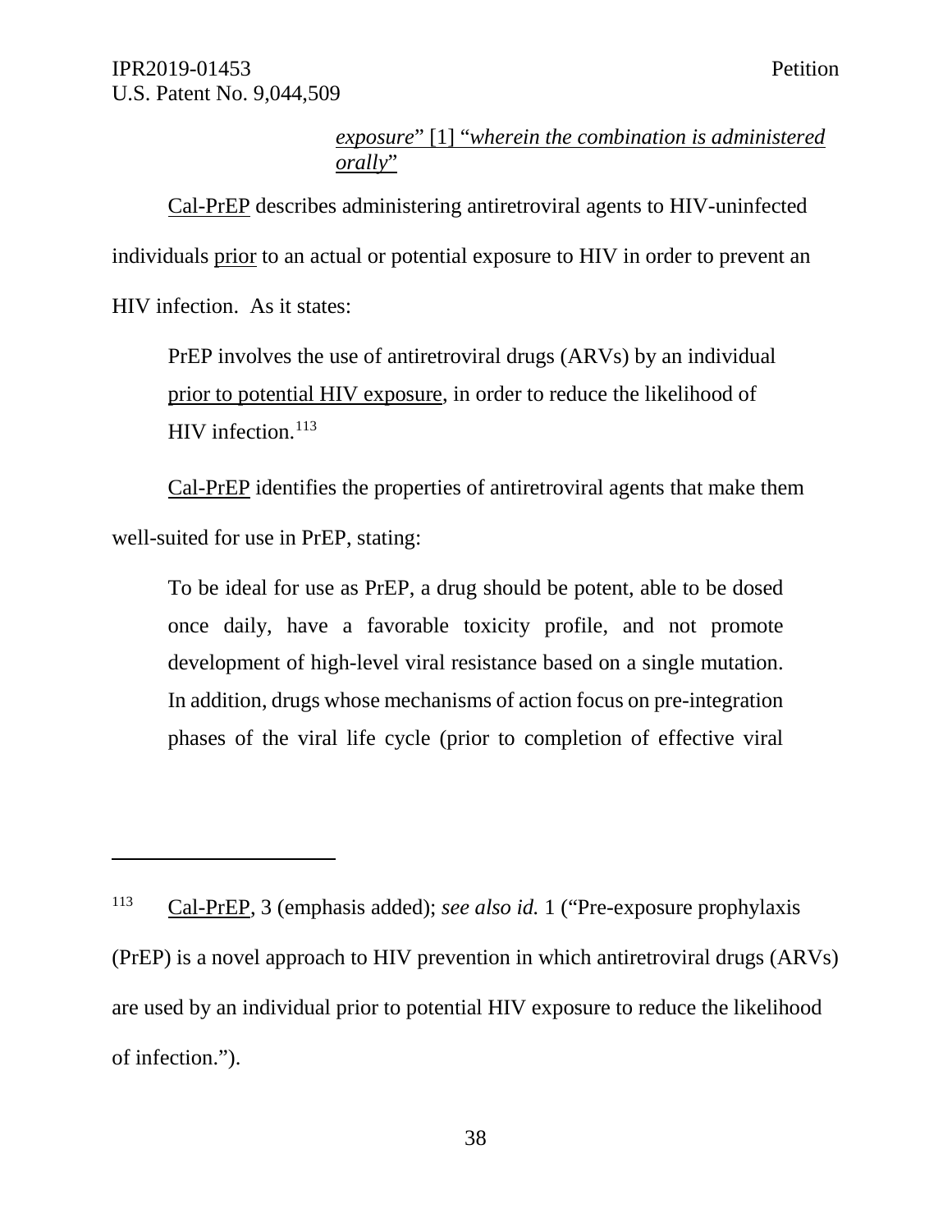*exposure*" [1] "*wherein the combination is administered orally*"

Cal-PrEP describes administering antiretroviral agents to HIV-uninfected individuals prior to an actual or potential exposure to HIV in order to prevent an HIV infection. As it states:

> PrEP involves the use of antiretroviral drugs (ARVs) by an individual prior to potential HIV exposure, in order to reduce the likelihood of HIV infection.[113]

Cal-PrEP identifies the properties of antiretroviral agents that make them well-suited for use in PrEP, stating:

> To be ideal for use as PrEP, a drug should be potent, able to be dosed once daily, have a favorable toxicity profile, and not promote development of high-level viral resistance based on a single mutation. In addition, drugs whose mechanisms of action focus on pre-integration phases of the viral life cycle (prior to completion of effective viral

---

[113] Cal-PrEP, 3 (emphasis added); *see also id.* 1 ("Pre-exposure prophylaxis (PrEP) is a novel approach to HIV prevention in which antiretroviral drugs (ARVs) are used by an individual prior to potential HIV exposure to reduce the likelihood of infection.").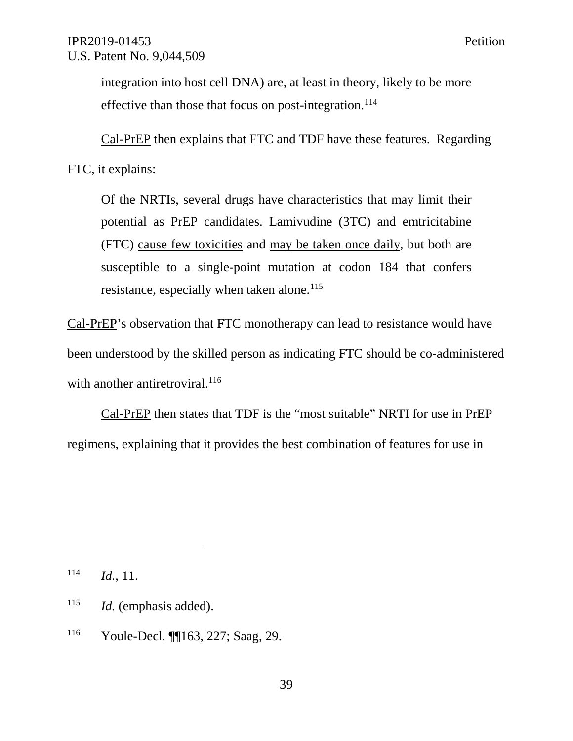> integration into host cell DNA) are, at least in theory, likely to be more effective than those that focus on post-integration.[114]

Cal-PrEP then explains that FTC and TDF have these features. Regarding FTC, it explains:

> Of the NRTIs, several drugs have characteristics that may limit their potential as PrEP candidates. Lamivudine (3TC) and emtricitabine (FTC) cause few toxicities and may be taken once daily, but both are susceptible to a single-point mutation at codon 184 that confers resistance, especially when taken alone.[115]

Cal-PrEP's observation that FTC monotherapy can lead to resistance would have been understood by the skilled person as indicating FTC should be co-administered with another antiretroviral.[116]

Cal-PrEP then states that TDF is the "most suitable" NRTI for use in PrEP regimens, explaining that it provides the best combination of features for use in

---

[114] *Id.*, 11.

[115] *Id.* (emphasis added).

[116] Youle-Decl. ¶¶163, 227; Saag, 29.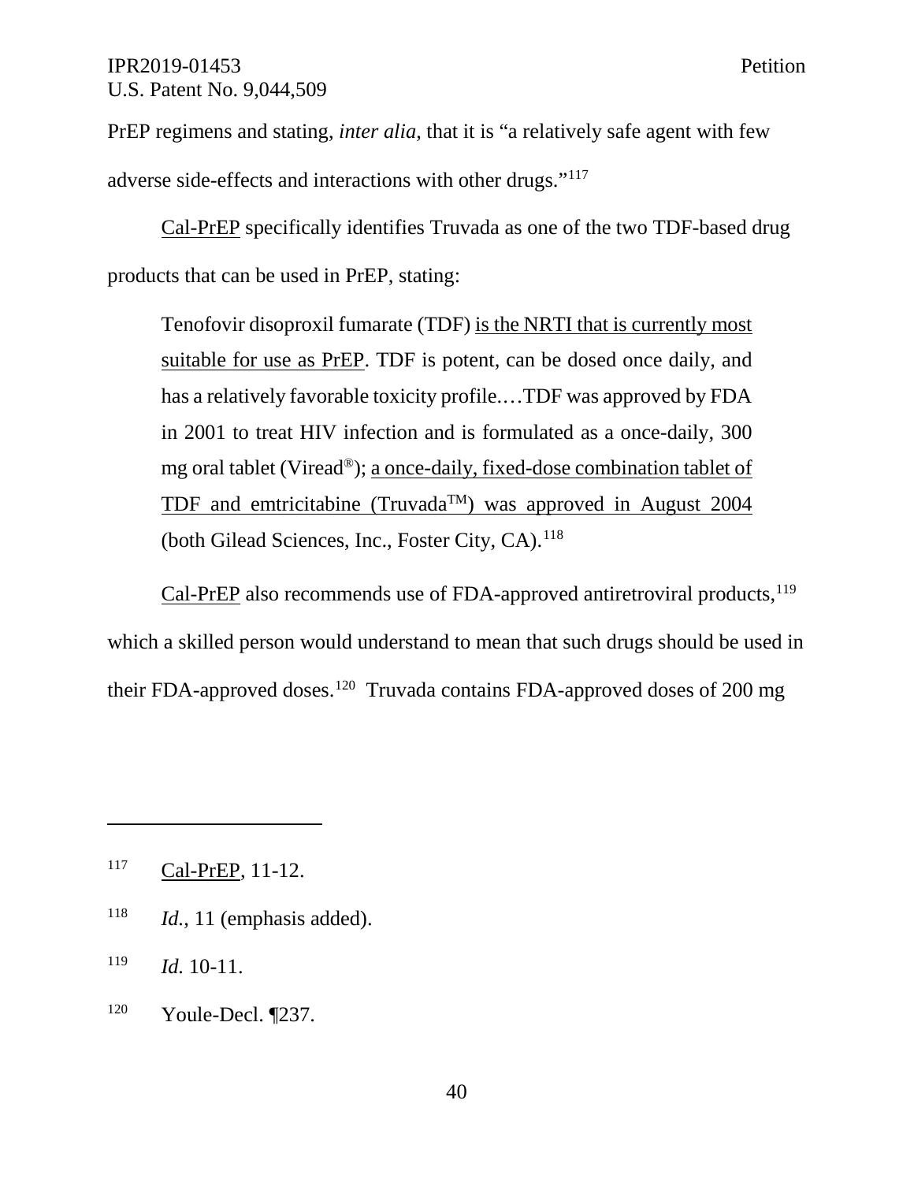PrEP regimens and stating, *inter alia*, that it is "a relatively safe agent with few adverse side-effects and interactions with other drugs."[117]

<u>Cal-PrEP</u> specifically identifies Truvada as one of the two TDF-based drug products that can be used in PrEP, stating:

> Tenofovir disoproxil fumarate (TDF) <u>is the NRTI that is currently most suitable for use as PrEP</u>. TDF is potent, can be dosed once daily, and has a relatively favorable toxicity profile.…TDF was approved by FDA in 2001 to treat HIV infection and is formulated as a once-daily, 300 mg oral tablet (Viread®); <u>a once-daily, fixed-dose combination tablet of TDF and emtricitabine (Truvada™) was approved in August 2004</u> (both Gilead Sciences, Inc., Foster City, CA).[118]

<u>Cal-PrEP</u> also recommends use of FDA-approved antiretroviral products,[119] which a skilled person would understand to mean that such drugs should be used in their FDA-approved doses.[120] Truvada contains FDA-approved doses of 200 mg

---

[117] <u>Cal-PrEP</u>, 11-12.

[118] *Id.*, 11 (emphasis added).

[119] *Id.* 10-11.

[120] Youle-Decl. ¶237.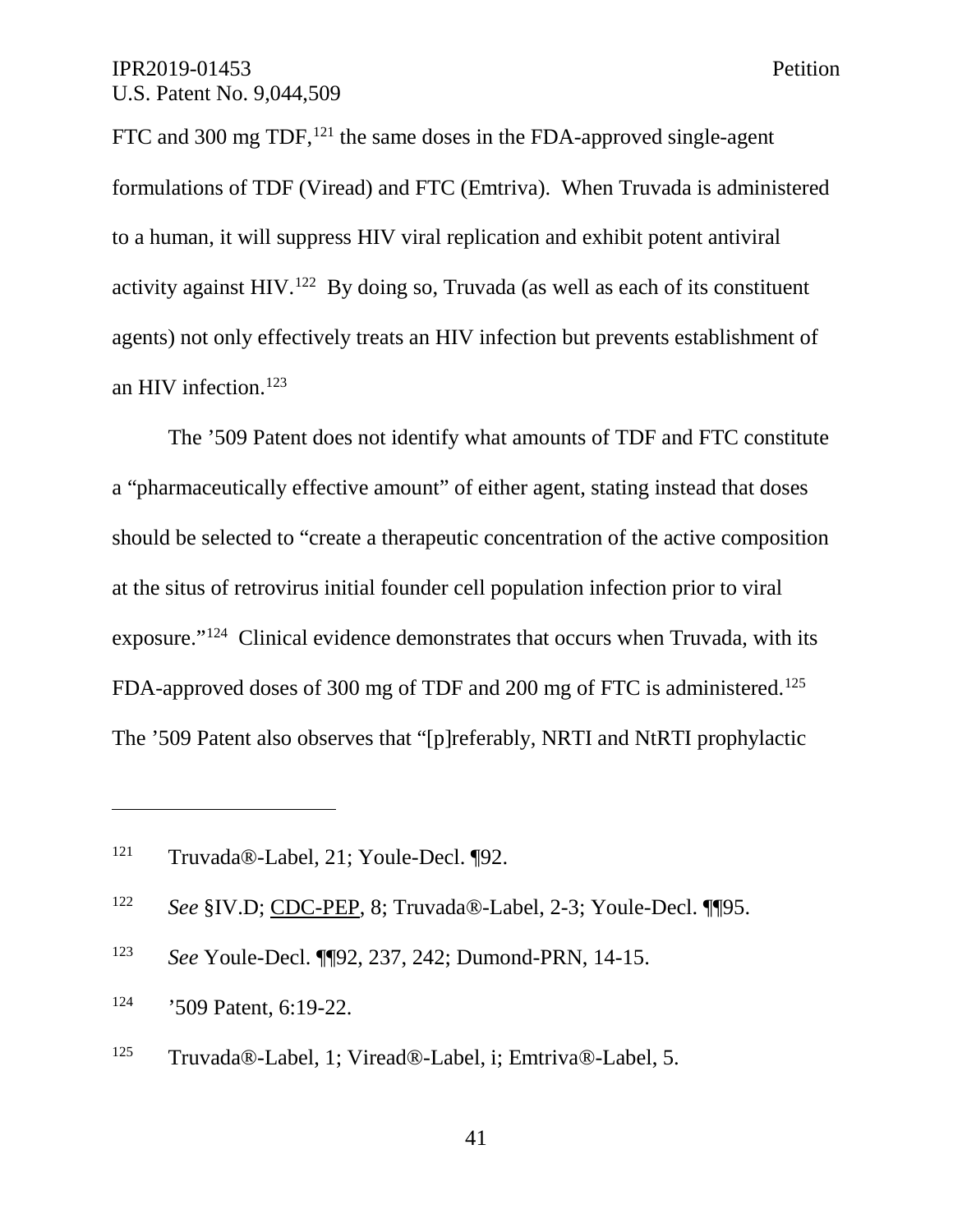FTC and 300 mg TDF,[121] the same doses in the FDA-approved single-agent formulations of TDF (Viread) and FTC (Emtriva). When Truvada is administered to a human, it will suppress HIV viral replication and exhibit potent antiviral activity against HIV.[122] By doing so, Truvada (as well as each of its constituent agents) not only effectively treats an HIV infection but prevents establishment of an HIV infection.[123]

The ’509 Patent does not identify what amounts of TDF and FTC constitute a “pharmaceutically effective amount” of either agent, stating instead that doses should be selected to “create a therapeutic concentration of the active composition at the situs of retrovirus initial founder cell population infection prior to viral exposure.”[124] Clinical evidence demonstrates that occurs when Truvada, with its FDA-approved doses of 300 mg of TDF and 200 mg of FTC is administered.[125] The ’509 Patent also observes that “[p]referably, NRTI and NtRTI prophylactic

---

[121] Truvada®-Label, 21; Youle-Decl. ¶92.

[122] *See* §IV.D; CDC-PEP, 8; Truvada®-Label, 2-3; Youle-Decl. ¶¶95.

[123] *See* Youle-Decl. ¶¶92, 237, 242; Dumond-PRN, 14-15.

[124] ’509 Patent, 6:19-22.

[125] Truvada®-Label, 1; Viread®-Label, i; Emtriva®-Label, 5.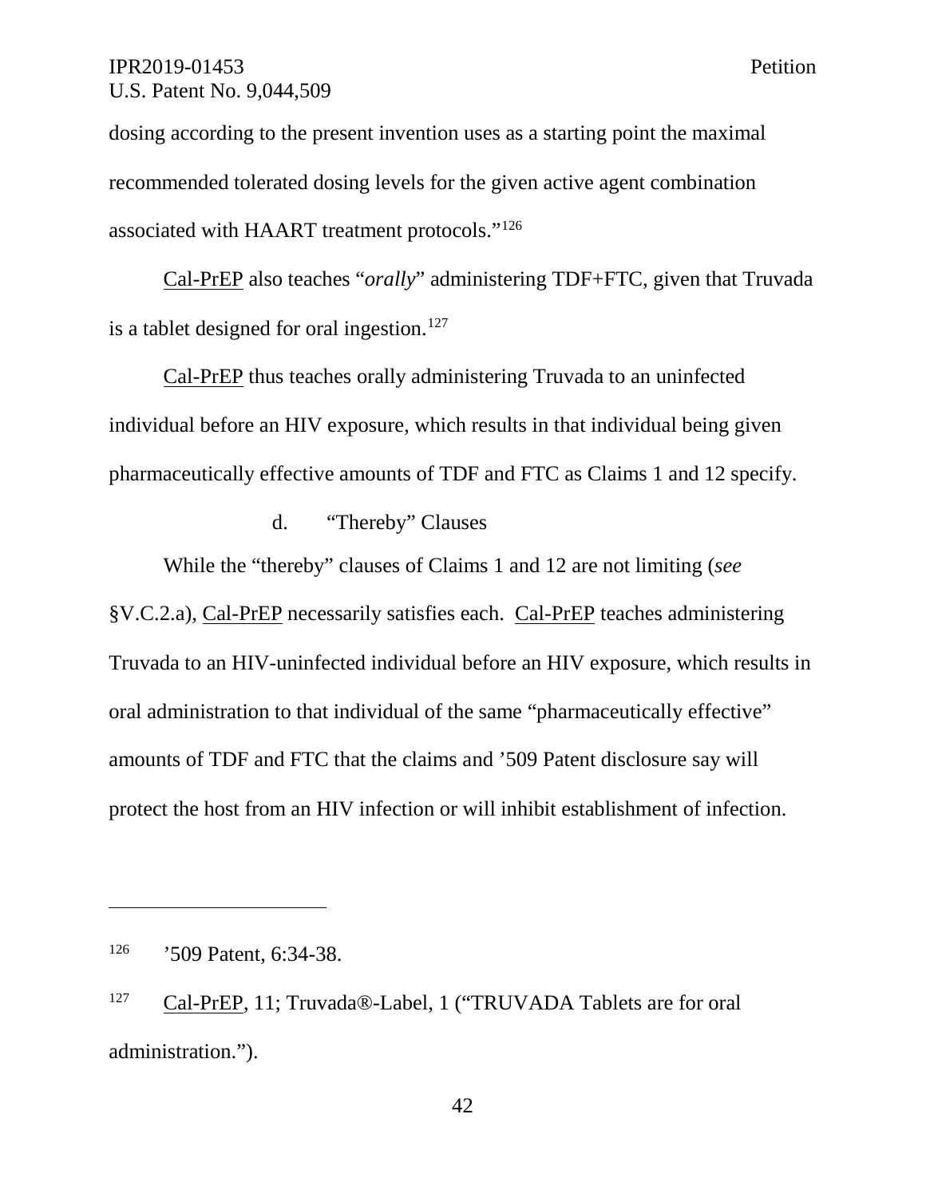dosing according to the present invention uses as a starting point the maximal recommended tolerated dosing levels for the given active agent combination associated with HAART treatment protocols."[126]

Cal-PrEP also teaches "*orally*" administering TDF+FTC, given that Truvada is a tablet designed for oral ingestion.[127]

Cal-PrEP thus teaches orally administering Truvada to an uninfected individual before an HIV exposure, which results in that individual being given pharmaceutically effective amounts of TDF and FTC as Claims 1 and 12 specify.

d. "Thereby" Clauses

While the "thereby" clauses of Claims 1 and 12 are not limiting (*see* §V.C.2.a), Cal-PrEP necessarily satisfies each. Cal-PrEP teaches administering Truvada to an HIV-uninfected individual before an HIV exposure, which results in oral administration to that individual of the same "pharmaceutically effective" amounts of TDF and FTC that the claims and '509 Patent disclosure say will protect the host from an HIV infection or will inhibit establishment of infection.

---

[126] '509 Patent, 6:34-38.

[127] Cal-PrEP, 11; Truvada®-Label, 1 ("TRUVADA Tablets are for oral administration.").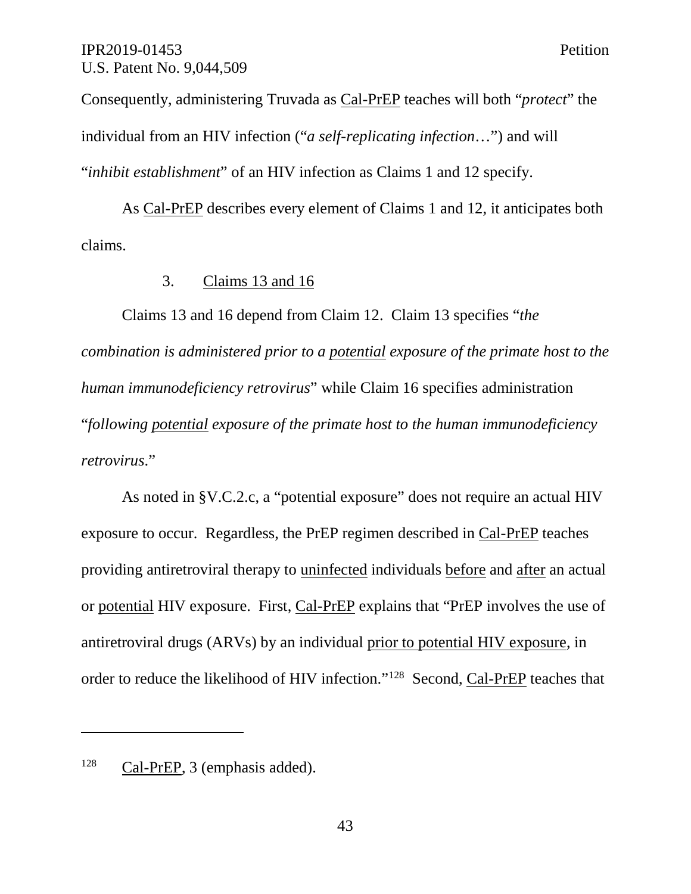Consequently, administering Truvada as Cal-PrEP teaches will both "*protect*" the individual from an HIV infection ("*a self-replicating infection*…") and will "*inhibit establishment*" of an HIV infection as Claims 1 and 12 specify.

As Cal-PrEP describes every element of Claims 1 and 12, it anticipates both claims.

### 3. Claims 13 and 16

Claims 13 and 16 depend from Claim 12. Claim 13 specifies "*the combination is administered prior to a potential exposure of the primate host to the human immunodeficiency retrovirus*" while Claim 16 specifies administration "*following potential exposure of the primate host to the human immunodeficiency retrovirus*."

As noted in §V.C.2.c, a "potential exposure" does not require an actual HIV exposure to occur. Regardless, the PrEP regimen described in Cal-PrEP teaches providing antiretroviral therapy to uninfected individuals before and after an actual or potential HIV exposure. First, Cal-PrEP explains that "PrEP involves the use of antiretroviral drugs (ARVs) by an individual prior to potential HIV exposure, in order to reduce the likelihood of HIV infection."[128] Second, Cal-PrEP teaches that

[128] Cal-PrEP, 3 (emphasis added).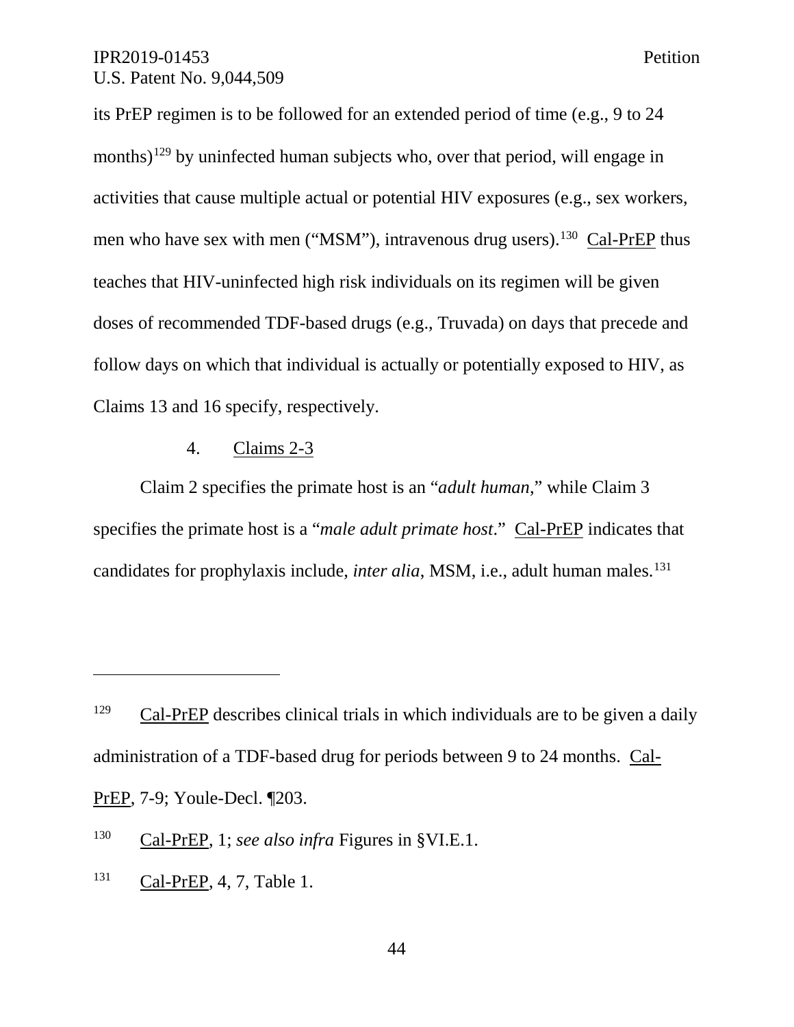its PrEP regimen is to be followed for an extended period of time (e.g., 9 to 24 months)[129] by uninfected human subjects who, over that period, will engage in activities that cause multiple actual or potential HIV exposures (e.g., sex workers, men who have sex with men ("MSM"), intravenous drug users).[130] Cal-PrEP thus teaches that HIV-uninfected high risk individuals on its regimen will be given doses of recommended TDF-based drugs (e.g., Truvada) on days that precede and follow days on which that individual is actually or potentially exposed to HIV, as Claims 13 and 16 specify, respectively.

#### 4. Claims 2-3

Claim 2 specifies the primate host is an "*adult human*," while Claim 3 specifies the primate host is a "*male adult primate host*." Cal-PrEP indicates that candidates for prophylaxis include, *inter alia*, MSM, i.e., adult human males.[131]

---

[129] Cal-PrEP describes clinical trials in which individuals are to be given a daily administration of a TDF-based drug for periods between 9 to 24 months. Cal-PrEP, 7-9; Youle-Decl. ¶203.

[130] Cal-PrEP, 1; *see also infra* Figures in §VI.E.1.

[131] Cal-PrEP, 4, 7, Table 1.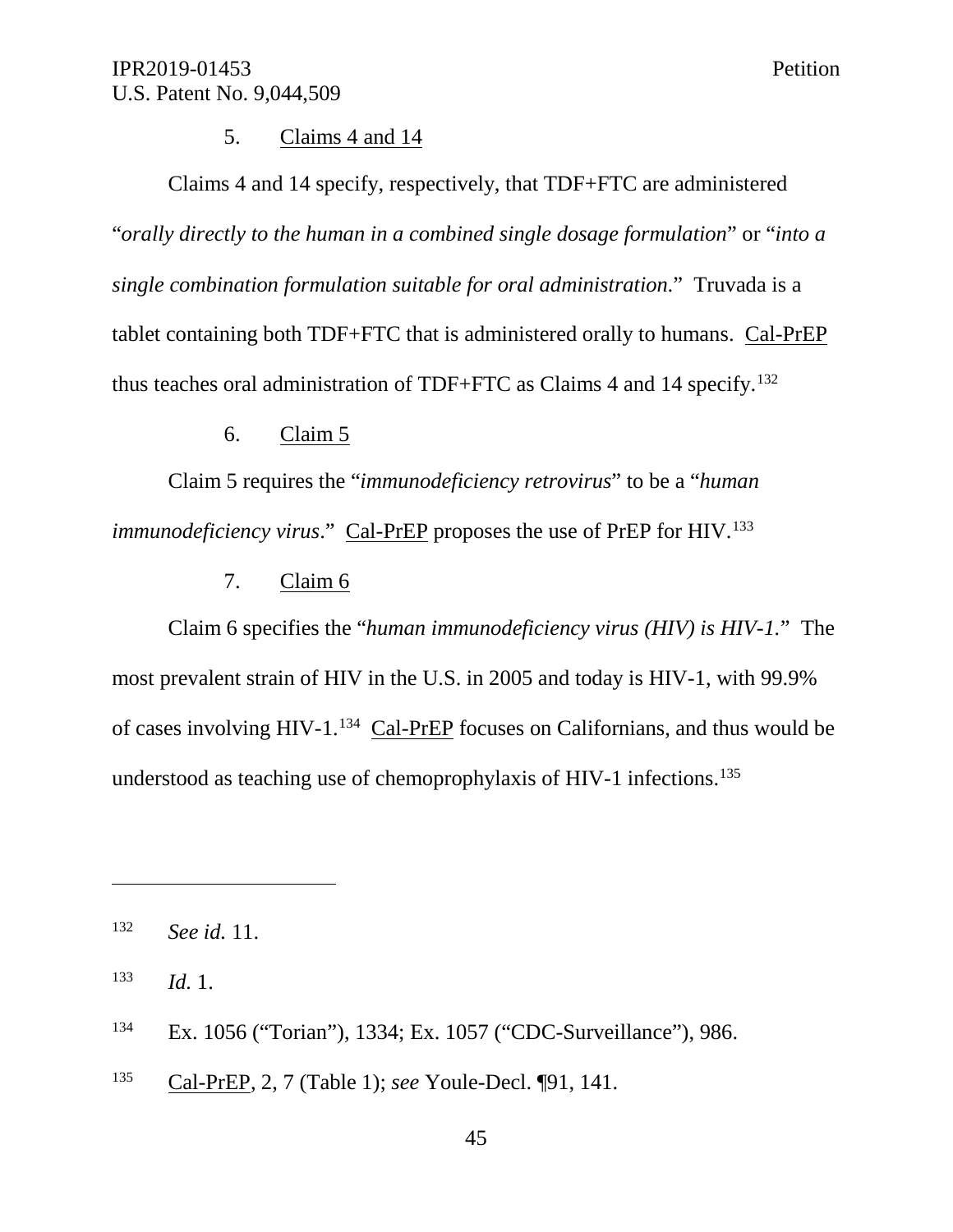5. Claims 4 and 14

Claims 4 and 14 specify, respectively, that TDF+FTC are administered "*orally directly to the human in a combined single dosage formulation*" or "*into a single combination formulation suitable for oral administration.*" Truvada is a tablet containing both TDF+FTC that is administered orally to humans. Cal-PrEP thus teaches oral administration of TDF+FTC as Claims 4 and 14 specify.[132]

6. Claim 5

Claim 5 requires the "*immunodeficiency retrovirus*" to be a "*human immunodeficiency virus*." Cal-PrEP proposes the use of PrEP for HIV.[133]

7. Claim 6

Claim 6 specifies the "*human immunodeficiency virus (HIV) is HIV-1.*" The most prevalent strain of HIV in the U.S. in 2005 and today is HIV-1, with 99.9% of cases involving HIV-1.[134] Cal-PrEP focuses on Californians, and thus would be understood as teaching use of chemoprophylaxis of HIV-1 infections.[135]

---

[132] *See id.* 11.

[133] *Id.* 1.

[134] Ex. 1056 ("Torian"), 1334; Ex. 1057 ("CDC-Surveillance"), 986.

[135] Cal-PrEP, 2, 7 (Table 1); *see* Youle-Decl. ¶91, 141.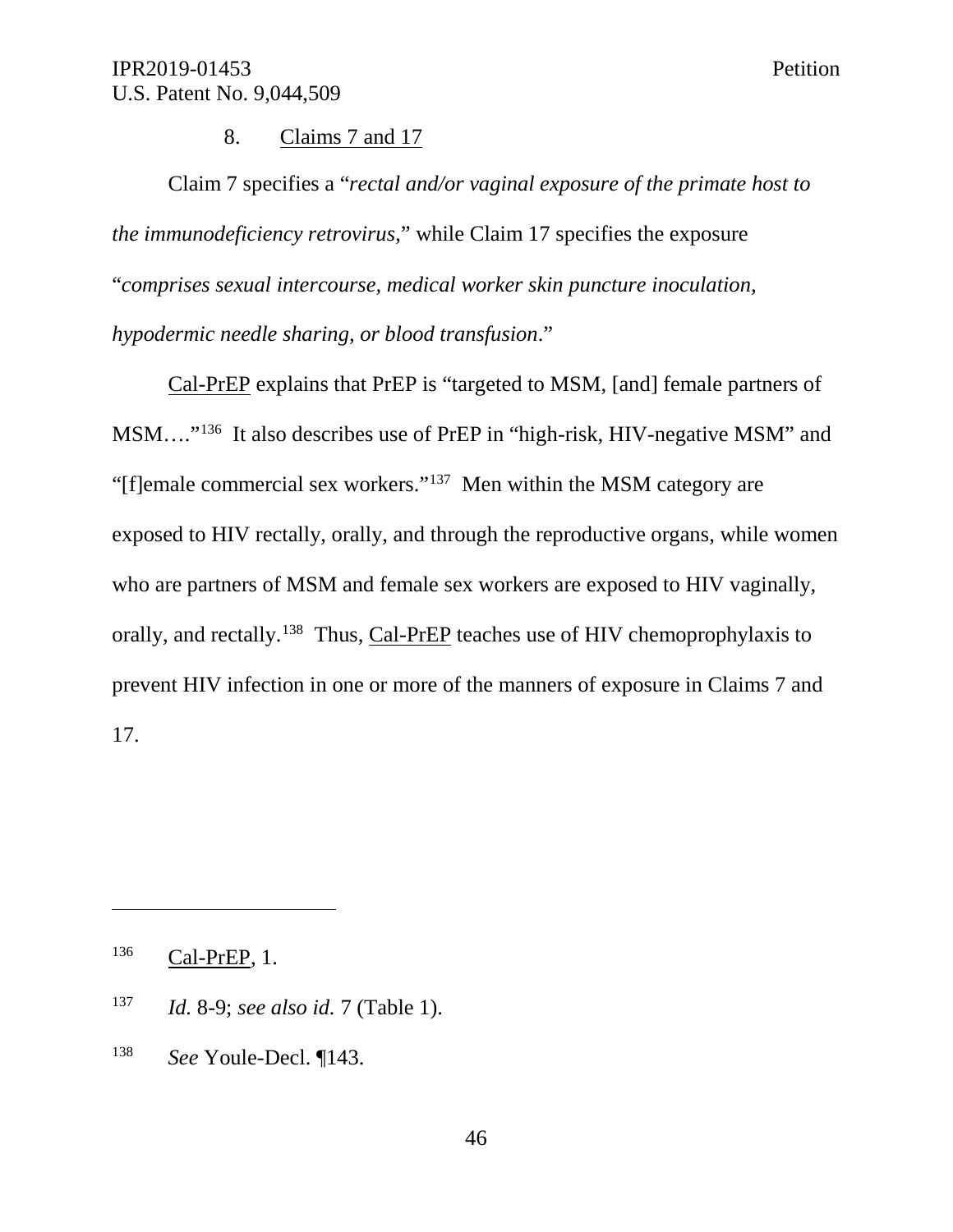8. Claims 7 and 17

Claim 7 specifies a "*rectal and/or vaginal exposure of the primate host to the immunodeficiency retrovirus*," while Claim 17 specifies the exposure "*comprises sexual intercourse, medical worker skin puncture inoculation, hypodermic needle sharing, or blood transfusion*."

Cal-PrEP explains that PrEP is "targeted to MSM, [and] female partners of MSM…."[136] It also describes use of PrEP in "high-risk, HIV-negative MSM" and "[f]emale commercial sex workers."[137] Men within the MSM category are exposed to HIV rectally, orally, and through the reproductive organs, while women who are partners of MSM and female sex workers are exposed to HIV vaginally, orally, and rectally.[138] Thus, Cal-PrEP teaches use of HIV chemoprophylaxis to prevent HIV infection in one or more of the manners of exposure in Claims 7 and 17.

---

[136] Cal-PrEP, 1.

[137] *Id.* 8-9; *see also id.* 7 (Table 1).

[138] *See* Youle-Decl. ¶143.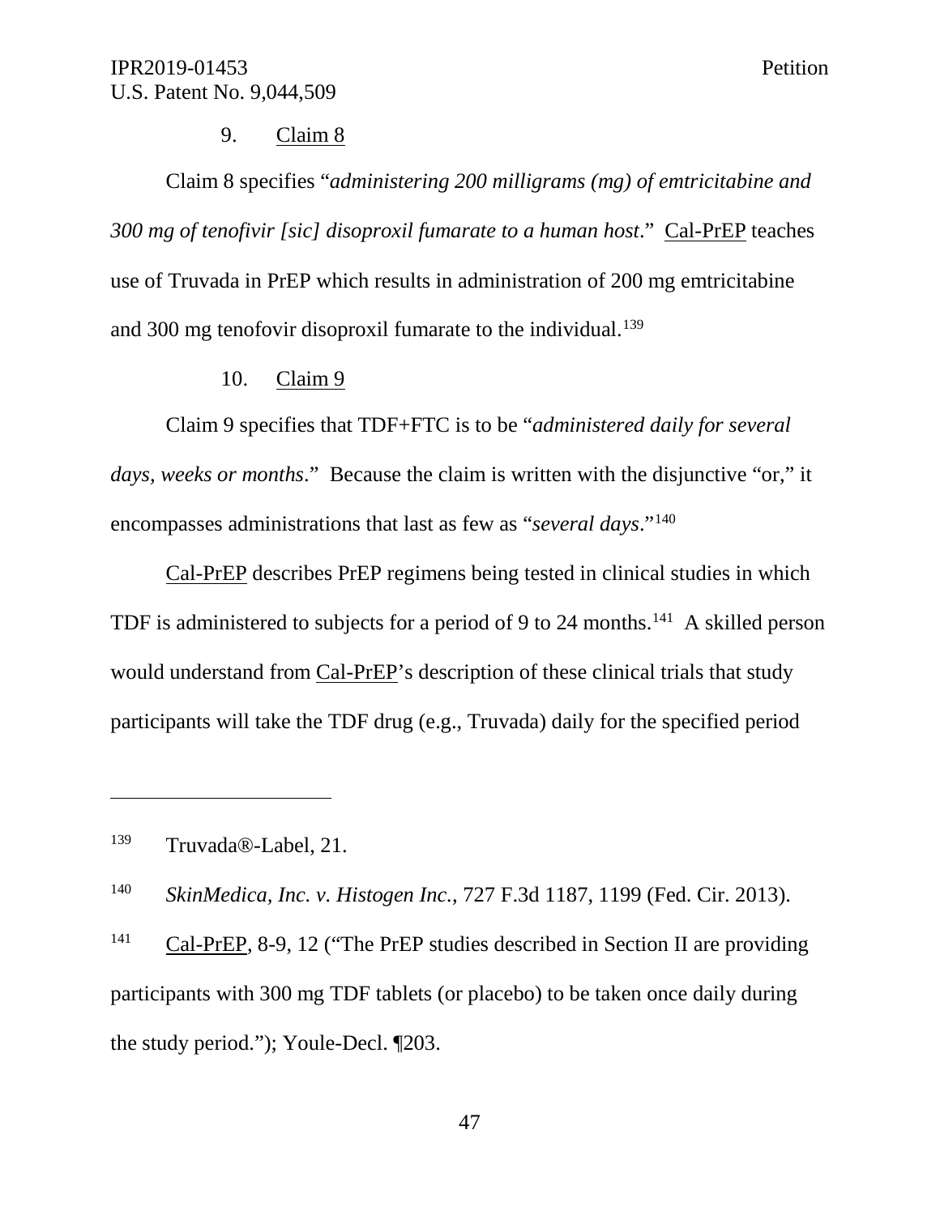### 9. Claim 8

Claim 8 specifies "*administering 200 milligrams (mg) of emtricitabine and 300 mg of tenofivir [sic] disoproxil fumarate to a human host*." Cal-PrEP teaches use of Truvada in PrEP which results in administration of 200 mg emtricitabine and 300 mg tenofovir disoproxil fumarate to the individual.[139]

### 10. Claim 9

Claim 9 specifies that TDF+FTC is to be "*administered daily for several days, weeks or months*." Because the claim is written with the disjunctive "or," it encompasses administrations that last as few as "*several days*."[140]

Cal-PrEP describes PrEP regimens being tested in clinical studies in which TDF is administered to subjects for a period of 9 to 24 months.[141] A skilled person would understand from Cal-PrEP's description of these clinical trials that study participants will take the TDF drug (e.g., Truvada) daily for the specified period

---

[139] Truvada®-Label, 21.

[140] *SkinMedica, Inc. v. Histogen Inc.*, 727 F.3d 1187, 1199 (Fed. Cir. 2013).

[141] Cal-PrEP, 8-9, 12 ("The PrEP studies described in Section II are providing participants with 300 mg TDF tablets (or placebo) to be taken once daily during the study period."); Youle-Decl. ¶203.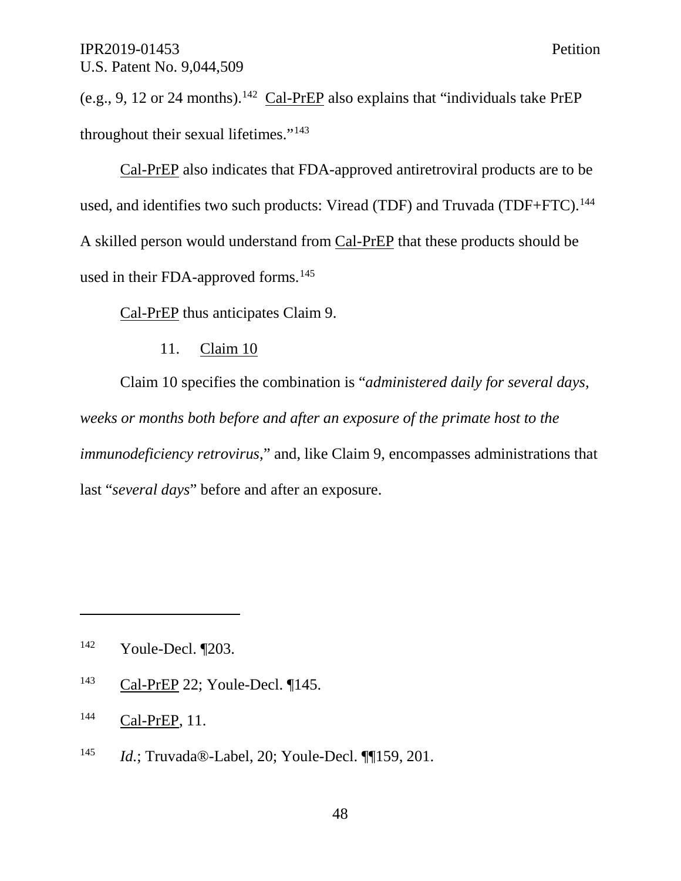(e.g., 9, 12 or 24 months).[142] Cal-PrEP also explains that "individuals take PrEP throughout their sexual lifetimes."[143]

Cal-PrEP also indicates that FDA-approved antiretroviral products are to be used, and identifies two such products: Viread (TDF) and Truvada (TDF+FTC).[144] A skilled person would understand from Cal-PrEP that these products should be used in their FDA-approved forms.[145]

Cal-PrEP thus anticipates Claim 9.

11. Claim 10

Claim 10 specifies the combination is "*administered daily for several days, weeks or months both before and after an exposure of the primate host to the immunodeficiency retrovirus*," and, like Claim 9, encompasses administrations that last "*several days*" before and after an exposure.

---

[142] Youle-Decl. ¶203.

[143] Cal-PrEP 22; Youle-Decl. ¶145.

[144] Cal-PrEP, 11.

[145] *Id.*; Truvada®-Label, 20; Youle-Decl. ¶¶159, 201.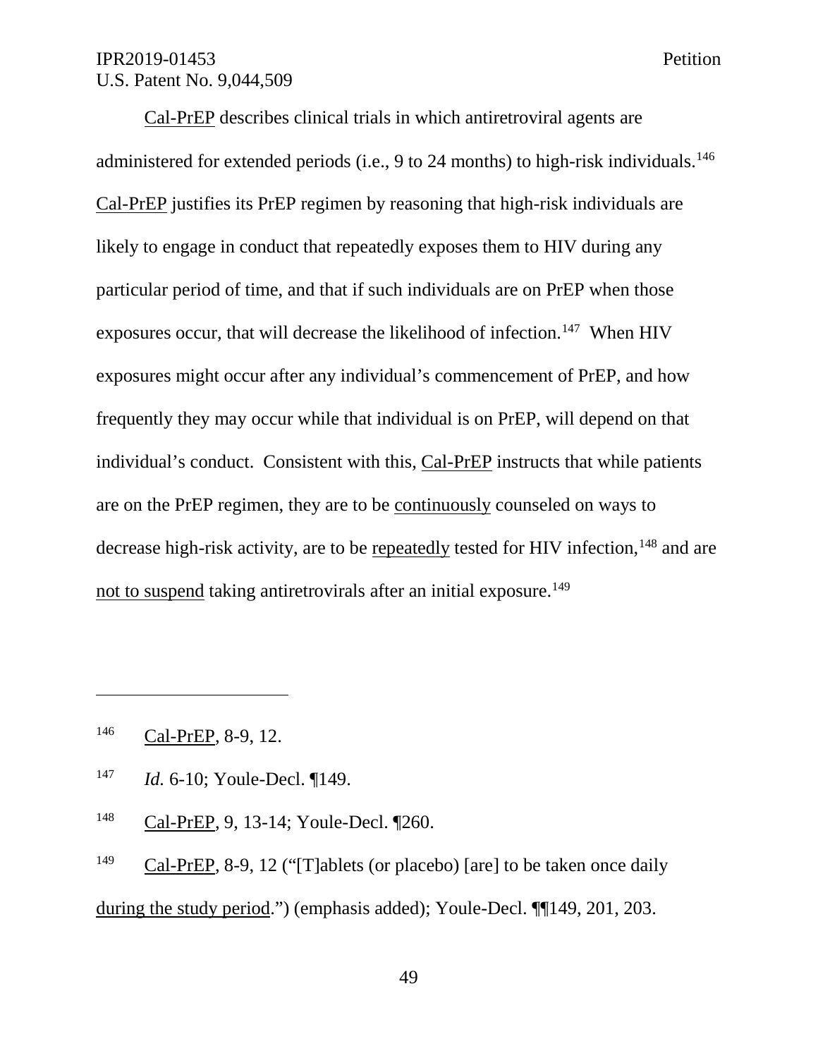Cal-PrEP describes clinical trials in which antiretroviral agents are administered for extended periods (i.e., 9 to 24 months) to high-risk individuals.[146] Cal-PrEP justifies its PrEP regimen by reasoning that high-risk individuals are likely to engage in conduct that repeatedly exposes them to HIV during any particular period of time, and that if such individuals are on PrEP when those exposures occur, that will decrease the likelihood of infection.[147] When HIV exposures might occur after any individual's commencement of PrEP, and how frequently they may occur while that individual is on PrEP, will depend on that individual's conduct. Consistent with this, Cal-PrEP instructs that while patients are on the PrEP regimen, they are to be continuously counseled on ways to decrease high-risk activity, are to be repeatedly tested for HIV infection,[148] and are not to suspend taking antiretrovirals after an initial exposure.[149]

---

[146] Cal-PrEP, 8-9, 12.

[147] *Id.* 6-10; Youle-Decl. ¶149.

[148] Cal-PrEP, 9, 13-14; Youle-Decl. ¶260.

[149] Cal-PrEP, 8-9, 12 ("[T]ablets (or placebo) [are] to be taken once daily during the study period.") (emphasis added); Youle-Decl. ¶¶149, 201, 203.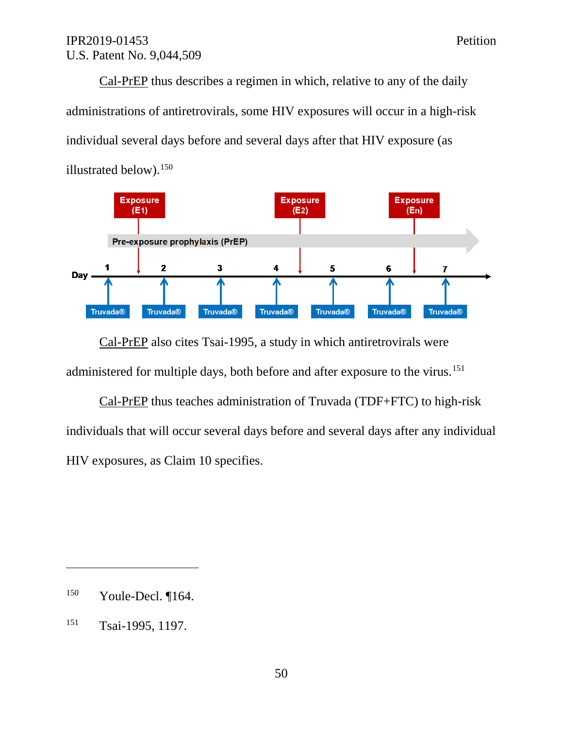Cal-PrEP thus describes a regimen in which, relative to any of the daily administrations of antiretrovirals, some HIV exposures will occur in a high-risk individual several days before and several days after that HIV exposure (as illustrated below).[150]

Cal-PrEP also cites Tsai-1995, a study in which antiretrovirals were administered for multiple days, both before and after exposure to the virus.[151]

Cal-PrEP thus teaches administration of Truvada (TDF+FTC) to high-risk individuals that will occur several days before and several days after any individual HIV exposures, as Claim 10 specifies.

---

[150] Youle-Decl. ¶164.

[151] Tsai-1995, 1197.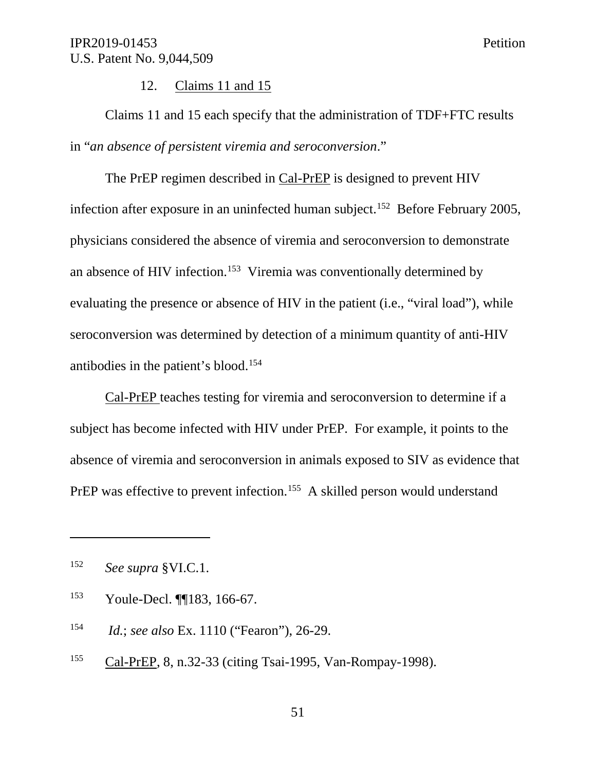12. Claims 11 and 15

Claims 11 and 15 each specify that the administration of TDF+FTC results in "*an absence of persistent viremia and seroconversion*."

The PrEP regimen described in Cal-PrEP is designed to prevent HIV infection after exposure in an uninfected human subject.[152] Before February 2005, physicians considered the absence of viremia and seroconversion to demonstrate an absence of HIV infection.[153] Viremia was conventionally determined by evaluating the presence or absence of HIV in the patient (i.e., "viral load"), while seroconversion was determined by detection of a minimum quantity of anti-HIV antibodies in the patient's blood.[154]

Cal-PrEP teaches testing for viremia and seroconversion to determine if a subject has become infected with HIV under PrEP. For example, it points to the absence of viremia and seroconversion in animals exposed to SIV as evidence that PrEP was effective to prevent infection.[155] A skilled person would understand

---

[152] *See supra* §VI.C.1.

[153] Youle-Decl. ¶¶183, 166-67.

[154] *Id.*; *see also* Ex. 1110 ("Fearon"), 26-29.

[155] Cal-PrEP, 8, n.32-33 (citing Tsai-1995, Van-Rompay-1998).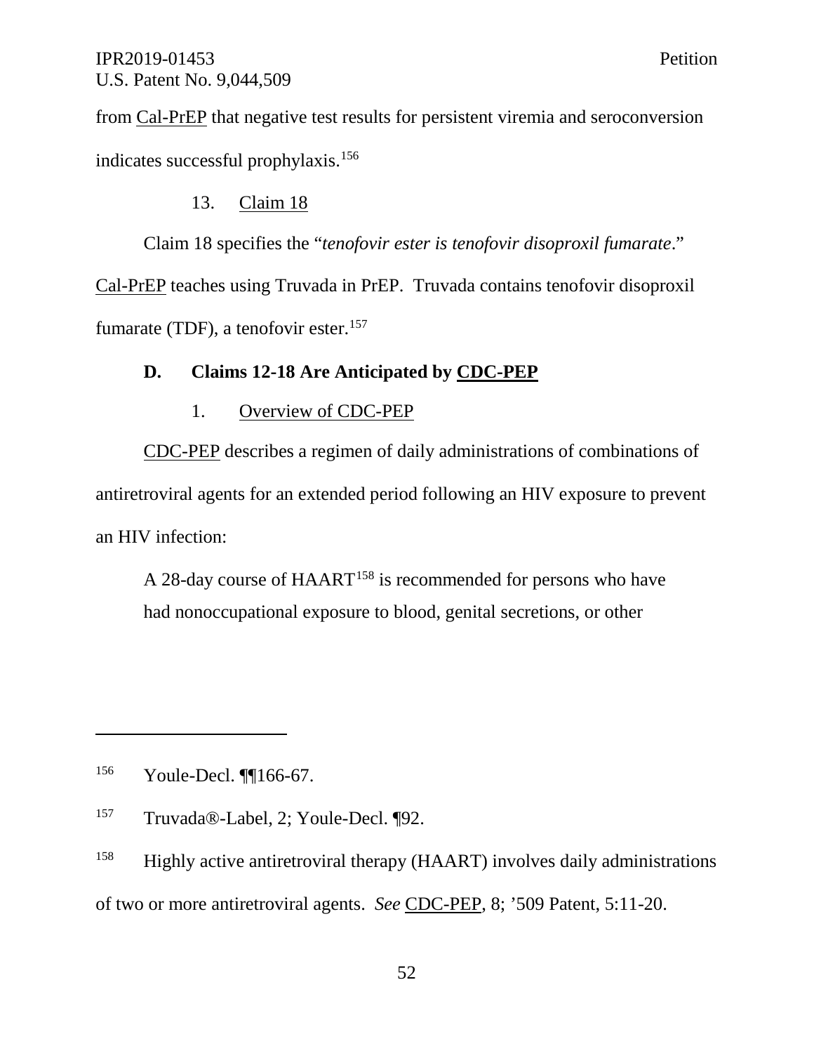from Cal-PrEP that negative test results for persistent viremia and seroconversion indicates successful prophylaxis.[156]

#### 13. Claim 18

Claim 18 specifies the "*tenofovir ester is tenofovir disoproxil fumarate*." Cal-PrEP teaches using Truvada in PrEP. Truvada contains tenofovir disoproxil fumarate (TDF), a tenofovir ester.[157]

### D. Claims 12-18 Are Anticipated by CDC-PEP

#### 1. Overview of CDC-PEP

CDC-PEP describes a regimen of daily administrations of combinations of antiretroviral agents for an extended period following an HIV exposure to prevent an HIV infection:

> A 28-day course of HAART[158] is recommended for persons who have had nonoccupational exposure to blood, genital secretions, or other

---

[156] Youle-Decl. ¶¶166-67.

[157] Truvada®-Label, 2; Youle-Decl. ¶92.

[158] Highly active antiretroviral therapy (HAART) involves daily administrations of two or more antiretroviral agents. *See* CDC-PEP, 8; '509 Patent, 5:11-20.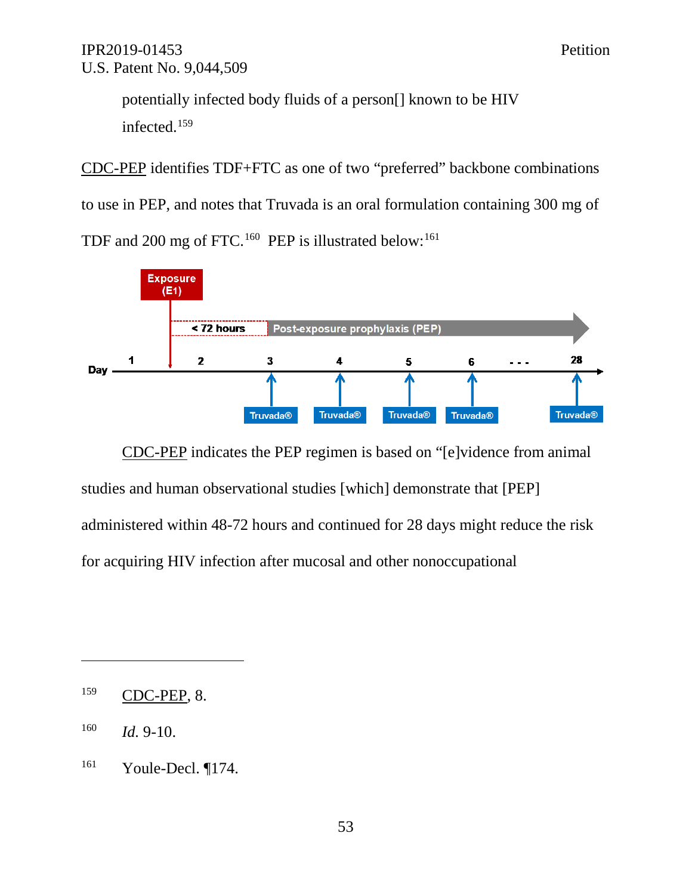potentially infected body fluids of a person[] known to be HIV infected.[159]

CDC-PEP identifies TDF+FTC as one of two "preferred" backbone combinations to use in PEP, and notes that Truvada is an oral formulation containing 300 mg of TDF and 200 mg of FTC.[160] PEP is illustrated below:[161]

CDC-PEP indicates the PEP regimen is based on "[e]vidence from animal studies and human observational studies [which] demonstrate that [PEP] administered within 48-72 hours and continued for 28 days might reduce the risk for acquiring HIV infection after mucosal and other nonoccupational

---

[159] CDC-PEP, 8.

[160] *Id.* 9-10.

[161] Youle-Decl. ¶174.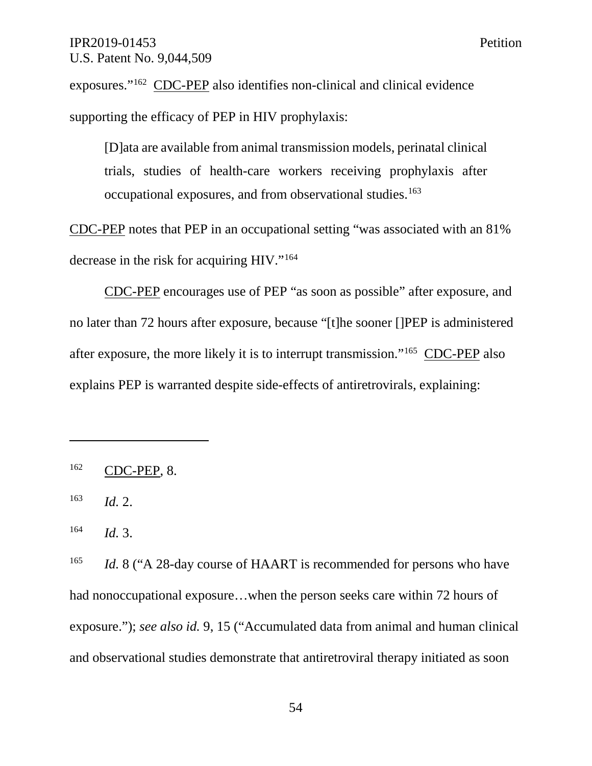exposures."[162] CDC-PEP also identifies non-clinical and clinical evidence supporting the efficacy of PEP in HIV prophylaxis:

> [D]ata are available from animal transmission models, perinatal clinical trials, studies of health-care workers receiving prophylaxis after occupational exposures, and from observational studies.[163]

CDC-PEP notes that PEP in an occupational setting "was associated with an 81% decrease in the risk for acquiring HIV."[164]

CDC-PEP encourages use of PEP "as soon as possible" after exposure, and no later than 72 hours after exposure, because "[t]he sooner []PEP is administered after exposure, the more likely it is to interrupt transmission."[165] CDC-PEP also explains PEP is warranted despite side-effects of antiretrovirals, explaining:

---

[162] CDC-PEP, 8.

[163] *Id.* 2.

[164] *Id.* 3.

[165] *Id.* 8 ("A 28-day course of HAART is recommended for persons who have had nonoccupational exposure…when the person seeks care within 72 hours of exposure."); *see also id.* 9, 15 ("Accumulated data from animal and human clinical and observational studies demonstrate that antiretroviral therapy initiated as soon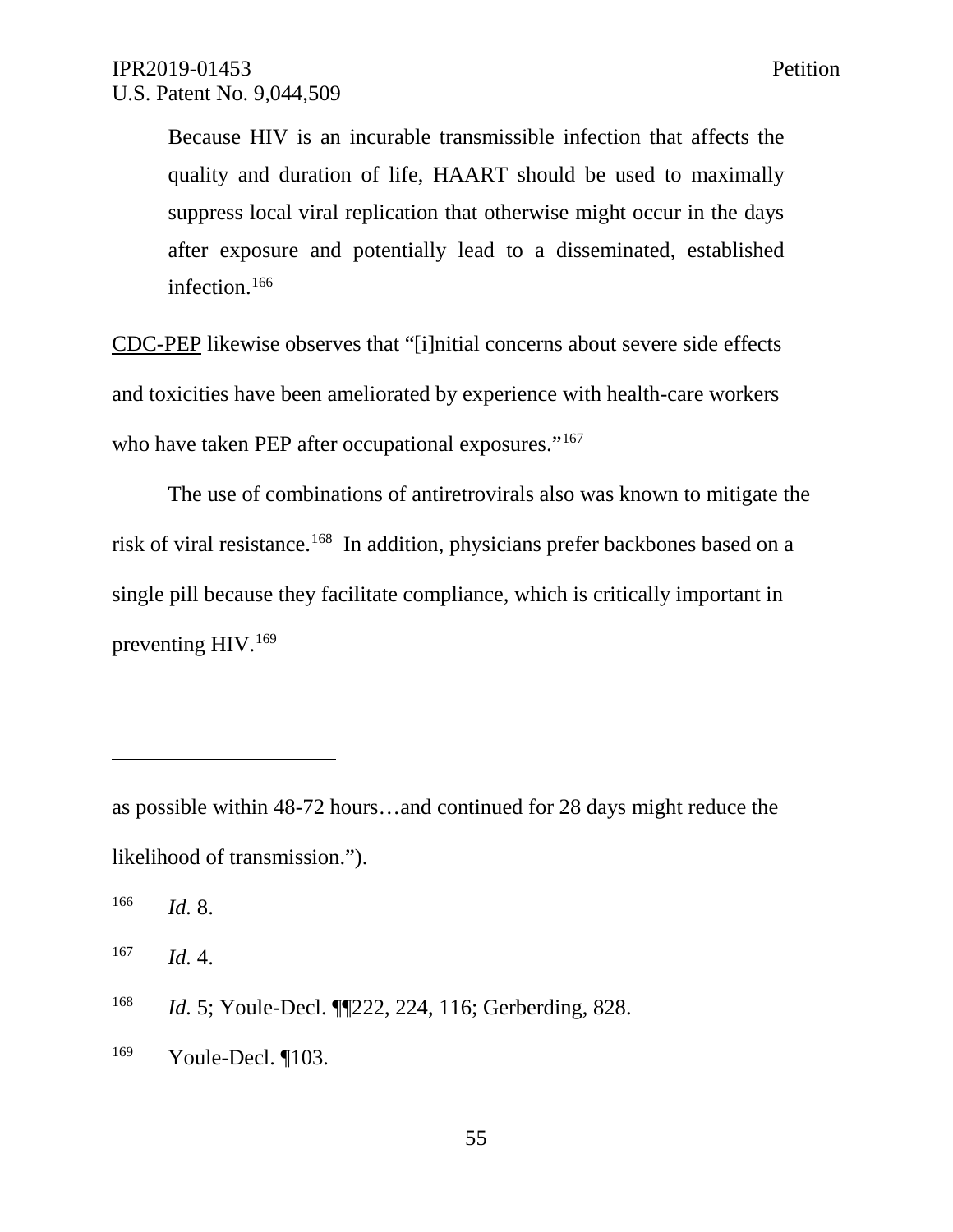> Because HIV is an incurable transmissible infection that affects the quality and duration of life, HAART should be used to maximally suppress local viral replication that otherwise might occur in the days after exposure and potentially lead to a disseminated, established infection.[166]

CDC-PEP likewise observes that "[i]nitial concerns about severe side effects and toxicities have been ameliorated by experience with health-care workers who have taken PEP after occupational exposures."[167]

The use of combinations of antiretrovirals also was known to mitigate the risk of viral resistance.[168] In addition, physicians prefer backbones based on a single pill because they facilitate compliance, which is critically important in preventing HIV.[169]

---

as possible within 48-72 hours…and continued for 28 days might reduce the likelihood of transmission.").

[166] *Id.* 8.

[167] *Id.* 4.

[168] *Id.* 5; Youle-Decl. ¶¶222, 224, 116; Gerberding, 828.

[169] Youle-Decl. ¶103.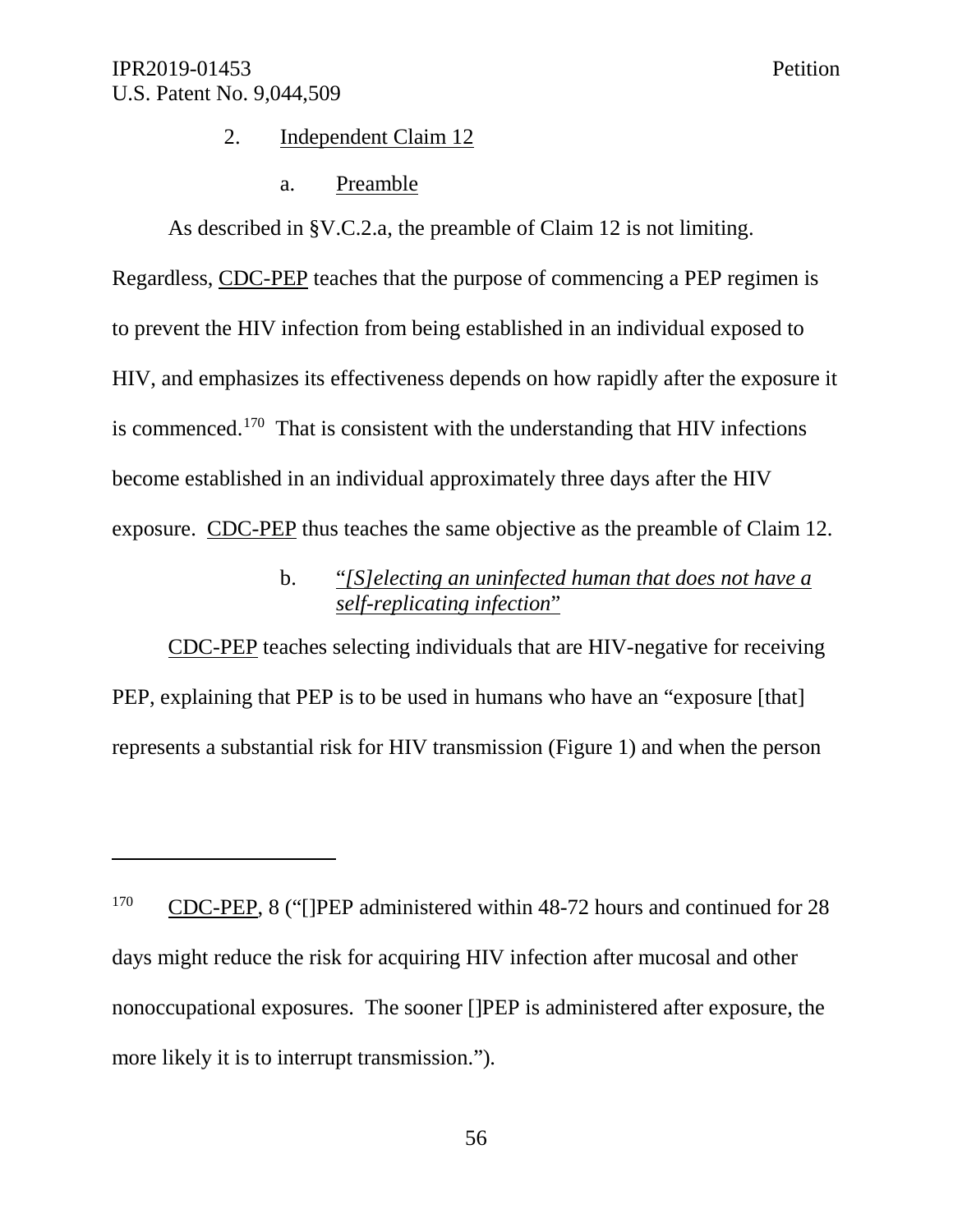2. Independent Claim 12

a. Preamble

As described in §V.C.2.a, the preamble of Claim 12 is not limiting. Regardless, CDC-PEP teaches that the purpose of commencing a PEP regimen is to prevent the HIV infection from being established in an individual exposed to HIV, and emphasizes its effectiveness depends on how rapidly after the exposure it is commenced.[170] That is consistent with the understanding that HIV infections become established in an individual approximately three days after the HIV exposure. CDC-PEP thus teaches the same objective as the preamble of Claim 12.

b. "*[S]electing an uninfected human that does not have a self-replicating infection*"

CDC-PEP teaches selecting individuals that are HIV-negative for receiving PEP, explaining that PEP is to be used in humans who have an "exposure [that] represents a substantial risk for HIV transmission (Figure 1) and when the person

---

[170] CDC-PEP, 8 ("[]PEP administered within 48-72 hours and continued for 28 days might reduce the risk for acquiring HIV infection after mucosal and other nonoccupational exposures. The sooner []PEP is administered after exposure, the more likely it is to interrupt transmission.").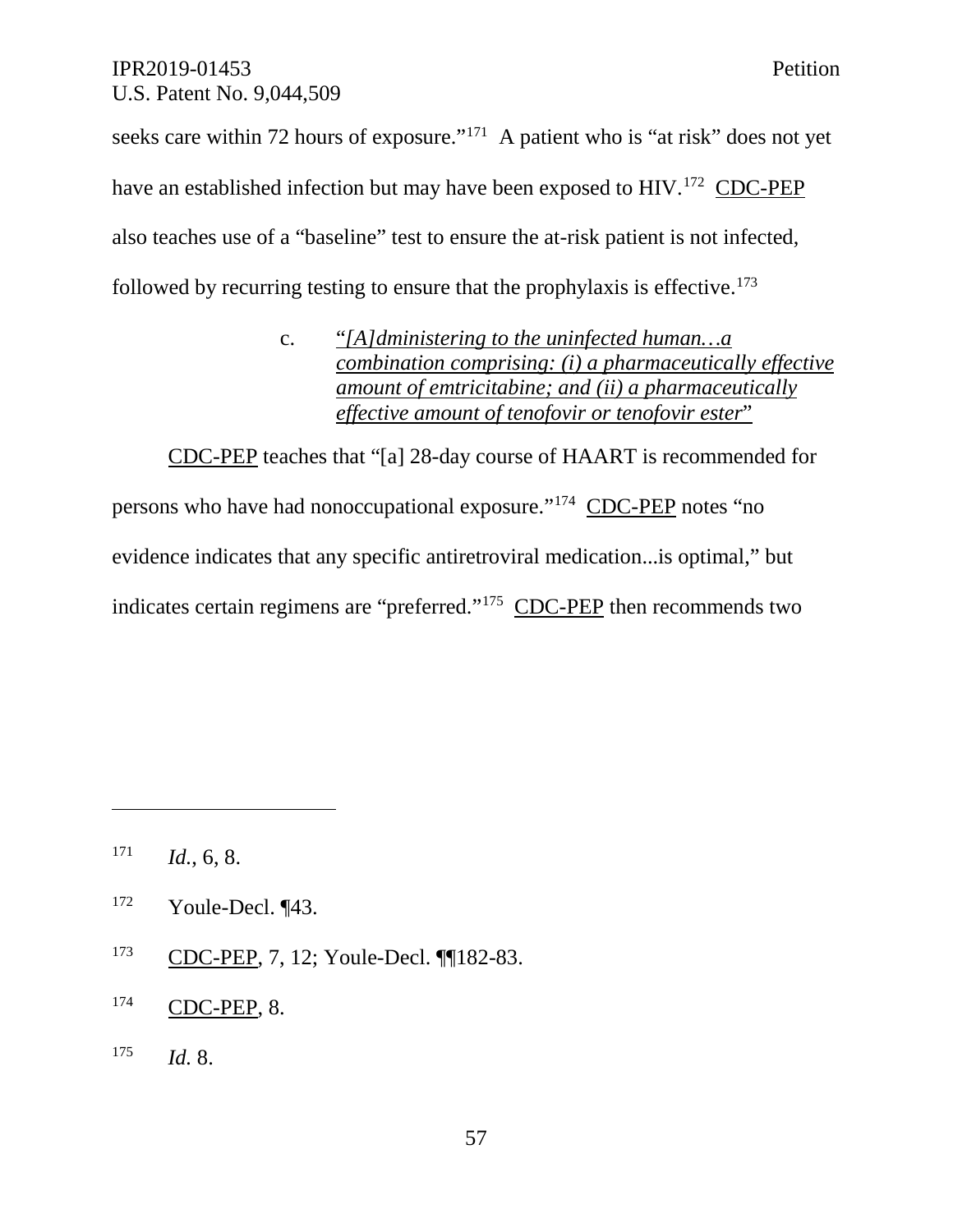seeks care within 72 hours of exposure."[171] A patient who is "at risk" does not yet have an established infection but may have been exposed to HIV.[172] CDC-PEP also teaches use of a "baseline" test to ensure the at-risk patient is not infected, followed by recurring testing to ensure that the prophylaxis is effective.[173]

c. "*[A]dministering to the uninfected human…a combination comprising: (i) a pharmaceutically effective amount of emtricitabine; and (ii) a pharmaceutically effective amount of tenofovir or tenofovir ester*"

CDC-PEP teaches that "[a] 28-day course of HAART is recommended for persons who have had nonoccupational exposure."[174] CDC-PEP notes "no evidence indicates that any specific antiretroviral medication...is optimal," but indicates certain regimens are "preferred."[175] CDC-PEP then recommends two

---

[171] *Id.*, 6, 8.

[172] Youle-Decl. ¶43.

[173] CDC-PEP, 7, 12; Youle-Decl. ¶¶182-83.

[174] CDC-PEP, 8.

[175] *Id.* 8.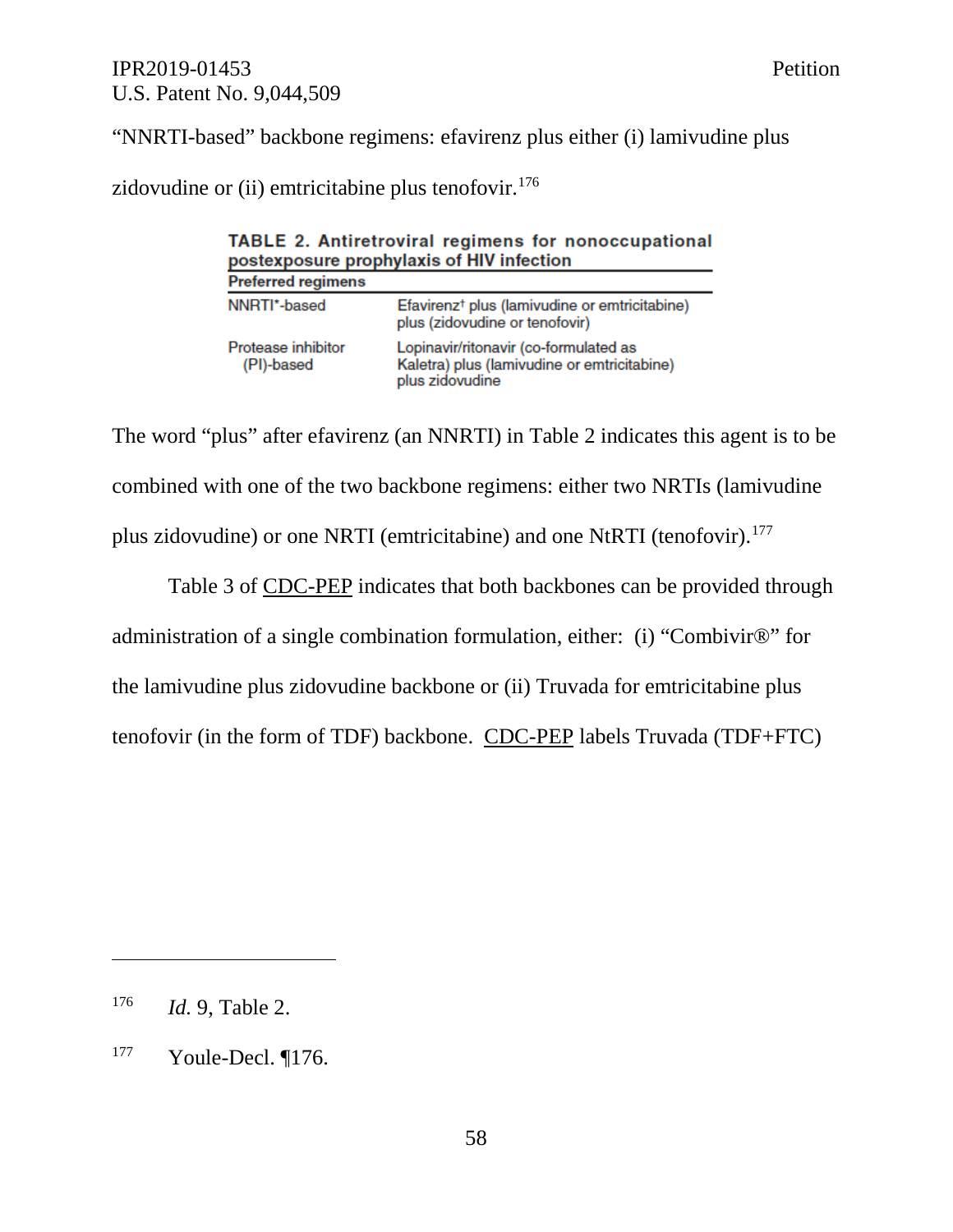"NNRTI-based" backbone regimens: efavirenz plus either (i) lamivudine plus zidovudine or (ii) emtricitabine plus tenofovir.[176]

**TABLE 2. Antiretroviral regimens for nonoccupational postexposure prophylaxis of HIV infection**

| Preferred regimens | |
|---|---|
| NNRTI*-based | Efavirenz† plus (lamivudine or emtricitabine) plus (zidovudine or tenofovir) |
| Protease inhibitor (PI)-based | Lopinavir/ritonavir (co-formulated as Kaletra) plus (lamivudine or emtricitabine) plus zidovudine |

The word "plus" after efavirenz (an NNRTI) in Table 2 indicates this agent is to be combined with one of the two backbone regimens: either two NRTIs (lamivudine plus zidovudine) or one NRTI (emtricitabine) and one NtRTI (tenofovir).[177]

Table 3 of CDC-PEP indicates that both backbones can be provided through administration of a single combination formulation, either: (i) "Combivir®" for the lamivudine plus zidovudine backbone or (ii) Truvada for emtricitabine plus tenofovir (in the form of TDF) backbone. CDC-PEP labels Truvada (TDF+FTC)

---

[176] *Id.* 9, Table 2.

[177] Youle-Decl. ¶176.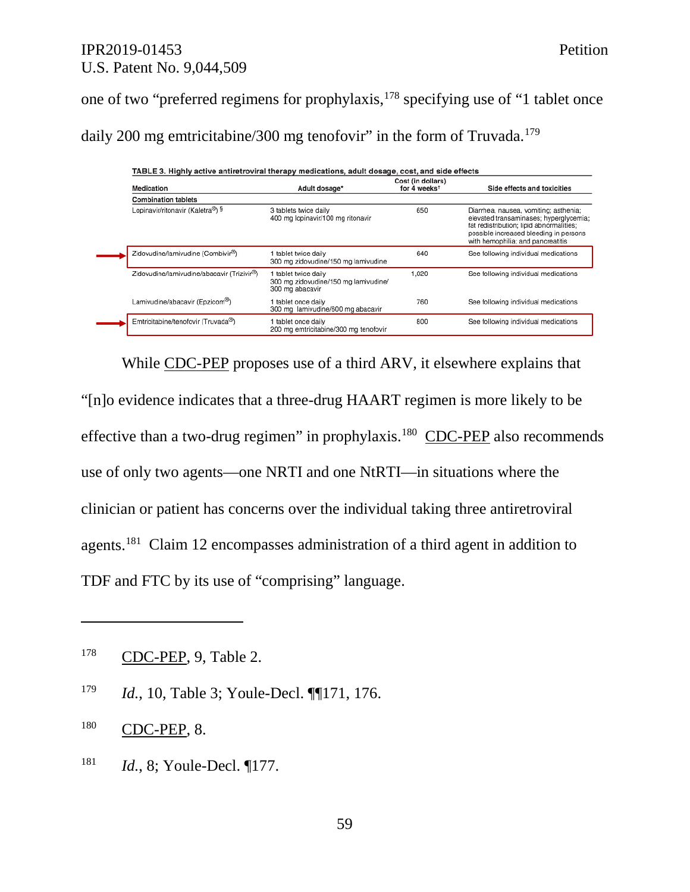one of two "preferred regimens for prophylaxis,[178] specifying use of "1 tablet once daily 200 mg emtricitabine/300 mg tenofovir" in the form of Truvada.[179]

**TABLE 3. Highly active antiretroviral therapy medications, adult dosage, cost, and side effects**

| Medication | Adult dosage* | Cost (in dollars) for 4 weeks† | Side effects and toxicities |
|---|---|---|---|
| **Combination tablets** | | | |
| Lopinavir/ritonavir (Kaletra®) § | 3 tablets twice daily 400 mg lopinavir/100 mg ritonavir | 650 | Diarrhea, nausea, vomiting; asthenia; elevated transaminases; hyperglycemia; fat redistribution; lipid abnormalities; possible increased bleeding in persons with hemophilia; and pancreatitis |
| Zidovudine/lamivudine (Combivir®) | 1 tablet twice daily 300 mg zidovudine/150 mg lamivudine | 640 | See following individual medications |
| Zidovudine/lamivudine/abacavir (Trizivir®) | 1 tablet twice daily 300 mg zidovudine/150 mg lamivudine/ 300 mg abacavir | 1,020 | See following individual medications |
| Lamivudine/abacavir (Epzicom®) | 1 tablet once daily 300 mg lamivudine/600 mg abacavir | 760 | See following individual medications |
| Emtricitabine/tenofovir (Truvada®) | 1 tablet once daily 200 mg emtricitabine/300 mg tenofovir | 800 | See following individual medications |

While CDC-PEP proposes use of a third ARV, it elsewhere explains that "[n]o evidence indicates that a three-drug HAART regimen is more likely to be effective than a two-drug regimen" in prophylaxis.[180] CDC-PEP also recommends use of only two agents—one NRTI and one NtRTI—in situations where the clinician or patient has concerns over the individual taking three antiretroviral agents.[181] Claim 12 encompasses administration of a third agent in addition to TDF and FTC by its use of "comprising" language.

---

178 CDC-PEP, 9, Table 2.

179 *Id.*, 10, Table 3; Youle-Decl. ¶¶171, 176.

180 CDC-PEP, 8.

181 *Id.*, 8; Youle-Decl. ¶177.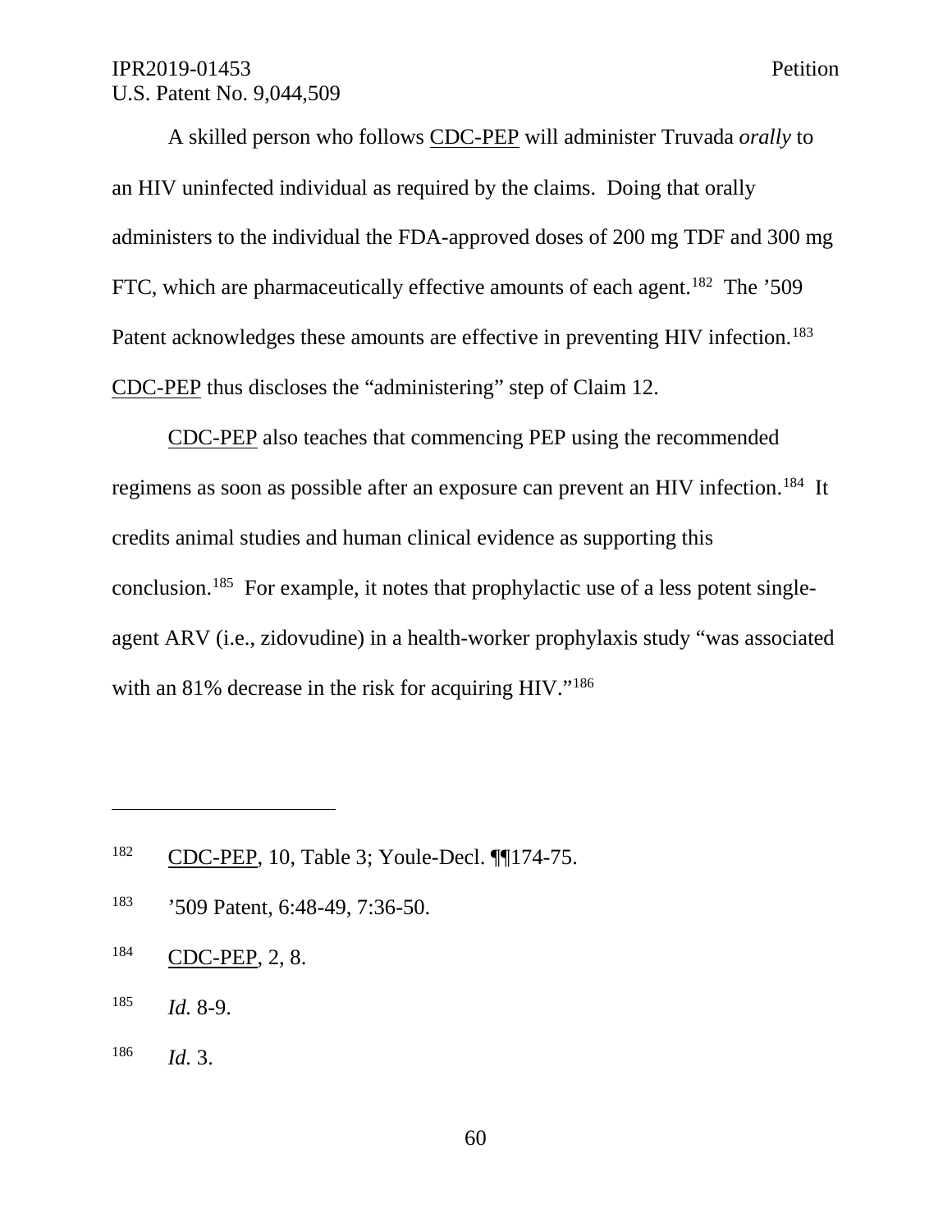A skilled person who follows CDC-PEP will administer Truvada *orally* to an HIV uninfected individual as required by the claims. Doing that orally administers to the individual the FDA-approved doses of 200 mg TDF and 300 mg FTC, which are pharmaceutically effective amounts of each agent.[182] The '509 Patent acknowledges these amounts are effective in preventing HIV infection.[183] CDC-PEP thus discloses the "administering" step of Claim 12.

CDC-PEP also teaches that commencing PEP using the recommended regimens as soon as possible after an exposure can prevent an HIV infection.[184] It credits animal studies and human clinical evidence as supporting this conclusion.[185] For example, it notes that prophylactic use of a less potent single-agent ARV (i.e., zidovudine) in a health-worker prophylaxis study "was associated with an 81% decrease in the risk for acquiring HIV."[186]

---

[182] CDC-PEP, 10, Table 3; Youle-Decl. ¶¶174-75.

[183] '509 Patent, 6:48-49, 7:36-50.

[184] CDC-PEP, 2, 8.

[185] *Id.* 8-9.

[186] *Id.* 3.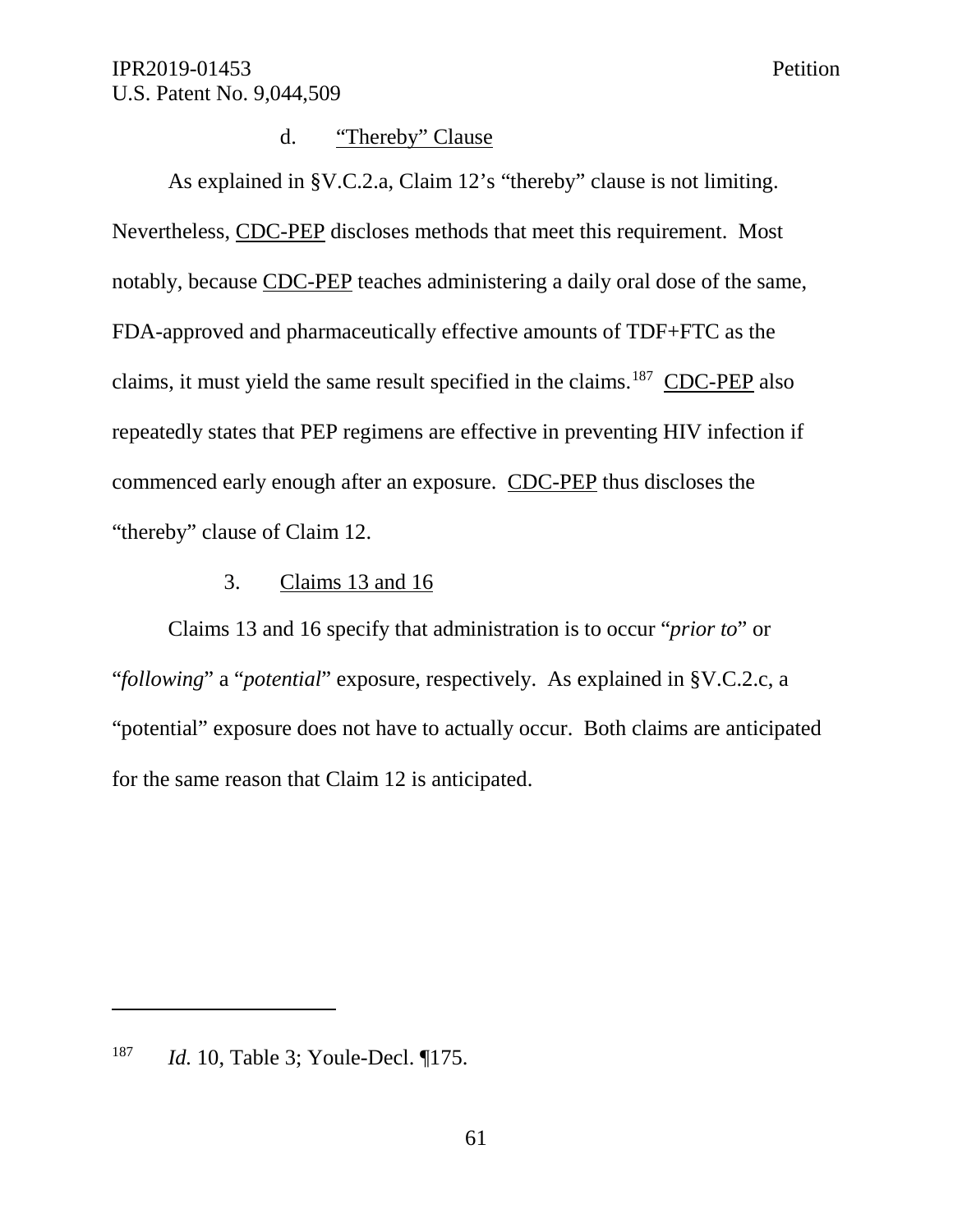#### d. "Thereby" Clause

As explained in §V.C.2.a, Claim 12's "thereby" clause is not limiting. Nevertheless, CDC-PEP discloses methods that meet this requirement. Most notably, because CDC-PEP teaches administering a daily oral dose of the same, FDA-approved and pharmaceutically effective amounts of TDF+FTC as the claims, it must yield the same result specified in the claims.[187] CDC-PEP also repeatedly states that PEP regimens are effective in preventing HIV infection if commenced early enough after an exposure. CDC-PEP thus discloses the "thereby" clause of Claim 12.

### 3. Claims 13 and 16

Claims 13 and 16 specify that administration is to occur "*prior to*" or "*following*" a "*potential*" exposure, respectively. As explained in §V.C.2.c, a "potential" exposure does not have to actually occur. Both claims are anticipated for the same reason that Claim 12 is anticipated.

---

[187] *Id.* 10, Table 3; Youle-Decl. ¶175.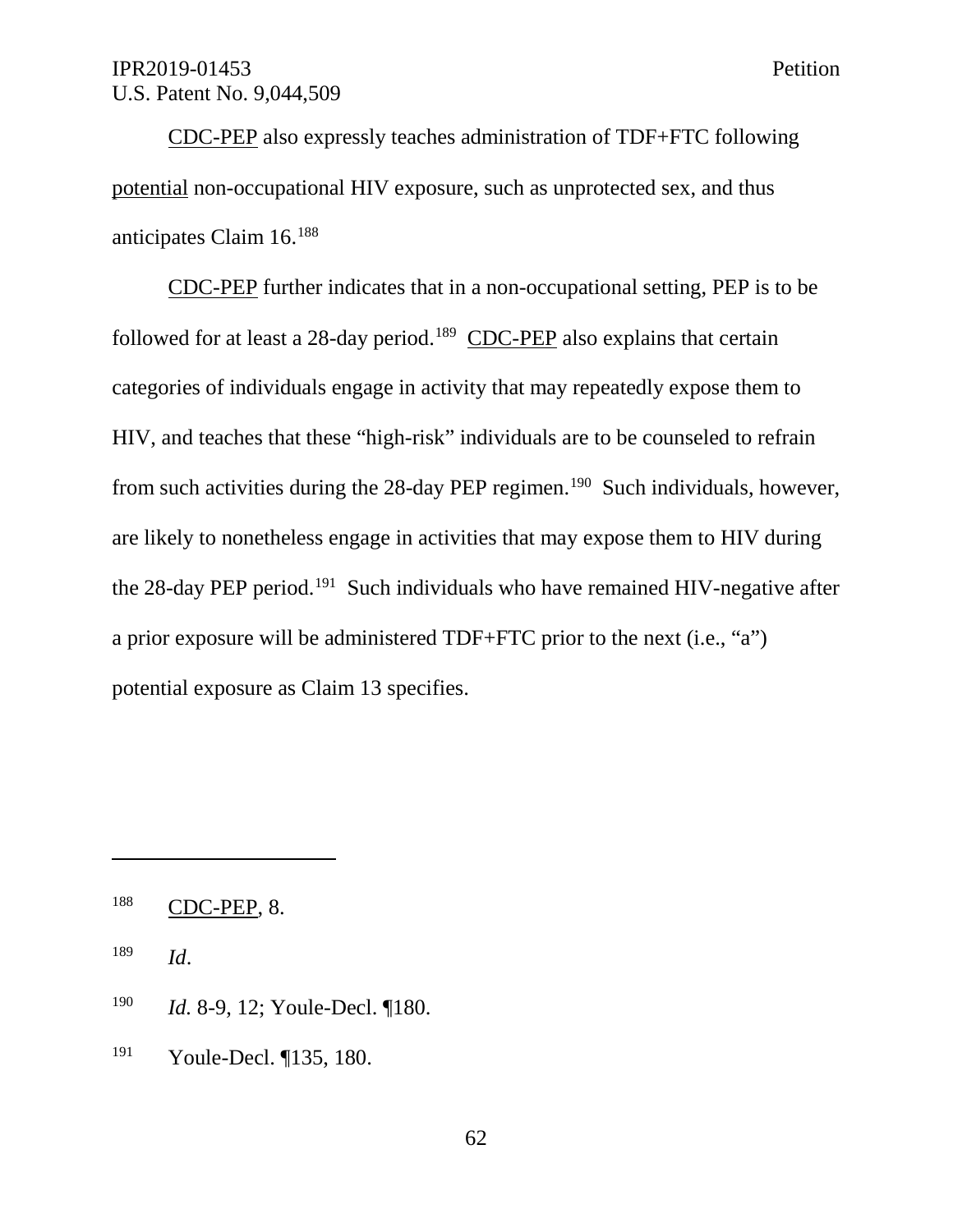CDC-PEP also expressly teaches administration of TDF+FTC following potential non-occupational HIV exposure, such as unprotected sex, and thus anticipates Claim 16.[188]

CDC-PEP further indicates that in a non-occupational setting, PEP is to be followed for at least a 28-day period.[189] CDC-PEP also explains that certain categories of individuals engage in activity that may repeatedly expose them to HIV, and teaches that these "high-risk" individuals are to be counseled to refrain from such activities during the 28-day PEP regimen.[190] Such individuals, however, are likely to nonetheless engage in activities that may expose them to HIV during the 28-day PEP period.[191] Such individuals who have remained HIV-negative after a prior exposure will be administered TDF+FTC prior to the next (i.e., "a") potential exposure as Claim 13 specifies.

---

[188] CDC-PEP, 8.

[189] *Id*.

[190] *Id.* 8-9, 12; Youle-Decl. ¶180.

[191] Youle-Decl. ¶135, 180.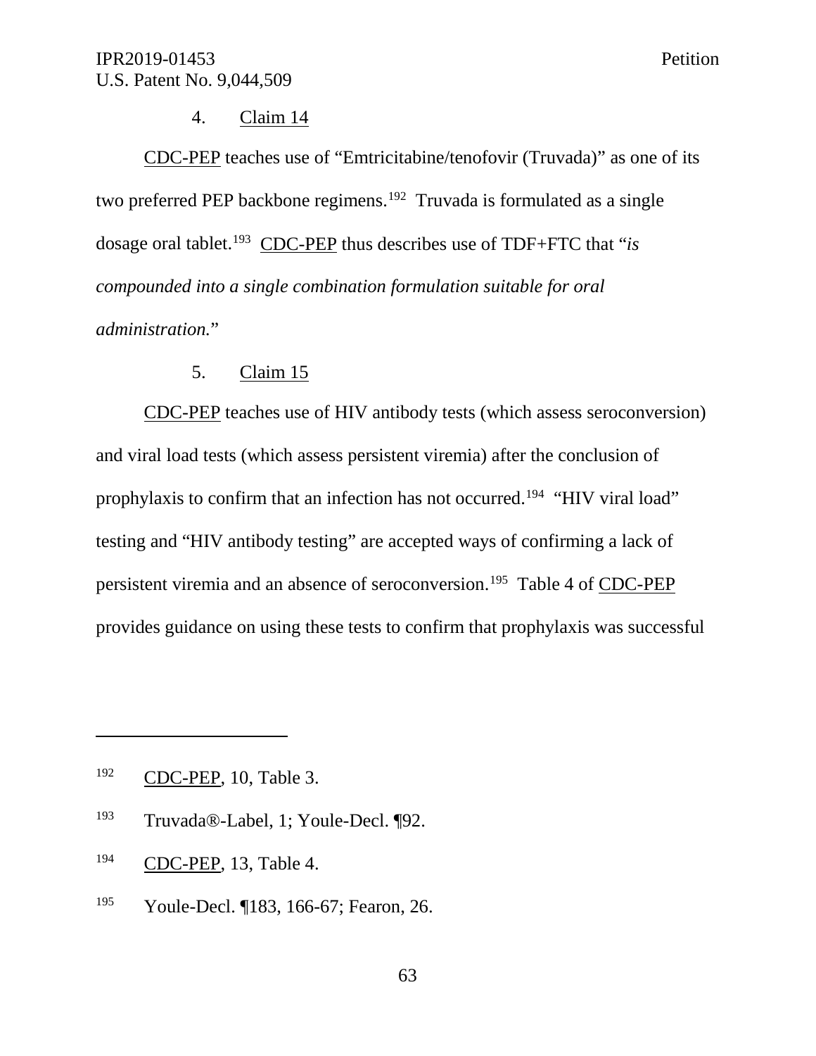4. Claim 14

CDC-PEP teaches use of "Emtricitabine/tenofovir (Truvada)" as one of its two preferred PEP backbone regimens.[192] Truvada is formulated as a single dosage oral tablet.[193] CDC-PEP thus describes use of TDF+FTC that "*is compounded into a single combination formulation suitable for oral administration.*"

5. Claim 15

CDC-PEP teaches use of HIV antibody tests (which assess seroconversion) and viral load tests (which assess persistent viremia) after the conclusion of prophylaxis to confirm that an infection has not occurred.[194] "HIV viral load" testing and "HIV antibody testing" are accepted ways of confirming a lack of persistent viremia and an absence of seroconversion.[195] Table 4 of CDC-PEP provides guidance on using these tests to confirm that prophylaxis was successful

---

[192] CDC-PEP, 10, Table 3.

[193] Truvada®-Label, 1; Youle-Decl. ¶92.

[194] CDC-PEP, 13, Table 4.

[195] Youle-Decl. ¶183, 166-67; Fearon, 26.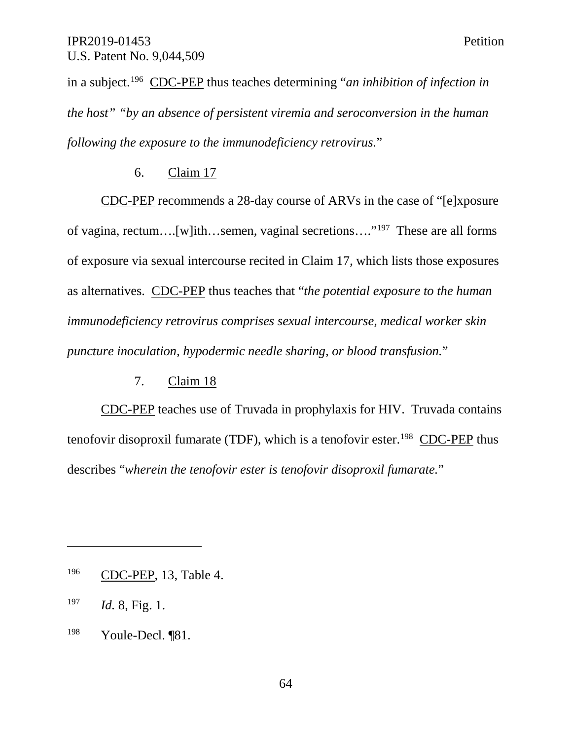in a subject.[196] <u>CDC-PEP</u> thus teaches determining "*an inhibition of infection in the host*" "*by an absence of persistent viremia and seroconversion in the human following the exposure to the immunodeficiency retrovirus.*"

### 6. <u>Claim 17</u>

<u>CDC-PEP</u> recommends a 28-day course of ARVs in the case of "[e]xposure of vagina, rectum….[w]ith…semen, vaginal secretions…."[197] These are all forms of exposure via sexual intercourse recited in Claim 17, which lists those exposures as alternatives. <u>CDC-PEP</u> thus teaches that "*the potential exposure to the human immunodeficiency retrovirus comprises sexual intercourse, medical worker skin puncture inoculation, hypodermic needle sharing, or blood transfusion.*"

### 7. <u>Claim 18</u>

<u>CDC-PEP</u> teaches use of Truvada in prophylaxis for HIV. Truvada contains tenofovir disoproxil fumarate (TDF), which is a tenofovir ester.[198] <u>CDC-PEP</u> thus describes "*wherein the tenofovir ester is tenofovir disoproxil fumarate.*"

---

[196] <u>CDC-PEP</u>, 13, Table 4.

[197] *Id.* 8, Fig. 1.

[198] Youle-Decl. ¶81.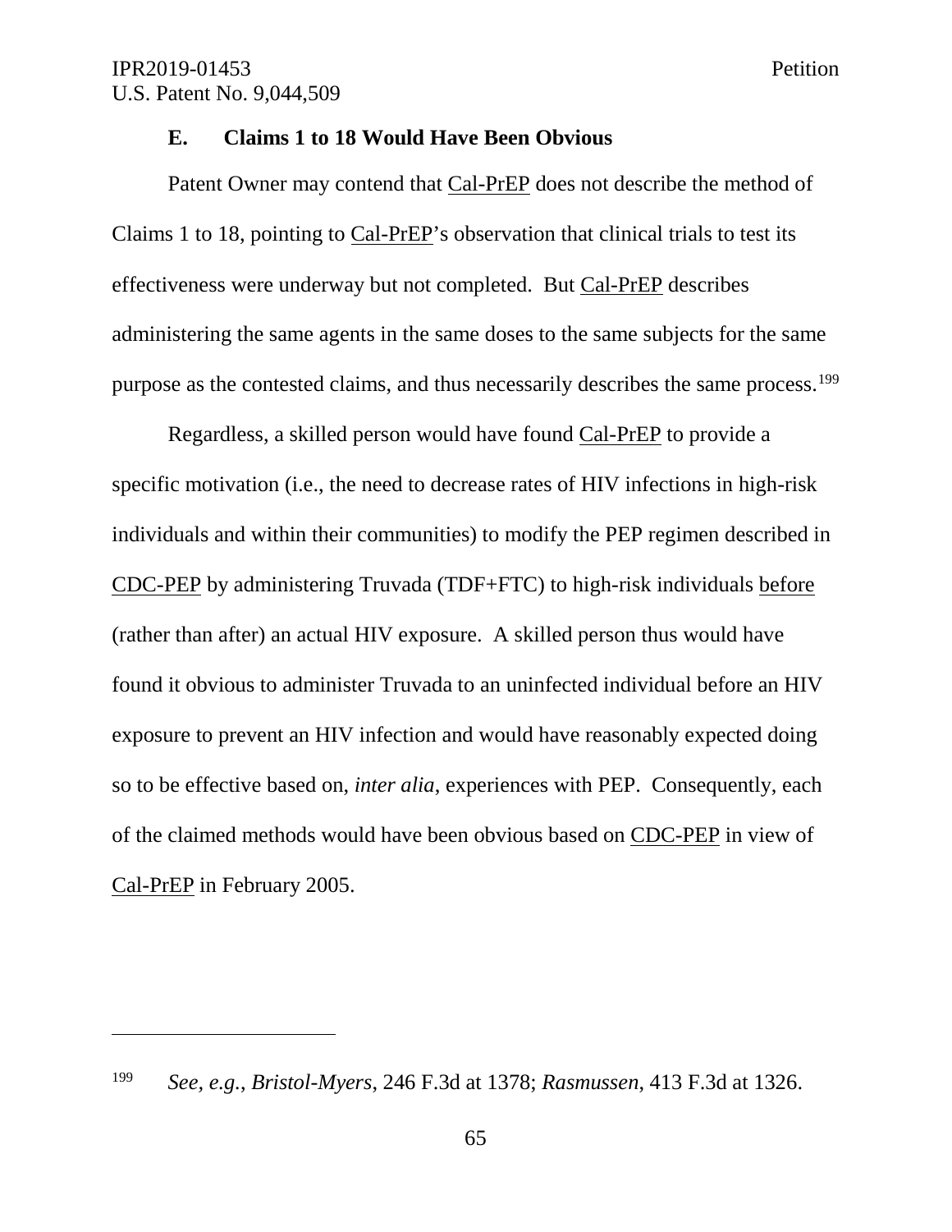### E. Claims 1 to 18 Would Have Been Obvious

Patent Owner may contend that Cal-PrEP does not describe the method of Claims 1 to 18, pointing to Cal-PrEP's observation that clinical trials to test its effectiveness were underway but not completed. But Cal-PrEP describes administering the same agents in the same doses to the same subjects for the same purpose as the contested claims, and thus necessarily describes the same process.[199]

Regardless, a skilled person would have found Cal-PrEP to provide a specific motivation (i.e., the need to decrease rates of HIV infections in high-risk individuals and within their communities) to modify the PEP regimen described in CDC-PEP by administering Truvada (TDF+FTC) to high-risk individuals before (rather than after) an actual HIV exposure. A skilled person thus would have found it obvious to administer Truvada to an uninfected individual before an HIV exposure to prevent an HIV infection and would have reasonably expected doing so to be effective based on, *inter alia*, experiences with PEP. Consequently, each of the claimed methods would have been obvious based on CDC-PEP in view of Cal-PrEP in February 2005.

---

[199] *See, e.g.*, *Bristol-Myers*, 246 F.3d at 1378; *Rasmussen*, 413 F.3d at 1326.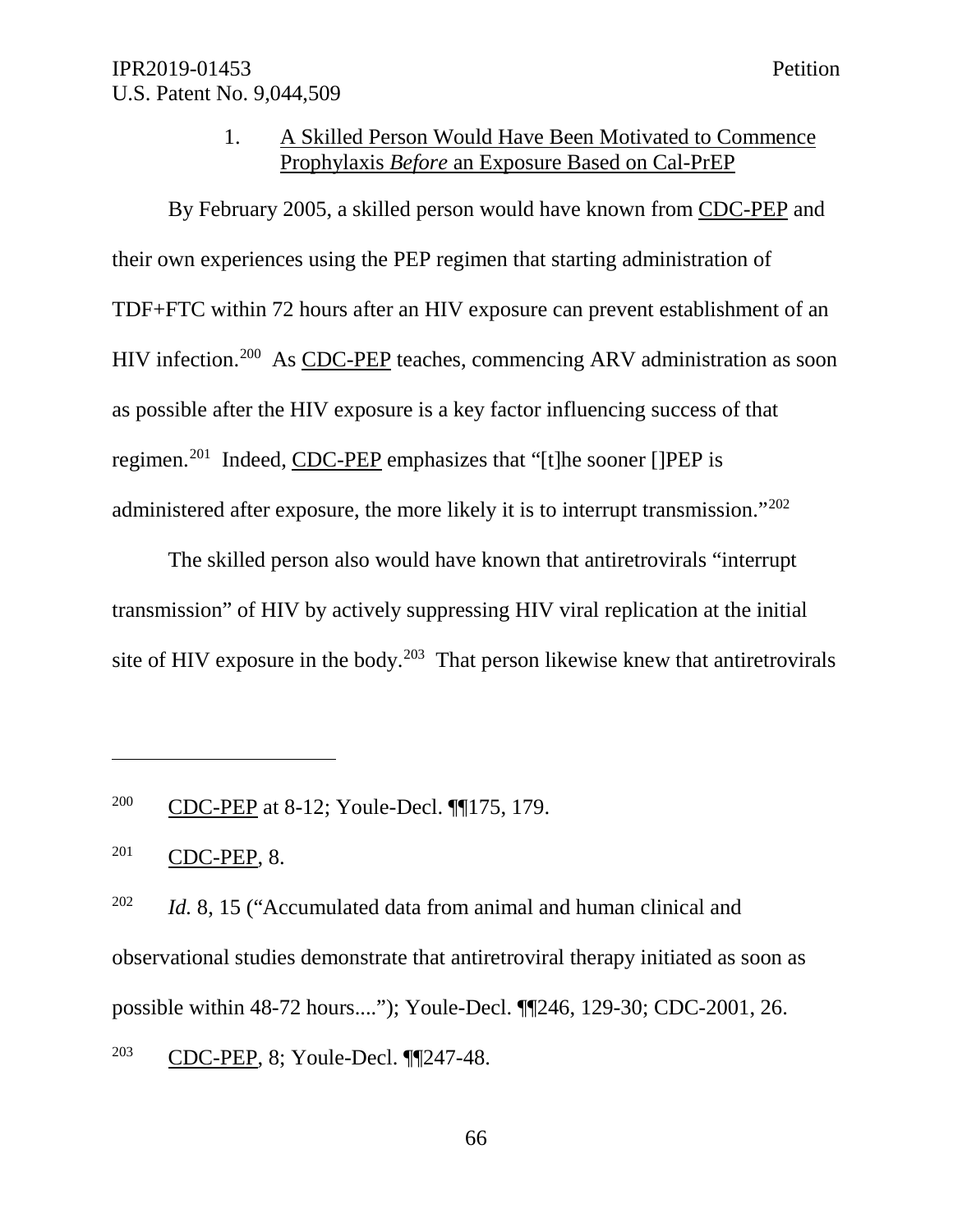### 1. A Skilled Person Would Have Been Motivated to Commence Prophylaxis *Before* an Exposure Based on Cal-PrEP

By February 2005, a skilled person would have known from CDC-PEP and their own experiences using the PEP regimen that starting administration of TDF+FTC within 72 hours after an HIV exposure can prevent establishment of an HIV infection.[200] As CDC-PEP teaches, commencing ARV administration as soon as possible after the HIV exposure is a key factor influencing success of that regimen.[201] Indeed, CDC-PEP emphasizes that "[t]he sooner []PEP is administered after exposure, the more likely it is to interrupt transmission."[202]

The skilled person also would have known that antiretrovirals "interrupt transmission" of HIV by actively suppressing HIV viral replication at the initial site of HIV exposure in the body.[203] That person likewise knew that antiretrovirals

---

[200] CDC-PEP at 8-12; Youle-Decl. ¶¶175, 179.

[201] CDC-PEP, 8.

[202] *Id.* 8, 15 ("Accumulated data from animal and human clinical and observational studies demonstrate that antiretroviral therapy initiated as soon as possible within 48-72 hours...."); Youle-Decl. ¶¶246, 129-30; CDC-2001, 26.

[203] CDC-PEP, 8; Youle-Decl. ¶¶247-48.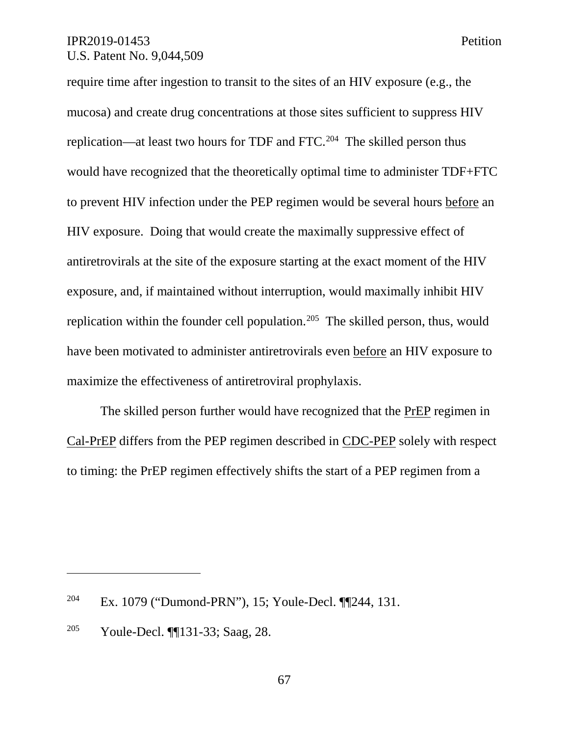require time after ingestion to transit to the sites of an HIV exposure (e.g., the mucosa) and create drug concentrations at those sites sufficient to suppress HIV replication—at least two hours for TDF and FTC.[204] The skilled person thus would have recognized that the theoretically optimal time to administer TDF+FTC to prevent HIV infection under the PEP regimen would be several hours before an HIV exposure. Doing that would create the maximally suppressive effect of antiretrovirals at the site of the exposure starting at the exact moment of the HIV exposure, and, if maintained without interruption, would maximally inhibit HIV replication within the founder cell population.[205] The skilled person, thus, would have been motivated to administer antiretrovirals even before an HIV exposure to maximize the effectiveness of antiretroviral prophylaxis.

The skilled person further would have recognized that the PrEP regimen in Cal-PrEP differs from the PEP regimen described in CDC-PEP solely with respect to timing: the PrEP regimen effectively shifts the start of a PEP regimen from a

---

[204] Ex. 1079 ("Dumond-PRN"), 15; Youle-Decl. ¶¶244, 131.

[205] Youle-Decl. ¶¶131-33; Saag, 28.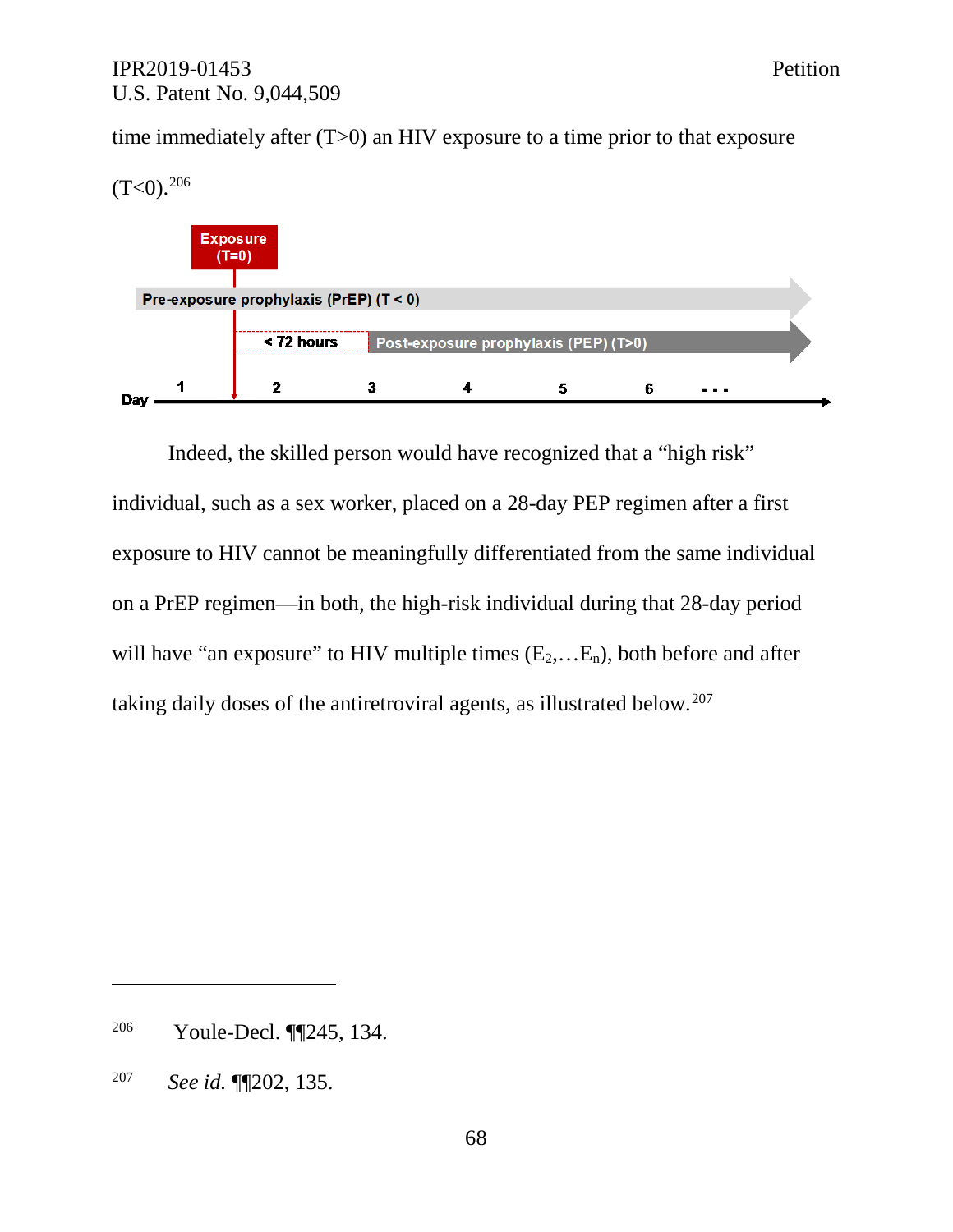time immediately after (T>0) an HIV exposure to a time prior to that exposure (T<0).[206]

Exposure (T=0)

Pre-exposure prophylaxis (PrEP) (T < 0)

< 72 hours Post-exposure prophylaxis (PEP) (T>0)

Day 1 2 3 4 5 6 . . .

Indeed, the skilled person would have recognized that a "high risk" individual, such as a sex worker, placed on a 28-day PEP regimen after a first exposure to HIV cannot be meaningfully differentiated from the same individual on a PrEP regimen—in both, the high-risk individual during that 28-day period will have "an exposure" to HIV multiple times ($E_2, \ldots E_n$), both before and after taking daily doses of the antiretroviral agents, as illustrated below.[207]

---

[206] Youle-Decl. ¶¶245, 134.

[207] *See id.* ¶¶202, 135.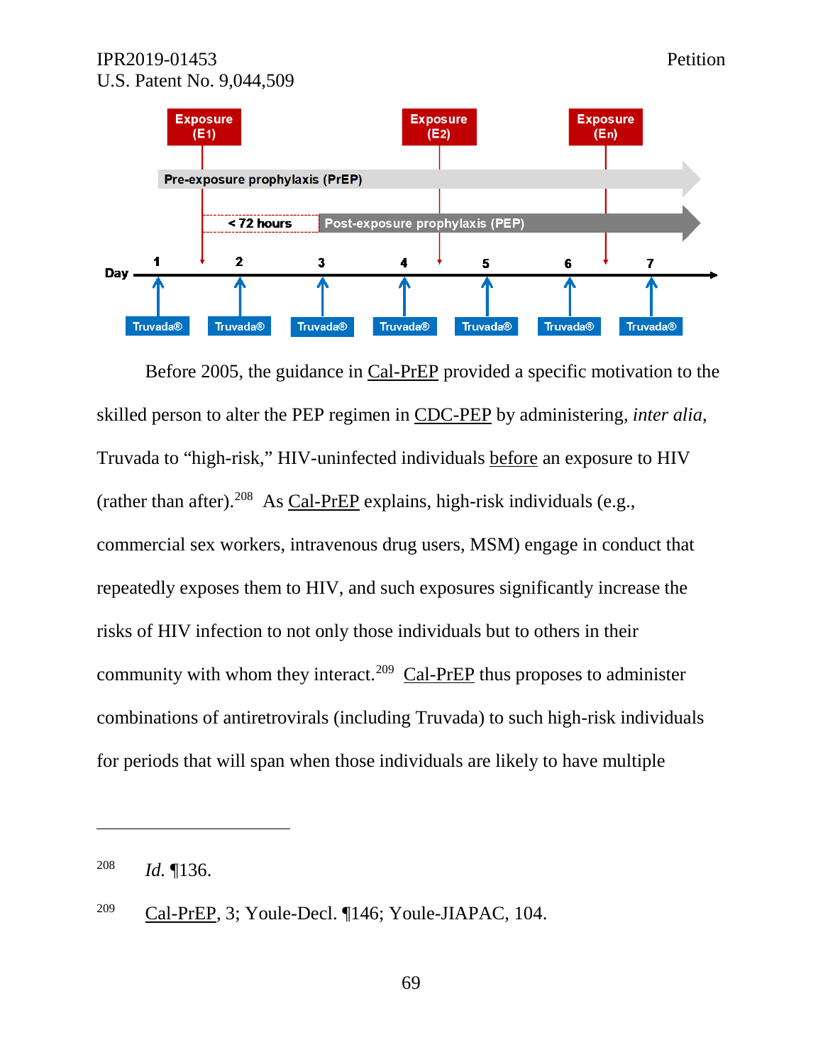Exposure (E1) Exposure (E2) Exposure (En)

Pre-exposure prophylaxis (PrEP)

< 72 hours Post-exposure prophylaxis (PEP)

Day 1 2 3 4 5 6 7

Truvada® Truvada® Truvada® Truvada® Truvada® Truvada® Truvada®

Before 2005, the guidance in Cal-PrEP provided a specific motivation to the skilled person to alter the PEP regimen in CDC-PEP by administering, *inter alia*, Truvada to "high-risk," HIV-uninfected individuals before an exposure to HIV (rather than after).[208] As Cal-PrEP explains, high-risk individuals (e.g., commercial sex workers, intravenous drug users, MSM) engage in conduct that repeatedly exposes them to HIV, and such exposures significantly increase the risks of HIV infection to not only those individuals but to others in their community with whom they interact.[209] Cal-PrEP thus proposes to administer combinations of antiretrovirals (including Truvada) to such high-risk individuals for periods that will span when those individuals are likely to have multiple

---

208 *Id.* ¶136.

209 Cal-PrEP, 3; Youle-Decl. ¶146; Youle-JIAPAC, 104.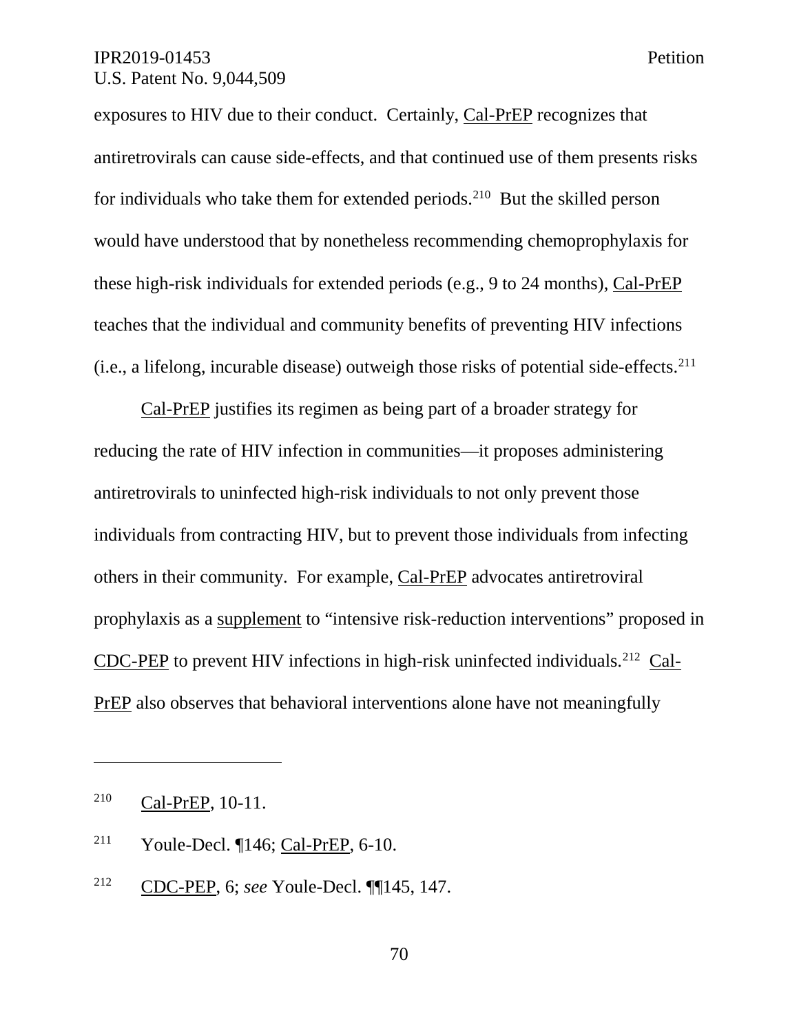exposures to HIV due to their conduct. Certainly, Cal-PrEP recognizes that antiretrovirals can cause side-effects, and that continued use of them presents risks for individuals who take them for extended periods.[210] But the skilled person would have understood that by nonetheless recommending chemoprophylaxis for these high-risk individuals for extended periods (e.g., 9 to 24 months), Cal-PrEP teaches that the individual and community benefits of preventing HIV infections (i.e., a lifelong, incurable disease) outweigh those risks of potential side-effects.[211]

Cal-PrEP justifies its regimen as being part of a broader strategy for reducing the rate of HIV infection in communities—it proposes administering antiretrovirals to uninfected high-risk individuals to not only prevent those individuals from contracting HIV, but to prevent those individuals from infecting others in their community. For example, Cal-PrEP advocates antiretroviral prophylaxis as a supplement to "intensive risk-reduction interventions" proposed in CDC-PEP to prevent HIV infections in high-risk uninfected individuals.[212] Cal-PrEP also observes that behavioral interventions alone have not meaningfully

---

[210] Cal-PrEP, 10-11.

[211] Youle-Decl. ¶146; Cal-PrEP, 6-10.

[212] CDC-PEP, 6; *see* Youle-Decl. ¶¶145, 147.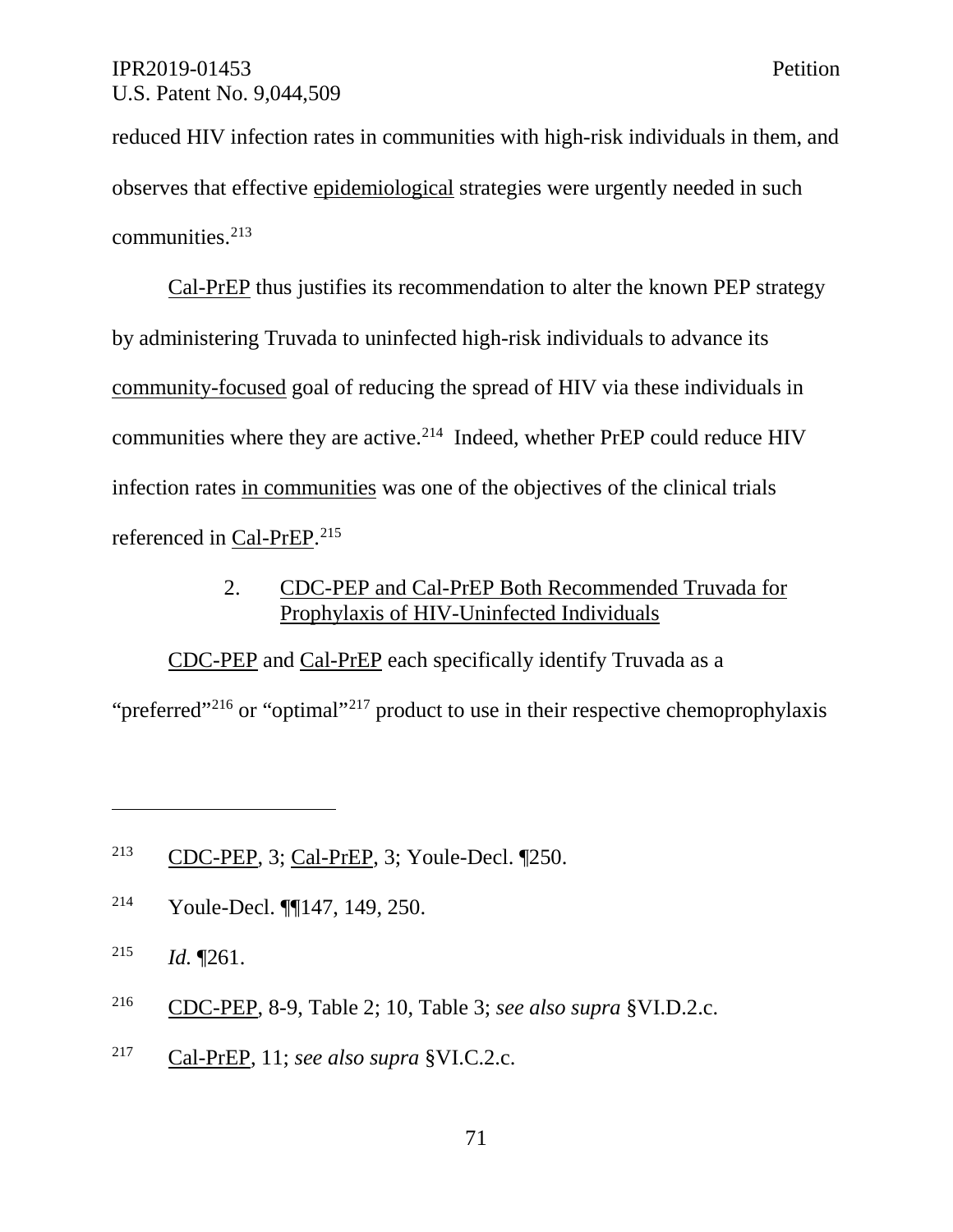reduced HIV infection rates in communities with high-risk individuals in them, and observes that effective epidemiological strategies were urgently needed in such communities.[213]

Cal-PrEP thus justifies its recommendation to alter the known PEP strategy by administering Truvada to uninfected high-risk individuals to advance its community-focused goal of reducing the spread of HIV via these individuals in communities where they are active.[214] Indeed, whether PrEP could reduce HIV infection rates in communities was one of the objectives of the clinical trials referenced in Cal-PrEP.[215]

### 2. CDC-PEP and Cal-PrEP Both Recommended Truvada for Prophylaxis of HIV-Uninfected Individuals

CDC-PEP and Cal-PrEP each specifically identify Truvada as a "preferred"[216] or "optimal"[217] product to use in their respective chemoprophylaxis

---

[213] CDC-PEP, 3; Cal-PrEP, 3; Youle-Decl. ¶250.

[214] Youle-Decl. ¶¶147, 149, 250.

[215] *Id.* ¶261.

[216] CDC-PEP, 8-9, Table 2; 10, Table 3; *see also supra* §VI.D.2.c.

[217] Cal-PrEP, 11; *see also supra* §VI.C.2.c.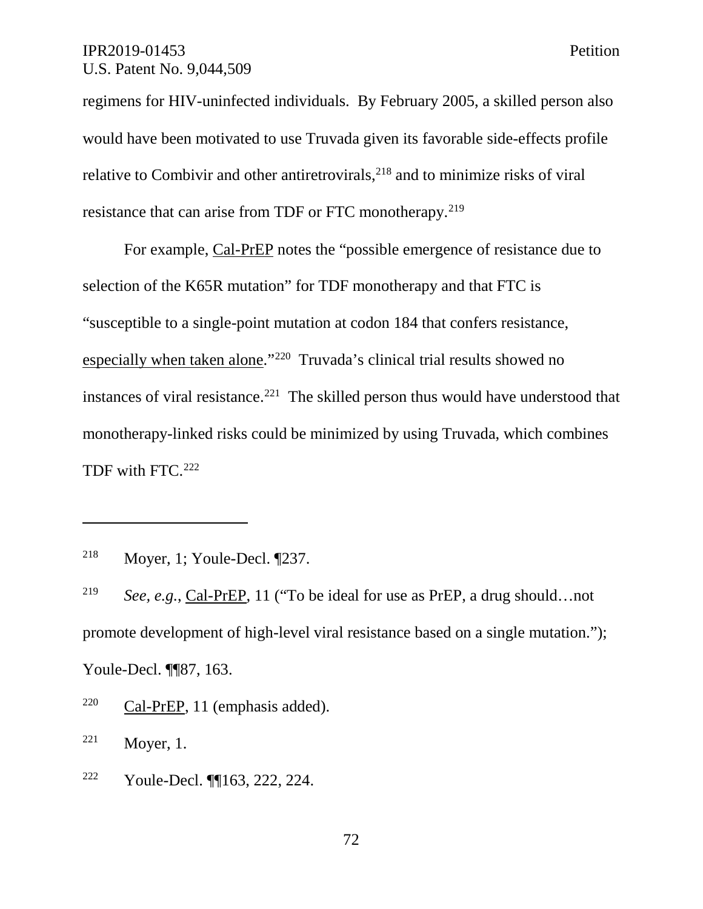regimens for HIV-uninfected individuals. By February 2005, a skilled person also would have been motivated to use Truvada given its favorable side-effects profile relative to Combivir and other antiretrovirals,[218] and to minimize risks of viral resistance that can arise from TDF or FTC monotherapy.[219]

For example, Cal-PrEP notes the "possible emergence of resistance due to selection of the K65R mutation" for TDF monotherapy and that FTC is "susceptible to a single-point mutation at codon 184 that confers resistance, especially when taken alone."[220] Truvada's clinical trial results showed no instances of viral resistance.[221] The skilled person thus would have understood that monotherapy-linked risks could be minimized by using Truvada, which combines TDF with FTC.[222]

---

[218] Moyer, 1; Youle-Decl. ¶237.

[219] *See, e.g.*, Cal-PrEP, 11 ("To be ideal for use as PrEP, a drug should…not promote development of high-level viral resistance based on a single mutation."); Youle-Decl. ¶¶87, 163.

[220] Cal-PrEP, 11 (emphasis added).

[221] Moyer, 1.

[222] Youle-Decl. ¶¶163, 222, 224.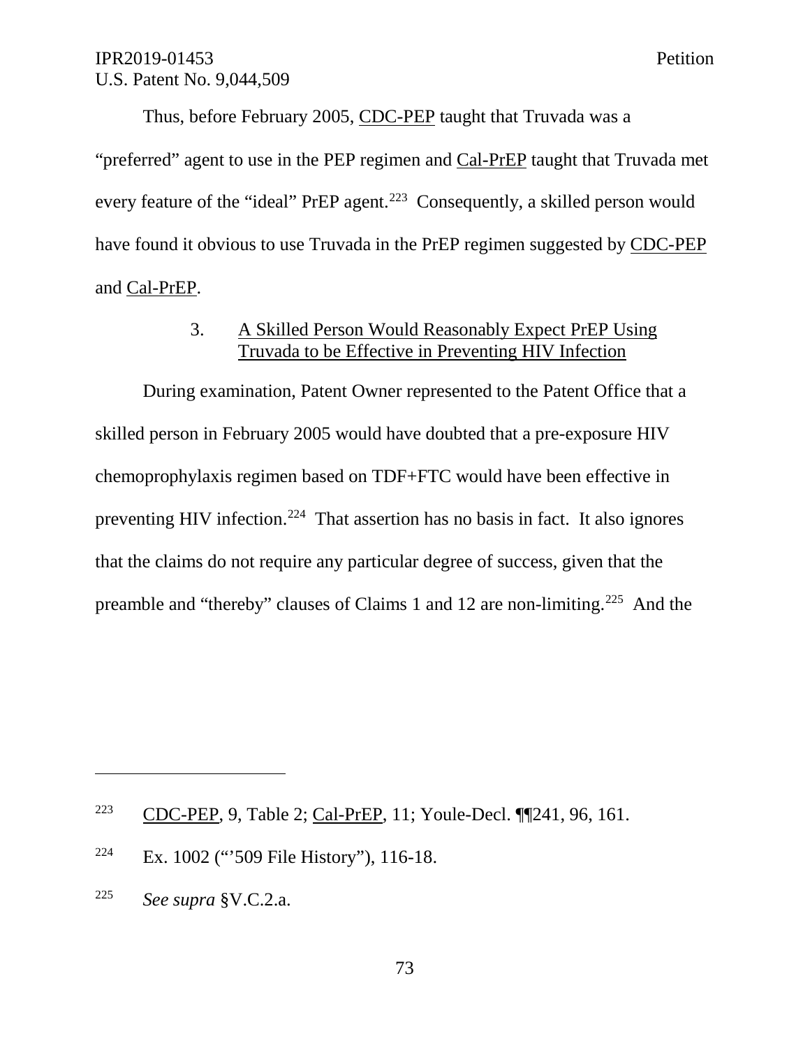Thus, before February 2005, CDC-PEP taught that Truvada was a "preferred" agent to use in the PEP regimen and Cal-PrEP taught that Truvada met every feature of the "ideal" PrEP agent.[223] Consequently, a skilled person would have found it obvious to use Truvada in the PrEP regimen suggested by CDC-PEP and Cal-PrEP.

### 3. A Skilled Person Would Reasonably Expect PrEP Using Truvada to be Effective in Preventing HIV Infection

During examination, Patent Owner represented to the Patent Office that a skilled person in February 2005 would have doubted that a pre-exposure HIV chemoprophylaxis regimen based on TDF+FTC would have been effective in preventing HIV infection.[224] That assertion has no basis in fact. It also ignores that the claims do not require any particular degree of success, given that the preamble and "thereby" clauses of Claims 1 and 12 are non-limiting.[225] And the

---

[223] CDC-PEP, 9, Table 2; Cal-PrEP, 11; Youle-Decl. ¶¶241, 96, 161.

[224] Ex. 1002 ("'509 File History"), 116-18.

[225] *See supra* §V.C.2.a.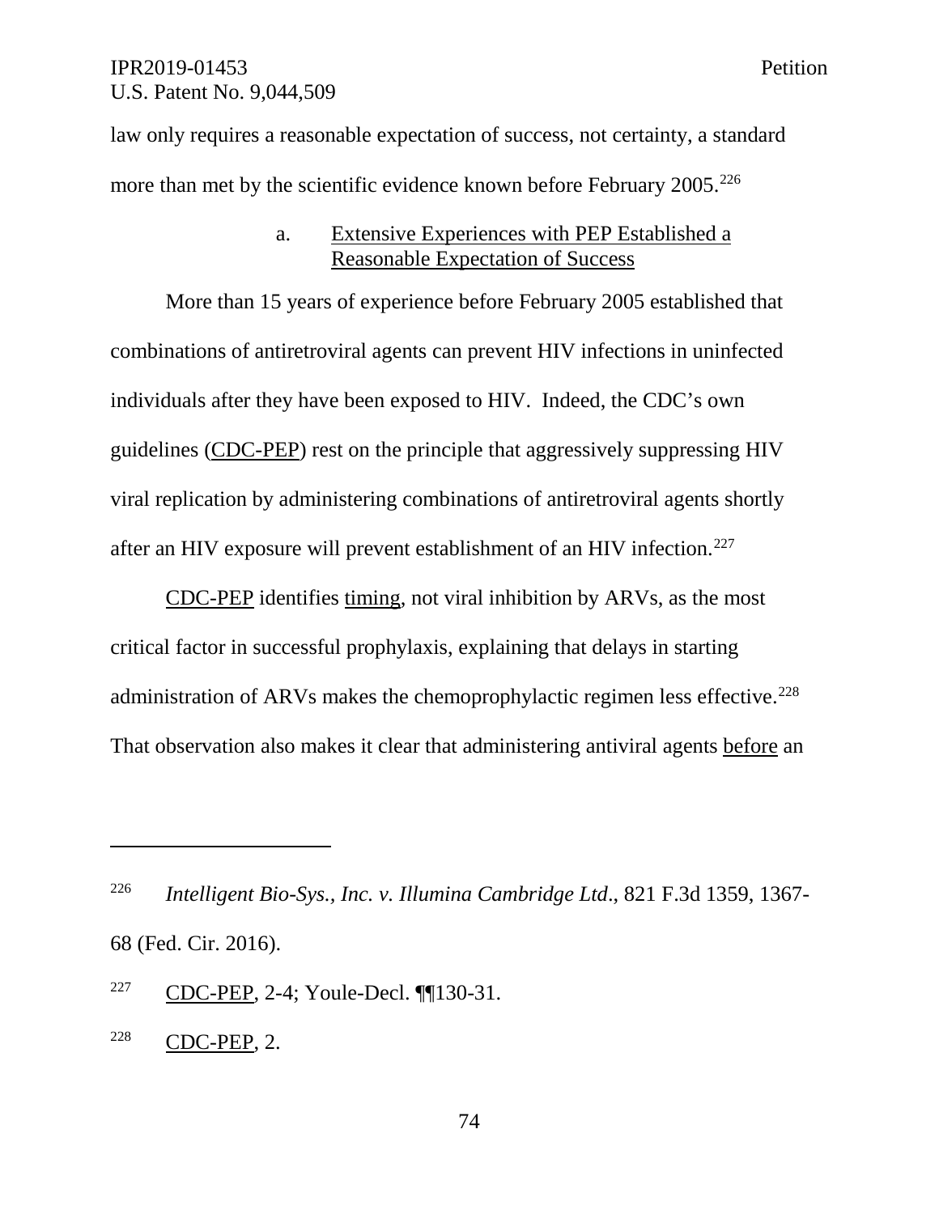law only requires a reasonable expectation of success, not certainty, a standard more than met by the scientific evidence known before February 2005.[226]

#### a. Extensive Experiences with PEP Established a Reasonable Expectation of Success

More than 15 years of experience before February 2005 established that combinations of antiretroviral agents can prevent HIV infections in uninfected individuals after they have been exposed to HIV. Indeed, the CDC's own guidelines (CDC-PEP) rest on the principle that aggressively suppressing HIV viral replication by administering combinations of antiretroviral agents shortly after an HIV exposure will prevent establishment of an HIV infection.[227]

CDC-PEP identifies timing, not viral inhibition by ARVs, as the most critical factor in successful prophylaxis, explaining that delays in starting administration of ARVs makes the chemoprophylactic regimen less effective.[228] That observation also makes it clear that administering antiviral agents before an

---

[226] *Intelligent Bio-Sys., Inc. v. Illumina Cambridge Ltd*., 821 F.3d 1359, 1367-68 (Fed. Cir. 2016).

[227] CDC-PEP, 2-4; Youle-Decl. ¶¶130-31.

[228] CDC-PEP, 2.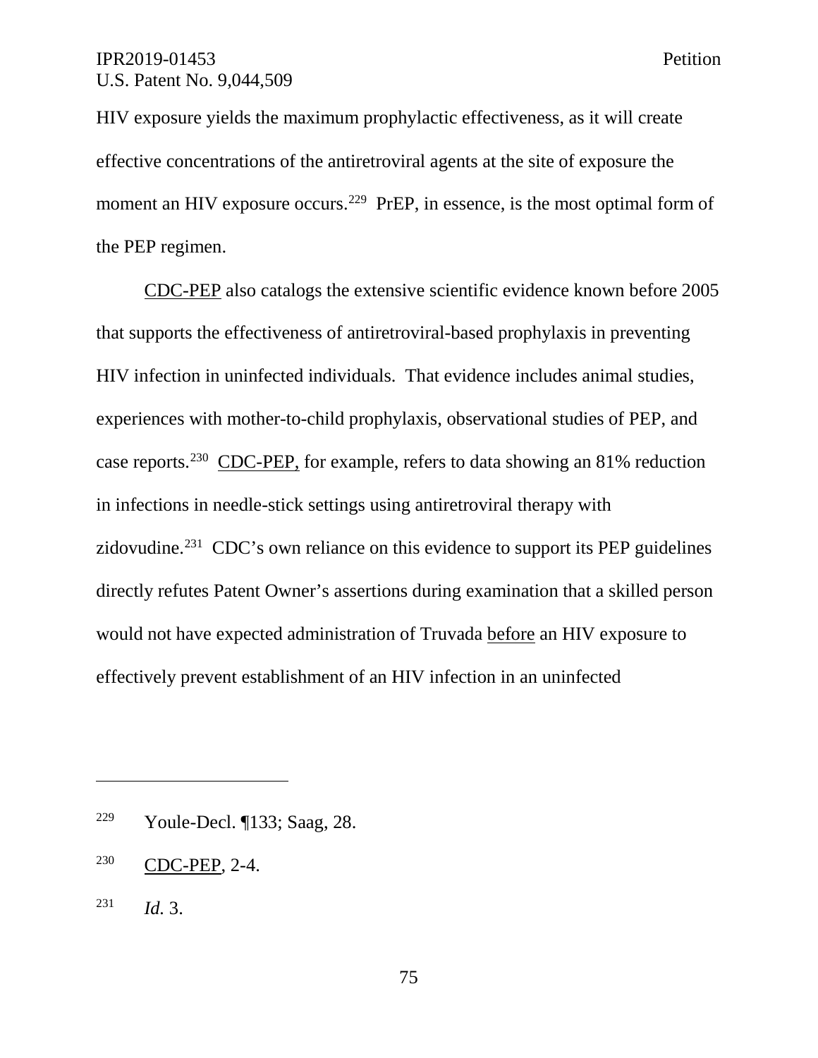HIV exposure yields the maximum prophylactic effectiveness, as it will create effective concentrations of the antiretroviral agents at the site of exposure the moment an HIV exposure occurs.[229] PrEP, in essence, is the most optimal form of the PEP regimen.

CDC-PEP also catalogs the extensive scientific evidence known before 2005 that supports the effectiveness of antiretroviral-based prophylaxis in preventing HIV infection in uninfected individuals. That evidence includes animal studies, experiences with mother-to-child prophylaxis, observational studies of PEP, and case reports.[230] CDC-PEP, for example, refers to data showing an 81% reduction in infections in needle-stick settings using antiretroviral therapy with zidovudine.[231] CDC's own reliance on this evidence to support its PEP guidelines directly refutes Patent Owner's assertions during examination that a skilled person would not have expected administration of Truvada before an HIV exposure to effectively prevent establishment of an HIV infection in an uninfected

---

[229] Youle-Decl. ¶133; Saag, 28.

[230] CDC-PEP, 2-4.

[231] *Id.* 3.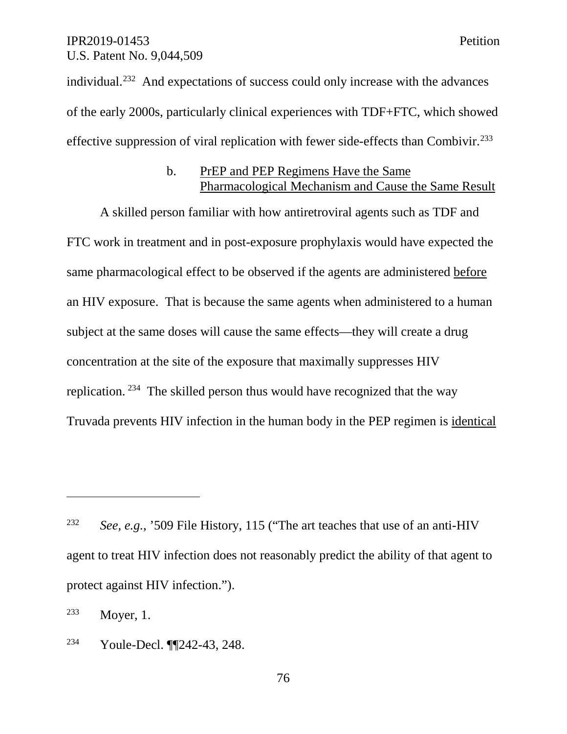individual.[232] And expectations of success could only increase with the advances of the early 2000s, particularly clinical experiences with TDF+FTC, which showed effective suppression of viral replication with fewer side-effects than Combivir.[233]

b. PrEP and PEP Regimens Have the Same Pharmacological Mechanism and Cause the Same Result

A skilled person familiar with how antiretroviral agents such as TDF and FTC work in treatment and in post-exposure prophylaxis would have expected the same pharmacological effect to be observed if the agents are administered before an HIV exposure. That is because the same agents when administered to a human subject at the same doses will cause the same effects—they will create a drug concentration at the site of the exposure that maximally suppresses HIV replication.[234] The skilled person thus would have recognized that the way Truvada prevents HIV infection in the human body in the PEP regimen is identical

---

[232] *See, e.g.*, '509 File History, 115 ("The art teaches that use of an anti-HIV agent to treat HIV infection does not reasonably predict the ability of that agent to protect against HIV infection.").

[233] Moyer, 1.

[234] Youle-Decl. ¶¶242-43, 248.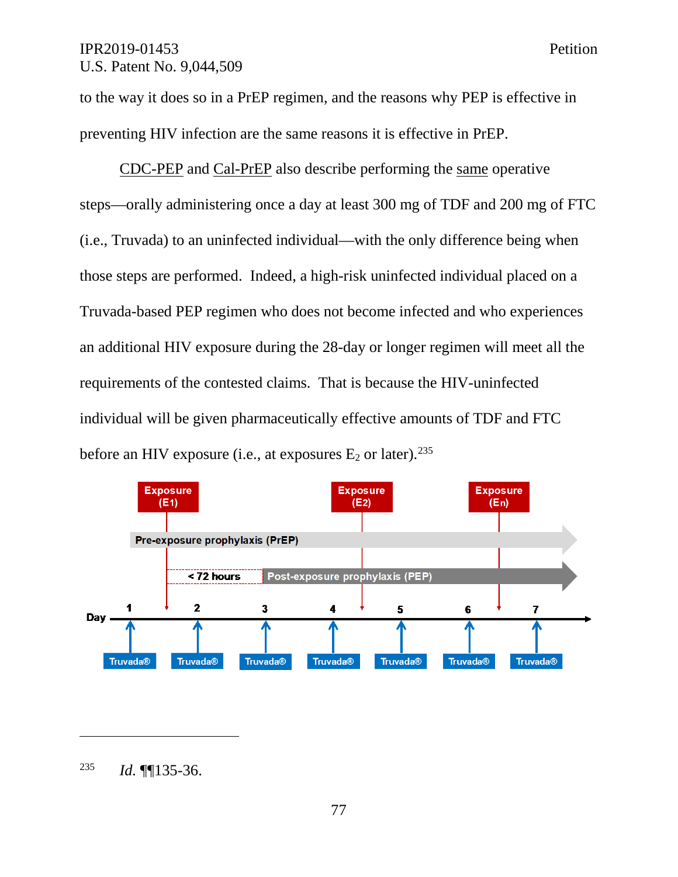to the way it does so in a PrEP regimen, and the reasons why PEP is effective in preventing HIV infection are the same reasons it is effective in PrEP.

CDC-PEP and Cal-PrEP also describe performing the same operative steps—orally administering once a day at least 300 mg of TDF and 200 mg of FTC (i.e., Truvada) to an uninfected individual—with the only difference being when those steps are performed. Indeed, a high-risk uninfected individual placed on a Truvada-based PEP regimen who does not become infected and who experiences an additional HIV exposure during the 28-day or longer regimen will meet all the requirements of the contested claims. That is because the HIV-uninfected individual will be given pharmaceutically effective amounts of TDF and FTC before an HIV exposure (i.e., at exposures $E_2$ or later).[235]

Exposure (E1) | Exposure (E2) | Exposure (En)

Pre-exposure prophylaxis (PrEP)

< 72 hours | Post-exposure prophylaxis (PEP)

Day 1 2 3 4 5 6 7

Truvada® Truvada® Truvada® Truvada® Truvada® Truvada® Truvada®

---

235 *Id.* ¶¶135-36.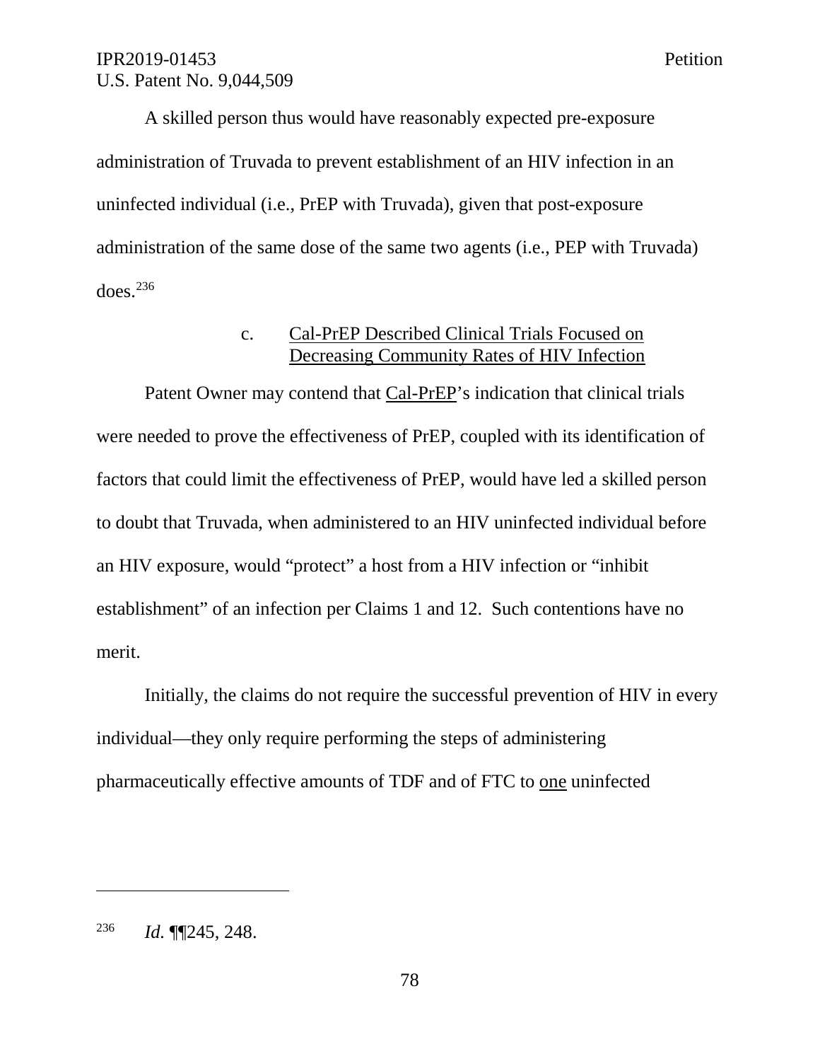A skilled person thus would have reasonably expected pre-exposure administration of Truvada to prevent establishment of an HIV infection in an uninfected individual (i.e., PrEP with Truvada), given that post-exposure administration of the same dose of the same two agents (i.e., PEP with Truvada) does.[236]

### c. Cal-PrEP Described Clinical Trials Focused on Decreasing Community Rates of HIV Infection

Patent Owner may contend that Cal-PrEP's indication that clinical trials were needed to prove the effectiveness of PrEP, coupled with its identification of factors that could limit the effectiveness of PrEP, would have led a skilled person to doubt that Truvada, when administered to an HIV uninfected individual before an HIV exposure, would "protect" a host from a HIV infection or "inhibit establishment" of an infection per Claims 1 and 12. Such contentions have no merit.

Initially, the claims do not require the successful prevention of HIV in every individual—they only require performing the steps of administering pharmaceutically effective amounts of TDF and of FTC to one uninfected

---

[236] *Id.* ¶¶245, 248.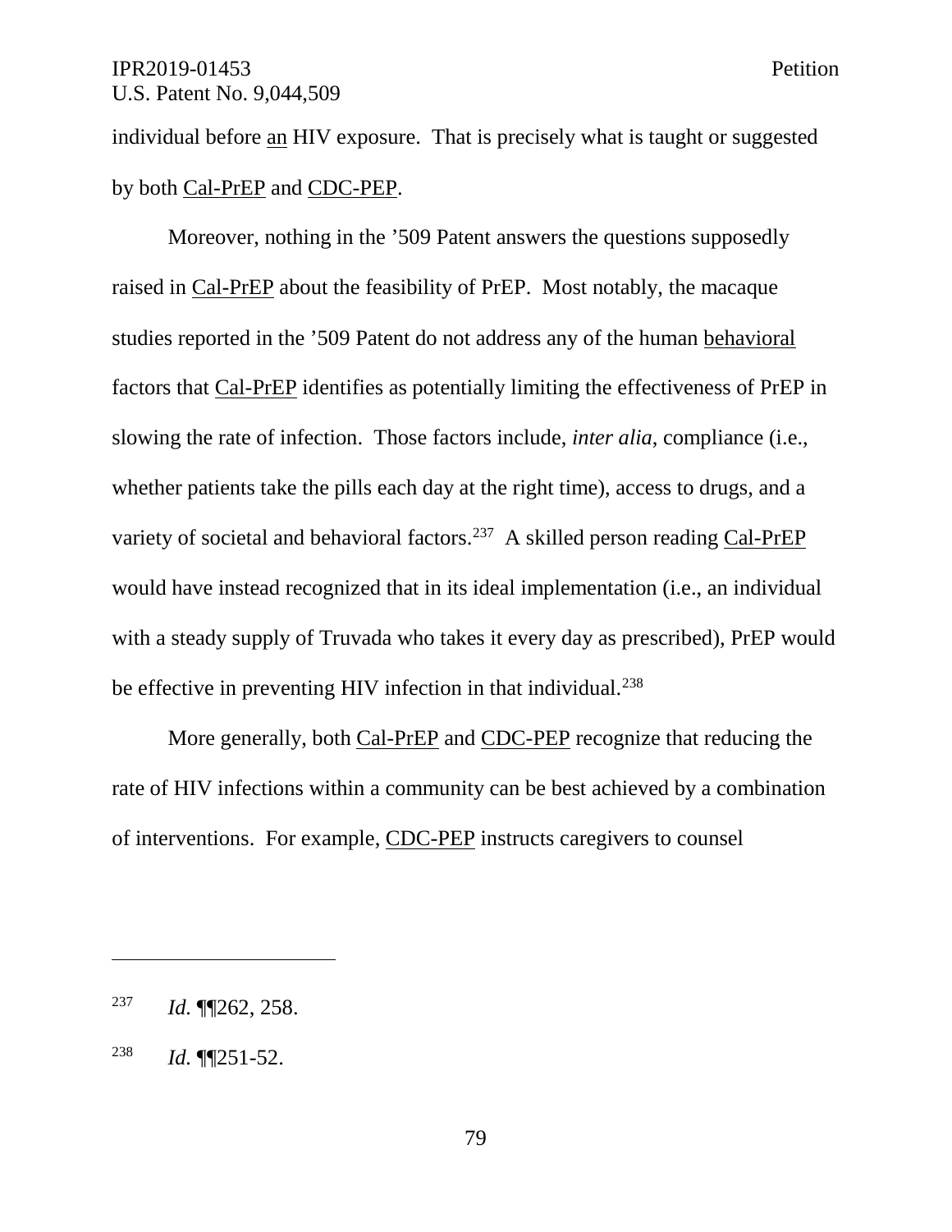individual before an HIV exposure. That is precisely what is taught or suggested by both Cal-PrEP and CDC-PEP.

Moreover, nothing in the '509 Patent answers the questions supposedly raised in Cal-PrEP about the feasibility of PrEP. Most notably, the macaque studies reported in the '509 Patent do not address any of the human behavioral factors that Cal-PrEP identifies as potentially limiting the effectiveness of PrEP in slowing the rate of infection. Those factors include, *inter alia*, compliance (i.e., whether patients take the pills each day at the right time), access to drugs, and a variety of societal and behavioral factors.[237] A skilled person reading Cal-PrEP would have instead recognized that in its ideal implementation (i.e., an individual with a steady supply of Truvada who takes it every day as prescribed), PrEP would be effective in preventing HIV infection in that individual.[238]

More generally, both Cal-PrEP and CDC-PEP recognize that reducing the rate of HIV infections within a community can be best achieved by a combination of interventions. For example, CDC-PEP instructs caregivers to counsel

---

[237] *Id.* ¶¶262, 258.

[238] *Id.* ¶¶251-52.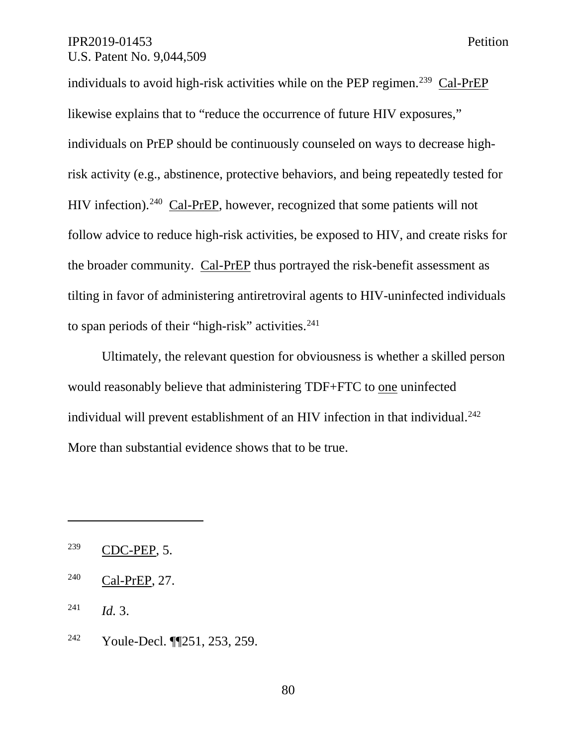individuals to avoid high-risk activities while on the PEP regimen.[239] Cal-PrEP likewise explains that to "reduce the occurrence of future HIV exposures," individuals on PrEP should be continuously counseled on ways to decrease high-risk activity (e.g., abstinence, protective behaviors, and being repeatedly tested for HIV infection).[240] Cal-PrEP, however, recognized that some patients will not follow advice to reduce high-risk activities, be exposed to HIV, and create risks for the broader community. Cal-PrEP thus portrayed the risk-benefit assessment as tilting in favor of administering antiretroviral agents to HIV-uninfected individuals to span periods of their "high-risk" activities.[241]

Ultimately, the relevant question for obviousness is whether a skilled person would reasonably believe that administering TDF+FTC to one uninfected individual will prevent establishment of an HIV infection in that individual.[242] More than substantial evidence shows that to be true.

---

[239] CDC-PEP, 5.

[240] Cal-PrEP, 27.

[241] *Id.* 3.

[242] Youle-Decl. ¶¶251, 253, 259.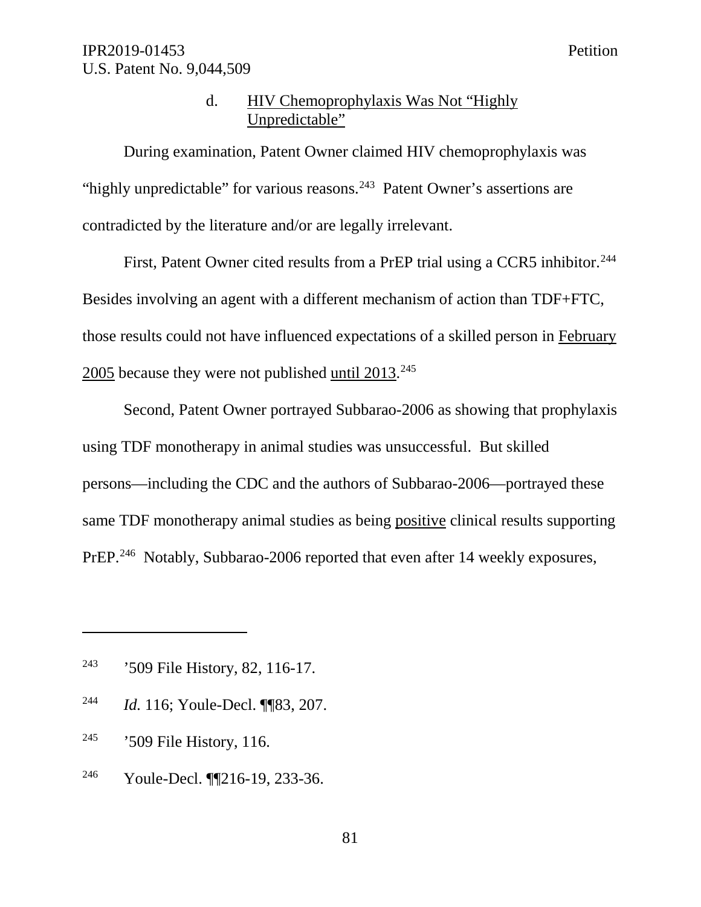#### d. HIV Chemoprophylaxis Was Not "Highly Unpredictable"

During examination, Patent Owner claimed HIV chemoprophylaxis was "highly unpredictable" for various reasons.[243] Patent Owner's assertions are contradicted by the literature and/or are legally irrelevant.

First, Patent Owner cited results from a PrEP trial using a CCR5 inhibitor.[244] Besides involving an agent with a different mechanism of action than TDF+FTC, those results could not have influenced expectations of a skilled person in February 2005 because they were not published until 2013.[245]

Second, Patent Owner portrayed Subbarao-2006 as showing that prophylaxis using TDF monotherapy in animal studies was unsuccessful. But skilled persons—including the CDC and the authors of Subbarao-2006—portrayed these same TDF monotherapy animal studies as being positive clinical results supporting PrEP.[246] Notably, Subbarao-2006 reported that even after 14 weekly exposures,

---

[243] '509 File History, 82, 116-17.

[244] *Id.* 116; Youle-Decl. ¶¶83, 207.

[245] '509 File History, 116.

[246] Youle-Decl. ¶¶216-19, 233-36.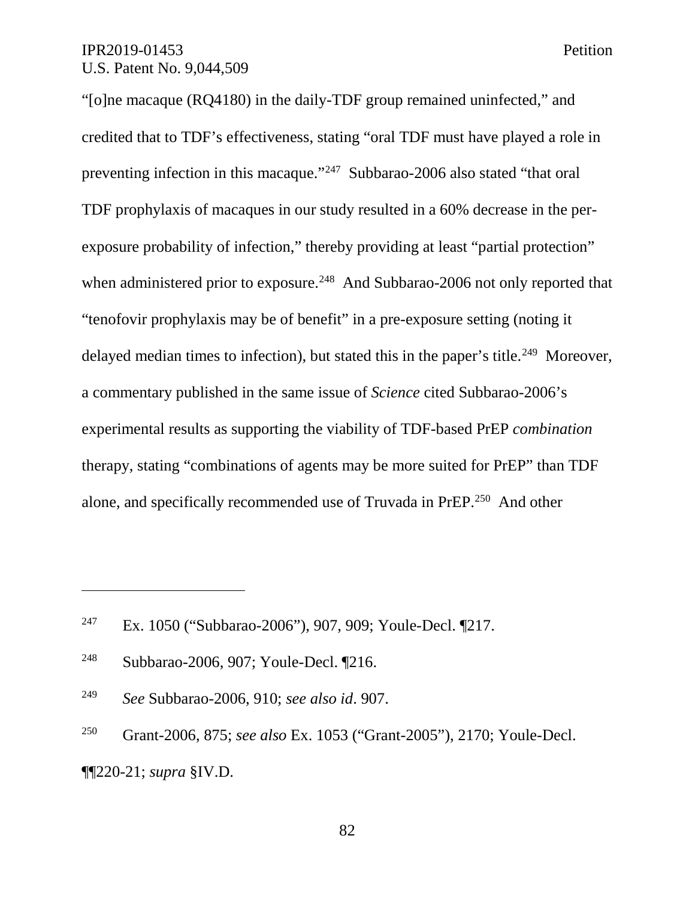"[o]ne macaque (RQ4180) in the daily-TDF group remained uninfected," and credited that to TDF's effectiveness, stating "oral TDF must have played a role in preventing infection in this macaque."[247] Subbarao-2006 also stated "that oral TDF prophylaxis of macaques in our study resulted in a 60% decrease in the per-exposure probability of infection," thereby providing at least "partial protection" when administered prior to exposure.[248] And Subbarao-2006 not only reported that "tenofovir prophylaxis may be of benefit" in a pre-exposure setting (noting it delayed median times to infection), but stated this in the paper's title.[249] Moreover, a commentary published in the same issue of *Science* cited Subbarao-2006's experimental results as supporting the viability of TDF-based PrEP *combination* therapy, stating "combinations of agents may be more suited for PrEP" than TDF alone, and specifically recommended use of Truvada in PrEP.[250] And other

---

[247] Ex. 1050 ("Subbarao-2006"), 907, 909; Youle-Decl. ¶217.

[248] Subbarao-2006, 907; Youle-Decl. ¶216.

[249] *See* Subbarao-2006, 910; *see also id*. 907.

[250] Grant-2006, 875; *see also* Ex. 1053 ("Grant-2005"), 2170; Youle-Decl. ¶¶220-21; *supra* §IV.D.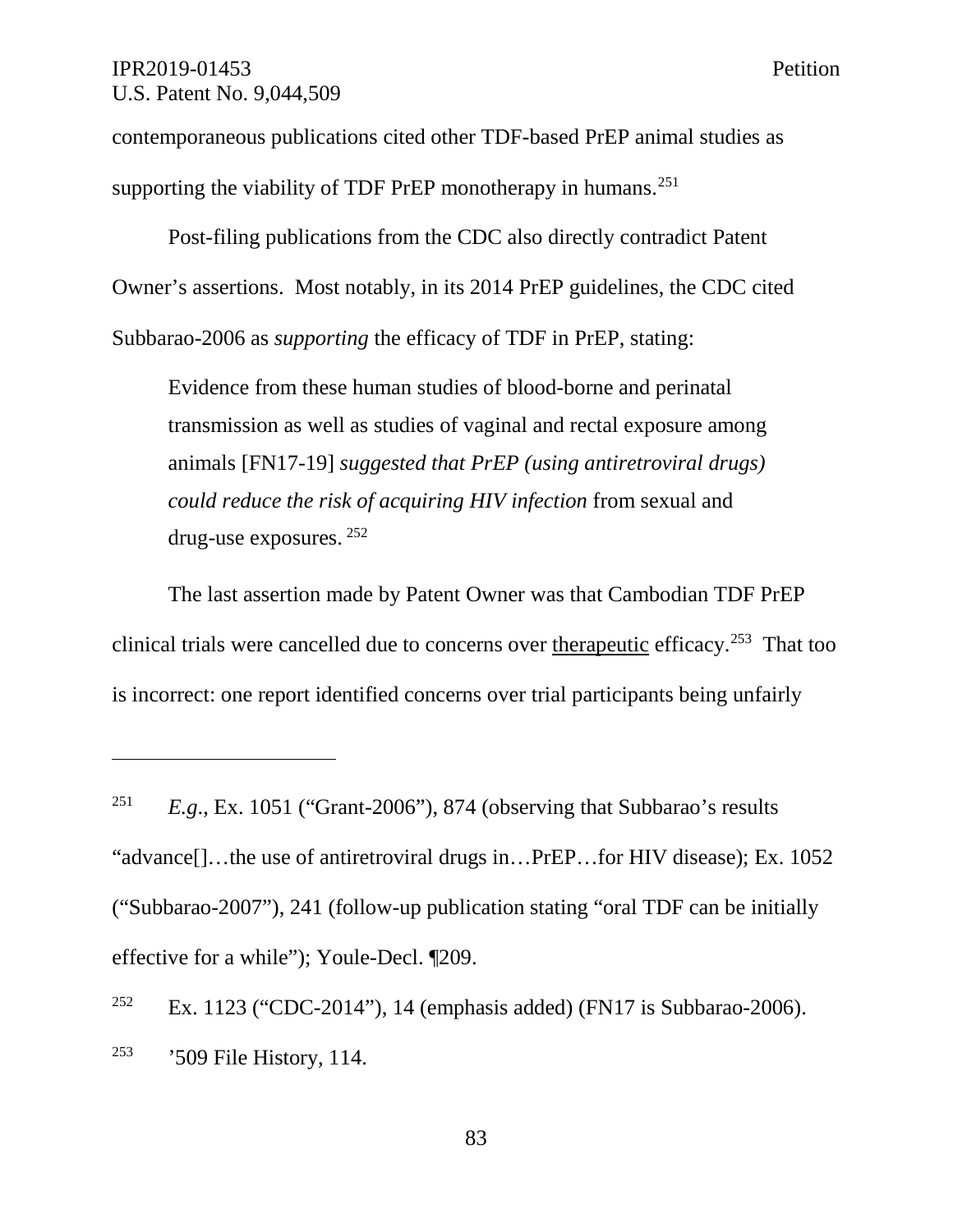contemporaneous publications cited other TDF-based PrEP animal studies as supporting the viability of TDF PrEP monotherapy in humans.[251]

Post-filing publications from the CDC also directly contradict Patent Owner's assertions. Most notably, in its 2014 PrEP guidelines, the CDC cited Subbarao-2006 as *supporting* the efficacy of TDF in PrEP, stating:

> Evidence from these human studies of blood-borne and perinatal transmission as well as studies of vaginal and rectal exposure among animals [FN17-19] *suggested that PrEP (using antiretroviral drugs) could reduce the risk of acquiring HIV infection* from sexual and drug-use exposures.[252]

The last assertion made by Patent Owner was that Cambodian TDF PrEP clinical trials were cancelled due to concerns over <u>therapeutic</u> efficacy.[253] That too is incorrect: one report identified concerns over trial participants being unfairly

---

[251] *E.g.*, Ex. 1051 ("Grant-2006"), 874 (observing that Subbarao's results "advance[]…the use of antiretroviral drugs in…PrEP…for HIV disease); Ex. 1052 ("Subbarao-2007"), 241 (follow-up publication stating "oral TDF can be initially effective for a while"); Youle-Decl. ¶209.

[252] Ex. 1123 ("CDC-2014"), 14 (emphasis added) (FN17 is Subbarao-2006).

[253] '509 File History, 114.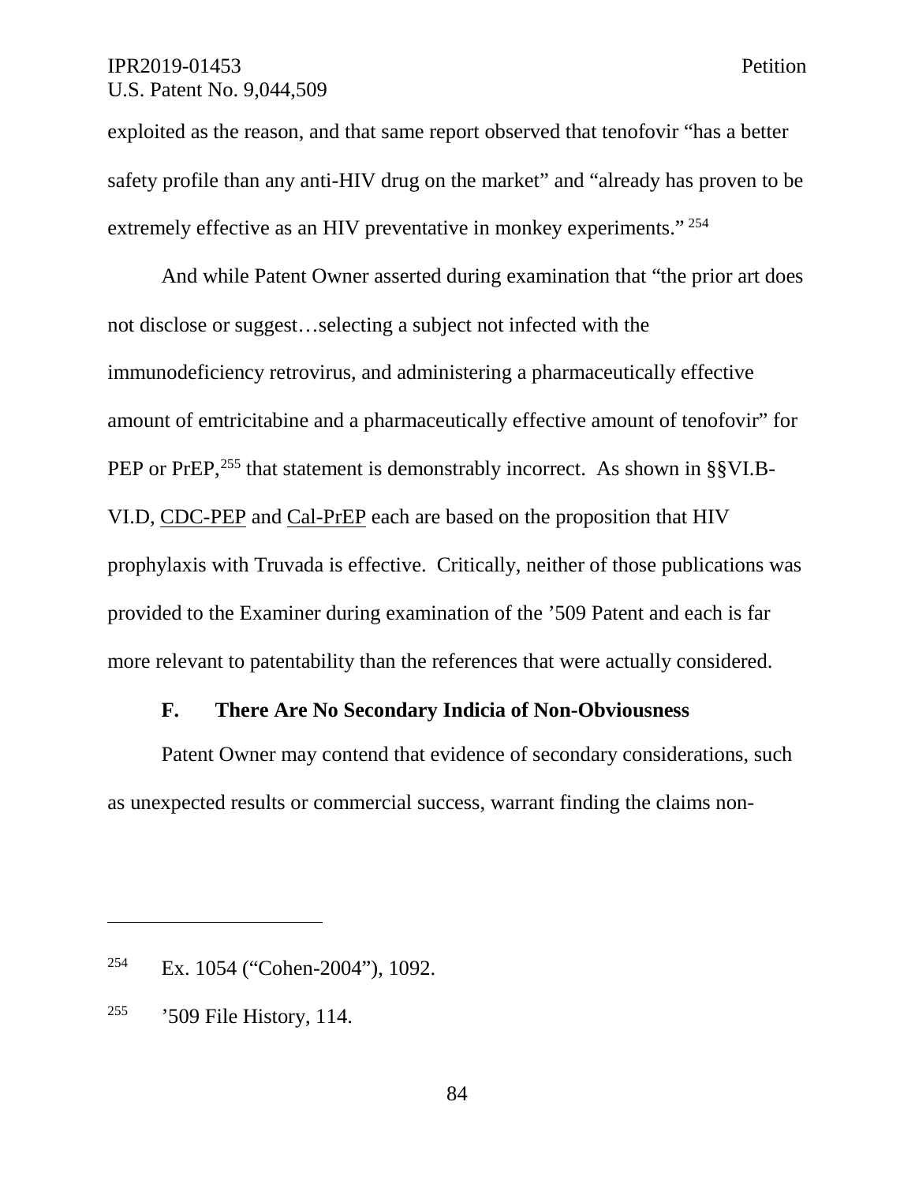exploited as the reason, and that same report observed that tenofovir "has a better safety profile than any anti-HIV drug on the market" and "already has proven to be extremely effective as an HIV preventative in monkey experiments."[254]

And while Patent Owner asserted during examination that "the prior art does not disclose or suggest…selecting a subject not infected with the immunodeficiency retrovirus, and administering a pharmaceutically effective amount of emtricitabine and a pharmaceutically effective amount of tenofovir" for PEP or PrEP,[255] that statement is demonstrably incorrect. As shown in §§VI.B-VI.D, <u>CDC-PEP</u> and <u>Cal-PrEP</u> each are based on the proposition that HIV prophylaxis with Truvada is effective. Critically, neither of those publications was provided to the Examiner during examination of the '509 Patent and each is far more relevant to patentability than the references that were actually considered.

### F. There Are No Secondary Indicia of Non-Obviousness

Patent Owner may contend that evidence of secondary considerations, such as unexpected results or commercial success, warrant finding the claims non-

---

[254] Ex. 1054 ("Cohen-2004"), 1092.

[255] '509 File History, 114.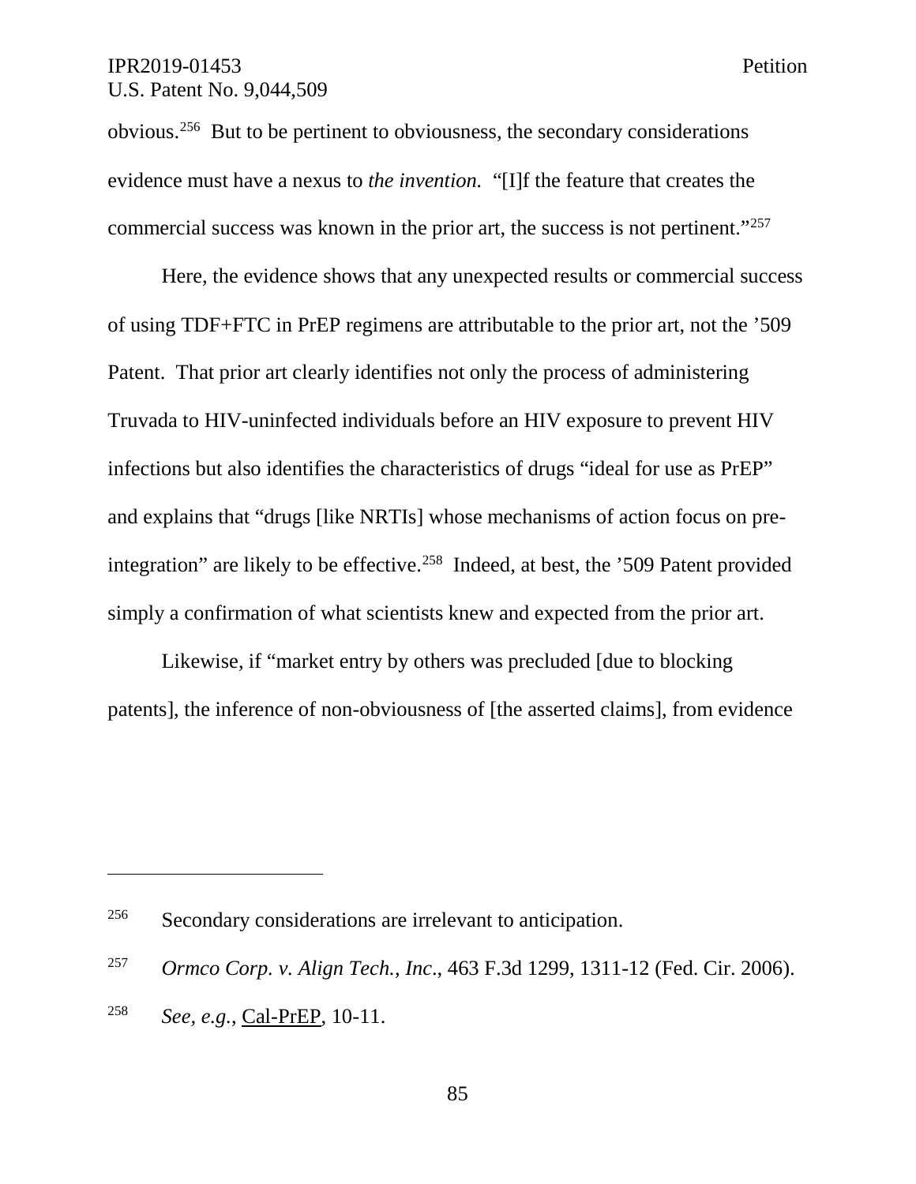obvious.[256] But to be pertinent to obviousness, the secondary considerations evidence must have a nexus to *the invention.* "[I]f the feature that creates the commercial success was known in the prior art, the success is not pertinent."[257]

Here, the evidence shows that any unexpected results or commercial success of using TDF+FTC in PrEP regimens are attributable to the prior art, not the '509 Patent. That prior art clearly identifies not only the process of administering Truvada to HIV-uninfected individuals before an HIV exposure to prevent HIV infections but also identifies the characteristics of drugs "ideal for use as PrEP" and explains that "drugs [like NRTIs] whose mechanisms of action focus on pre-integration" are likely to be effective.[258] Indeed, at best, the '509 Patent provided simply a confirmation of what scientists knew and expected from the prior art.

Likewise, if "market entry by others was precluded [due to blocking patents], the inference of non-obviousness of [the asserted claims], from evidence

---

[256] Secondary considerations are irrelevant to anticipation.

[257] *Ormco Corp. v. Align Tech., Inc.*, 463 F.3d 1299, 1311-12 (Fed. Cir. 2006).

[258] *See, e.g.*, Cal-PrEP, 10-11.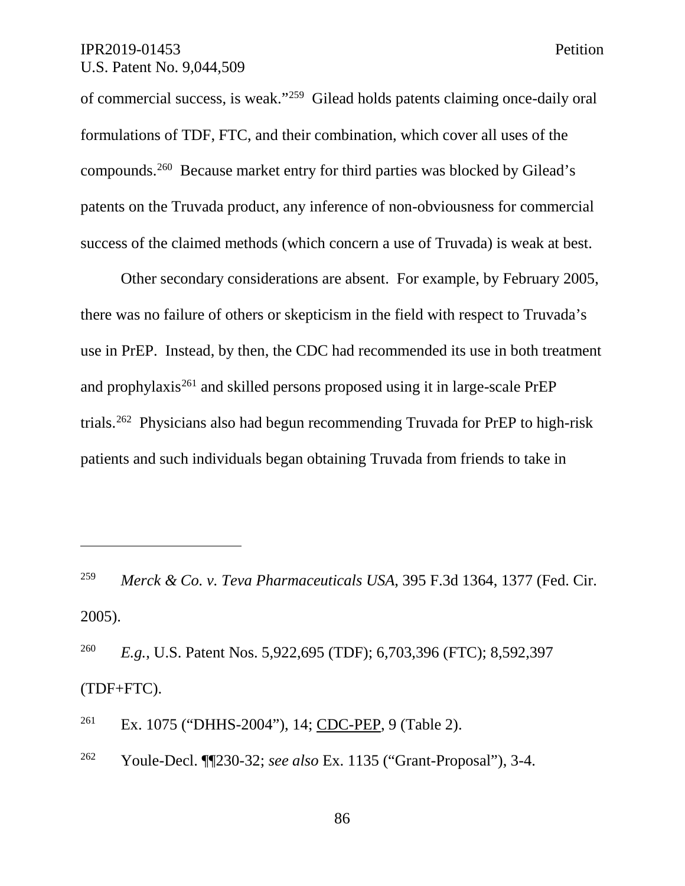of commercial success, is weak."[259] Gilead holds patents claiming once-daily oral formulations of TDF, FTC, and their combination, which cover all uses of the compounds.[260] Because market entry for third parties was blocked by Gilead's patents on the Truvada product, any inference of non-obviousness for commercial success of the claimed methods (which concern a use of Truvada) is weak at best.

Other secondary considerations are absent. For example, by February 2005, there was no failure of others or skepticism in the field with respect to Truvada's use in PrEP. Instead, by then, the CDC had recommended its use in both treatment and prophylaxis[261] and skilled persons proposed using it in large-scale PrEP trials.[262] Physicians also had begun recommending Truvada for PrEP to high-risk patients and such individuals began obtaining Truvada from friends to take in

---

[259] *Merck & Co. v. Teva Pharmaceuticals USA*, 395 F.3d 1364, 1377 (Fed. Cir. 2005).

[260] *E.g.*, U.S. Patent Nos. 5,922,695 (TDF); 6,703,396 (FTC); 8,592,397 (TDF+FTC).

[261] Ex. 1075 ("DHHS-2004"), 14; CDC-PEP, 9 (Table 2).

[262] Youle-Decl. ¶¶230-32; *see also* Ex. 1135 ("Grant-Proposal"), 3-4.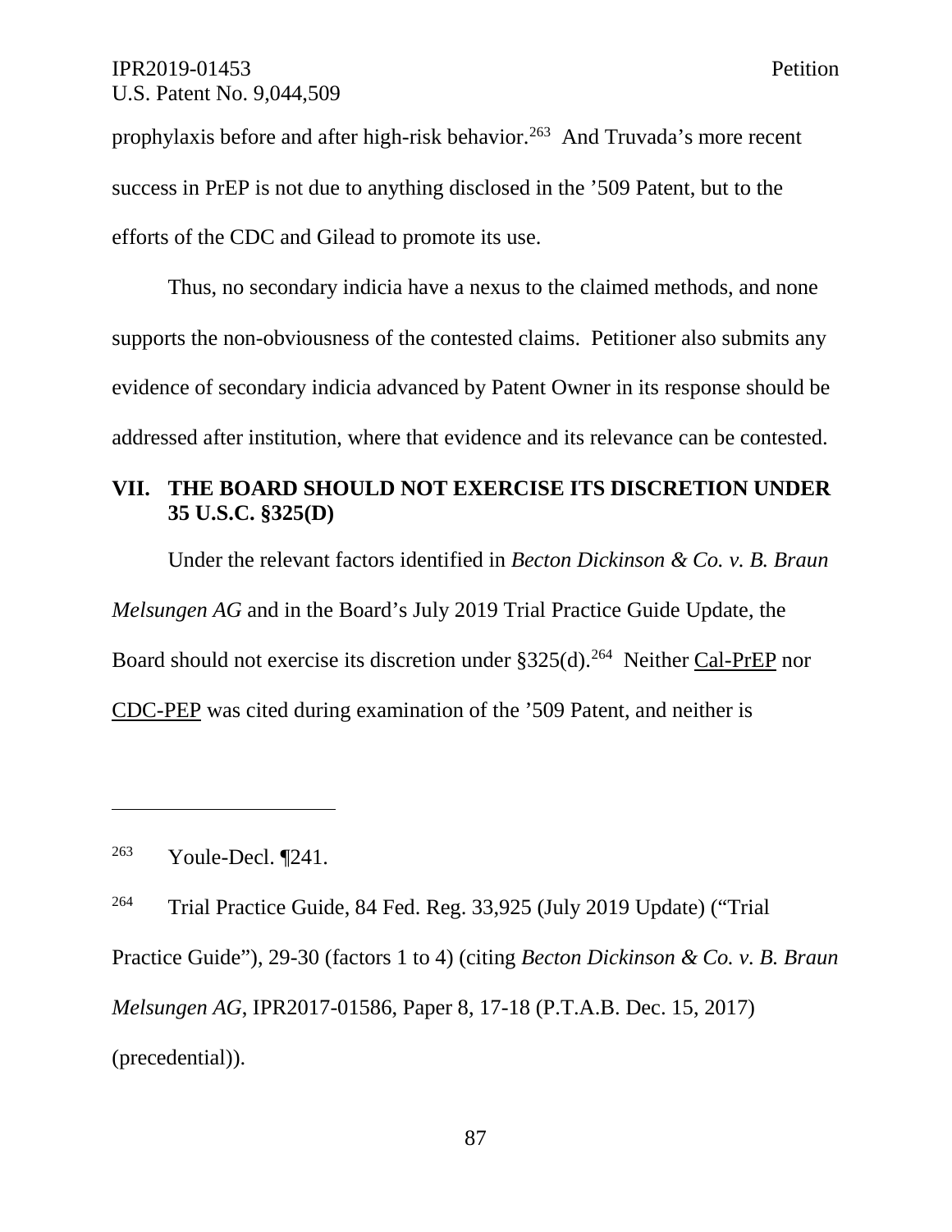prophylaxis before and after high-risk behavior.[263] And Truvada's more recent success in PrEP is not due to anything disclosed in the '509 Patent, but to the efforts of the CDC and Gilead to promote its use.

Thus, no secondary indicia have a nexus to the claimed methods, and none supports the non-obviousness of the contested claims. Petitioner also submits any evidence of secondary indicia advanced by Patent Owner in its response should be addressed after institution, where that evidence and its relevance can be contested.

## VII. THE BOARD SHOULD NOT EXERCISE ITS DISCRETION UNDER 35 U.S.C. §325(D)

Under the relevant factors identified in *Becton Dickinson & Co. v. B. Braun Melsungen AG* and in the Board's July 2019 Trial Practice Guide Update, the Board should not exercise its discretion under §325(d).[264] Neither Cal-PrEP nor CDC-PEP was cited during examination of the '509 Patent, and neither is

---

[263] Youle-Decl. ¶241.

[264] Trial Practice Guide, 84 Fed. Reg. 33,925 (July 2019 Update) ("Trial Practice Guide"), 29-30 (factors 1 to 4) (citing *Becton Dickinson & Co. v. B. Braun Melsungen AG*, IPR2017-01586, Paper 8, 17-18 (P.T.A.B. Dec. 15, 2017) (precedential)).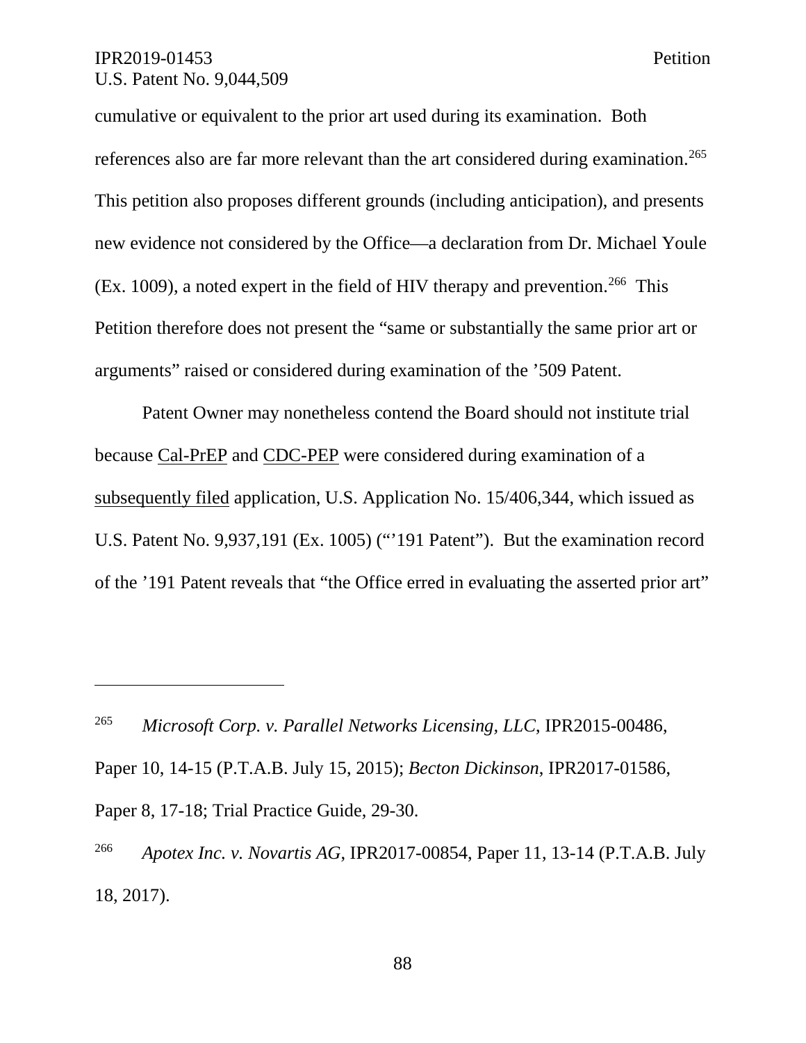cumulative or equivalent to the prior art used during its examination. Both references also are far more relevant than the art considered during examination.[265] This petition also proposes different grounds (including anticipation), and presents new evidence not considered by the Office—a declaration from Dr. Michael Youle (Ex. 1009), a noted expert in the field of HIV therapy and prevention.[266] This Petition therefore does not present the "same or substantially the same prior art or arguments" raised or considered during examination of the '509 Patent.

Patent Owner may nonetheless contend the Board should not institute trial because <u>Cal-PrEP</u> and <u>CDC-PEP</u> were considered during examination of a <u>subsequently filed</u> application, U.S. Application No. 15/406,344, which issued as U.S. Patent No. 9,937,191 (Ex. 1005) ("'191 Patent"). But the examination record of the '191 Patent reveals that "the Office erred in evaluating the asserted prior art"

---

[265] *Microsoft Corp. v. Parallel Networks Licensing, LLC*, IPR2015-00486, Paper 10, 14-15 (P.T.A.B. July 15, 2015); *Becton Dickinson*, IPR2017-01586, Paper 8, 17-18; Trial Practice Guide, 29-30.

[266] *Apotex Inc. v. Novartis AG*, IPR2017-00854, Paper 11, 13-14 (P.T.A.B. July 18, 2017).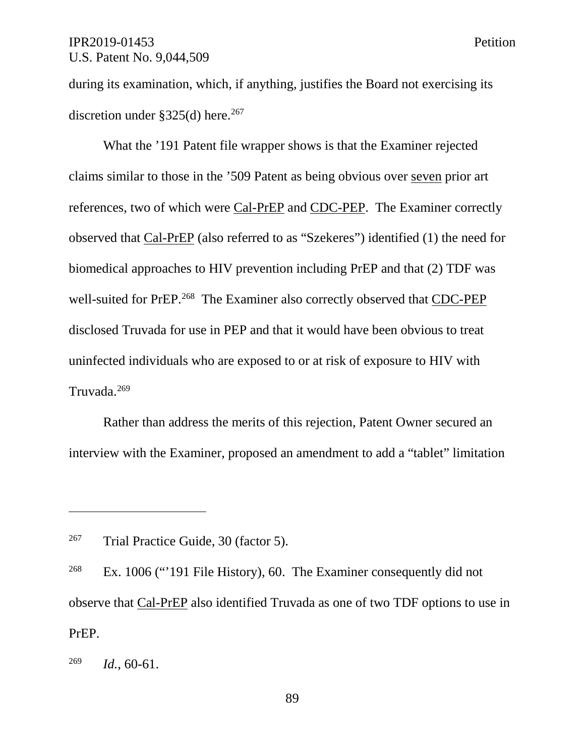during its examination, which, if anything, justifies the Board not exercising its discretion under §325(d) here.[267]

What the ’191 Patent file wrapper shows is that the Examiner rejected claims similar to those in the ’509 Patent as being obvious over seven prior art references, two of which were Cal-PrEP and CDC-PEP. The Examiner correctly observed that Cal-PrEP (also referred to as “Szekeres”) identified (1) the need for biomedical approaches to HIV prevention including PrEP and that (2) TDF was well-suited for PrEP.[268] The Examiner also correctly observed that CDC-PEP disclosed Truvada for use in PEP and that it would have been obvious to treat uninfected individuals who are exposed to or at risk of exposure to HIV with Truvada.[269]

Rather than address the merits of this rejection, Patent Owner secured an interview with the Examiner, proposed an amendment to add a “tablet” limitation

---

[267] Trial Practice Guide, 30 (factor 5).

[268] Ex. 1006 (“’191 File History), 60. The Examiner consequently did not observe that Cal-PrEP also identified Truvada as one of two TDF options to use in PrEP.

[269] *Id.*, 60-61.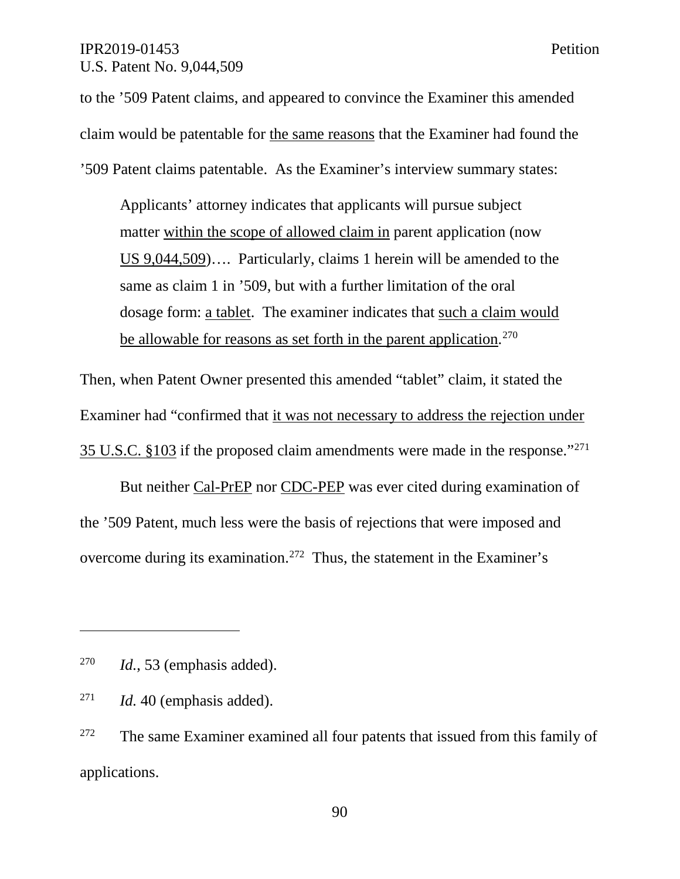to the '509 Patent claims, and appeared to convince the Examiner this amended claim would be patentable for <u>the same reasons</u> that the Examiner had found the '509 Patent claims patentable. As the Examiner's interview summary states:

> Applicants' attorney indicates that applicants will pursue subject matter <u>within the scope of allowed claim in</u> parent application (now <u>US 9,044,509</u>)…. Particularly, claims 1 herein will be amended to the same as claim 1 in '509, but with a further limitation of the oral dosage form: <u>a tablet</u>. The examiner indicates that <u>such a claim would be allowable for reasons as set forth in the parent application</u>.[270]

Then, when Patent Owner presented this amended "tablet" claim, it stated the Examiner had "confirmed that <u>it was not necessary to address the rejection under 35 U.S.C. §103</u> if the proposed claim amendments were made in the response."[271]

But neither <u>Cal-PrEP</u> nor <u>CDC-PEP</u> was ever cited during examination of the '509 Patent, much less were the basis of rejections that were imposed and overcome during its examination.[272] Thus, the statement in the Examiner's

---

[270] *Id.*, 53 (emphasis added).

[271] *Id.* 40 (emphasis added).

[272] The same Examiner examined all four patents that issued from this family of applications.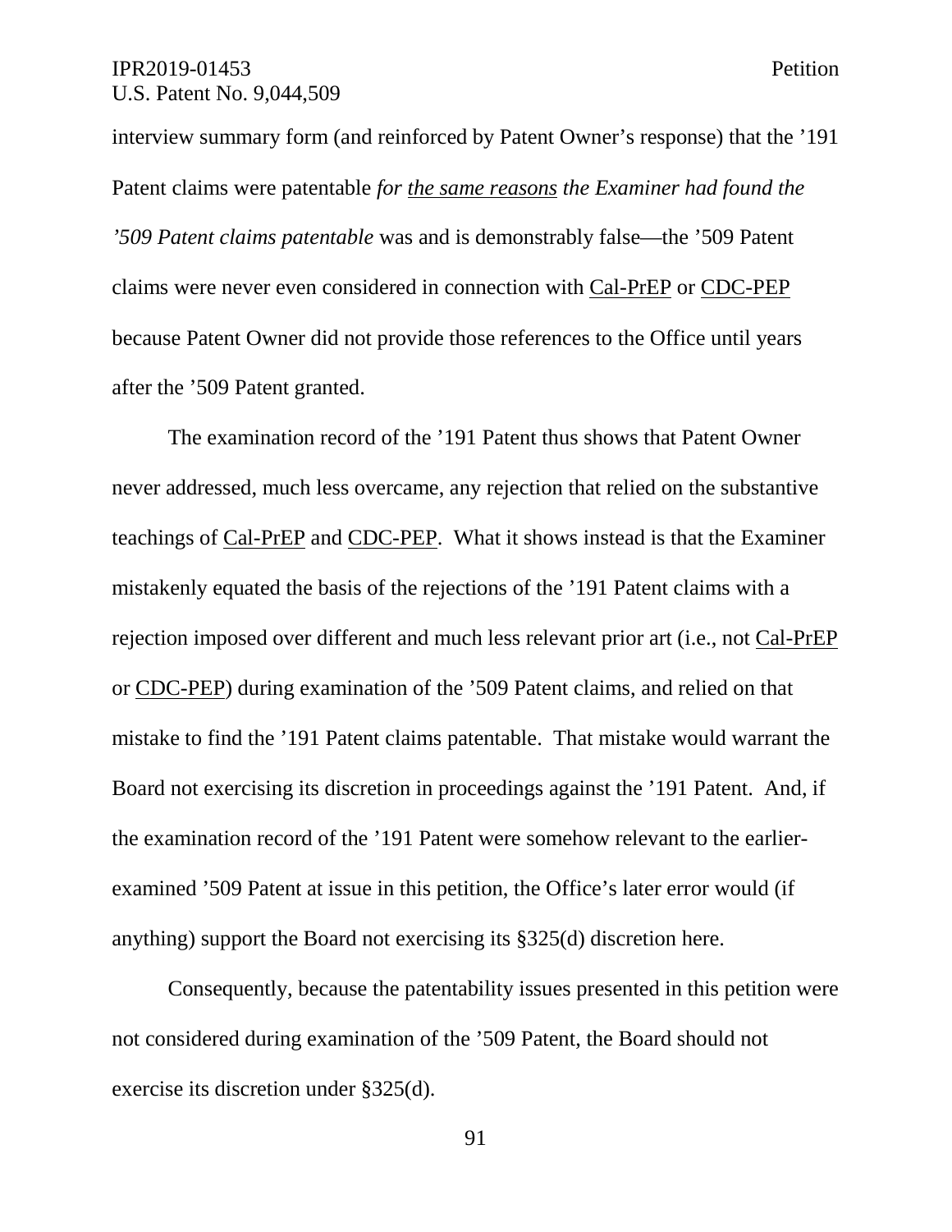interview summary form (and reinforced by Patent Owner's response) that the '191 Patent claims were patentable *for <u>the same reasons</u> the Examiner had found the '509 Patent claims patentable* was and is demonstrably false—the '509 Patent claims were never even considered in connection with <u>Cal-PrEP</u> or <u>CDC-PEP</u> because Patent Owner did not provide those references to the Office until years after the '509 Patent granted.

The examination record of the '191 Patent thus shows that Patent Owner never addressed, much less overcame, any rejection that relied on the substantive teachings of <u>Cal-PrEP</u> and <u>CDC-PEP</u>. What it shows instead is that the Examiner mistakenly equated the basis of the rejections of the '191 Patent claims with a rejection imposed over different and much less relevant prior art (i.e., not <u>Cal-PrEP</u> or <u>CDC-PEP</u>) during examination of the '509 Patent claims, and relied on that mistake to find the '191 Patent claims patentable. That mistake would warrant the Board not exercising its discretion in proceedings against the '191 Patent. And, if the examination record of the '191 Patent were somehow relevant to the earlier-examined '509 Patent at issue in this petition, the Office's later error would (if anything) support the Board not exercising its §325(d) discretion here.

Consequently, because the patentability issues presented in this petition were not considered during examination of the '509 Patent, the Board should not exercise its discretion under §325(d).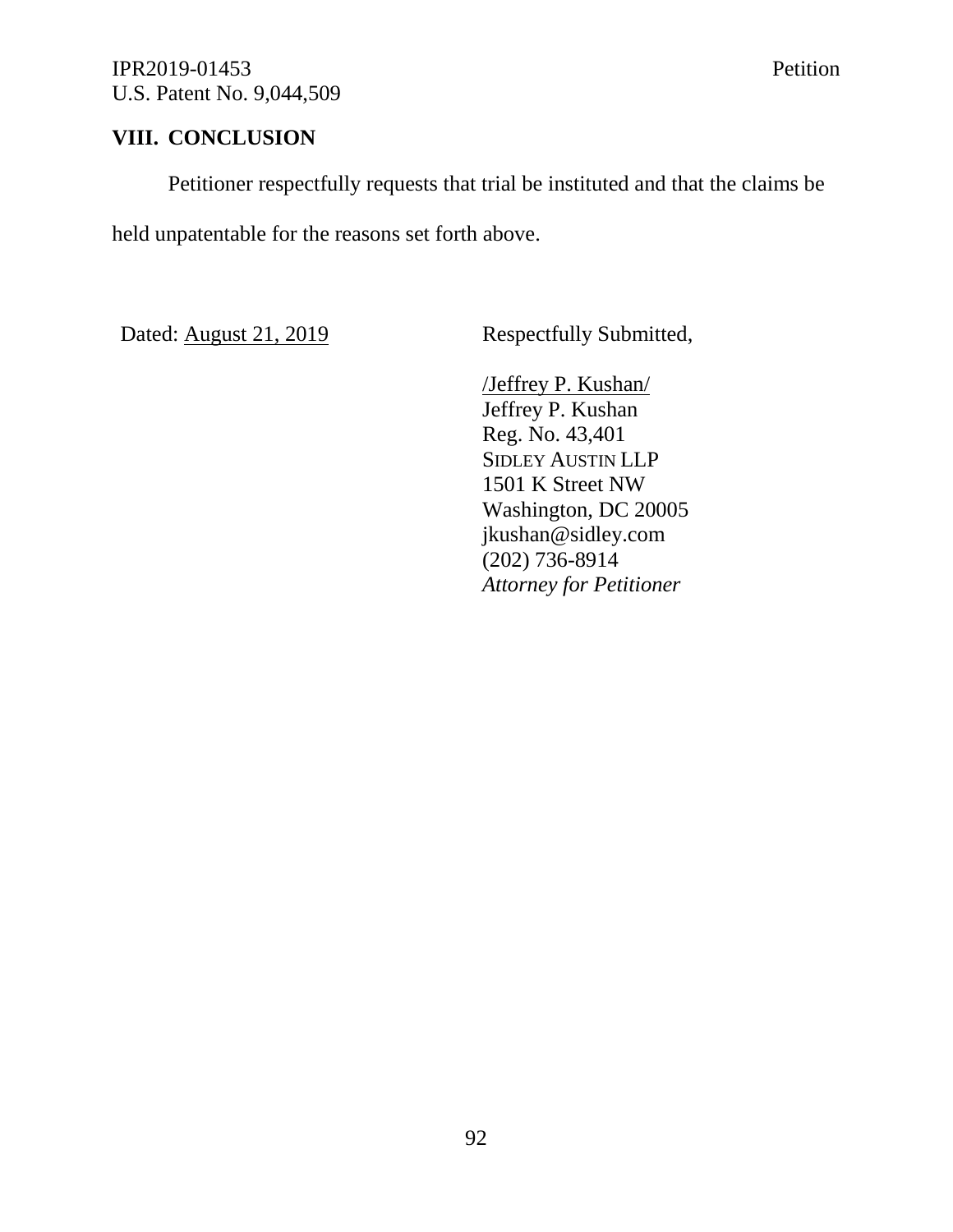## VIII. CONCLUSION

Petitioner respectfully requests that trial be instituted and that the claims be held unpatentable for the reasons set forth above.

Dated: August 21, 2019

Respectfully Submitted,

/Jeffrey P. Kushan/
Jeffrey P. Kushan
Reg. No. 43,401
SIDLEY AUSTIN LLP
1501 K Street NW
Washington, DC 20005
jkushan@sidley.com
(202) 736-8914
*Attorney for Petitioner*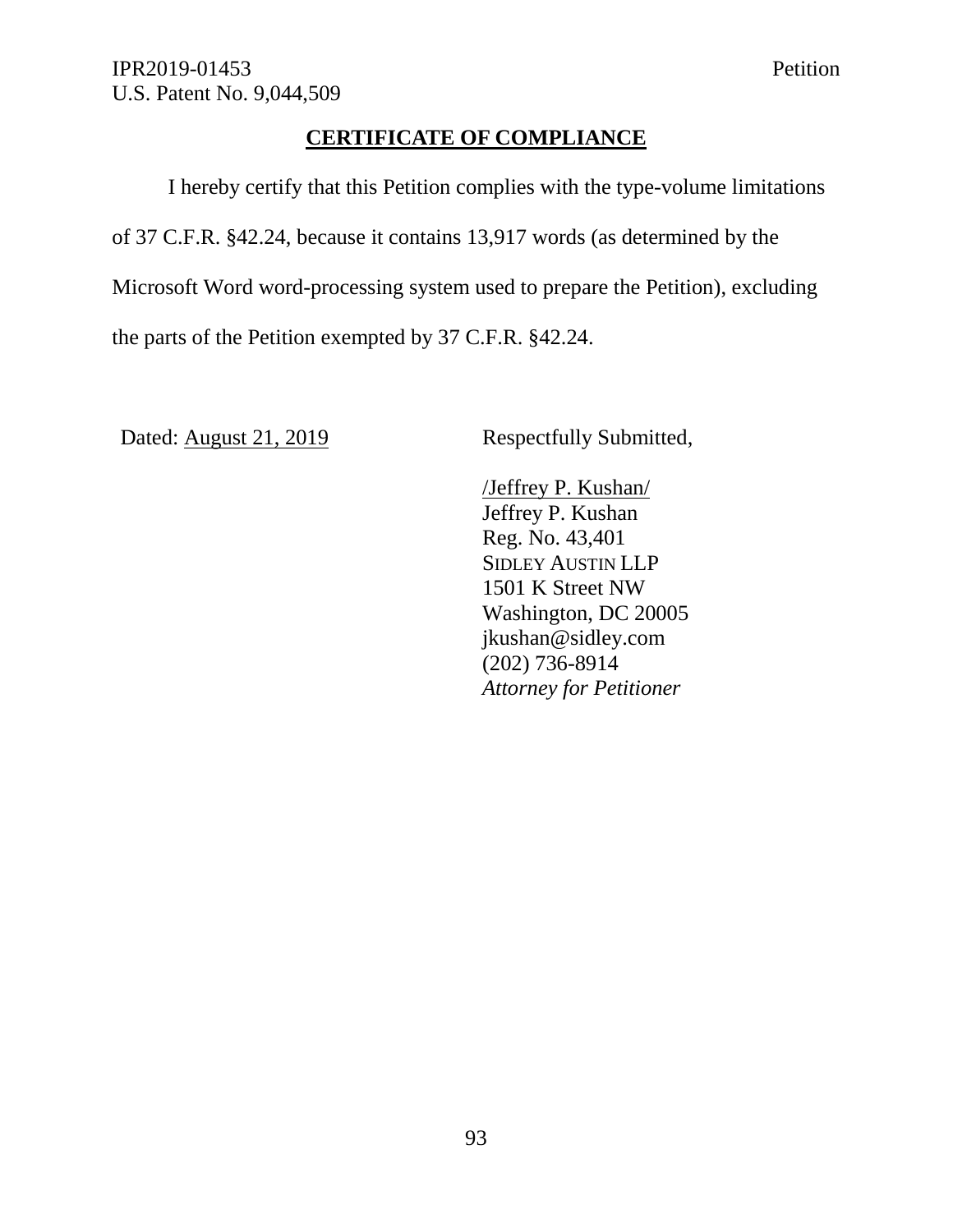## CERTIFICATE OF COMPLIANCE

I hereby certify that this Petition complies with the type-volume limitations of 37 C.F.R. §42.24, because it contains 13,917 words (as determined by the Microsoft Word word-processing system used to prepare the Petition), excluding the parts of the Petition exempted by 37 C.F.R. §42.24.

Dated: August 21, 2019

Respectfully Submitted,

/Jeffrey P. Kushan/
Jeffrey P. Kushan
Reg. No. 43,401
SIDLEY AUSTIN LLP
1501 K Street NW
Washington, DC 20005
jkushan@sidley.com
(202) 736-8914
*Attorney for Petitioner*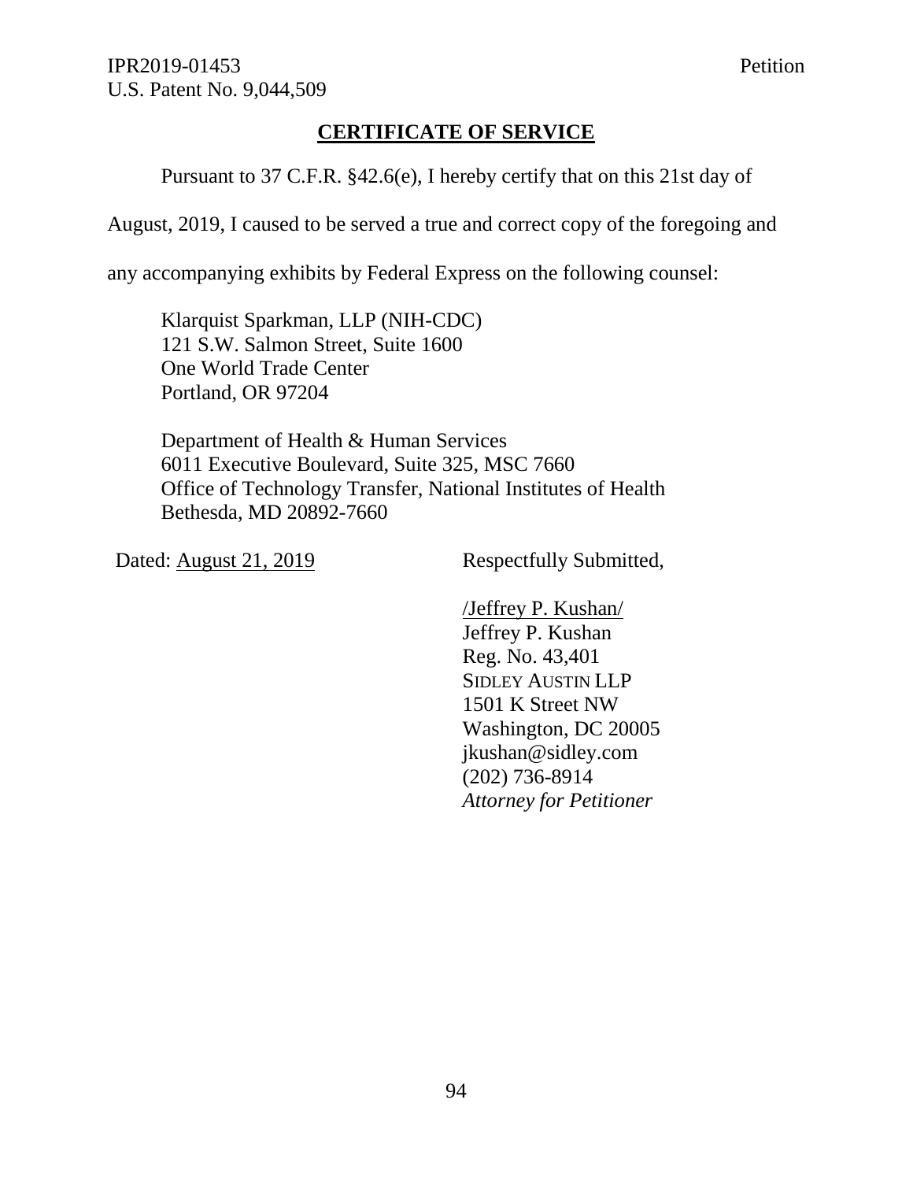## CERTIFICATE OF SERVICE

Pursuant to 37 C.F.R. §42.6(e), I hereby certify that on this 21st day of August, 2019, I caused to be served a true and correct copy of the foregoing and any accompanying exhibits by Federal Express on the following counsel:

Klarquist Sparkman, LLP (NIH-CDC)
121 S.W. Salmon Street, Suite 1600
One World Trade Center
Portland, OR 97204

Department of Health & Human Services
6011 Executive Boulevard, Suite 325, MSC 7660
Office of Technology Transfer, National Institutes of Health
Bethesda, MD 20892-7660

Dated: August 21, 2019

Respectfully Submitted,

/Jeffrey P. Kushan/
Jeffrey P. Kushan
Reg. No. 43,401
SIDLEY AUSTIN LLP
1501 K Street NW
Washington, DC 20005
jkushan@sidley.com
(202) 736-8914
*Attorney for Petitioner*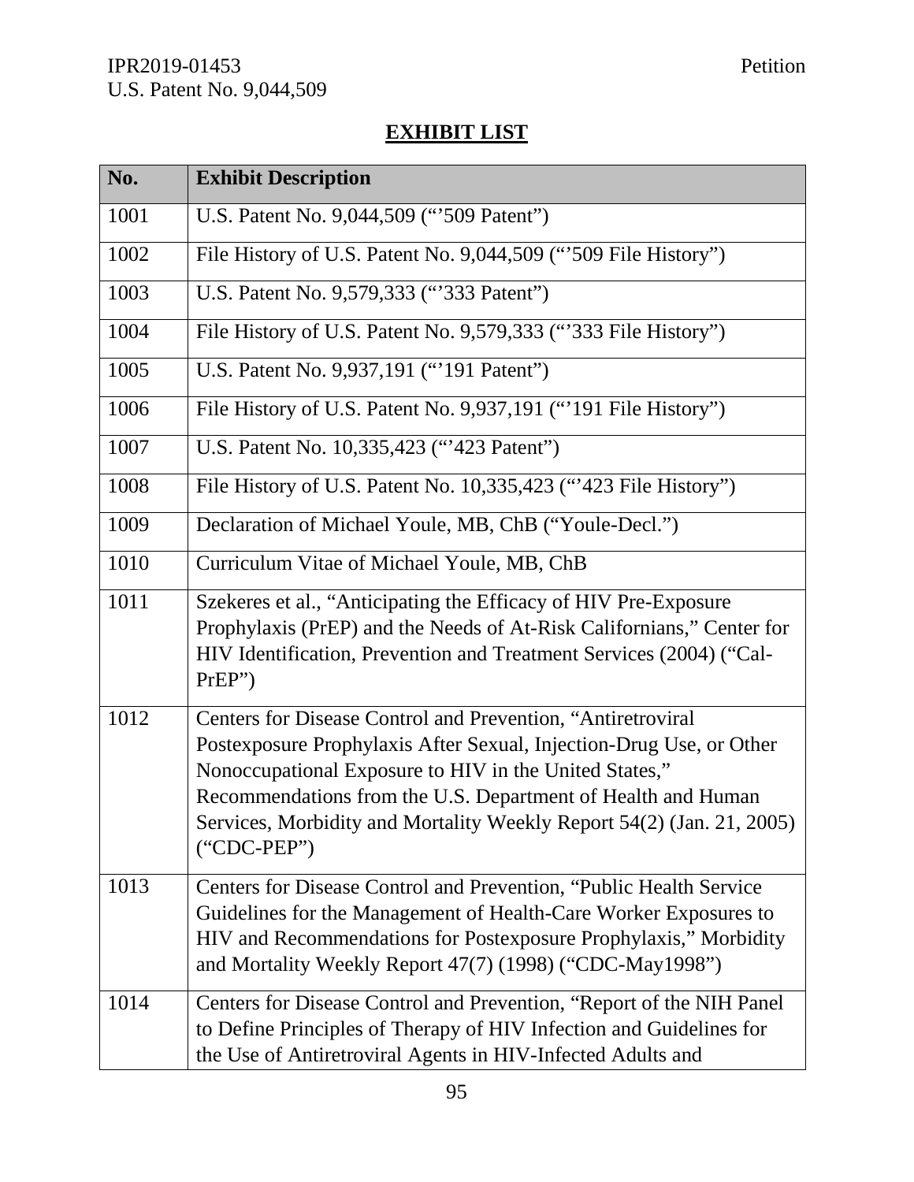## EXHIBIT LIST

| No. | Exhibit Description |
|---|---|
| 1001 | U.S. Patent No. 9,044,509 ("'509 Patent") |
| 1002 | File History of U.S. Patent No. 9,044,509 ("'509 File History") |
| 1003 | U.S. Patent No. 9,579,333 ("'333 Patent") |
| 1004 | File History of U.S. Patent No. 9,579,333 ("'333 File History") |
| 1005 | U.S. Patent No. 9,937,191 ("'191 Patent") |
| 1006 | File History of U.S. Patent No. 9,937,191 ("'191 File History") |
| 1007 | U.S. Patent No. 10,335,423 ("'423 Patent") |
| 1008 | File History of U.S. Patent No. 10,335,423 ("'423 File History") |
| 1009 | Declaration of Michael Youle, MB, ChB ("Youle-Decl.") |
| 1010 | Curriculum Vitae of Michael Youle, MB, ChB |
| 1011 | Szekeres et al., "Anticipating the Efficacy of HIV Pre-Exposure Prophylaxis (PrEP) and the Needs of At-Risk Californians," Center for HIV Identification, Prevention and Treatment Services (2004) ("Cal-PrEP") |
| 1012 | Centers for Disease Control and Prevention, "Antiretroviral Postexposure Prophylaxis After Sexual, Injection-Drug Use, or Other Nonoccupational Exposure to HIV in the United States," Recommendations from the U.S. Department of Health and Human Services, Morbidity and Mortality Weekly Report 54(2) (Jan. 21, 2005) ("CDC-PEP") |
| 1013 | Centers for Disease Control and Prevention, "Public Health Service Guidelines for the Management of Health-Care Worker Exposures to HIV and Recommendations for Postexposure Prophylaxis," Morbidity and Mortality Weekly Report 47(7) (1998) ("CDC-May1998") |
| 1014 | Centers for Disease Control and Prevention, "Report of the NIH Panel to Define Principles of Therapy of HIV Infection and Guidelines for the Use of Antiretroviral Agents in HIV-Infected Adults and |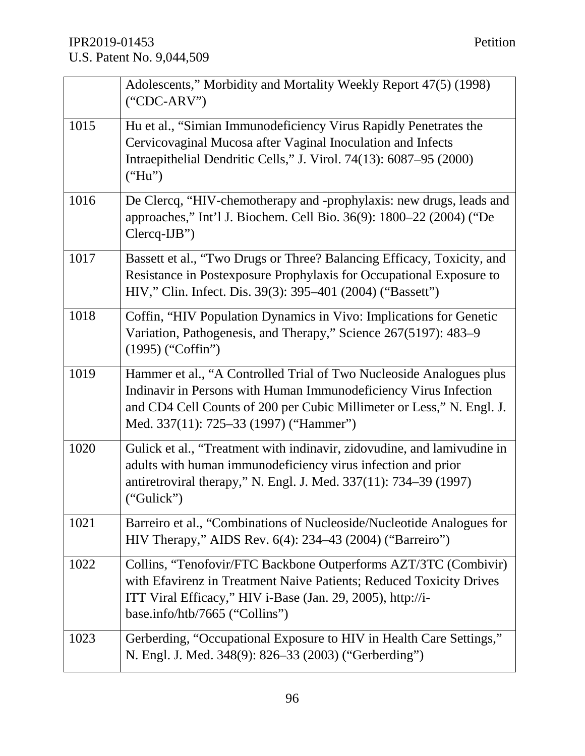| | |
|---|---|
| | Adolescents," Morbidity and Mortality Weekly Report 47(5) (1998) ("CDC-ARV") |
| 1015 | Hu et al., "Simian Immunodeficiency Virus Rapidly Penetrates the Cervicovaginal Mucosa after Vaginal Inoculation and Infects Intraepithelial Dendritic Cells," J. Virol. 74(13): 6087–95 (2000) ("Hu") |
| 1016 | De Clercq, "HIV-chemotherapy and -prophylaxis: new drugs, leads and approaches," Int'l J. Biochem. Cell Bio. 36(9): 1800–22 (2004) ("De Clercq-IJB") |
| 1017 | Bassett et al., "Two Drugs or Three? Balancing Efficacy, Toxicity, and Resistance in Postexposure Prophylaxis for Occupational Exposure to HIV," Clin. Infect. Dis. 39(3): 395–401 (2004) ("Bassett") |
| 1018 | Coffin, "HIV Population Dynamics in Vivo: Implications for Genetic Variation, Pathogenesis, and Therapy," Science 267(5197): 483–9 (1995) ("Coffin") |
| 1019 | Hammer et al., "A Controlled Trial of Two Nucleoside Analogues plus Indinavir in Persons with Human Immunodeficiency Virus Infection and CD4 Cell Counts of 200 per Cubic Millimeter or Less," N. Engl. J. Med. 337(11): 725–33 (1997) ("Hammer") |
| 1020 | Gulick et al., "Treatment with indinavir, zidovudine, and lamivudine in adults with human immunodeficiency virus infection and prior antiretroviral therapy," N. Engl. J. Med. 337(11): 734–39 (1997) ("Gulick") |
| 1021 | Barreiro et al., "Combinations of Nucleoside/Nucleotide Analogues for HIV Therapy," AIDS Rev. 6(4): 234–43 (2004) ("Barreiro") |
| 1022 | Collins, "Tenofovir/FTC Backbone Outperforms AZT/3TC (Combivir) with Efavirenz in Treatment Naive Patients; Reduced Toxicity Drives ITT Viral Efficacy," HIV i-Base (Jan. 29, 2005), http://i-base.info/htb/7665 ("Collins") |
| 1023 | Gerberding, "Occupational Exposure to HIV in Health Care Settings," N. Engl. J. Med. 348(9): 826–33 (2003) ("Gerberding") |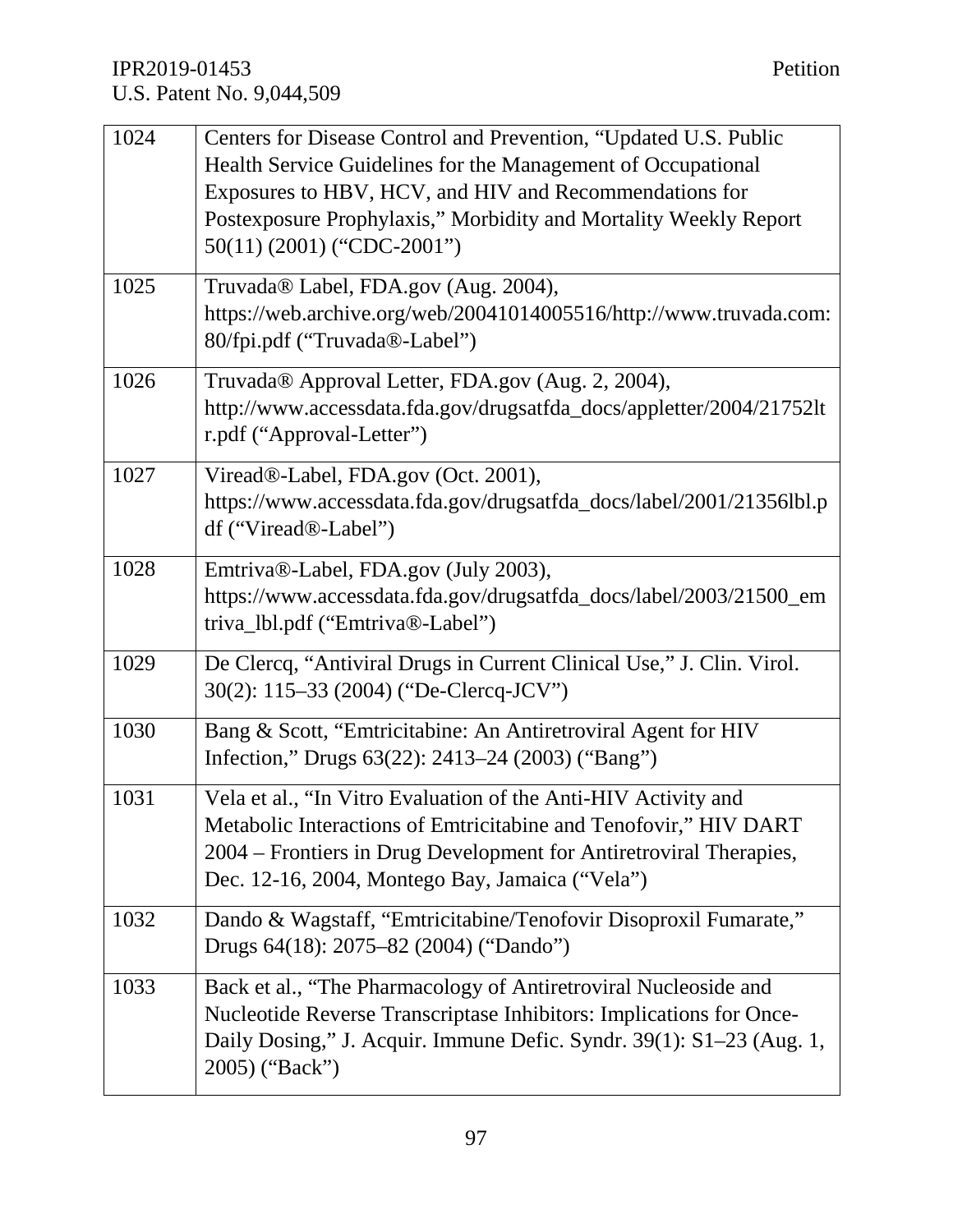| | |
|---|---|
| 1024 | Centers for Disease Control and Prevention, "Updated U.S. Public Health Service Guidelines for the Management of Occupational Exposures to HBV, HCV, and HIV and Recommendations for Postexposure Prophylaxis," Morbidity and Mortality Weekly Report 50(11) (2001) ("CDC-2001") |
| 1025 | Truvada® Label, FDA.gov (Aug. 2004), https://web.archive.org/web/20041014005516/http://www.truvada.com:80/fpi.pdf ("Truvada®-Label") |
| 1026 | Truvada® Approval Letter, FDA.gov (Aug. 2, 2004), http://www.accessdata.fda.gov/drugsatfda_docs/appletter/2004/21752ltr.pdf ("Approval-Letter") |
| 1027 | Viread®-Label, FDA.gov (Oct. 2001), https://www.accessdata.fda.gov/drugsatfda_docs/label/2001/21356lbl.pdf ("Viread®-Label") |
| 1028 | Emtriva®-Label, FDA.gov (July 2003), https://www.accessdata.fda.gov/drugsatfda_docs/label/2003/21500_emtriva_lbl.pdf ("Emtriva®-Label") |
| 1029 | De Clercq, "Antiviral Drugs in Current Clinical Use," J. Clin. Virol. 30(2): 115–33 (2004) ("De-Clercq-JCV") |
| 1030 | Bang & Scott, "Emtricitabine: An Antiretroviral Agent for HIV Infection," Drugs 63(22): 2413–24 (2003) ("Bang") |
| 1031 | Vela et al., "In Vitro Evaluation of the Anti-HIV Activity and Metabolic Interactions of Emtricitabine and Tenofovir," HIV DART 2004 – Frontiers in Drug Development for Antiretroviral Therapies, Dec. 12-16, 2004, Montego Bay, Jamaica ("Vela") |
| 1032 | Dando & Wagstaff, "Emtricitabine/Tenofovir Disoproxil Fumarate," Drugs 64(18): 2075–82 (2004) ("Dando") |
| 1033 | Back et al., "The Pharmacology of Antiretroviral Nucleoside and Nucleotide Reverse Transcriptase Inhibitors: Implications for Once-Daily Dosing," J. Acquir. Immune Defic. Syndr. 39(1): S1–23 (Aug. 1, 2005) ("Back") |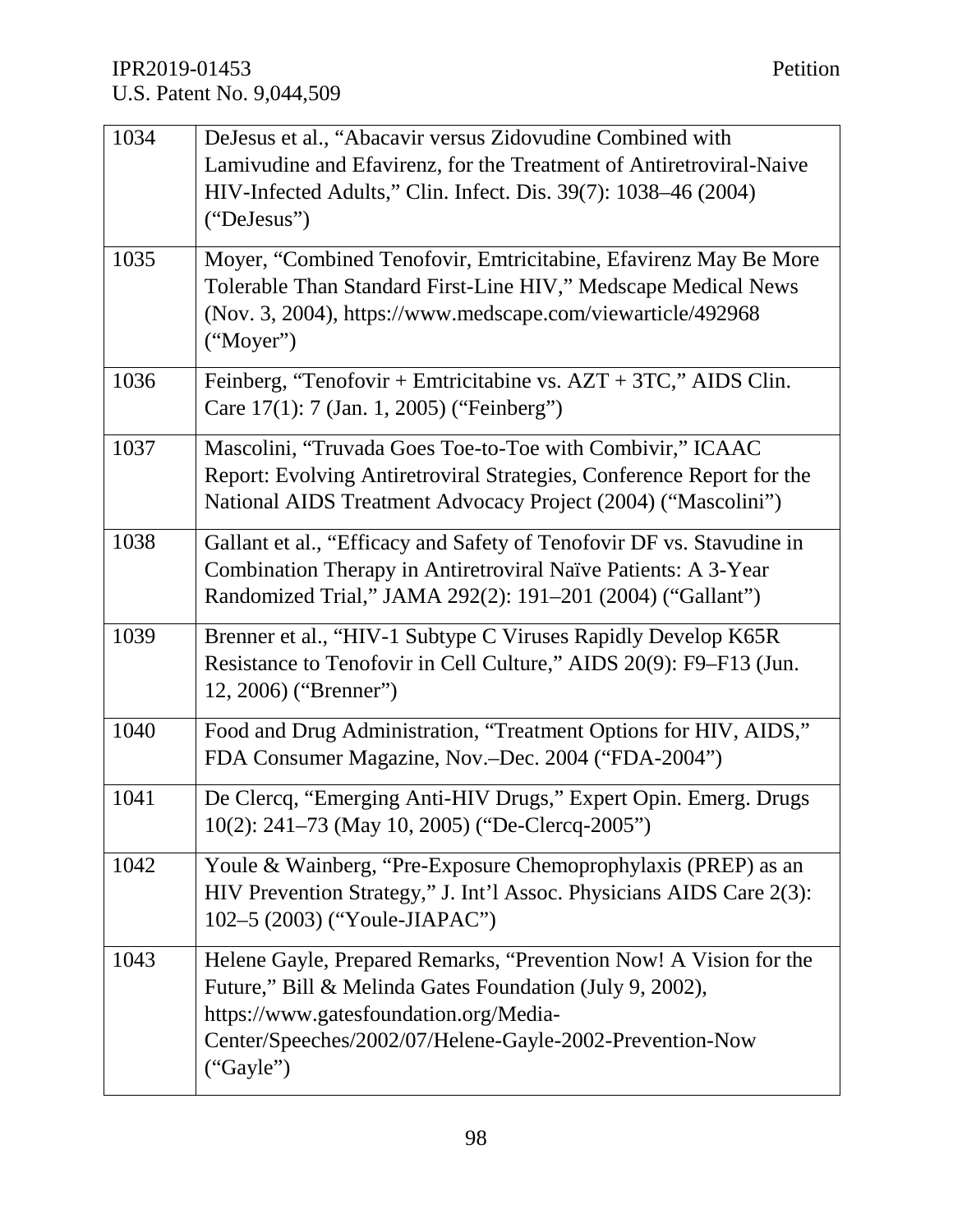| | |
|---|---|
| 1034 | DeJesus et al., "Abacavir versus Zidovudine Combined with Lamivudine and Efavirenz, for the Treatment of Antiretroviral-Naive HIV-Infected Adults," Clin. Infect. Dis. 39(7): 1038–46 (2004) ("DeJesus") |
| 1035 | Moyer, "Combined Tenofovir, Emtricitabine, Efavirenz May Be More Tolerable Than Standard First-Line HIV," Medscape Medical News (Nov. 3, 2004), https://www.medscape.com/viewarticle/492968 ("Moyer") |
| 1036 | Feinberg, "Tenofovir + Emtricitabine vs. AZT + 3TC," AIDS Clin. Care 17(1): 7 (Jan. 1, 2005) ("Feinberg") |
| 1037 | Mascolini, "Truvada Goes Toe-to-Toe with Combivir," ICAAC Report: Evolving Antiretroviral Strategies, Conference Report for the National AIDS Treatment Advocacy Project (2004) ("Mascolini") |
| 1038 | Gallant et al., "Efficacy and Safety of Tenofovir DF vs. Stavudine in Combination Therapy in Antiretroviral Naïve Patients: A 3-Year Randomized Trial," JAMA 292(2): 191–201 (2004) ("Gallant") |
| 1039 | Brenner et al., "HIV-1 Subtype C Viruses Rapidly Develop K65R Resistance to Tenofovir in Cell Culture," AIDS 20(9): F9–F13 (Jun. 12, 2006) ("Brenner") |
| 1040 | Food and Drug Administration, "Treatment Options for HIV, AIDS," FDA Consumer Magazine, Nov.–Dec. 2004 ("FDA-2004") |
| 1041 | De Clercq, "Emerging Anti-HIV Drugs," Expert Opin. Emerg. Drugs 10(2): 241–73 (May 10, 2005) ("De-Clercq-2005") |
| 1042 | Youle & Wainberg, "Pre-Exposure Chemoprophylaxis (PREP) as an HIV Prevention Strategy," J. Int'l Assoc. Physicians AIDS Care 2(3): 102–5 (2003) ("Youle-JIAPAC") |
| 1043 | Helene Gayle, Prepared Remarks, "Prevention Now! A Vision for the Future," Bill & Melinda Gates Foundation (July 9, 2002), https://www.gatesfoundation.org/Media-Center/Speeches/2002/07/Helene-Gayle-2002-Prevention-Now ("Gayle") |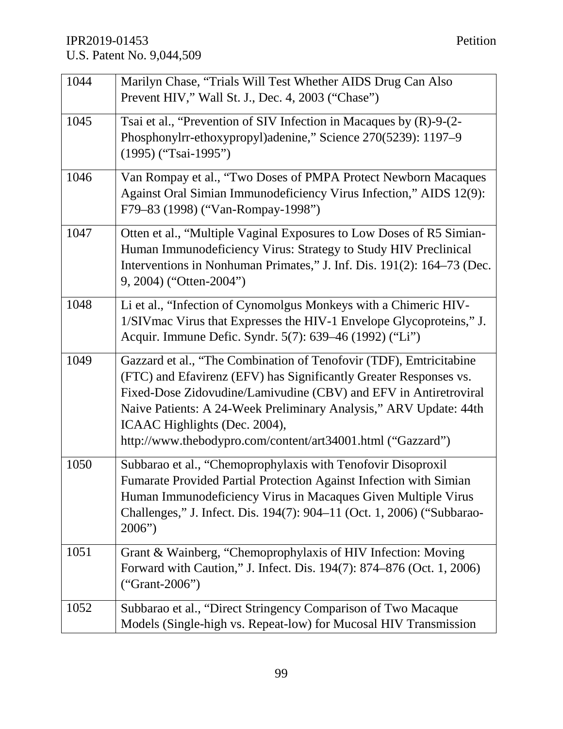| | |
|---|---|
| 1044 | Marilyn Chase, "Trials Will Test Whether AIDS Drug Can Also Prevent HIV," Wall St. J., Dec. 4, 2003 ("Chase") |
| 1045 | Tsai et al., "Prevention of SIV Infection in Macaques by (R)-9-(2-Phosphonylrr-ethoxypropyl)adenine," Science 270(5239): 1197–9 (1995) ("Tsai-1995") |
| 1046 | Van Rompay et al., "Two Doses of PMPA Protect Newborn Macaques Against Oral Simian Immunodeficiency Virus Infection," AIDS 12(9): F79–83 (1998) ("Van-Rompay-1998") |
| 1047 | Otten et al., "Multiple Vaginal Exposures to Low Doses of R5 Simian-Human Immunodeficiency Virus: Strategy to Study HIV Preclinical Interventions in Nonhuman Primates," J. Inf. Dis. 191(2): 164–73 (Dec. 9, 2004) ("Otten-2004") |
| 1048 | Li et al., "Infection of Cynomolgus Monkeys with a Chimeric HIV-1/SIVmac Virus that Expresses the HIV-1 Envelope Glycoproteins," J. Acquir. Immune Defic. Syndr. 5(7): 639–46 (1992) ("Li") |
| 1049 | Gazzard et al., "The Combination of Tenofovir (TDF), Emtricitabine (FTC) and Efavirenz (EFV) has Significantly Greater Responses vs. Fixed-Dose Zidovudine/Lamivudine (CBV) and EFV in Antiretroviral Naive Patients: A 24-Week Preliminary Analysis," ARV Update: 44th ICAAC Highlights (Dec. 2004), http://www.thebodypro.com/content/art34001.html ("Gazzard") |
| 1050 | Subbarao et al., "Chemoprophylaxis with Tenofovir Disoproxil Fumarate Provided Partial Protection Against Infection with Simian Human Immunodeficiency Virus in Macaques Given Multiple Virus Challenges," J. Infect. Dis. 194(7): 904–11 (Oct. 1, 2006) ("Subbarao-2006") |
| 1051 | Grant & Wainberg, "Chemoprophylaxis of HIV Infection: Moving Forward with Caution," J. Infect. Dis. 194(7): 874–876 (Oct. 1, 2006) ("Grant-2006") |
| 1052 | Subbarao et al., "Direct Stringency Comparison of Two Macaque Models (Single-high vs. Repeat-low) for Mucosal HIV Transmission |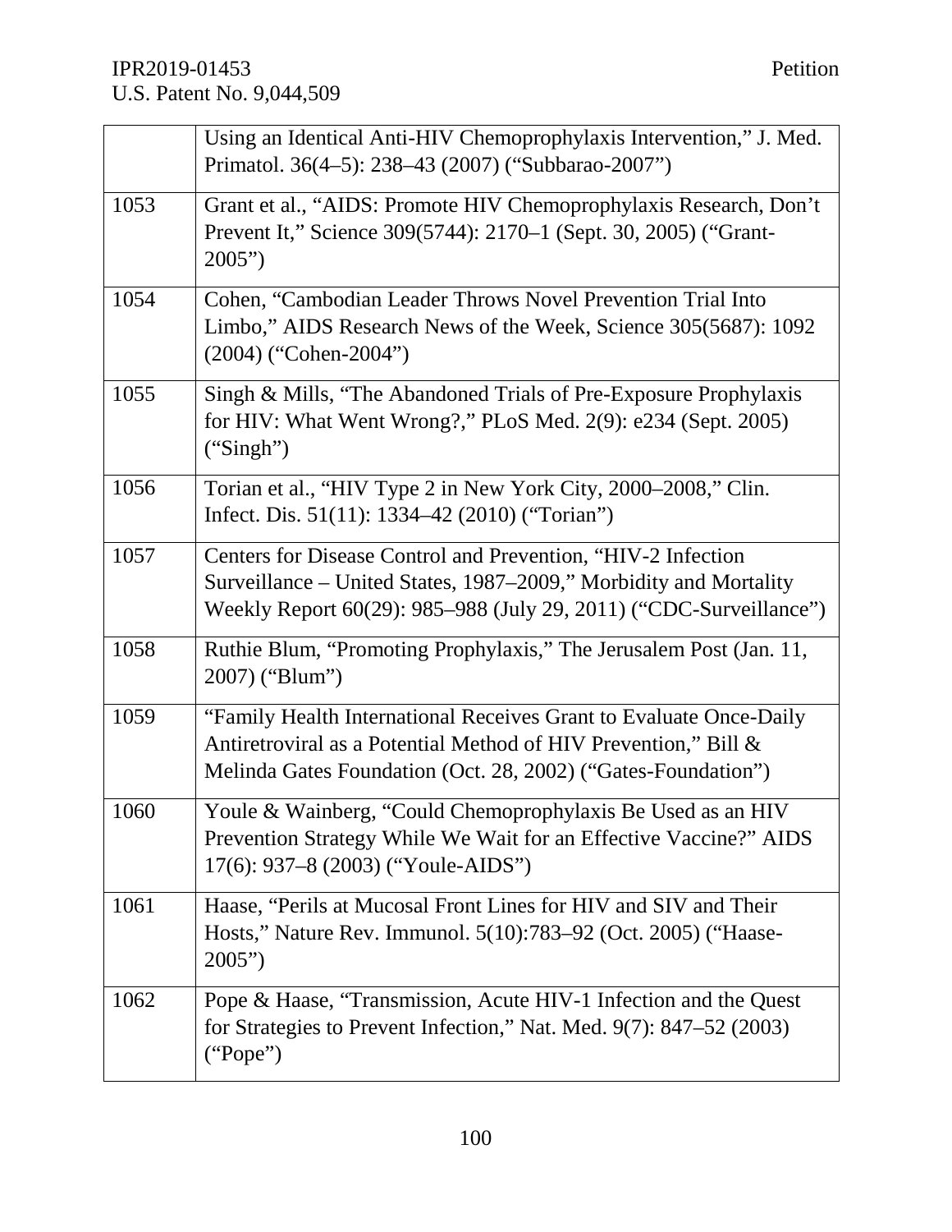| | |
|---|---|
| | Using an Identical Anti-HIV Chemoprophylaxis Intervention," J. Med. Primatol. 36(4–5): 238–43 (2007) ("Subbarao-2007") |
| 1053 | Grant et al., "AIDS: Promote HIV Chemoprophylaxis Research, Don't Prevent It," Science 309(5744): 2170–1 (Sept. 30, 2005) ("Grant-2005") |
| 1054 | Cohen, "Cambodian Leader Throws Novel Prevention Trial Into Limbo," AIDS Research News of the Week, Science 305(5687): 1092 (2004) ("Cohen-2004") |
| 1055 | Singh & Mills, "The Abandoned Trials of Pre-Exposure Prophylaxis for HIV: What Went Wrong?," PLoS Med. 2(9): e234 (Sept. 2005) ("Singh") |
| 1056 | Torian et al., "HIV Type 2 in New York City, 2000–2008," Clin. Infect. Dis. 51(11): 1334–42 (2010) ("Torian") |
| 1057 | Centers for Disease Control and Prevention, "HIV-2 Infection Surveillance – United States, 1987–2009," Morbidity and Mortality Weekly Report 60(29): 985–988 (July 29, 2011) ("CDC-Surveillance") |
| 1058 | Ruthie Blum, "Promoting Prophylaxis," The Jerusalem Post (Jan. 11, 2007) ("Blum") |
| 1059 | "Family Health International Receives Grant to Evaluate Once-Daily Antiretroviral as a Potential Method of HIV Prevention," Bill & Melinda Gates Foundation (Oct. 28, 2002) ("Gates-Foundation") |
| 1060 | Youle & Wainberg, "Could Chemoprophylaxis Be Used as an HIV Prevention Strategy While We Wait for an Effective Vaccine?" AIDS 17(6): 937–8 (2003) ("Youle-AIDS") |
| 1061 | Haase, "Perils at Mucosal Front Lines for HIV and SIV and Their Hosts," Nature Rev. Immunol. 5(10):783–92 (Oct. 2005) ("Haase-2005") |
| 1062 | Pope & Haase, "Transmission, Acute HIV-1 Infection and the Quest for Strategies to Prevent Infection," Nat. Med. 9(7): 847–52 (2003) ("Pope") |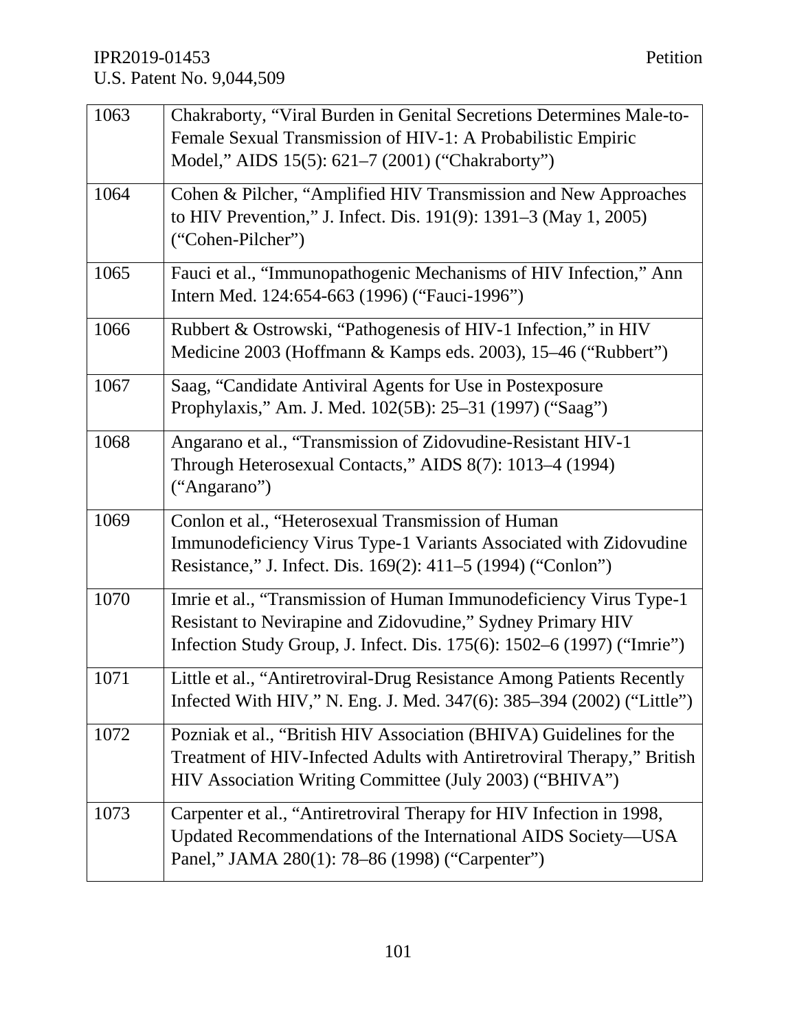| | |
|---|---|
| 1063 | Chakraborty, "Viral Burden in Genital Secretions Determines Male-to-Female Sexual Transmission of HIV-1: A Probabilistic Empiric Model," AIDS 15(5): 621–7 (2001) ("Chakraborty") |
| 1064 | Cohen & Pilcher, "Amplified HIV Transmission and New Approaches to HIV Prevention," J. Infect. Dis. 191(9): 1391–3 (May 1, 2005) ("Cohen-Pilcher") |
| 1065 | Fauci et al., "Immunopathogenic Mechanisms of HIV Infection," Ann Intern Med. 124:654-663 (1996) ("Fauci-1996") |
| 1066 | Rubbert & Ostrowski, "Pathogenesis of HIV-1 Infection," in HIV Medicine 2003 (Hoffmann & Kamps eds. 2003), 15–46 ("Rubbert") |
| 1067 | Saag, "Candidate Antiviral Agents for Use in Postexposure Prophylaxis," Am. J. Med. 102(5B): 25–31 (1997) ("Saag") |
| 1068 | Angarano et al., "Transmission of Zidovudine-Resistant HIV-1 Through Heterosexual Contacts," AIDS 8(7): 1013–4 (1994) ("Angarano") |
| 1069 | Conlon et al., "Heterosexual Transmission of Human Immunodeficiency Virus Type-1 Variants Associated with Zidovudine Resistance," J. Infect. Dis. 169(2): 411–5 (1994) ("Conlon") |
| 1070 | Imrie et al., "Transmission of Human Immunodeficiency Virus Type-1 Resistant to Nevirapine and Zidovudine," Sydney Primary HIV Infection Study Group, J. Infect. Dis. 175(6): 1502–6 (1997) ("Imrie") |
| 1071 | Little et al., "Antiretroviral-Drug Resistance Among Patients Recently Infected With HIV," N. Eng. J. Med. 347(6): 385–394 (2002) ("Little") |
| 1072 | Pozniak et al., "British HIV Association (BHIVA) Guidelines for the Treatment of HIV-Infected Adults with Antiretroviral Therapy," British HIV Association Writing Committee (July 2003) ("BHIVA") |
| 1073 | Carpenter et al., "Antiretroviral Therapy for HIV Infection in 1998, Updated Recommendations of the International AIDS Society—USA Panel," JAMA 280(1): 78–86 (1998) ("Carpenter") |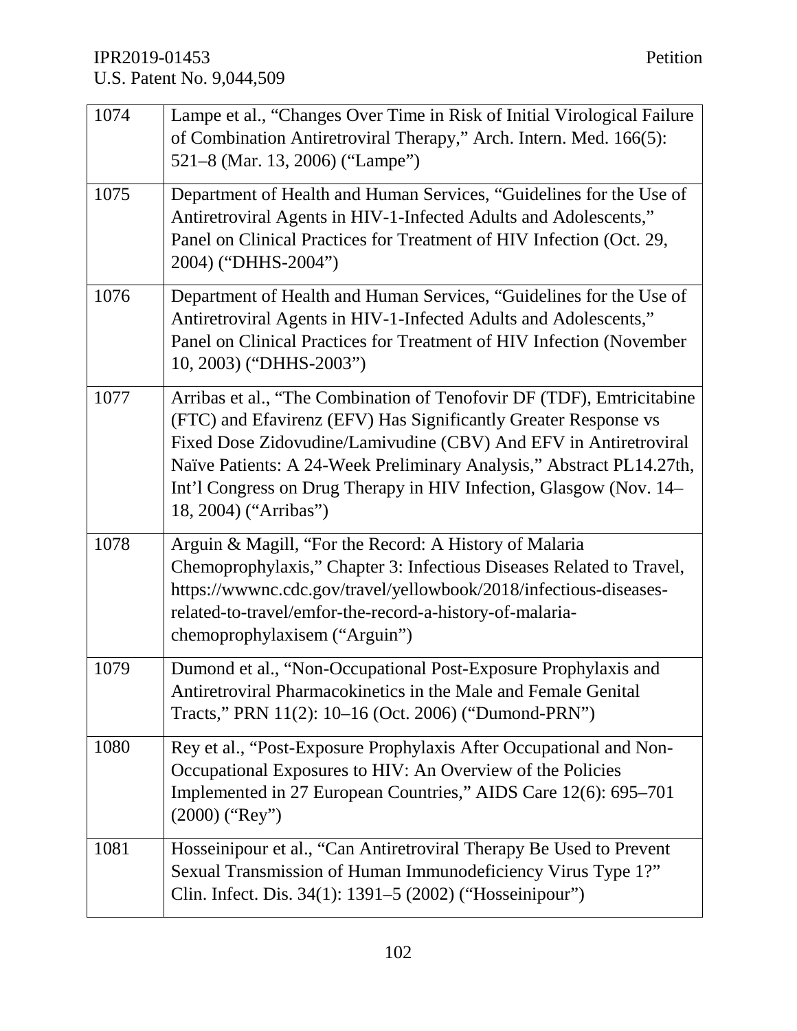| | |
|---|---|
| 1074 | Lampe et al., "Changes Over Time in Risk of Initial Virological Failure of Combination Antiretroviral Therapy," Arch. Intern. Med. 166(5): 521–8 (Mar. 13, 2006) ("Lampe") |
| 1075 | Department of Health and Human Services, "Guidelines for the Use of Antiretroviral Agents in HIV-1-Infected Adults and Adolescents," Panel on Clinical Practices for Treatment of HIV Infection (Oct. 29, 2004) ("DHHS-2004") |
| 1076 | Department of Health and Human Services, "Guidelines for the Use of Antiretroviral Agents in HIV-1-Infected Adults and Adolescents," Panel on Clinical Practices for Treatment of HIV Infection (November 10, 2003) ("DHHS-2003") |
| 1077 | Arribas et al., "The Combination of Tenofovir DF (TDF), Emtricitabine (FTC) and Efavirenz (EFV) Has Significantly Greater Response vs Fixed Dose Zidovudine/Lamivudine (CBV) And EFV in Antiretroviral Naïve Patients: A 24-Week Preliminary Analysis," Abstract PL14.27th, Int'l Congress on Drug Therapy in HIV Infection, Glasgow (Nov. 14–18, 2004) ("Arribas") |
| 1078 | Arguin & Magill, "For the Record: A History of Malaria Chemoprophylaxis," Chapter 3: Infectious Diseases Related to Travel, https://wwwnc.cdc.gov/travel/yellowbook/2018/infectious-diseases-related-to-travel/emfor-the-record-a-history-of-malaria-chemoprophylaxisem ("Arguin") |
| 1079 | Dumond et al., "Non-Occupational Post-Exposure Prophylaxis and Antiretroviral Pharmacokinetics in the Male and Female Genital Tracts," PRN 11(2): 10–16 (Oct. 2006) ("Dumond-PRN") |
| 1080 | Rey et al., "Post-Exposure Prophylaxis After Occupational and Non-Occupational Exposures to HIV: An Overview of the Policies Implemented in 27 European Countries," AIDS Care 12(6): 695–701 (2000) ("Rey") |
| 1081 | Hosseinipour et al., "Can Antiretroviral Therapy Be Used to Prevent Sexual Transmission of Human Immunodeficiency Virus Type 1?" Clin. Infect. Dis. 34(1): 1391–5 (2002) ("Hosseinipour") |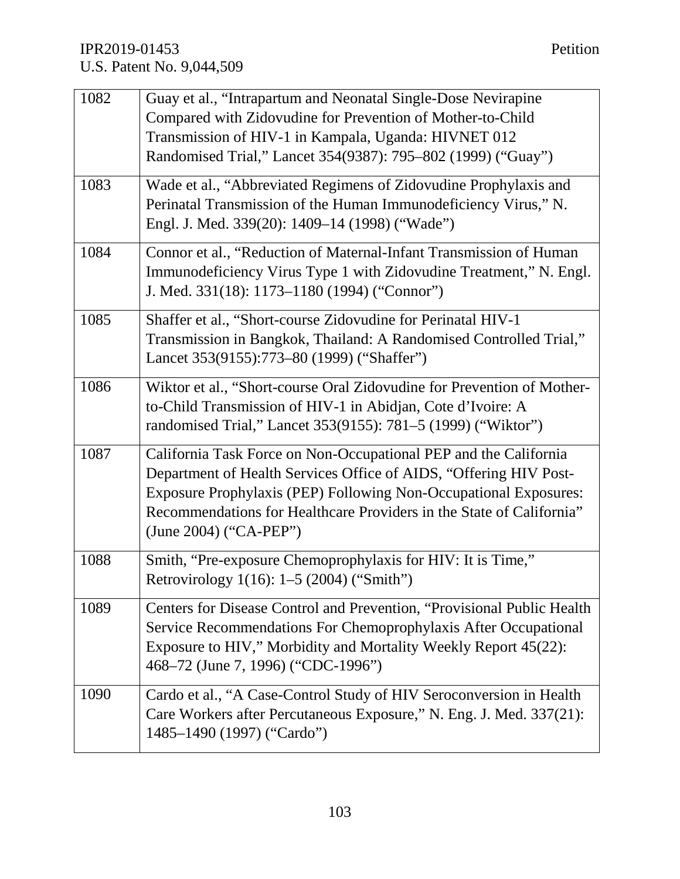| | |
|---|---|
| 1082 | Guay et al., "Intrapartum and Neonatal Single-Dose Nevirapine Compared with Zidovudine for Prevention of Mother-to-Child Transmission of HIV-1 in Kampala, Uganda: HIVNET 012 Randomised Trial," Lancet 354(9387): 795–802 (1999) ("Guay") |
| 1083 | Wade et al., "Abbreviated Regimens of Zidovudine Prophylaxis and Perinatal Transmission of the Human Immunodeficiency Virus," N. Engl. J. Med. 339(20): 1409–14 (1998) ("Wade") |
| 1084 | Connor et al., "Reduction of Maternal-Infant Transmission of Human Immunodeficiency Virus Type 1 with Zidovudine Treatment," N. Engl. J. Med. 331(18): 1173–1180 (1994) ("Connor") |
| 1085 | Shaffer et al., "Short-course Zidovudine for Perinatal HIV-1 Transmission in Bangkok, Thailand: A Randomised Controlled Trial," Lancet 353(9155):773–80 (1999) ("Shaffer") |
| 1086 | Wiktor et al., "Short-course Oral Zidovudine for Prevention of Mother-to-Child Transmission of HIV-1 in Abidjan, Cote d'Ivoire: A randomised Trial," Lancet 353(9155): 781–5 (1999) ("Wiktor") |
| 1087 | California Task Force on Non-Occupational PEP and the California Department of Health Services Office of AIDS, "Offering HIV Post-Exposure Prophylaxis (PEP) Following Non-Occupational Exposures: Recommendations for Healthcare Providers in the State of California" (June 2004) ("CA-PEP") |
| 1088 | Smith, "Pre-exposure Chemoprophylaxis for HIV: It is Time," Retrovirology 1(16): 1–5 (2004) ("Smith") |
| 1089 | Centers for Disease Control and Prevention, "Provisional Public Health Service Recommendations For Chemoprophylaxis After Occupational Exposure to HIV," Morbidity and Mortality Weekly Report 45(22): 468–72 (June 7, 1996) ("CDC-1996") |
| 1090 | Cardo et al., "A Case-Control Study of HIV Seroconversion in Health Care Workers after Percutaneous Exposure," N. Eng. J. Med. 337(21): 1485–1490 (1997) ("Cardo") |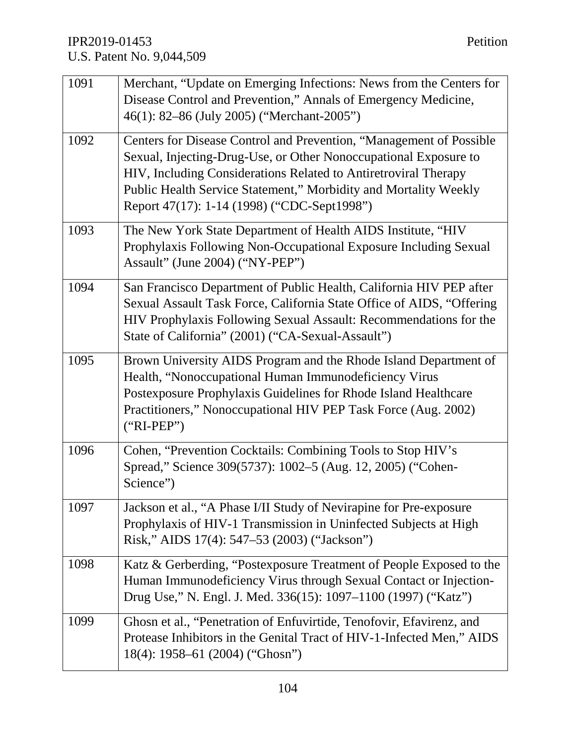| | |
|---|---|
| 1091 | Merchant, "Update on Emerging Infections: News from the Centers for Disease Control and Prevention," Annals of Emergency Medicine, 46(1): 82–86 (July 2005) ("Merchant-2005") |
| 1092 | Centers for Disease Control and Prevention, "Management of Possible Sexual, Injecting-Drug-Use, or Other Nonoccupational Exposure to HIV, Including Considerations Related to Antiretroviral Therapy Public Health Service Statement," Morbidity and Mortality Weekly Report 47(17): 1-14 (1998) ("CDC-Sept1998") |
| 1093 | The New York State Department of Health AIDS Institute, "HIV Prophylaxis Following Non-Occupational Exposure Including Sexual Assault" (June 2004) ("NY-PEP") |
| 1094 | San Francisco Department of Public Health, California HIV PEP after Sexual Assault Task Force, California State Office of AIDS, "Offering HIV Prophylaxis Following Sexual Assault: Recommendations for the State of California" (2001) ("CA-Sexual-Assault") |
| 1095 | Brown University AIDS Program and the Rhode Island Department of Health, "Nonoccupational Human Immunodeficiency Virus Postexposure Prophylaxis Guidelines for Rhode Island Healthcare Practitioners," Nonoccupational HIV PEP Task Force (Aug. 2002) ("RI-PEP") |
| 1096 | Cohen, "Prevention Cocktails: Combining Tools to Stop HIV's Spread," Science 309(5737): 1002–5 (Aug. 12, 2005) ("Cohen-Science") |
| 1097 | Jackson et al., "A Phase I/II Study of Nevirapine for Pre-exposure Prophylaxis of HIV-1 Transmission in Uninfected Subjects at High Risk," AIDS 17(4): 547–53 (2003) ("Jackson") |
| 1098 | Katz & Gerberding, "Postexposure Treatment of People Exposed to the Human Immunodeficiency Virus through Sexual Contact or Injection-Drug Use," N. Engl. J. Med. 336(15): 1097–1100 (1997) ("Katz") |
| 1099 | Ghosn et al., "Penetration of Enfuvirtide, Tenofovir, Efavirenz, and Protease Inhibitors in the Genital Tract of HIV-1-Infected Men," AIDS 18(4): 1958–61 (2004) ("Ghosn") |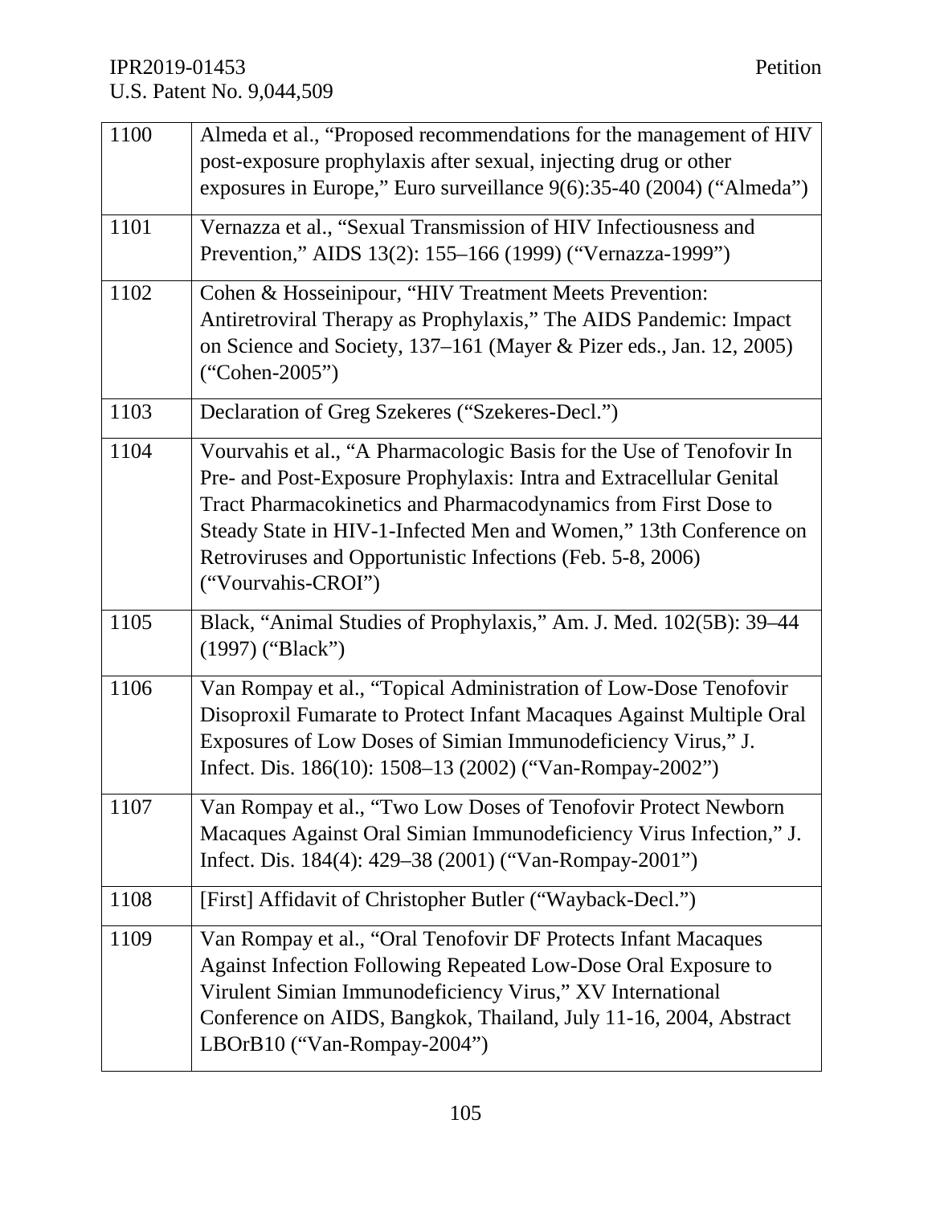| | |
|---|---|
| 1100 | Almeda et al., "Proposed recommendations for the management of HIV post-exposure prophylaxis after sexual, injecting drug or other exposures in Europe," Euro surveillance 9(6):35-40 (2004) ("Almeda") |
| 1101 | Vernazza et al., "Sexual Transmission of HIV Infectiousness and Prevention," AIDS 13(2): 155–166 (1999) ("Vernazza-1999") |
| 1102 | Cohen & Hosseinipour, "HIV Treatment Meets Prevention: Antiretroviral Therapy as Prophylaxis," The AIDS Pandemic: Impact on Science and Society, 137–161 (Mayer & Pizer eds., Jan. 12, 2005) ("Cohen-2005") |
| 1103 | Declaration of Greg Szekeres ("Szekeres-Decl.") |
| 1104 | Vourvahis et al., "A Pharmacologic Basis for the Use of Tenofovir In Pre- and Post-Exposure Prophylaxis: Intra and Extracellular Genital Tract Pharmacokinetics and Pharmacodynamics from First Dose to Steady State in HIV-1-Infected Men and Women," 13th Conference on Retroviruses and Opportunistic Infections (Feb. 5-8, 2006) ("Vourvahis-CROI") |
| 1105 | Black, "Animal Studies of Prophylaxis," Am. J. Med. 102(5B): 39–44 (1997) ("Black") |
| 1106 | Van Rompay et al., "Topical Administration of Low-Dose Tenofovir Disoproxil Fumarate to Protect Infant Macaques Against Multiple Oral Exposures of Low Doses of Simian Immunodeficiency Virus," J. Infect. Dis. 186(10): 1508–13 (2002) ("Van-Rompay-2002") |
| 1107 | Van Rompay et al., "Two Low Doses of Tenofovir Protect Newborn Macaques Against Oral Simian Immunodeficiency Virus Infection," J. Infect. Dis. 184(4): 429–38 (2001) ("Van-Rompay-2001") |
| 1108 | [First] Affidavit of Christopher Butler ("Wayback-Decl.") |
| 1109 | Van Rompay et al., "Oral Tenofovir DF Protects Infant Macaques Against Infection Following Repeated Low-Dose Oral Exposure to Virulent Simian Immunodeficiency Virus," XV International Conference on AIDS, Bangkok, Thailand, July 11-16, 2004, Abstract LBOrB10 ("Van-Rompay-2004") |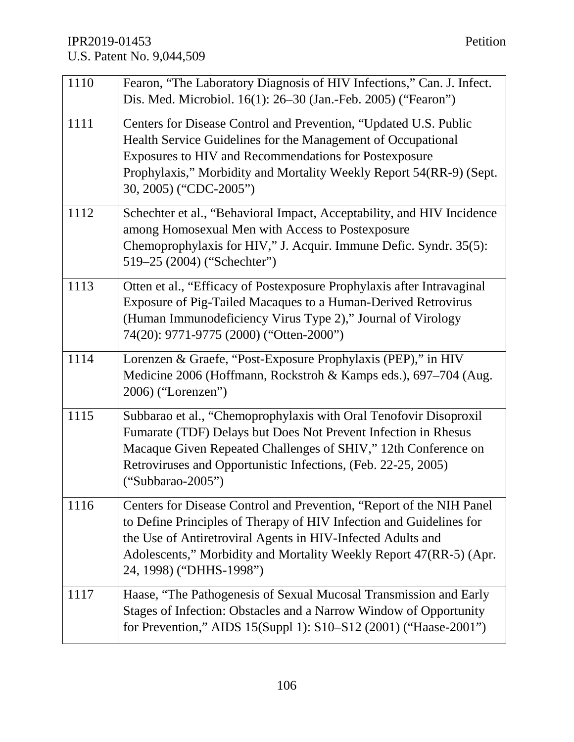| | |
|---|---|
| 1110 | Fearon, "The Laboratory Diagnosis of HIV Infections," Can. J. Infect. Dis. Med. Microbiol. 16(1): 26–30 (Jan.-Feb. 2005) ("Fearon") |
| 1111 | Centers for Disease Control and Prevention, "Updated U.S. Public Health Service Guidelines for the Management of Occupational Exposures to HIV and Recommendations for Postexposure Prophylaxis," Morbidity and Mortality Weekly Report 54(RR-9) (Sept. 30, 2005) ("CDC-2005") |
| 1112 | Schechter et al., "Behavioral Impact, Acceptability, and HIV Incidence among Homosexual Men with Access to Postexposure Chemoprophylaxis for HIV," J. Acquir. Immune Defic. Syndr. 35(5): 519–25 (2004) ("Schechter") |
| 1113 | Otten et al., "Efficacy of Postexposure Prophylaxis after Intravaginal Exposure of Pig-Tailed Macaques to a Human-Derived Retrovirus (Human Immunodeficiency Virus Type 2)," Journal of Virology 74(20): 9771-9775 (2000) ("Otten-2000") |
| 1114 | Lorenzen & Graefe, "Post-Exposure Prophylaxis (PEP)," in HIV Medicine 2006 (Hoffmann, Rockstroh & Kamps eds.), 697–704 (Aug. 2006) ("Lorenzen") |
| 1115 | Subbarao et al., "Chemoprophylaxis with Oral Tenofovir Disoproxil Fumarate (TDF) Delays but Does Not Prevent Infection in Rhesus Macaque Given Repeated Challenges of SHIV," 12th Conference on Retroviruses and Opportunistic Infections, (Feb. 22-25, 2005) ("Subbarao-2005") |
| 1116 | Centers for Disease Control and Prevention, "Report of the NIH Panel to Define Principles of Therapy of HIV Infection and Guidelines for the Use of Antiretroviral Agents in HIV-Infected Adults and Adolescents," Morbidity and Mortality Weekly Report 47(RR-5) (Apr. 24, 1998) ("DHHS-1998") |
| 1117 | Haase, "The Pathogenesis of Sexual Mucosal Transmission and Early Stages of Infection: Obstacles and a Narrow Window of Opportunity for Prevention," AIDS 15(Suppl 1): S10–S12 (2001) ("Haase-2001") |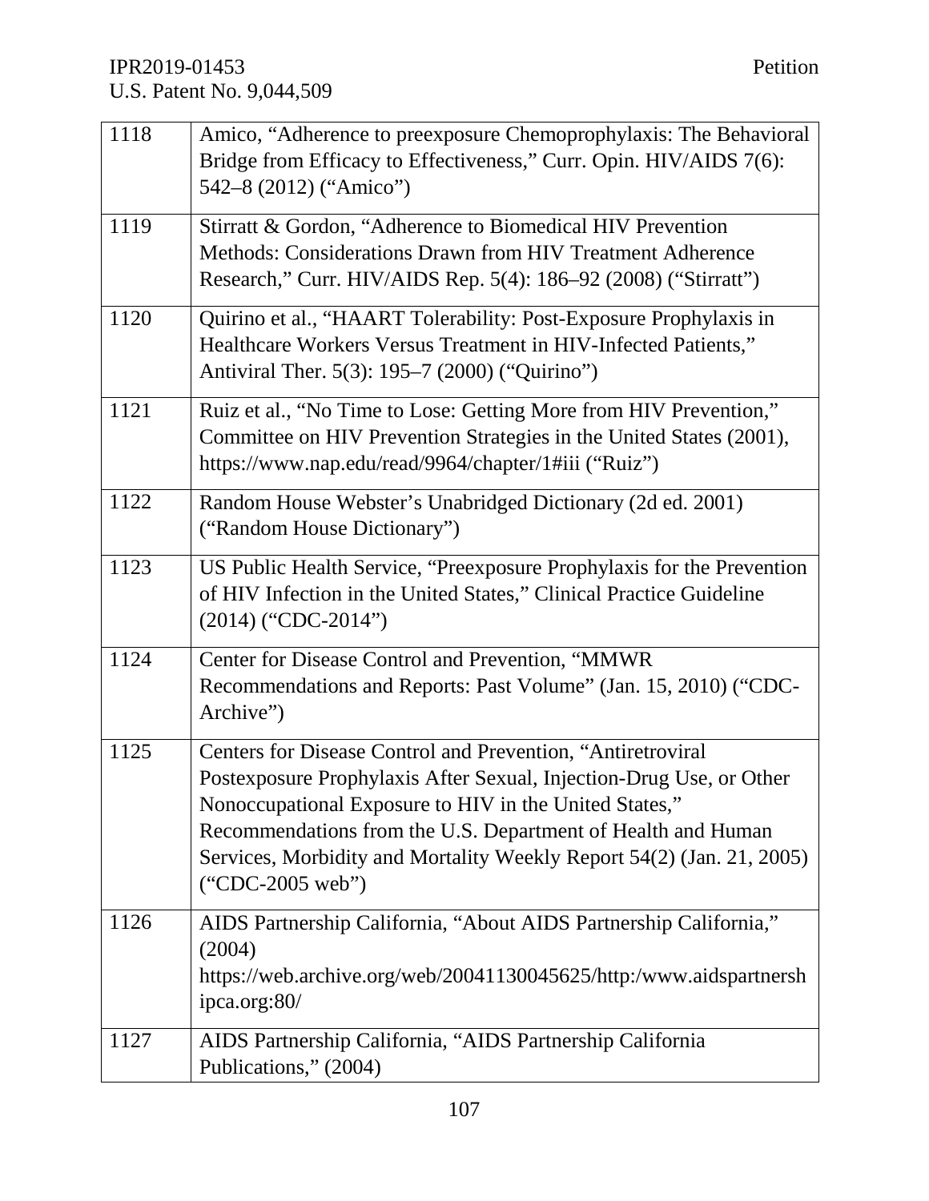| | |
|---|---|
| 1118 | Amico, "Adherence to preexposure Chemoprophylaxis: The Behavioral Bridge from Efficacy to Effectiveness," Curr. Opin. HIV/AIDS 7(6): 542–8 (2012) ("Amico") |
| 1119 | Stirratt & Gordon, "Adherence to Biomedical HIV Prevention Methods: Considerations Drawn from HIV Treatment Adherence Research," Curr. HIV/AIDS Rep. 5(4): 186–92 (2008) ("Stirratt") |
| 1120 | Quirino et al., "HAART Tolerability: Post-Exposure Prophylaxis in Healthcare Workers Versus Treatment in HIV-Infected Patients," Antiviral Ther. 5(3): 195–7 (2000) ("Quirino") |
| 1121 | Ruiz et al., "No Time to Lose: Getting More from HIV Prevention," Committee on HIV Prevention Strategies in the United States (2001), https://www.nap.edu/read/9964/chapter/1#iii ("Ruiz") |
| 1122 | Random House Webster's Unabridged Dictionary (2d ed. 2001) ("Random House Dictionary") |
| 1123 | US Public Health Service, "Preexposure Prophylaxis for the Prevention of HIV Infection in the United States," Clinical Practice Guideline (2014) ("CDC-2014") |
| 1124 | Center for Disease Control and Prevention, "MMWR Recommendations and Reports: Past Volume" (Jan. 15, 2010) ("CDC-Archive") |
| 1125 | Centers for Disease Control and Prevention, "Antiretroviral Postexposure Prophylaxis After Sexual, Injection-Drug Use, or Other Nonoccupational Exposure to HIV in the United States," Recommendations from the U.S. Department of Health and Human Services, Morbidity and Mortality Weekly Report 54(2) (Jan. 21, 2005) ("CDC-2005 web") |
| 1126 | AIDS Partnership California, "About AIDS Partnership California," (2004) https://web.archive.org/web/20041130045625/http:/www.aidspartnershipca.org:80/ |
| 1127 | AIDS Partnership California, "AIDS Partnership California Publications," (2004) |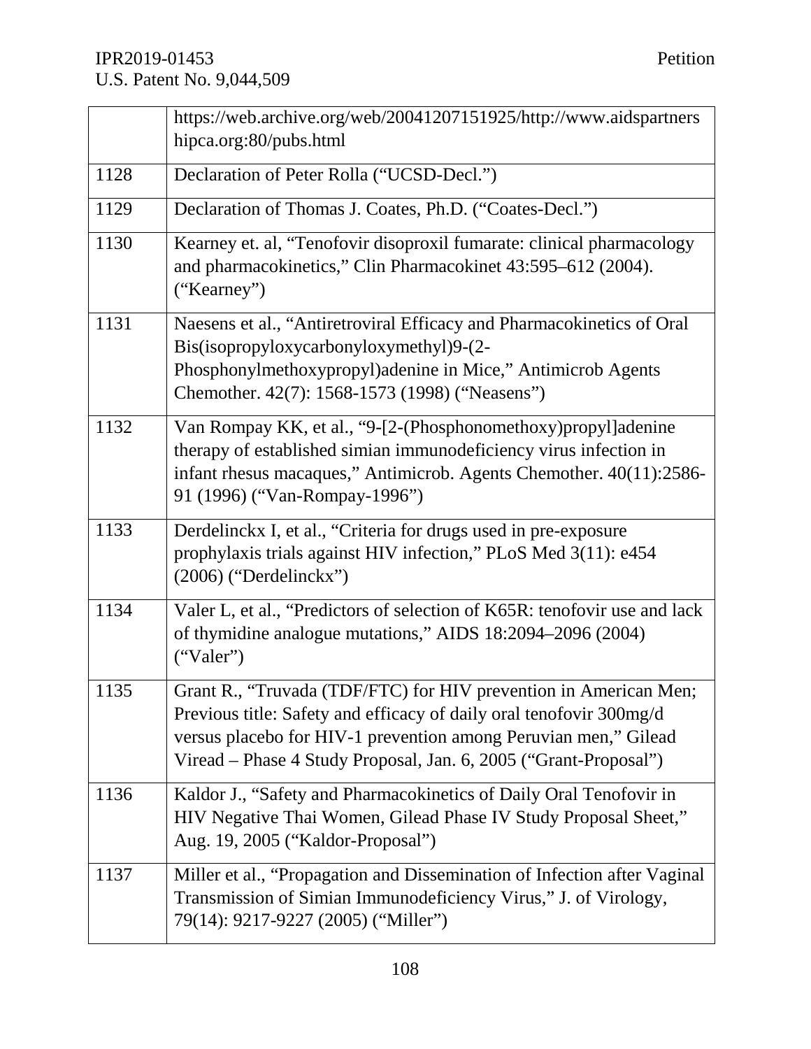| | |
|---|---|
| | https://web.archive.org/web/20041207151925/http://www.aidspartnershipca.org:80/pubs.html |
| 1128 | Declaration of Peter Rolla ("UCSD-Decl.") |
| 1129 | Declaration of Thomas J. Coates, Ph.D. ("Coates-Decl.") |
| 1130 | Kearney et. al, "Tenofovir disoproxil fumarate: clinical pharmacology and pharmacokinetics," Clin Pharmacokinet 43:595–612 (2004). ("Kearney") |
| 1131 | Naesens et al., "Antiretroviral Efficacy and Pharmacokinetics of Oral Bis(isopropyloxycarbonyloxymethyl)9-(2-Phosphonylmethoxypropyl)adenine in Mice," Antimicrob Agents Chemother. 42(7): 1568-1573 (1998) ("Neasens") |
| 1132 | Van Rompay KK, et al., "9-[2-(Phosphonomethoxy)propyl]adenine therapy of established simian immunodeficiency virus infection in infant rhesus macaques," Antimicrob. Agents Chemother. 40(11):2586-91 (1996) ("Van-Rompay-1996") |
| 1133 | Derdelinckx I, et al., "Criteria for drugs used in pre-exposure prophylaxis trials against HIV infection," PLoS Med 3(11): e454 (2006) ("Derdelinckx") |
| 1134 | Valer L, et al., "Predictors of selection of K65R: tenofovir use and lack of thymidine analogue mutations," AIDS 18:2094–2096 (2004) ("Valer") |
| 1135 | Grant R., "Truvada (TDF/FTC) for HIV prevention in American Men; Previous title: Safety and efficacy of daily oral tenofovir 300mg/d versus placebo for HIV-1 prevention among Peruvian men," Gilead Viread – Phase 4 Study Proposal, Jan. 6, 2005 ("Grant-Proposal") |
| 1136 | Kaldor J., "Safety and Pharmacokinetics of Daily Oral Tenofovir in HIV Negative Thai Women, Gilead Phase IV Study Proposal Sheet," Aug. 19, 2005 ("Kaldor-Proposal") |
| 1137 | Miller et al., "Propagation and Dissemination of Infection after Vaginal Transmission of Simian Immunodeficiency Virus," J. of Virology, 79(14): 9217-9227 (2005) ("Miller") |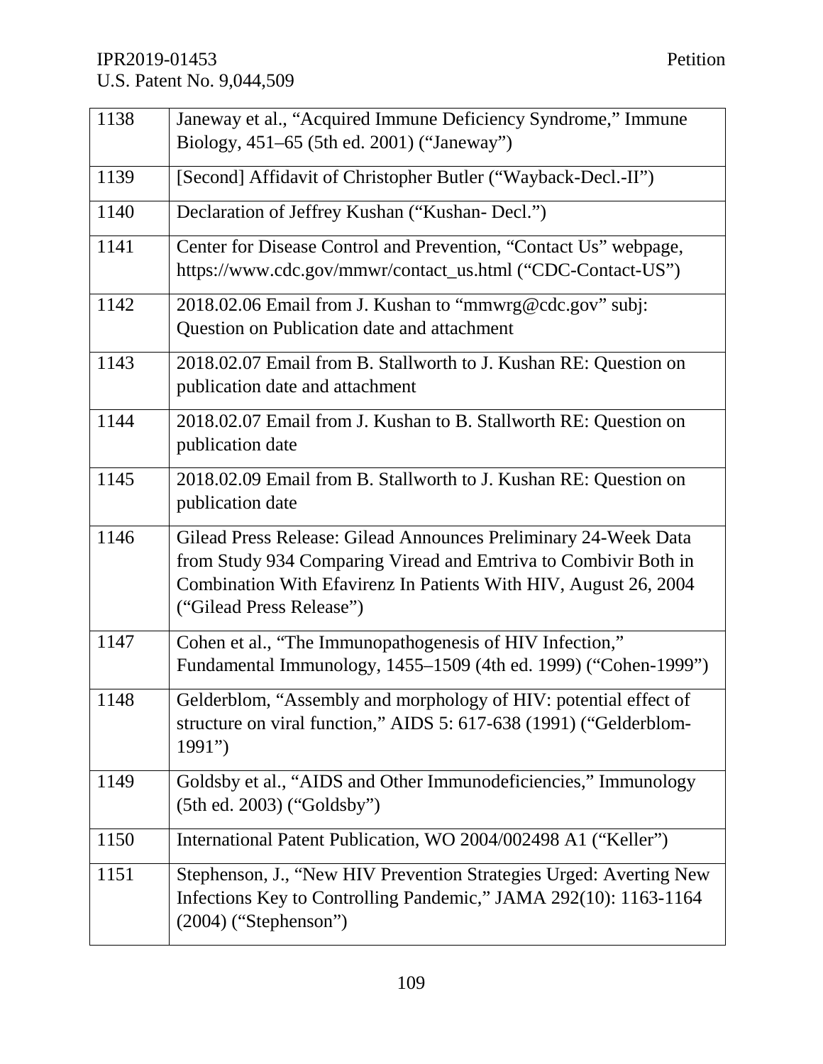| | |
|---|---|
| 1138 | Janeway et al., “Acquired Immune Deficiency Syndrome,” Immune Biology, 451–65 (5th ed. 2001) (“Janeway”) |
| 1139 | [Second] Affidavit of Christopher Butler (“Wayback-Decl.-II”) |
| 1140 | Declaration of Jeffrey Kushan (“Kushan- Decl.”) |
| 1141 | Center for Disease Control and Prevention, “Contact Us” webpage, https://www.cdc.gov/mmwr/contact_us.html (“CDC-Contact-US”) |
| 1142 | 2018.02.06 Email from J. Kushan to “mmwrg@cdc.gov” subj: Question on Publication date and attachment |
| 1143 | 2018.02.07 Email from B. Stallworth to J. Kushan RE: Question on publication date and attachment |
| 1144 | 2018.02.07 Email from J. Kushan to B. Stallworth RE: Question on publication date |
| 1145 | 2018.02.09 Email from B. Stallworth to J. Kushan RE: Question on publication date |
| 1146 | Gilead Press Release: Gilead Announces Preliminary 24-Week Data from Study 934 Comparing Viread and Emtriva to Combivir Both in Combination With Efavirenz In Patients With HIV, August 26, 2004 (“Gilead Press Release”) |
| 1147 | Cohen et al., “The Immunopathogenesis of HIV Infection,” Fundamental Immunology, 1455–1509 (4th ed. 1999) (“Cohen-1999”) |
| 1148 | Gelderblom, “Assembly and morphology of HIV: potential effect of structure on viral function,” AIDS 5: 617-638 (1991) (“Gelderblom-1991”) |
| 1149 | Goldsby et al., “AIDS and Other Immunodeficiencies,” Immunology (5th ed. 2003) (“Goldsby”) |
| 1150 | International Patent Publication, WO 2004/002498 A1 (“Keller”) |
| 1151 | Stephenson, J., “New HIV Prevention Strategies Urged: Averting New Infections Key to Controlling Pandemic,” JAMA 292(10): 1163-1164 (2004) (“Stephenson”) |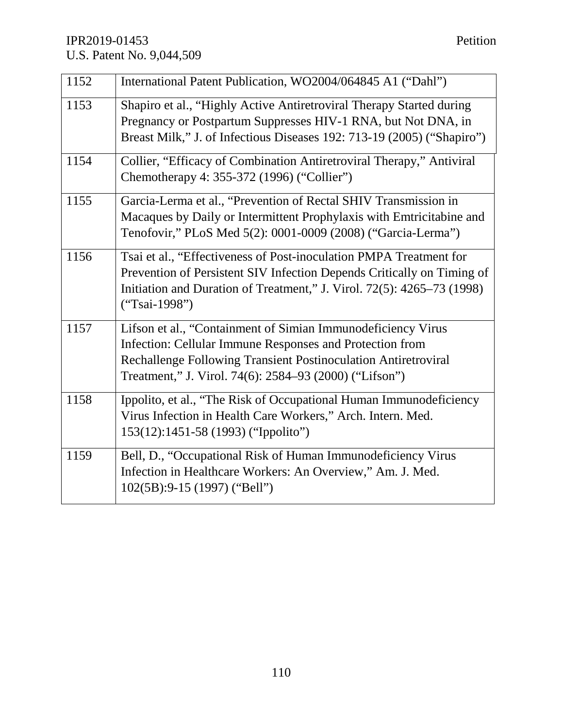| | |
|---|---|
| 1152 | International Patent Publication, WO2004/064845 A1 (“Dahl”) |
| 1153 | Shapiro et al., “Highly Active Antiretroviral Therapy Started during Pregnancy or Postpartum Suppresses HIV-1 RNA, but Not DNA, in Breast Milk,” J. of Infectious Diseases 192: 713-19 (2005) (“Shapiro”) |
| 1154 | Collier, “Efficacy of Combination Antiretroviral Therapy,” Antiviral Chemotherapy 4: 355-372 (1996) (“Collier”) |
| 1155 | Garcia-Lerma et al., “Prevention of Rectal SHIV Transmission in Macaques by Daily or Intermittent Prophylaxis with Emtricitabine and Tenofovir,” PLoS Med 5(2): 0001-0009 (2008) (“Garcia-Lerma”) |
| 1156 | Tsai et al., “Effectiveness of Post-inoculation PMPA Treatment for Prevention of Persistent SIV Infection Depends Critically on Timing of Initiation and Duration of Treatment,” J. Virol. 72(5): 4265–73 (1998) (“Tsai-1998”) |
| 1157 | Lifson et al., “Containment of Simian Immunodeficiency Virus Infection: Cellular Immune Responses and Protection from Rechallenge Following Transient Postinoculation Antiretroviral Treatment,” J. Virol. 74(6): 2584–93 (2000) (“Lifson”) |
| 1158 | Ippolito, et al., “The Risk of Occupational Human Immunodeficiency Virus Infection in Health Care Workers,” Arch. Intern. Med. 153(12):1451-58 (1993) (“Ippolito”) |
| 1159 | Bell, D., “Occupational Risk of Human Immunodeficiency Virus Infection in Healthcare Workers: An Overview,” Am. J. Med. 102(5B):9-15 (1997) (“Bell”) |